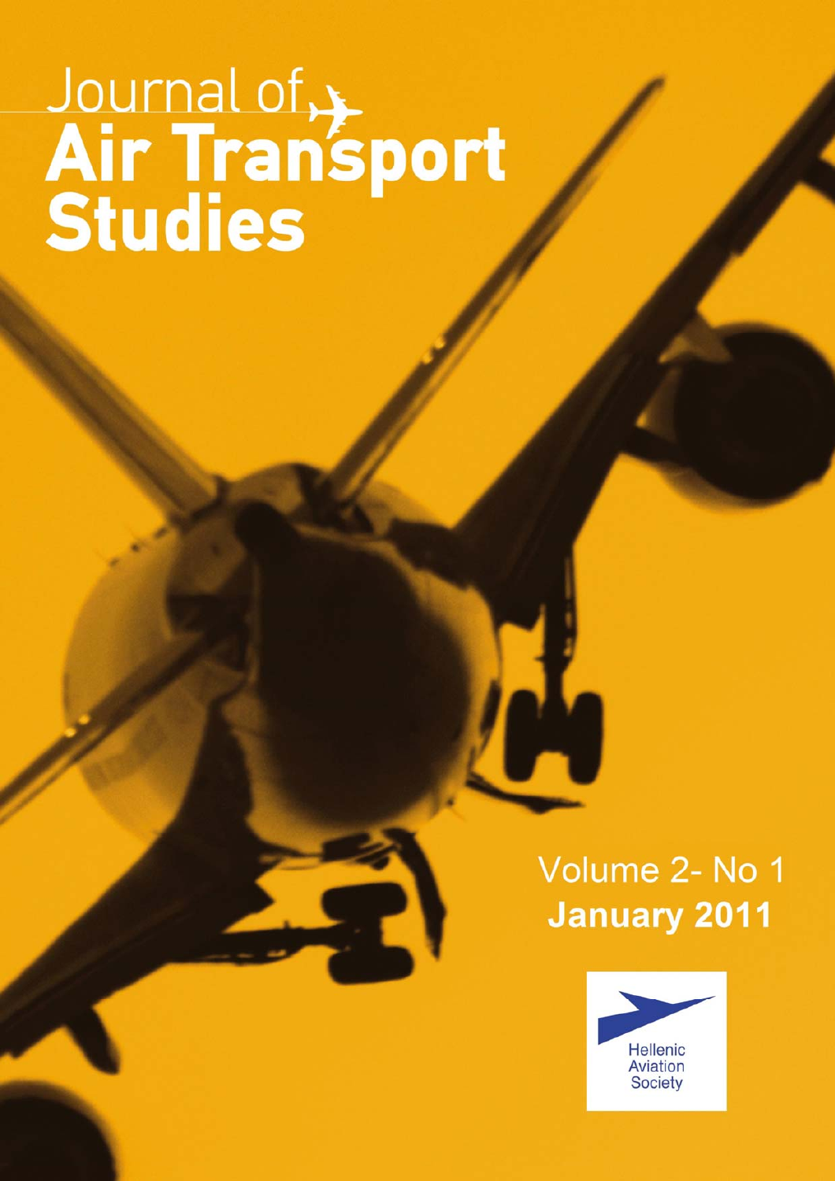# Journal of Air Transport Studies

Volume 2- No 1

**January 2011**

Hellenic Aviation Society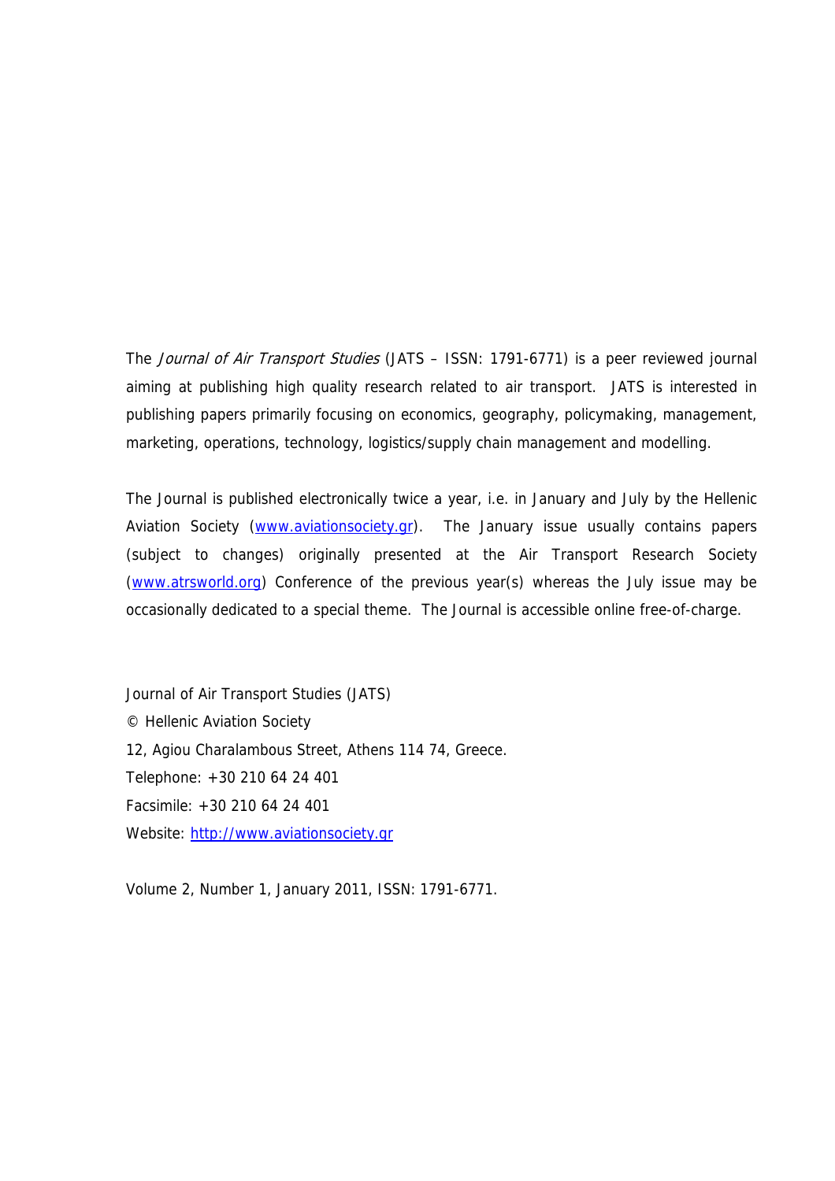The *Journal of Air Transport Studies* (JATS – ISSN: 1791-6771) is a peer reviewed journal aiming at publishing high quality research related to air transport. JATS is interested in publishing papers primarily focusing on economics, geography, policymaking, management, marketing, operations, technology, logistics/supply chain management and modelling.

The Journal is published electronically twice a year, i.e. in January and July by the Hellenic Aviation Society (www.aviationsociety.gr). The January issue usually contains papers (subject to changes) originally presented at the Air Transport Research Society (www.atrsworld.org) Conference of the previous year(s) whereas the July issue may be occasionally dedicated to a special theme. The Journal is accessible online free-of-charge.

Journal of Air Transport Studies (JATS)
© Hellenic Aviation Society
12, Agiou Charalambous Street, Athens 114 74, Greece.
Telephone: +30 210 64 24 401
Facsimile: +30 210 64 24 401
Website: http://www.aviationsociety.gr

Volume 2, Number 1, January 2011, ISSN: 1791-6771.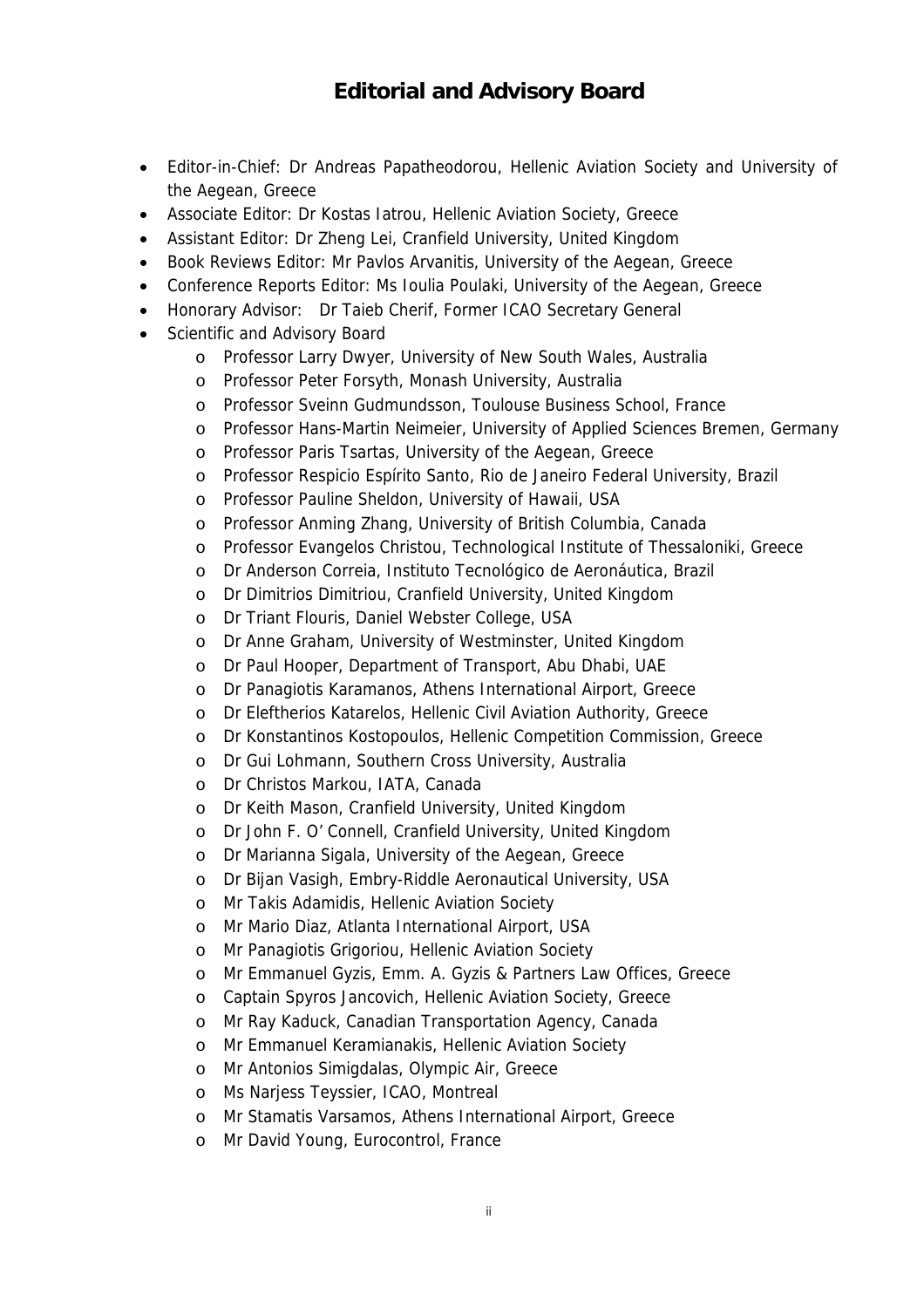# Editorial and Advisory Board

- Editor-in-Chief: Dr Andreas Papatheodorou, Hellenic Aviation Society and University of the Aegean, Greece
- Associate Editor: Dr Kostas Iatrou, Hellenic Aviation Society, Greece
- Assistant Editor: Dr Zheng Lei, Cranfield University, United Kingdom
- Book Reviews Editor: Mr Pavlos Arvanitis, University of the Aegean, Greece
- Conference Reports Editor: Ms Ioulia Poulaki, University of the Aegean, Greece
- Honorary Advisor: Dr Taieb Cherif, Former ICAO Secretary General
- Scientific and Advisory Board
  - Professor Larry Dwyer, University of New South Wales, Australia
  - Professor Peter Forsyth, Monash University, Australia
  - Professor Sveinn Gudmundsson, Toulouse Business School, France
  - Professor Hans-Martin Neimeier, University of Applied Sciences Bremen, Germany
  - Professor Paris Tsartas, University of the Aegean, Greece
  - Professor Respicio Espírito Santo, Rio de Janeiro Federal University, Brazil
  - Professor Pauline Sheldon, University of Hawaii, USA
  - Professor Anming Zhang, University of British Columbia, Canada
  - Professor Evangelos Christou, Technological Institute of Thessaloniki, Greece
  - Dr Anderson Correia, Instituto Tecnológico de Aeronáutica, Brazil
  - Dr Dimitrios Dimitriou, Cranfield University, United Kingdom
  - Dr Triant Flouris, Daniel Webster College, USA
  - Dr Anne Graham, University of Westminster, United Kingdom
  - Dr Paul Hooper, Department of Transport, Abu Dhabi, UAE
  - Dr Panagiotis Karamanos, Athens International Airport, Greece
  - Dr Eleftherios Katarelos, Hellenic Civil Aviation Authority, Greece
  - Dr Konstantinos Kostopoulos, Hellenic Competition Commission, Greece
  - Dr Gui Lohmann, Southern Cross University, Australia
  - Dr Christos Markou, IATA, Canada
  - Dr Keith Mason, Cranfield University, United Kingdom
  - Dr John F. O' Connell, Cranfield University, United Kingdom
  - Dr Marianna Sigala, University of the Aegean, Greece
  - Dr Bijan Vasigh, Embry-Riddle Aeronautical University, USA
  - Mr Takis Adamidis, Hellenic Aviation Society
  - Mr Mario Diaz, Atlanta International Airport, USA
  - Mr Panagiotis Grigoriou, Hellenic Aviation Society
  - Mr Emmanuel Gyzis, Emm. A. Gyzis & Partners Law Offices, Greece
  - Captain Spyros Jancovich, Hellenic Aviation Society, Greece
  - Mr Ray Kaduck, Canadian Transportation Agency, Canada
  - Mr Emmanuel Keramianakis, Hellenic Aviation Society
  - Mr Antonios Simigdalas, Olympic Air, Greece
  - Ms Narjess Teyssier, ICAO, Montreal
  - Mr Stamatis Varsamos, Athens International Airport, Greece
  - Mr David Young, Eurocontrol, France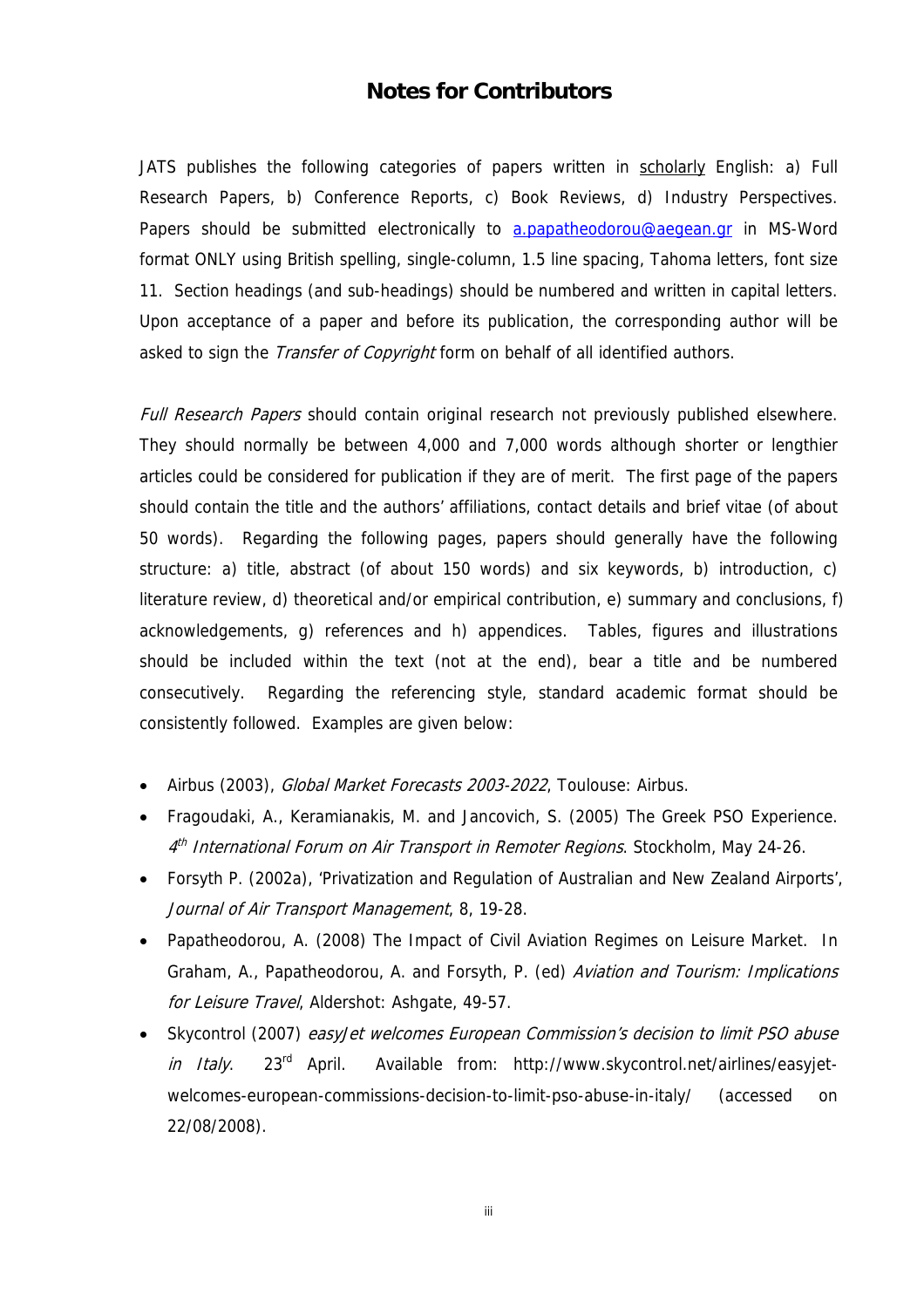# Notes for Contributors

JATS publishes the following categories of papers written in scholarly English: a) Full Research Papers, b) Conference Reports, c) Book Reviews, d) Industry Perspectives. Papers should be submitted electronically to a.papatheodorou@aegean.gr in MS-Word format ONLY using British spelling, single-column, 1.5 line spacing, Tahoma letters, font size 11. Section headings (and sub-headings) should be numbered and written in capital letters. Upon acceptance of a paper and before its publication, the corresponding author will be asked to sign the *Transfer of Copyright* form on behalf of all identified authors.

*Full Research Papers* should contain original research not previously published elsewhere. They should normally be between 4,000 and 7,000 words although shorter or lengthier articles could be considered for publication if they are of merit. The first page of the papers should contain the title and the authors' affiliations, contact details and brief vitae (of about 50 words). Regarding the following pages, papers should generally have the following structure: a) title, abstract (of about 150 words) and six keywords, b) introduction, c) literature review, d) theoretical and/or empirical contribution, e) summary and conclusions, f) acknowledgements, g) references and h) appendices. Tables, figures and illustrations should be included within the text (not at the end), bear a title and be numbered consecutively. Regarding the referencing style, standard academic format should be consistently followed. Examples are given below:

- Airbus (2003), *Global Market Forecasts 2003-2022*, Toulouse: Airbus.
- Fragoudaki, A., Keramianakis, M. and Jancovich, S. (2005) The Greek PSO Experience. *4th International Forum on Air Transport in Remoter Regions*. Stockholm, May 24-26.
- Forsyth P. (2002a), 'Privatization and Regulation of Australian and New Zealand Airports', *Journal of Air Transport Management*, 8, 19-28.
- Papatheodorou, A. (2008) The Impact of Civil Aviation Regimes on Leisure Market. In Graham, A., Papatheodorou, A. and Forsyth, P. (ed) *Aviation and Tourism: Implications for Leisure Travel*, Aldershot: Ashgate, 49-57.
- Skycontrol (2007) *easyJet welcomes European Commission's decision to limit PSO abuse in Italy*. 23rd April. Available from: http://www.skycontrol.net/airlines/easyjet-welcomes-european-commissions-decision-to-limit-pso-abuse-in-italy/ (accessed on 22/08/2008).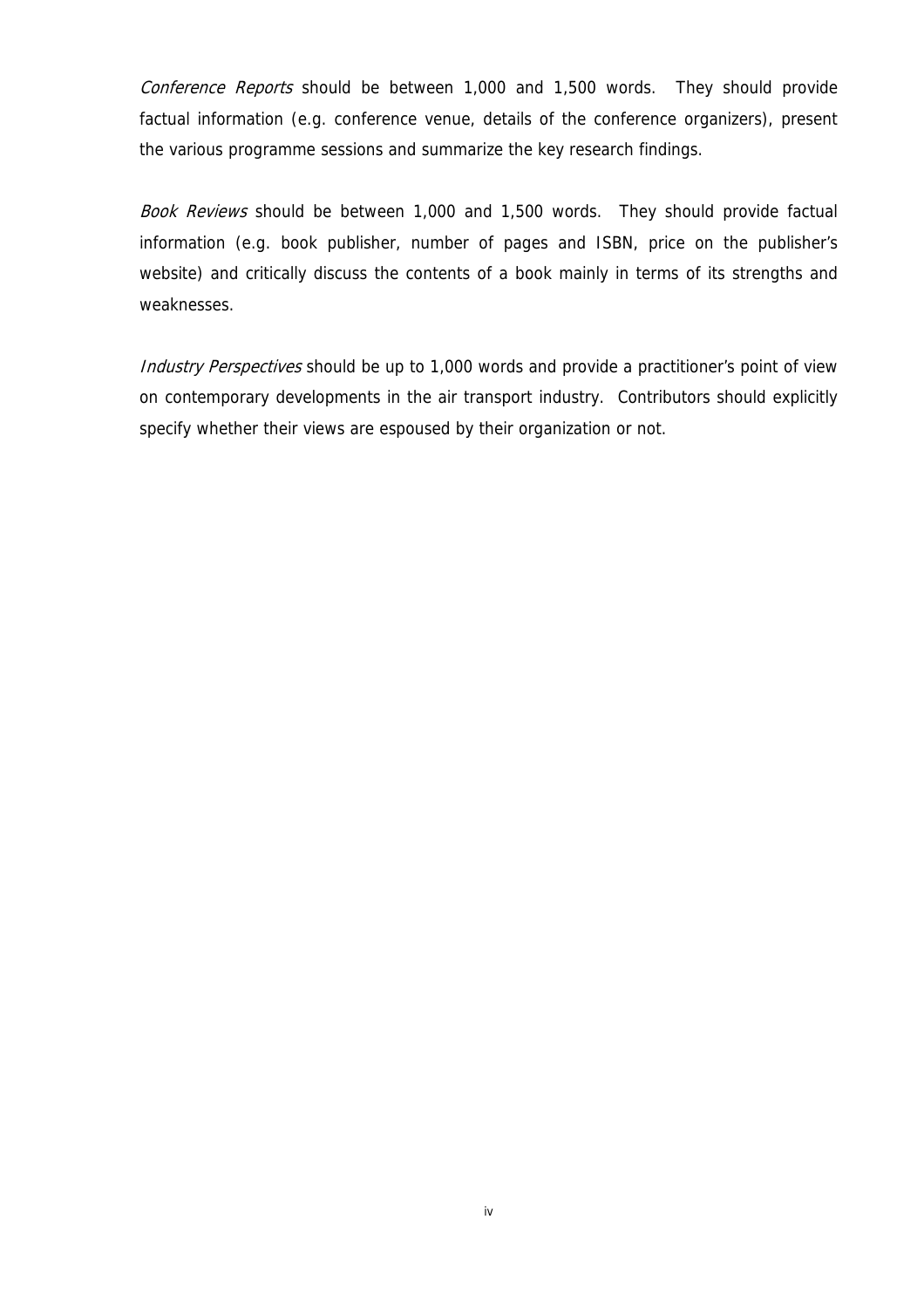*Conference Reports* should be between 1,000 and 1,500 words. They should provide factual information (e.g. conference venue, details of the conference organizers), present the various programme sessions and summarize the key research findings.

*Book Reviews* should be between 1,000 and 1,500 words. They should provide factual information (e.g. book publisher, number of pages and ISBN, price on the publisher's website) and critically discuss the contents of a book mainly in terms of its strengths and weaknesses.

*Industry Perspectives* should be up to 1,000 words and provide a practitioner's point of view on contemporary developments in the air transport industry. Contributors should explicitly specify whether their views are espoused by their organization or not.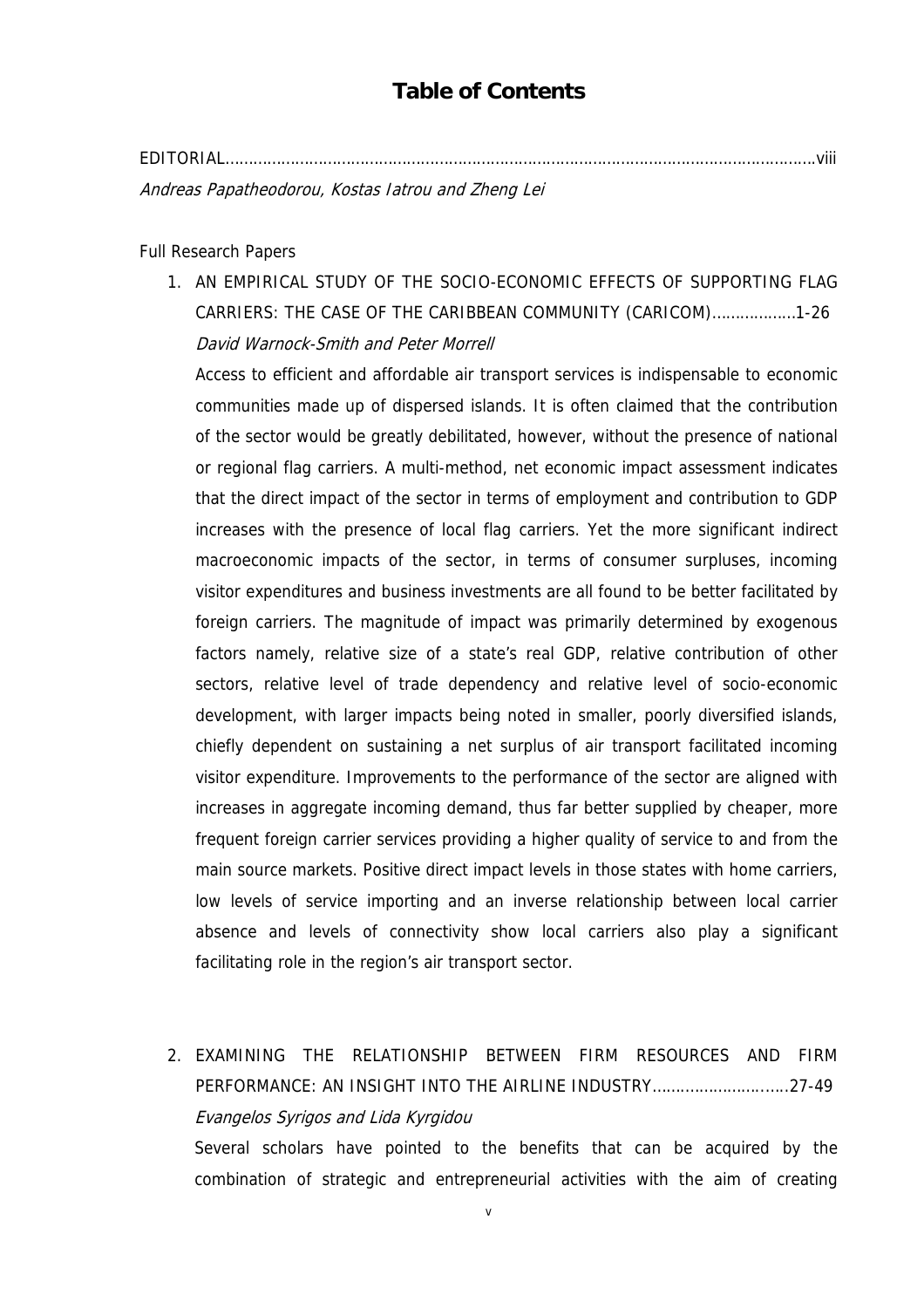# Table of Contents

EDITORIAL……………………………………………………………………………………………………………………viii

*Andreas Papatheodorou, Kostas Iatrou and Zheng Lei*

Full Research Papers

1. AN EMPIRICAL STUDY OF THE SOCIO-ECONOMIC EFFECTS OF SUPPORTING FLAG CARRIERS: THE CASE OF THE CARIBBEAN COMMUNITY (CARICOM)………………1-26

   *David Warnock-Smith and Peter Morrell*

   Access to efficient and affordable air transport services is indispensable to economic communities made up of dispersed islands. It is often claimed that the contribution of the sector would be greatly debilitated, however, without the presence of national or regional flag carriers. A multi-method, net economic impact assessment indicates that the direct impact of the sector in terms of employment and contribution to GDP increases with the presence of local flag carriers. Yet the more significant indirect macroeconomic impacts of the sector, in terms of consumer surpluses, incoming visitor expenditures and business investments are all found to be better facilitated by foreign carriers. The magnitude of impact was primarily determined by exogenous factors namely, relative size of a state's real GDP, relative contribution of other sectors, relative level of trade dependency and relative level of socio-economic development, with larger impacts being noted in smaller, poorly diversified islands, chiefly dependent on sustaining a net surplus of air transport facilitated incoming visitor expenditure. Improvements to the performance of the sector are aligned with increases in aggregate incoming demand, thus far better supplied by cheaper, more frequent foreign carrier services providing a higher quality of service to and from the main source markets. Positive direct impact levels in those states with home carriers, low levels of service importing and an inverse relationship between local carrier absence and levels of connectivity show local carriers also play a significant facilitating role in the region's air transport sector.

2. EXAMINING THE RELATIONSHIP BETWEEN FIRM RESOURCES AND FIRM PERFORMANCE: AN INSIGHT INTO THE AIRLINE INDUSTRY……………………..…..27-49

   *Evangelos Syrigos and Lida Kyrgidou*

   Several scholars have pointed to the benefits that can be acquired by the combination of strategic and entrepreneurial activities with the aim of creating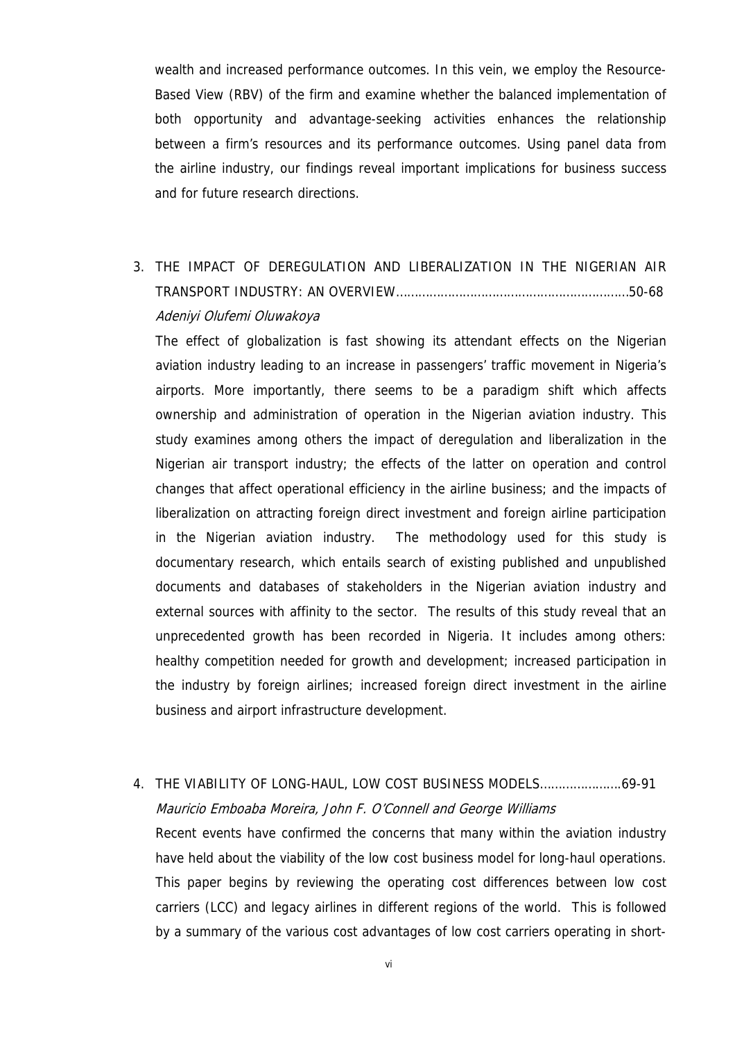wealth and increased performance outcomes. In this vein, we employ the Resource-Based View (RBV) of the firm and examine whether the balanced implementation of both opportunity and advantage-seeking activities enhances the relationship between a firm's resources and its performance outcomes. Using panel data from the airline industry, our findings reveal important implications for business success and for future research directions.

3. THE IMPACT OF DEREGULATION AND LIBERALIZATION IN THE NIGERIAN AIR TRANSPORT INDUSTRY: AN OVERVIEW……………………………………………………50-68

   *Adeniyi Olufemi Oluwakoya*

   The effect of globalization is fast showing its attendant effects on the Nigerian aviation industry leading to an increase in passengers' traffic movement in Nigeria's airports. More importantly, there seems to be a paradigm shift which affects ownership and administration of operation in the Nigerian aviation industry. This study examines among others the impact of deregulation and liberalization in the Nigerian air transport industry; the effects of the latter on operation and control changes that affect operational efficiency in the airline business; and the impacts of liberalization on attracting foreign direct investment and foreign airline participation in the Nigerian aviation industry. The methodology used for this study is documentary research, which entails search of existing published and unpublished documents and databases of stakeholders in the Nigerian aviation industry and external sources with affinity to the sector. The results of this study reveal that an unprecedented growth has been recorded in Nigeria. It includes among others: healthy competition needed for growth and development; increased participation in the industry by foreign airlines; increased foreign direct investment in the airline business and airport infrastructure development.

4. THE VIABILITY OF LONG-HAUL, LOW COST BUSINESS MODELS…………………69-91

   *Mauricio Emboaba Moreira, John F. O'Connell and George Williams*

   Recent events have confirmed the concerns that many within the aviation industry have held about the viability of the low cost business model for long-haul operations. This paper begins by reviewing the operating cost differences between low cost carriers (LCC) and legacy airlines in different regions of the world. This is followed by a summary of the various cost advantages of low cost carriers operating in short-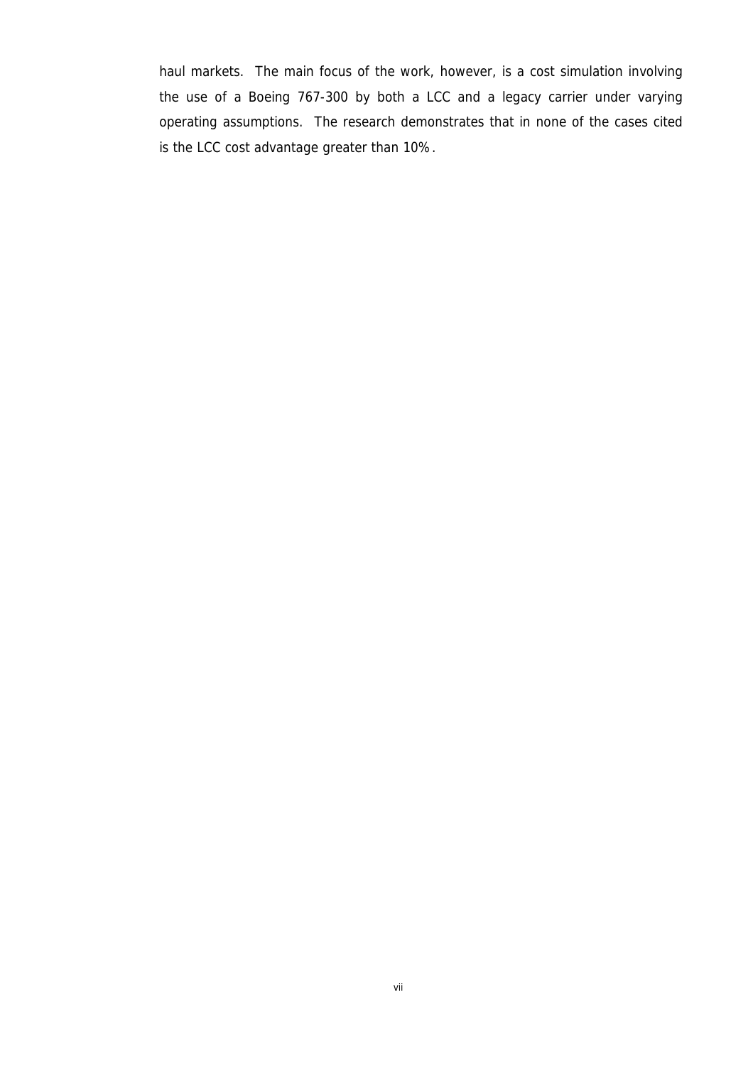haul markets. The main focus of the work, however, is a cost simulation involving the use of a Boeing 767-300 by both a LCC and a legacy carrier under varying operating assumptions. The research demonstrates that in none of the cases cited is the LCC cost advantage greater than 10%.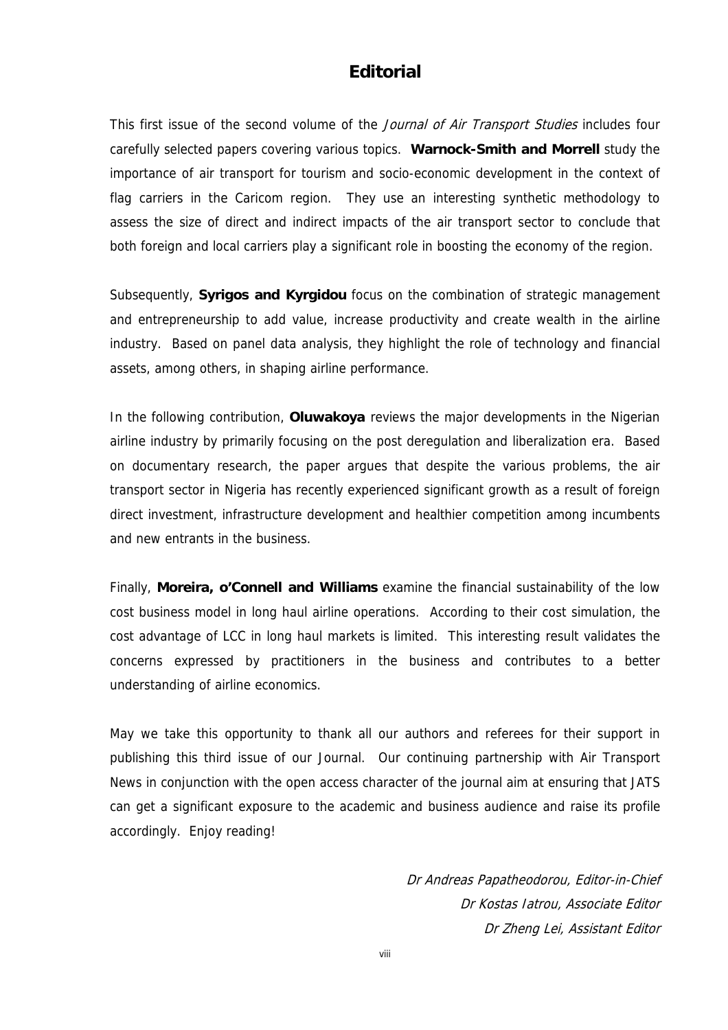# Editorial

This first issue of the second volume of the *Journal of Air Transport Studies* includes four carefully selected papers covering various topics. **Warnock-Smith and Morrell** study the importance of air transport for tourism and socio-economic development in the context of flag carriers in the Caricom region. They use an interesting synthetic methodology to assess the size of direct and indirect impacts of the air transport sector to conclude that both foreign and local carriers play a significant role in boosting the economy of the region.

Subsequently, **Syrigos and Kyrgidou** focus on the combination of strategic management and entrepreneurship to add value, increase productivity and create wealth in the airline industry. Based on panel data analysis, they highlight the role of technology and financial assets, among others, in shaping airline performance.

In the following contribution, **Oluwakoya** reviews the major developments in the Nigerian airline industry by primarily focusing on the post deregulation and liberalization era. Based on documentary research, the paper argues that despite the various problems, the air transport sector in Nigeria has recently experienced significant growth as a result of foreign direct investment, infrastructure development and healthier competition among incumbents and new entrants in the business.

Finally, **Moreira, o'Connell and Williams** examine the financial sustainability of the low cost business model in long haul airline operations. According to their cost simulation, the cost advantage of LCC in long haul markets is limited. This interesting result validates the concerns expressed by practitioners in the business and contributes to a better understanding of airline economics.

May we take this opportunity to thank all our authors and referees for their support in publishing this third issue of our Journal. Our continuing partnership with Air Transport News in conjunction with the open access character of the journal aim at ensuring that JATS can get a significant exposure to the academic and business audience and raise its profile accordingly. Enjoy reading!

*Dr Andreas Papatheodorou, Editor-in-Chief*
*Dr Kostas Iatrou, Associate Editor*
*Dr Zheng Lei, Assistant Editor*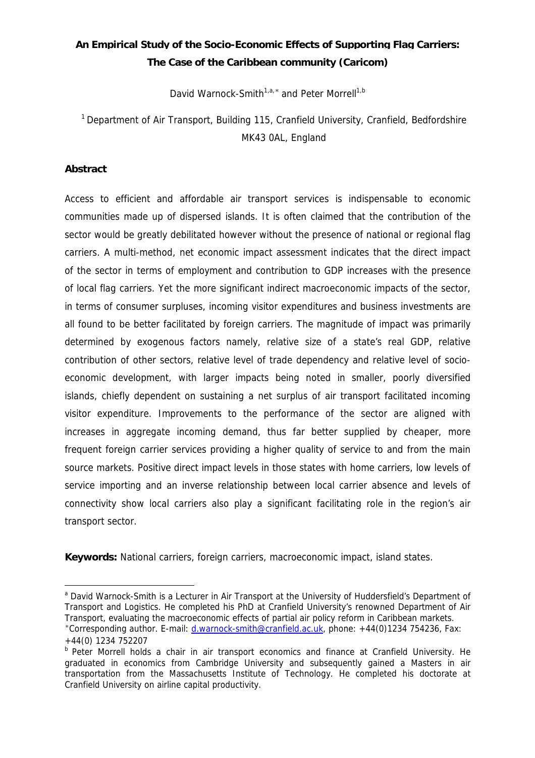# An Empirical Study of the Socio-Economic Effects of Supporting Flag Carriers: The Case of the Caribbean community (Caricom)

David Warnock-Smith[1,a,*] and Peter Morrell[1,b]

[1] Department of Air Transport, Building 115, Cranfield University, Cranfield, Bedfordshire MK43 0AL, England

## Abstract

Access to efficient and affordable air transport services is indispensable to economic communities made up of dispersed islands. It is often claimed that the contribution of the sector would be greatly debilitated however without the presence of national or regional flag carriers. A multi-method, net economic impact assessment indicates that the direct impact of the sector in terms of employment and contribution to GDP increases with the presence of local flag carriers. Yet the more significant indirect macroeconomic impacts of the sector, in terms of consumer surpluses, incoming visitor expenditures and business investments are all found to be better facilitated by foreign carriers. The magnitude of impact was primarily determined by exogenous factors namely, relative size of a state's real GDP, relative contribution of other sectors, relative level of trade dependency and relative level of socio-economic development, with larger impacts being noted in smaller, poorly diversified islands, chiefly dependent on sustaining a net surplus of air transport facilitated incoming visitor expenditure. Improvements to the performance of the sector are aligned with increases in aggregate incoming demand, thus far better supplied by cheaper, more frequent foreign carrier services providing a higher quality of service to and from the main source markets. Positive direct impact levels in those states with home carriers, low levels of service importing and an inverse relationship between local carrier absence and levels of connectivity show local carriers also play a significant facilitating role in the region's air transport sector.

**Keywords:** National carriers, foreign carriers, macroeconomic impact, island states.

---

[a] David Warnock-Smith is a Lecturer in Air Transport at the University of Huddersfield's Department of Transport and Logistics. He completed his PhD at Cranfield University's renowned Department of Air Transport, evaluating the macroeconomic effects of partial air policy reform in Caribbean markets.

[*] Corresponding author. E-mail: d.warnock-smith@cranfield.ac.uk, phone: +44(0)1234 754236, Fax: +44(0) 1234 752207

[b] Peter Morrell holds a chair in air transport economics and finance at Cranfield University. He graduated in economics from Cambridge University and subsequently gained a Masters in air transportation from the Massachusetts Institute of Technology. He completed his doctorate at Cranfield University on airline capital productivity.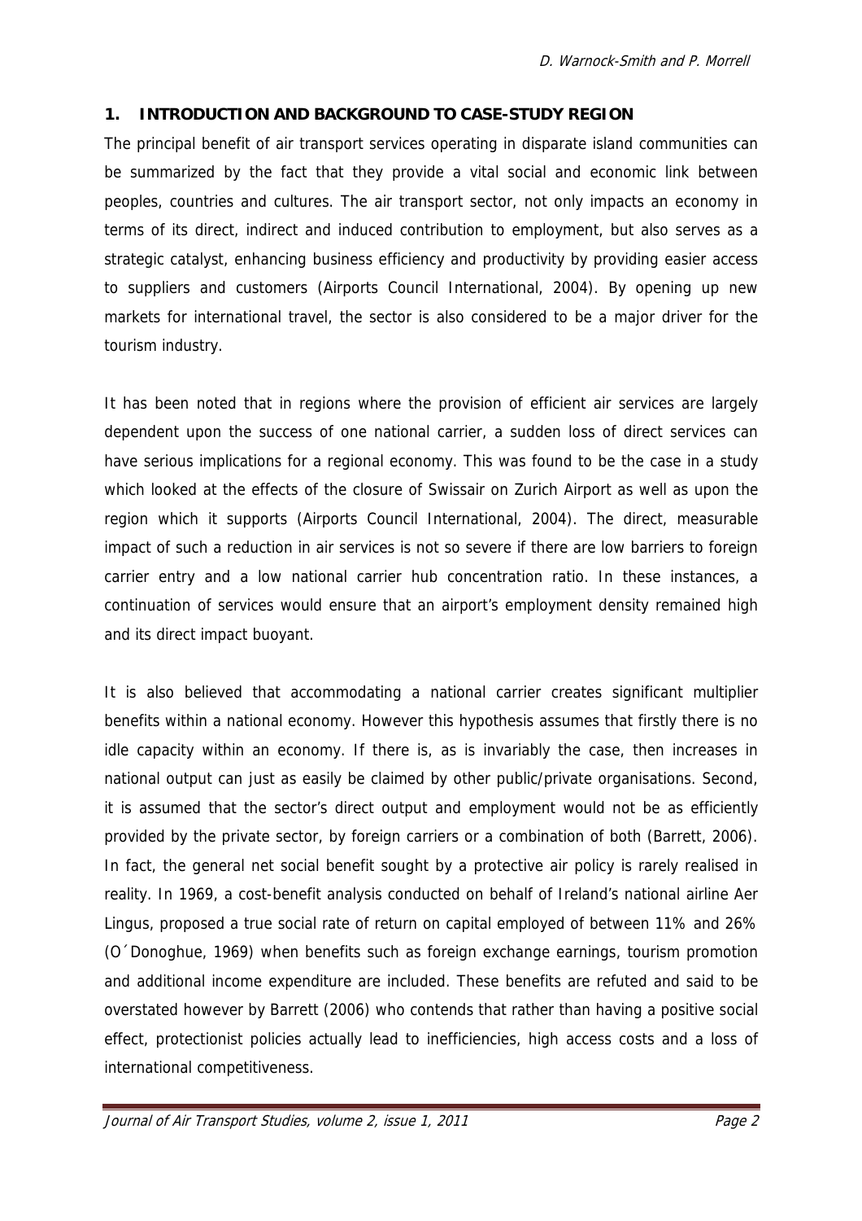## 1. INTRODUCTION AND BACKGROUND TO CASE-STUDY REGION

The principal benefit of air transport services operating in disparate island communities can be summarized by the fact that they provide a vital social and economic link between peoples, countries and cultures. The air transport sector, not only impacts an economy in terms of its direct, indirect and induced contribution to employment, but also serves as a strategic catalyst, enhancing business efficiency and productivity by providing easier access to suppliers and customers (Airports Council International, 2004). By opening up new markets for international travel, the sector is also considered to be a major driver for the tourism industry.

It has been noted that in regions where the provision of efficient air services are largely dependent upon the success of one national carrier, a sudden loss of direct services can have serious implications for a regional economy. This was found to be the case in a study which looked at the effects of the closure of Swissair on Zurich Airport as well as upon the region which it supports (Airports Council International, 2004). The direct, measurable impact of such a reduction in air services is not so severe if there are low barriers to foreign carrier entry and a low national carrier hub concentration ratio. In these instances, a continuation of services would ensure that an airport's employment density remained high and its direct impact buoyant.

It is also believed that accommodating a national carrier creates significant multiplier benefits within a national economy. However this hypothesis assumes that firstly there is no idle capacity within an economy. If there is, as is invariably the case, then increases in national output can just as easily be claimed by other public/private organisations. Second, it is assumed that the sector's direct output and employment would not be as efficiently provided by the private sector, by foreign carriers or a combination of both (Barrett, 2006). In fact, the general net social benefit sought by a protective air policy is rarely realised in reality. In 1969, a cost-benefit analysis conducted on behalf of Ireland's national airline Aer Lingus, proposed a true social rate of return on capital employed of between 11% and 26% (O´Donoghue, 1969) when benefits such as foreign exchange earnings, tourism promotion and additional income expenditure are included. These benefits are refuted and said to be overstated however by Barrett (2006) who contends that rather than having a positive social effect, protectionist policies actually lead to inefficiencies, high access costs and a loss of international competitiveness.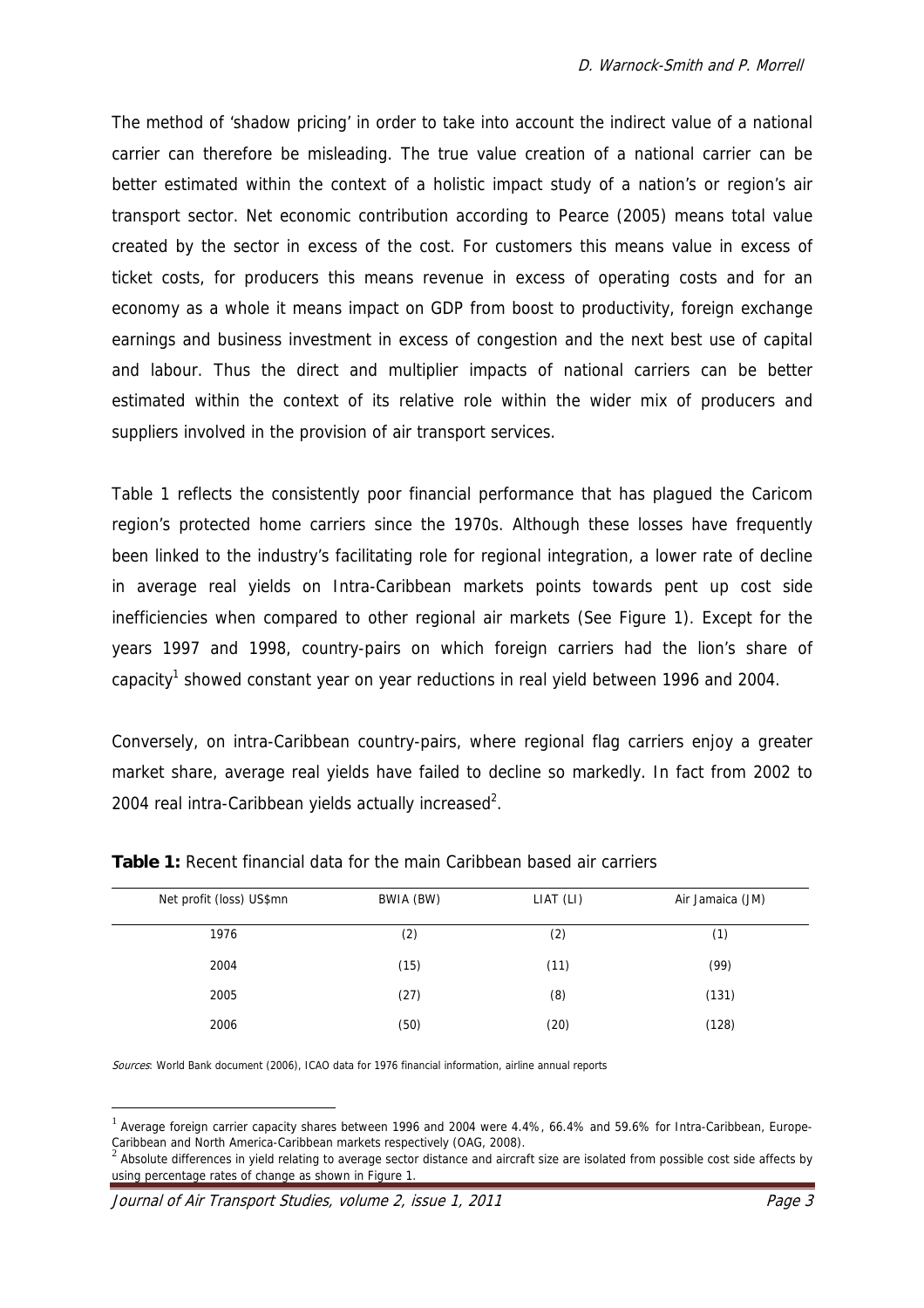The method of 'shadow pricing' in order to take into account the indirect value of a national carrier can therefore be misleading. The true value creation of a national carrier can be better estimated within the context of a holistic impact study of a nation's or region's air transport sector. Net economic contribution according to Pearce (2005) means total value created by the sector in excess of the cost. For customers this means value in excess of ticket costs, for producers this means revenue in excess of operating costs and for an economy as a whole it means impact on GDP from boost to productivity, foreign exchange earnings and business investment in excess of congestion and the next best use of capital and labour. Thus the direct and multiplier impacts of national carriers can be better estimated within the context of its relative role within the wider mix of producers and suppliers involved in the provision of air transport services.

Table 1 reflects the consistently poor financial performance that has plagued the Caricom region's protected home carriers since the 1970s. Although these losses have frequently been linked to the industry's facilitating role for regional integration, a lower rate of decline in average real yields on Intra-Caribbean markets points towards pent up cost side inefficiencies when compared to other regional air markets (See Figure 1). Except for the years 1997 and 1998, country-pairs on which foreign carriers had the lion's share of capacity[1] showed constant year on year reductions in real yield between 1996 and 2004.

Conversely, on intra-Caribbean country-pairs, where regional flag carriers enjoy a greater market share, average real yields have failed to decline so markedly. In fact from 2002 to 2004 real intra-Caribbean yields actually increased[2].

**Table 1:** Recent financial data for the main Caribbean based air carriers

| Net profit (loss) US$mn | BWIA (BW) | LIAT (LI) | Air Jamaica (JM) |
|---|---|---|---|
| 1976 | (2) | (2) | (1) |
| 2004 | (15) | (11) | (99) |
| 2005 | (27) | (8) | (131) |
| 2006 | (50) | (20) | (128) |

*Sources*: World Bank document (2006), ICAO data for 1976 financial information, airline annual reports

[1] Average foreign carrier capacity shares between 1996 and 2004 were 4.4%, 66.4% and 59.6% for Intra-Caribbean, Europe-Caribbean and North America-Caribbean markets respectively (OAG, 2008).

[2] Absolute differences in yield relating to average sector distance and aircraft size are isolated from possible cost side affects by using percentage rates of change as shown in Figure 1.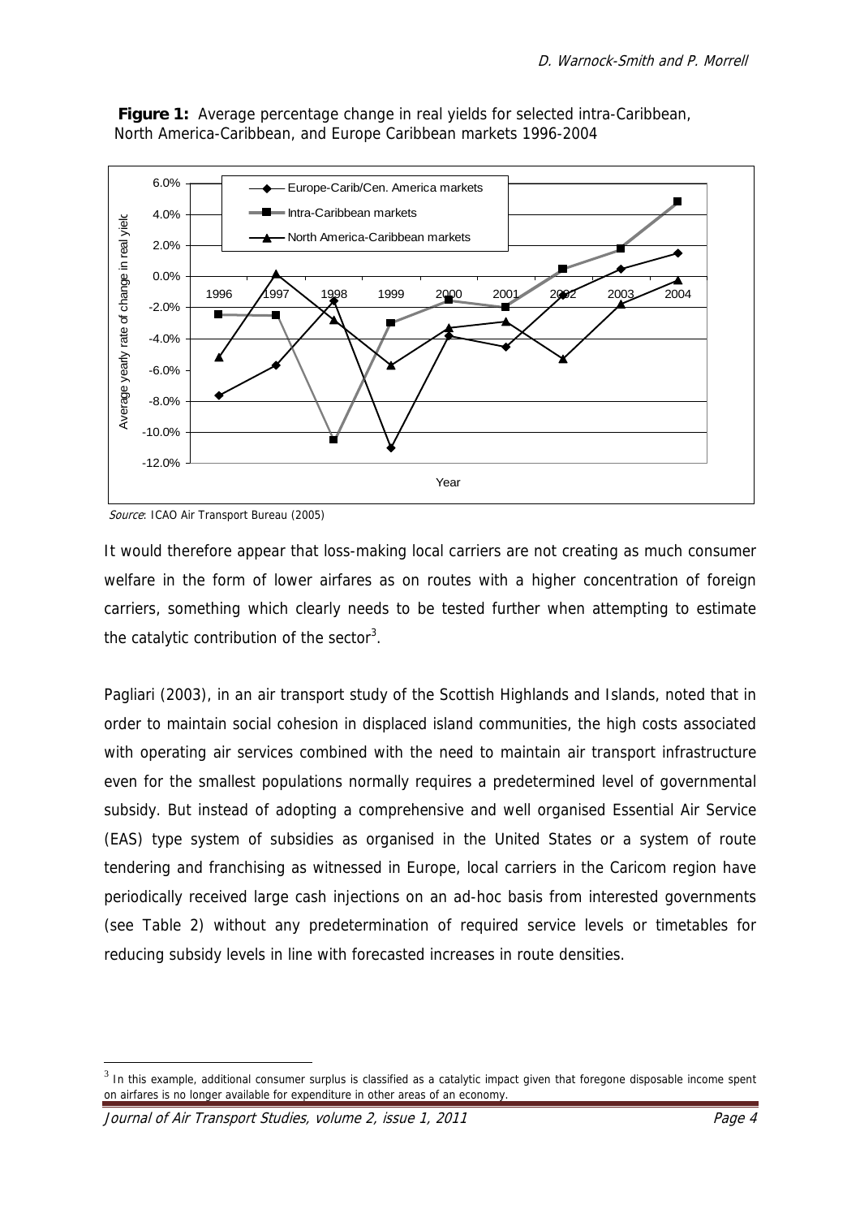**Figure 1:** Average percentage change in real yields for selected intra-Caribbean, North America-Caribbean, and Europe Caribbean markets 1996-2004

*Source*: ICAO Air Transport Bureau (2005)

It would therefore appear that loss-making local carriers are not creating as much consumer welfare in the form of lower airfares as on routes with a higher concentration of foreign carriers, something which clearly needs to be tested further when attempting to estimate the catalytic contribution of the sector[3].

Pagliari (2003), in an air transport study of the Scottish Highlands and Islands, noted that in order to maintain social cohesion in displaced island communities, the high costs associated with operating air services combined with the need to maintain air transport infrastructure even for the smallest populations normally requires a predetermined level of governmental subsidy. But instead of adopting a comprehensive and well organised Essential Air Service (EAS) type system of subsidies as organised in the United States or a system of route tendering and franchising as witnessed in Europe, local carriers in the Caricom region have periodically received large cash injections on an ad-hoc basis from interested governments (see Table 2) without any predetermination of required service levels or timetables for reducing subsidy levels in line with forecasted increases in route densities.

[3] In this example, additional consumer surplus is classified as a catalytic impact given that foregone disposable income spent on airfares is no longer available for expenditure in other areas of an economy.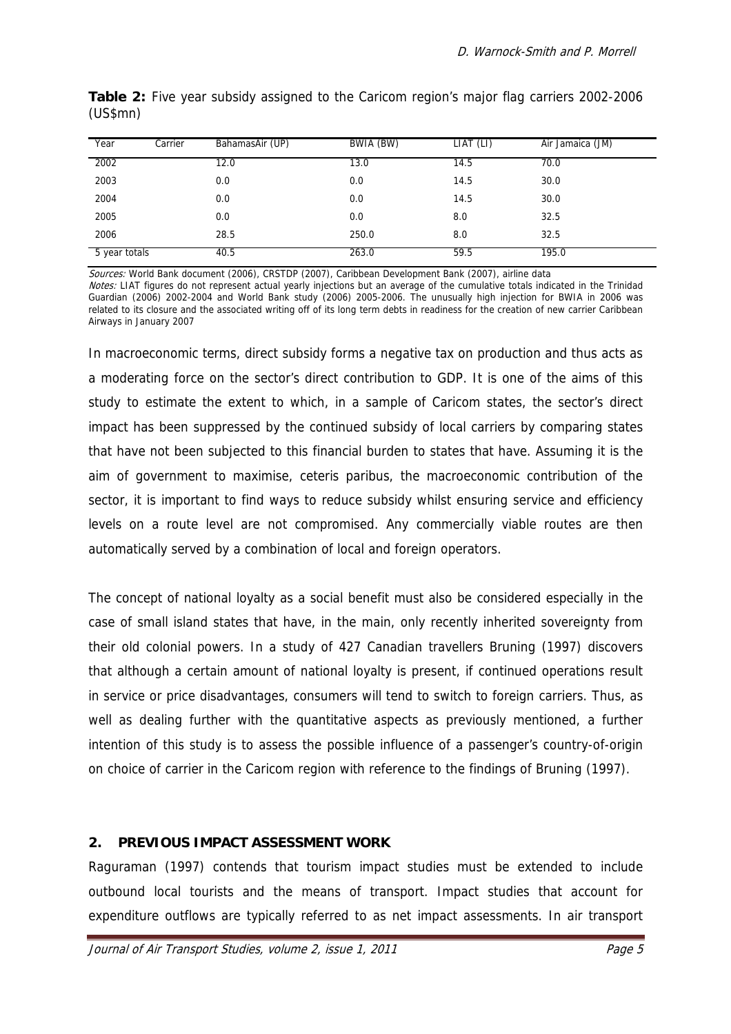**Table 2:** Five year subsidy assigned to the Caricom region's major flag carriers 2002-2006 (US$mn)

| Year Carrier | BahamasAir (UP) | BWIA (BW) | LIAT (LI) | Air Jamaica (JM) |
|---|---|---|---|---|
| 2002 | 12.0 | 13.0 | 14.5 | 70.0 |
| 2003 | 0.0 | 0.0 | 14.5 | 30.0 |
| 2004 | 0.0 | 0.0 | 14.5 | 30.0 |
| 2005 | 0.0 | 0.0 | 8.0 | 32.5 |
| 2006 | 28.5 | 250.0 | 8.0 | 32.5 |
| 5 year totals | 40.5 | 263.0 | 59.5 | 195.0 |

*Sources:* World Bank document (2006), CRSTDP (2007), Caribbean Development Bank (2007), airline data

*Notes:* LIAT figures do not represent actual yearly injections but an average of the cumulative totals indicated in the Trinidad Guardian (2006) 2002-2004 and World Bank study (2006) 2005-2006. The unusually high injection for BWIA in 2006 was related to its closure and the associated writing off of its long term debts in readiness for the creation of new carrier Caribbean Airways in January 2007

In macroeconomic terms, direct subsidy forms a negative tax on production and thus acts as a moderating force on the sector's direct contribution to GDP. It is one of the aims of this study to estimate the extent to which, in a sample of Caricom states, the sector's direct impact has been suppressed by the continued subsidy of local carriers by comparing states that have not been subjected to this financial burden to states that have. Assuming it is the aim of government to maximise, ceteris paribus, the macroeconomic contribution of the sector, it is important to find ways to reduce subsidy whilst ensuring service and efficiency levels on a route level are not compromised. Any commercially viable routes are then automatically served by a combination of local and foreign operators.

The concept of national loyalty as a social benefit must also be considered especially in the case of small island states that have, in the main, only recently inherited sovereignty from their old colonial powers. In a study of 427 Canadian travellers Bruning (1997) discovers that although a certain amount of national loyalty is present, if continued operations result in service or price disadvantages, consumers will tend to switch to foreign carriers. Thus, as well as dealing further with the quantitative aspects as previously mentioned, a further intention of this study is to assess the possible influence of a passenger's country-of-origin on choice of carrier in the Caricom region with reference to the findings of Bruning (1997).

## 2. PREVIOUS IMPACT ASSESSMENT WORK

Raguraman (1997) contends that tourism impact studies must be extended to include outbound local tourists and the means of transport. Impact studies that account for expenditure outflows are typically referred to as net impact assessments. In air transport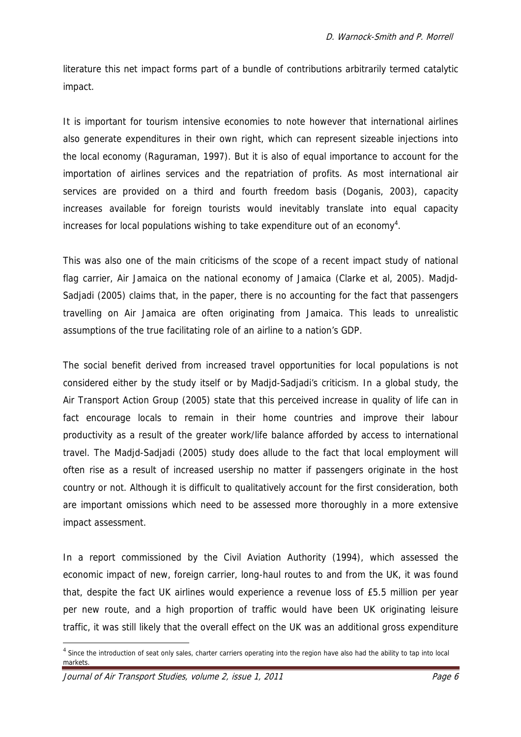literature this net impact forms part of a bundle of contributions arbitrarily termed catalytic impact.

It is important for tourism intensive economies to note however that international airlines also generate expenditures in their own right, which can represent sizeable injections into the local economy (Raguraman, 1997). But it is also of equal importance to account for the importation of airlines services and the repatriation of profits. As most international air services are provided on a third and fourth freedom basis (Doganis, 2003), capacity increases available for foreign tourists would inevitably translate into equal capacity increases for local populations wishing to take expenditure out of an economy[4].

This was also one of the main criticisms of the scope of a recent impact study of national flag carrier, Air Jamaica on the national economy of Jamaica (Clarke et al, 2005). Madjd-Sadjadi (2005) claims that, in the paper, there is no accounting for the fact that passengers travelling on Air Jamaica are often originating from Jamaica. This leads to unrealistic assumptions of the true facilitating role of an airline to a nation's GDP.

The social benefit derived from increased travel opportunities for local populations is not considered either by the study itself or by Madjd-Sadjadi's criticism. In a global study, the Air Transport Action Group (2005) state that this perceived increase in quality of life can in fact encourage locals to remain in their home countries and improve their labour productivity as a result of the greater work/life balance afforded by access to international travel. The Madjd-Sadjadi (2005) study does allude to the fact that local employment will often rise as a result of increased usership no matter if passengers originate in the host country or not. Although it is difficult to qualitatively account for the first consideration, both are important omissions which need to be assessed more thoroughly in a more extensive impact assessment.

In a report commissioned by the Civil Aviation Authority (1994), which assessed the economic impact of new, foreign carrier, long-haul routes to and from the UK, it was found that, despite the fact UK airlines would experience a revenue loss of £5.5 million per year per new route, and a high proportion of traffic would have been UK originating leisure traffic, it was still likely that the overall effect on the UK was an additional gross expenditure

[4] Since the introduction of seat only sales, charter carriers operating into the region have also had the ability to tap into local markets.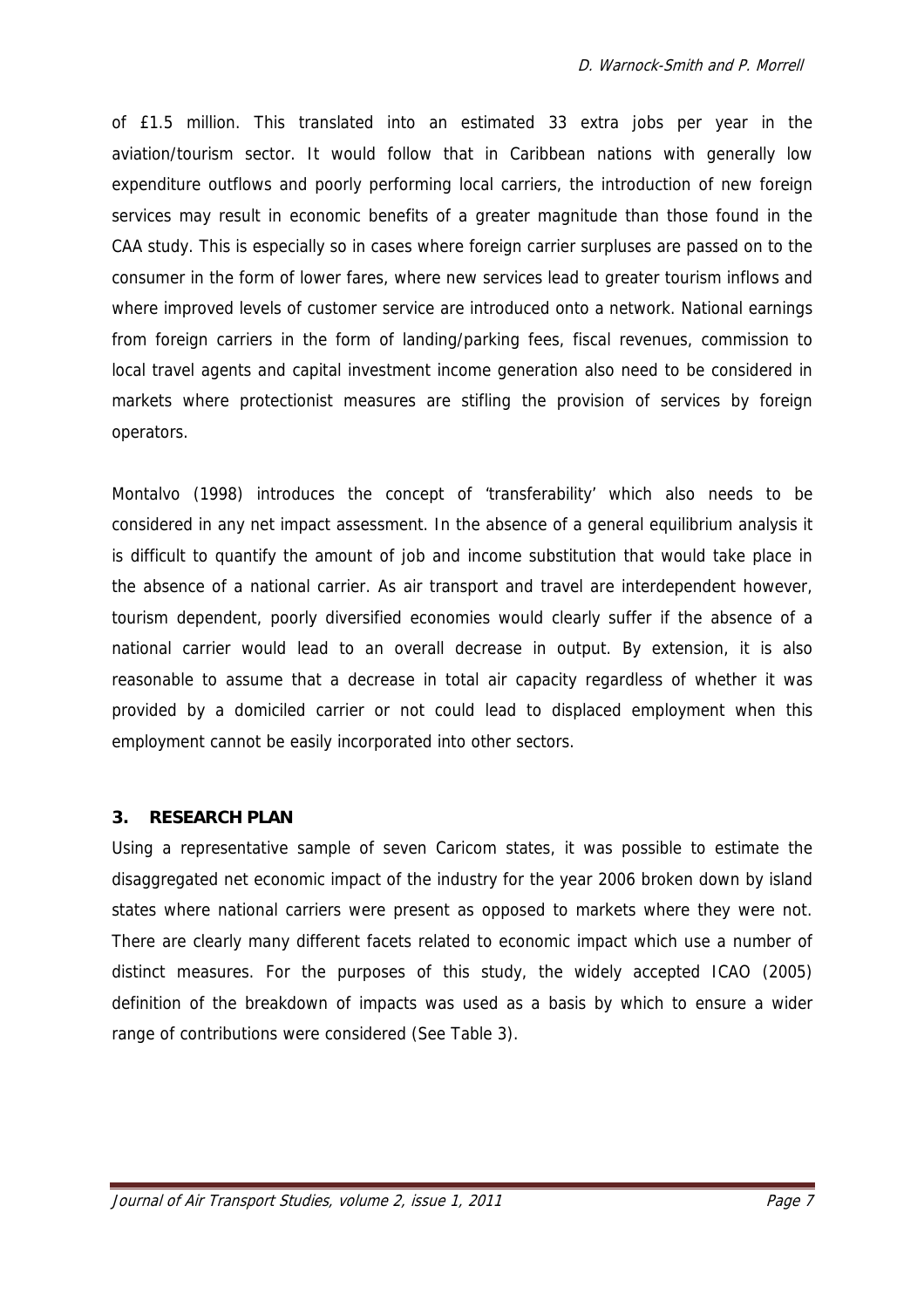of £1.5 million. This translated into an estimated 33 extra jobs per year in the aviation/tourism sector. It would follow that in Caribbean nations with generally low expenditure outflows and poorly performing local carriers, the introduction of new foreign services may result in economic benefits of a greater magnitude than those found in the CAA study. This is especially so in cases where foreign carrier surpluses are passed on to the consumer in the form of lower fares, where new services lead to greater tourism inflows and where improved levels of customer service are introduced onto a network. National earnings from foreign carriers in the form of landing/parking fees, fiscal revenues, commission to local travel agents and capital investment income generation also need to be considered in markets where protectionist measures are stifling the provision of services by foreign operators.

Montalvo (1998) introduces the concept of 'transferability' which also needs to be considered in any net impact assessment. In the absence of a general equilibrium analysis it is difficult to quantify the amount of job and income substitution that would take place in the absence of a national carrier. As air transport and travel are interdependent however, tourism dependent, poorly diversified economies would clearly suffer if the absence of a national carrier would lead to an overall decrease in output. By extension, it is also reasonable to assume that a decrease in total air capacity regardless of whether it was provided by a domiciled carrier or not could lead to displaced employment when this employment cannot be easily incorporated into other sectors.

## 3. RESEARCH PLAN

Using a representative sample of seven Caricom states, it was possible to estimate the disaggregated net economic impact of the industry for the year 2006 broken down by island states where national carriers were present as opposed to markets where they were not. There are clearly many different facets related to economic impact which use a number of distinct measures. For the purposes of this study, the widely accepted ICAO (2005) definition of the breakdown of impacts was used as a basis by which to ensure a wider range of contributions were considered (See Table 3).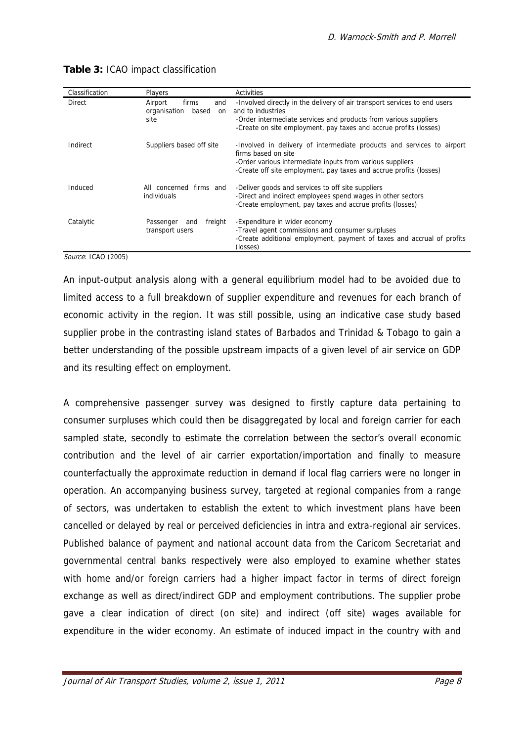**Table 3:** ICAO impact classification

| Classification | Players | Activities |
|---|---|---|
| Direct | Airport firms and organisation based on site | -Involved directly in the delivery of air transport services to end users and to industries<br>-Order intermediate services and products from various suppliers<br>-Create on site employment, pay taxes and accrue profits (losses) |
| Indirect | Suppliers based off site | -Involved in delivery of intermediate products and services to airport firms based on site<br>-Order various intermediate inputs from various suppliers<br>-Create off site employment, pay taxes and accrue profits (losses) |
| Induced | All concerned firms and individuals | -Deliver goods and services to off site suppliers<br>-Direct and indirect employees spend wages in other sectors<br>-Create employment, pay taxes and accrue profits (losses) |
| Catalytic | Passenger and freight transport users | -Expenditure in wider economy<br>-Travel agent commissions and consumer surpluses<br>-Create additional employment, payment of taxes and accrual of profits (losses) |

*Source*: ICAO (2005)

An input-output analysis along with a general equilibrium model had to be avoided due to limited access to a full breakdown of supplier expenditure and revenues for each branch of economic activity in the region. It was still possible, using an indicative case study based supplier probe in the contrasting island states of Barbados and Trinidad & Tobago to gain a better understanding of the possible upstream impacts of a given level of air service on GDP and its resulting effect on employment.

A comprehensive passenger survey was designed to firstly capture data pertaining to consumer surpluses which could then be disaggregated by local and foreign carrier for each sampled state, secondly to estimate the correlation between the sector's overall economic contribution and the level of air carrier exportation/importation and finally to measure counterfactually the approximate reduction in demand if local flag carriers were no longer in operation. An accompanying business survey, targeted at regional companies from a range of sectors, was undertaken to establish the extent to which investment plans have been cancelled or delayed by real or perceived deficiencies in intra and extra-regional air services. Published balance of payment and national account data from the Caricom Secretariat and governmental central banks respectively were also employed to examine whether states with home and/or foreign carriers had a higher impact factor in terms of direct foreign exchange as well as direct/indirect GDP and employment contributions. The supplier probe gave a clear indication of direct (on site) and indirect (off site) wages available for expenditure in the wider economy. An estimate of induced impact in the country with and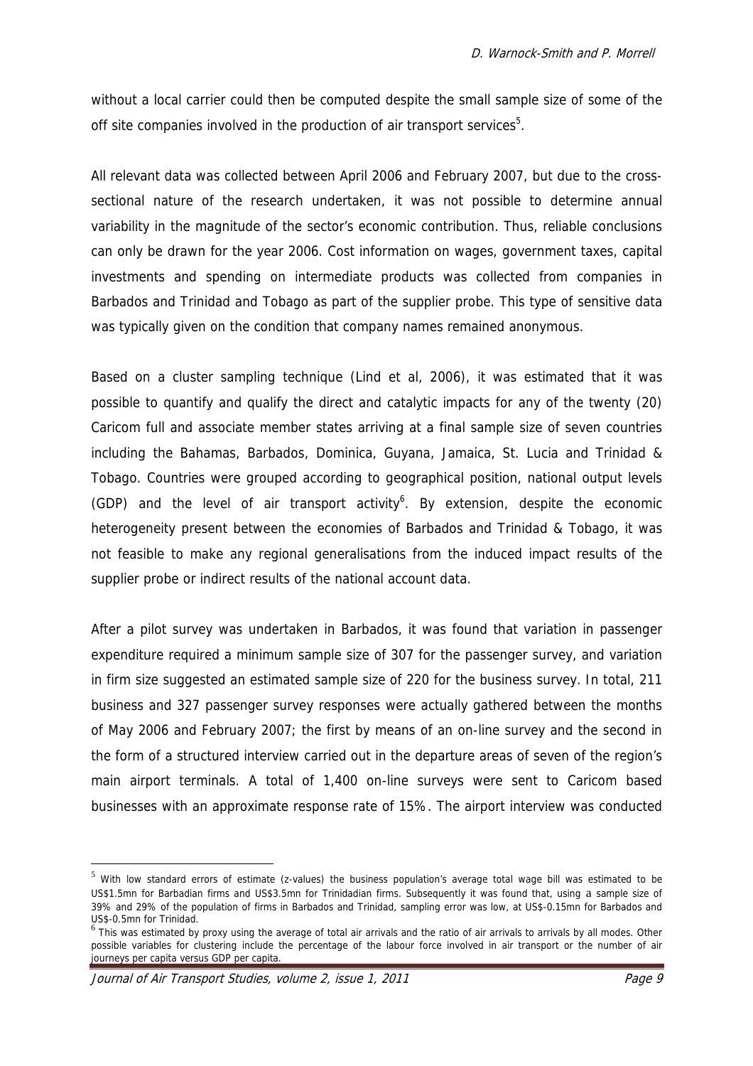without a local carrier could then be computed despite the small sample size of some of the off site companies involved in the production of air transport services[5].

All relevant data was collected between April 2006 and February 2007, but due to the cross-sectional nature of the research undertaken, it was not possible to determine annual variability in the magnitude of the sector's economic contribution. Thus, reliable conclusions can only be drawn for the year 2006. Cost information on wages, government taxes, capital investments and spending on intermediate products was collected from companies in Barbados and Trinidad and Tobago as part of the supplier probe. This type of sensitive data was typically given on the condition that company names remained anonymous.

Based on a cluster sampling technique (Lind et al, 2006), it was estimated that it was possible to quantify and qualify the direct and catalytic impacts for any of the twenty (20) Caricom full and associate member states arriving at a final sample size of seven countries including the Bahamas, Barbados, Dominica, Guyana, Jamaica, St. Lucia and Trinidad & Tobago. Countries were grouped according to geographical position, national output levels (GDP) and the level of air transport activity[6]. By extension, despite the economic heterogeneity present between the economies of Barbados and Trinidad & Tobago, it was not feasible to make any regional generalisations from the induced impact results of the supplier probe or indirect results of the national account data.

After a pilot survey was undertaken in Barbados, it was found that variation in passenger expenditure required a minimum sample size of 307 for the passenger survey, and variation in firm size suggested an estimated sample size of 220 for the business survey. In total, 211 business and 327 passenger survey responses were actually gathered between the months of May 2006 and February 2007; the first by means of an on-line survey and the second in the form of a structured interview carried out in the departure areas of seven of the region's main airport terminals. A total of 1,400 on-line surveys were sent to Caricom based businesses with an approximate response rate of 15%. The airport interview was conducted

---

[5] With low standard errors of estimate (z-values) the business population's average total wage bill was estimated to be US$1.5mn for Barbadian firms and US$3.5mn for Trinidadian firms. Subsequently it was found that, using a sample size of 39% and 29% of the population of firms in Barbados and Trinidad, sampling error was low, at US$-0.15mn for Barbados and US$-0.5mn for Trinidad.

[6] This was estimated by proxy using the average of total air arrivals and the ratio of air arrivals to arrivals by all modes. Other possible variables for clustering include the percentage of the labour force involved in air transport or the number of air journeys per capita versus GDP per capita.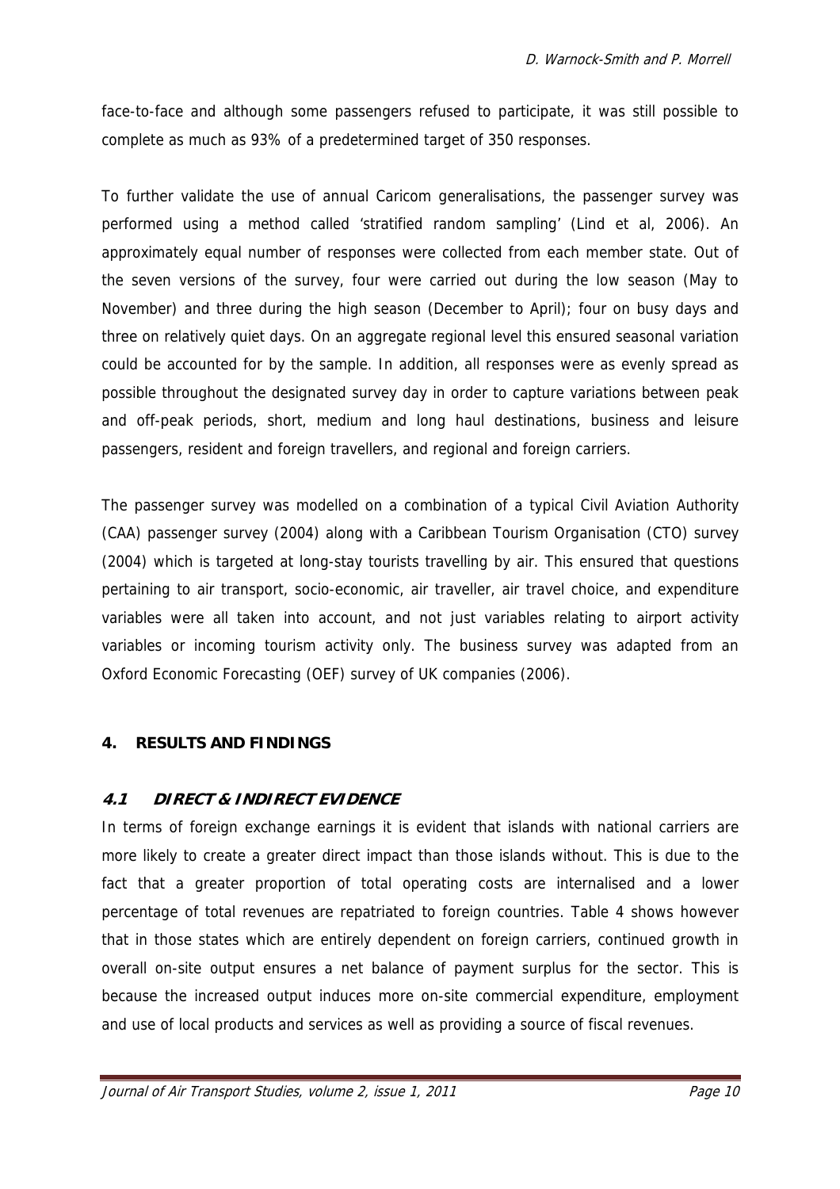face-to-face and although some passengers refused to participate, it was still possible to complete as much as 93% of a predetermined target of 350 responses.

To further validate the use of annual Caricom generalisations, the passenger survey was performed using a method called 'stratified random sampling' (Lind et al, 2006). An approximately equal number of responses were collected from each member state. Out of the seven versions of the survey, four were carried out during the low season (May to November) and three during the high season (December to April); four on busy days and three on relatively quiet days. On an aggregate regional level this ensured seasonal variation could be accounted for by the sample. In addition, all responses were as evenly spread as possible throughout the designated survey day in order to capture variations between peak and off-peak periods, short, medium and long haul destinations, business and leisure passengers, resident and foreign travellers, and regional and foreign carriers.

The passenger survey was modelled on a combination of a typical Civil Aviation Authority (CAA) passenger survey (2004) along with a Caribbean Tourism Organisation (CTO) survey (2004) which is targeted at long-stay tourists travelling by air. This ensured that questions pertaining to air transport, socio-economic, air traveller, air travel choice, and expenditure variables were all taken into account, and not just variables relating to airport activity variables or incoming tourism activity only. The business survey was adapted from an Oxford Economic Forecasting (OEF) survey of UK companies (2006).

## 4. RESULTS AND FINDINGS

### 4.1 DIRECT & INDIRECT EVIDENCE

In terms of foreign exchange earnings it is evident that islands with national carriers are more likely to create a greater direct impact than those islands without. This is due to the fact that a greater proportion of total operating costs are internalised and a lower percentage of total revenues are repatriated to foreign countries. Table 4 shows however that in those states which are entirely dependent on foreign carriers, continued growth in overall on-site output ensures a net balance of payment surplus for the sector. This is because the increased output induces more on-site commercial expenditure, employment and use of local products and services as well as providing a source of fiscal revenues.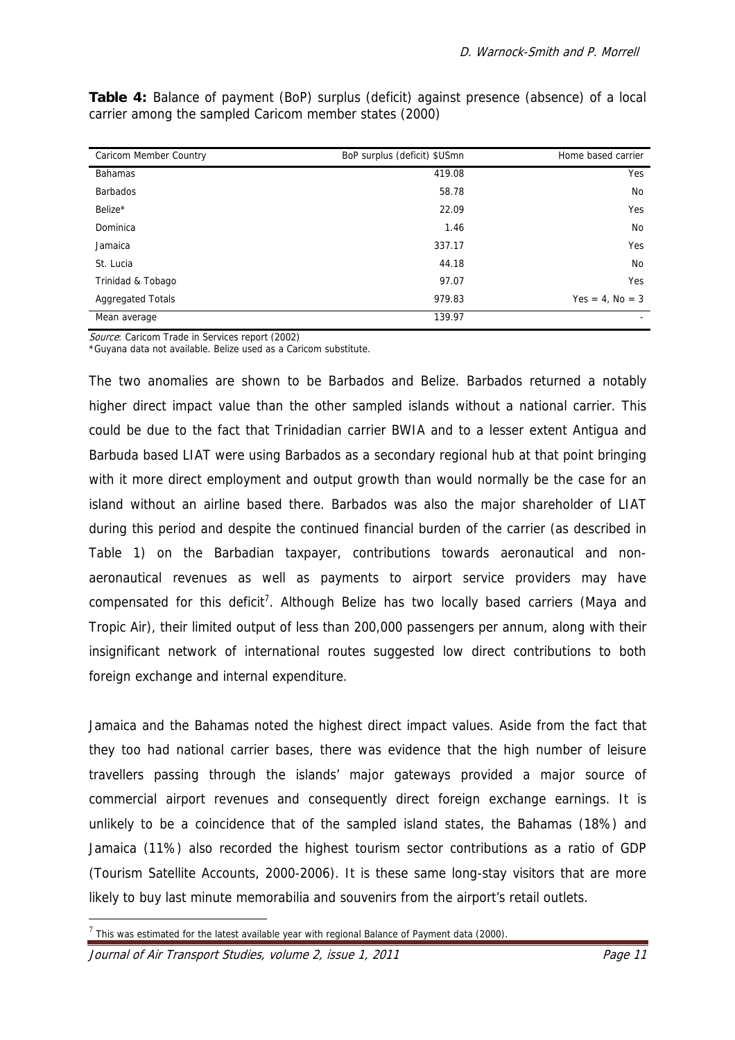**Table 4:** Balance of payment (BoP) surplus (deficit) against presence (absence) of a local carrier among the sampled Caricom member states (2000)

| Caricom Member Country | BoP surplus (deficit) $USmn | Home based carrier |
|---|---|---|
| Bahamas | 419.08 | Yes |
| Barbados | 58.78 | No |
| Belize* | 22.09 | Yes |
| Dominica | 1.46 | No |
| Jamaica | 337.17 | Yes |
| St. Lucia | 44.18 | No |
| Trinidad & Tobago | 97.07 | Yes |
| Aggregated Totals | 979.83 | Yes = 4, No = 3 |
| Mean average | 139.97 | - |

*Source*: Caricom Trade in Services report (2002)

*Guyana data not available. Belize used as a Caricom substitute.

The two anomalies are shown to be Barbados and Belize. Barbados returned a notably higher direct impact value than the other sampled islands without a national carrier. This could be due to the fact that Trinidadian carrier BWIA and to a lesser extent Antigua and Barbuda based LIAT were using Barbados as a secondary regional hub at that point bringing with it more direct employment and output growth than would normally be the case for an island without an airline based there. Barbados was also the major shareholder of LIAT during this period and despite the continued financial burden of the carrier (as described in Table 1) on the Barbadian taxpayer, contributions towards aeronautical and non-aeronautical revenues as well as payments to airport service providers may have compensated for this deficit[7]. Although Belize has two locally based carriers (Maya and Tropic Air), their limited output of less than 200,000 passengers per annum, along with their insignificant network of international routes suggested low direct contributions to both foreign exchange and internal expenditure.

Jamaica and the Bahamas noted the highest direct impact values. Aside from the fact that they too had national carrier bases, there was evidence that the high number of leisure travellers passing through the islands' major gateways provided a major source of commercial airport revenues and consequently direct foreign exchange earnings. It is unlikely to be a coincidence that of the sampled island states, the Bahamas (18%) and Jamaica (11%) also recorded the highest tourism sector contributions as a ratio of GDP (Tourism Satellite Accounts, 2000-2006). It is these same long-stay visitors that are more likely to buy last minute memorabilia and souvenirs from the airport's retail outlets.

[7] This was estimated for the latest available year with regional Balance of Payment data (2000).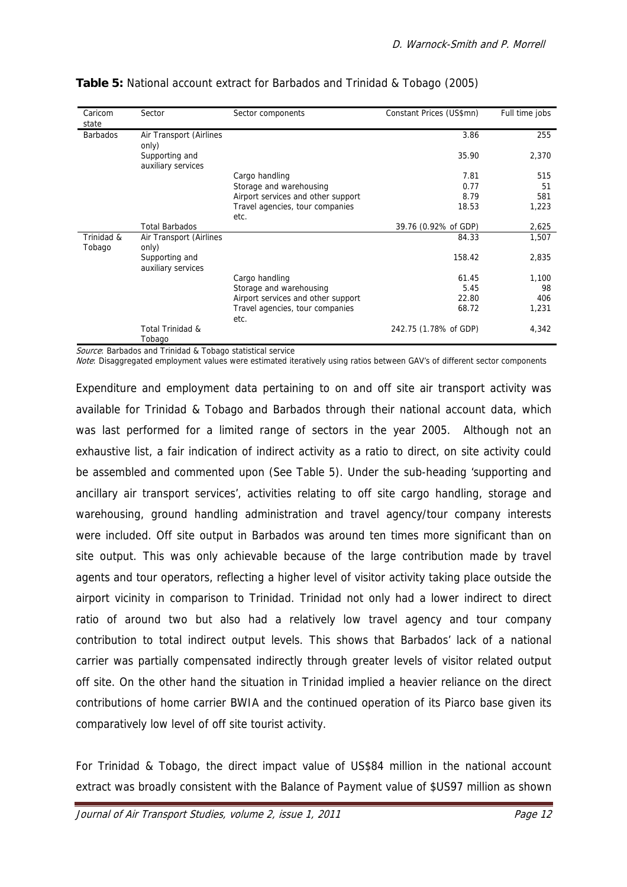**Table 5:** National account extract for Barbados and Trinidad & Tobago (2005)

| Caricom state | Sector | Sector components | Constant Prices (US$mn) | Full time jobs |
|---|---|---|---|---|
| Barbados | Air Transport (Airlines only) | | 3.86 | 255 |
| | Supporting and auxiliary services | | 35.90 | 2,370 |
| | | Cargo handling | 7.81 | 515 |
| | | Storage and warehousing | 0.77 | 51 |
| | | Airport services and other support | 8.79 | 581 |
| | | Travel agencies, tour companies etc. | 18.53 | 1,223 |
| | Total Barbados | | 39.76 (0.92% of GDP) | 2,625 |
| Trinidad & Tobago | Air Transport (Airlines only) | | 84.33 | 1,507 |
| | Supporting and auxiliary services | | 158.42 | 2,835 |
| | | Cargo handling | 61.45 | 1,100 |
| | | Storage and warehousing | 5.45 | 98 |
| | | Airport services and other support | 22.80 | 406 |
| | | Travel agencies, tour companies etc. | 68.72 | 1,231 |
| | Total Trinidad & Tobago | | 242.75 (1.78% of GDP) | 4,342 |

*Source*: Barbados and Trinidad & Tobago statistical service

*Note*: Disaggregated employment values were estimated iteratively using ratios between GAV's of different sector components

Expenditure and employment data pertaining to on and off site air transport activity was available for Trinidad & Tobago and Barbados through their national account data, which was last performed for a limited range of sectors in the year 2005. Although not an exhaustive list, a fair indication of indirect activity as a ratio to direct, on site activity could be assembled and commented upon (See Table 5). Under the sub-heading 'supporting and ancillary air transport services', activities relating to off site cargo handling, storage and warehousing, ground handling administration and travel agency/tour company interests were included. Off site output in Barbados was around ten times more significant than on site output. This was only achievable because of the large contribution made by travel agents and tour operators, reflecting a higher level of visitor activity taking place outside the airport vicinity in comparison to Trinidad. Trinidad not only had a lower indirect to direct ratio of around two but also had a relatively low travel agency and tour company contribution to total indirect output levels. This shows that Barbados' lack of a national carrier was partially compensated indirectly through greater levels of visitor related output off site. On the other hand the situation in Trinidad implied a heavier reliance on the direct contributions of home carrier BWIA and the continued operation of its Piarco base given its comparatively low level of off site tourist activity.

For Trinidad & Tobago, the direct impact value of US$84 million in the national account extract was broadly consistent with the Balance of Payment value of $US97 million as shown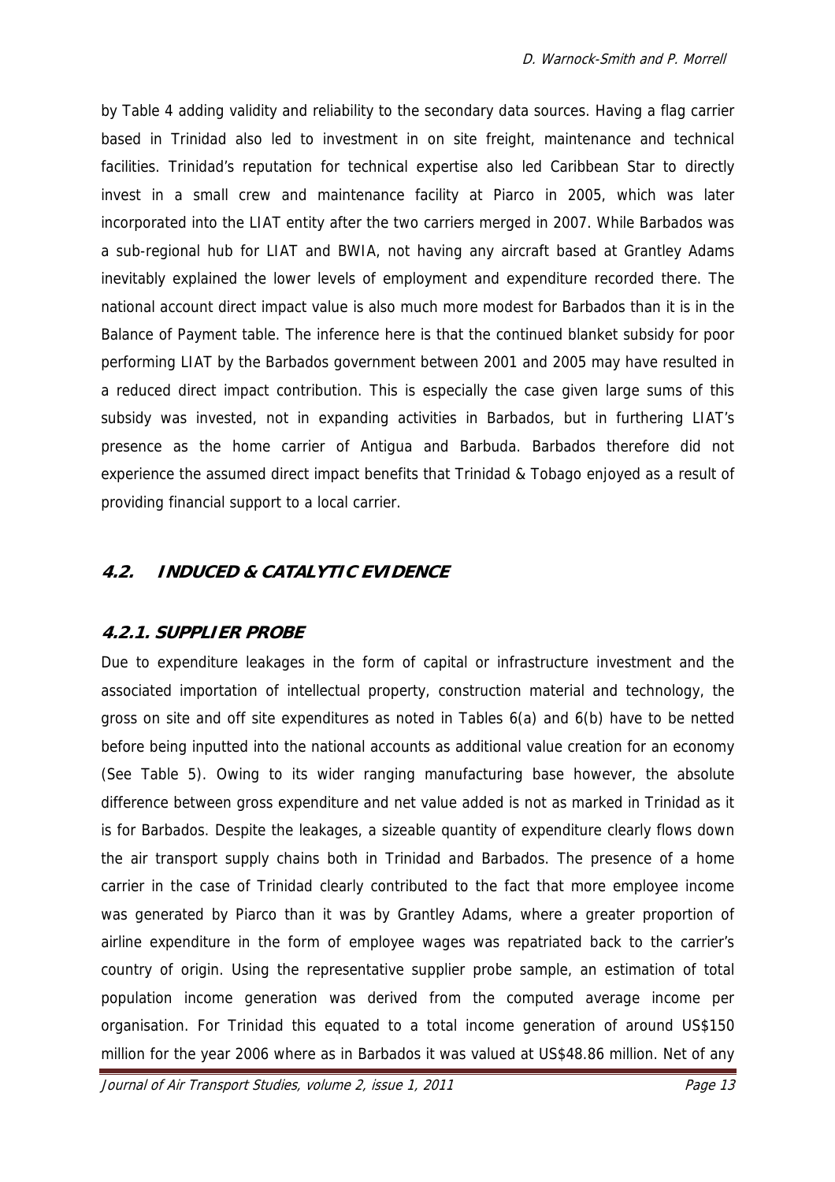by Table 4 adding validity and reliability to the secondary data sources. Having a flag carrier based in Trinidad also led to investment in on site freight, maintenance and technical facilities. Trinidad's reputation for technical expertise also led Caribbean Star to directly invest in a small crew and maintenance facility at Piarco in 2005, which was later incorporated into the LIAT entity after the two carriers merged in 2007. While Barbados was a sub-regional hub for LIAT and BWIA, not having any aircraft based at Grantley Adams inevitably explained the lower levels of employment and expenditure recorded there. The national account direct impact value is also much more modest for Barbados than it is in the Balance of Payment table. The inference here is that the continued blanket subsidy for poor performing LIAT by the Barbados government between 2001 and 2005 may have resulted in a reduced direct impact contribution. This is especially the case given large sums of this subsidy was invested, not in expanding activities in Barbados, but in furthering LIAT's presence as the home carrier of Antigua and Barbuda. Barbados therefore did not experience the assumed direct impact benefits that Trinidad & Tobago enjoyed as a result of providing financial support to a local carrier.

## 4.2. INDUCED & CATALYTIC EVIDENCE

### 4.2.1. SUPPLIER PROBE

Due to expenditure leakages in the form of capital or infrastructure investment and the associated importation of intellectual property, construction material and technology, the gross on site and off site expenditures as noted in Tables 6(a) and 6(b) have to be netted before being inputted into the national accounts as additional value creation for an economy (See Table 5). Owing to its wider ranging manufacturing base however, the absolute difference between gross expenditure and net value added is not as marked in Trinidad as it is for Barbados. Despite the leakages, a sizeable quantity of expenditure clearly flows down the air transport supply chains both in Trinidad and Barbados. The presence of a home carrier in the case of Trinidad clearly contributed to the fact that more employee income was generated by Piarco than it was by Grantley Adams, where a greater proportion of airline expenditure in the form of employee wages was repatriated back to the carrier's country of origin. Using the representative supplier probe sample, an estimation of total population income generation was derived from the computed average income per organisation. For Trinidad this equated to a total income generation of around US$150 million for the year 2006 where as in Barbados it was valued at US$48.86 million. Net of any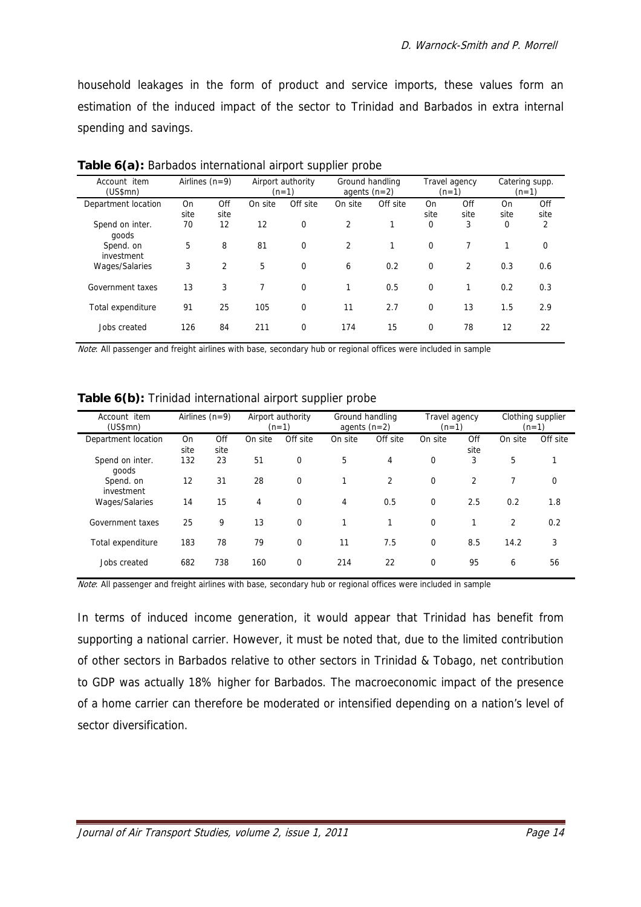household leakages in the form of product and service imports, these values form an estimation of the induced impact of the sector to Trinidad and Barbados in extra internal spending and savings.

**Table 6(a):** Barbados international airport supplier probe

| Account item (US$mn) | Airlines (n=9) | | Airport authority (n=1) | | Ground handling agents (n=2) | | Travel agency (n=1) | | Catering supp. (n=1) | |
|---|---|---|---|---|---|---|---|---|---|---|
| Department location | On site | Off site | On site | Off site | On site | Off site | On site | Off site | On site | Off site |
| Spend on inter. goods | 70 | 12 | 12 | 0 | 2 | 1 | 0 | 3 | 0 | 2 |
| Spend. on investment | 5 | 8 | 81 | 0 | 2 | 1 | 0 | 7 | 1 | 0 |
| Wages/Salaries | 3 | 2 | 5 | 0 | 6 | 0.2 | 0 | 2 | 0.3 | 0.6 |
| Government taxes | 13 | 3 | 7 | 0 | 1 | 0.5 | 0 | 1 | 0.2 | 0.3 |
| Total expenditure | 91 | 25 | 105 | 0 | 11 | 2.7 | 0 | 13 | 1.5 | 2.9 |
| Jobs created | 126 | 84 | 211 | 0 | 174 | 15 | 0 | 78 | 12 | 22 |

*Note*: All passenger and freight airlines with base, secondary hub or regional offices were included in sample

**Table 6(b):** Trinidad international airport supplier probe

| Account item (US$mn) | Airlines (n=9) | | Airport authority (n=1) | | Ground handling agents (n=2) | | Travel agency (n=1) | | Clothing supplier (n=1) | |
|---|---|---|---|---|---|---|---|---|---|---|
| Department location | On site | Off site | On site | Off site | On site | Off site | On site | Off site | On site | Off site |
| Spend on inter. goods | 132 | 23 | 51 | 0 | 5 | 4 | 0 | 3 | 5 | 1 |
| Spend. on investment | 12 | 31 | 28 | 0 | 1 | 2 | 0 | 2 | 7 | 0 |
| Wages/Salaries | 14 | 15 | 4 | 0 | 4 | 0.5 | 0 | 2.5 | 0.2 | 1.8 |
| Government taxes | 25 | 9 | 13 | 0 | 1 | 1 | 0 | 1 | 2 | 0.2 |
| Total expenditure | 183 | 78 | 79 | 0 | 11 | 7.5 | 0 | 8.5 | 14.2 | 3 |
| Jobs created | 682 | 738 | 160 | 0 | 214 | 22 | 0 | 95 | 6 | 56 |

*Note*: All passenger and freight airlines with base, secondary hub or regional offices were included in sample

In terms of induced income generation, it would appear that Trinidad has benefit from supporting a national carrier. However, it must be noted that, due to the limited contribution of other sectors in Barbados relative to other sectors in Trinidad & Tobago, net contribution to GDP was actually 18% higher for Barbados. The macroeconomic impact of the presence of a home carrier can therefore be moderated or intensified depending on a nation's level of sector diversification.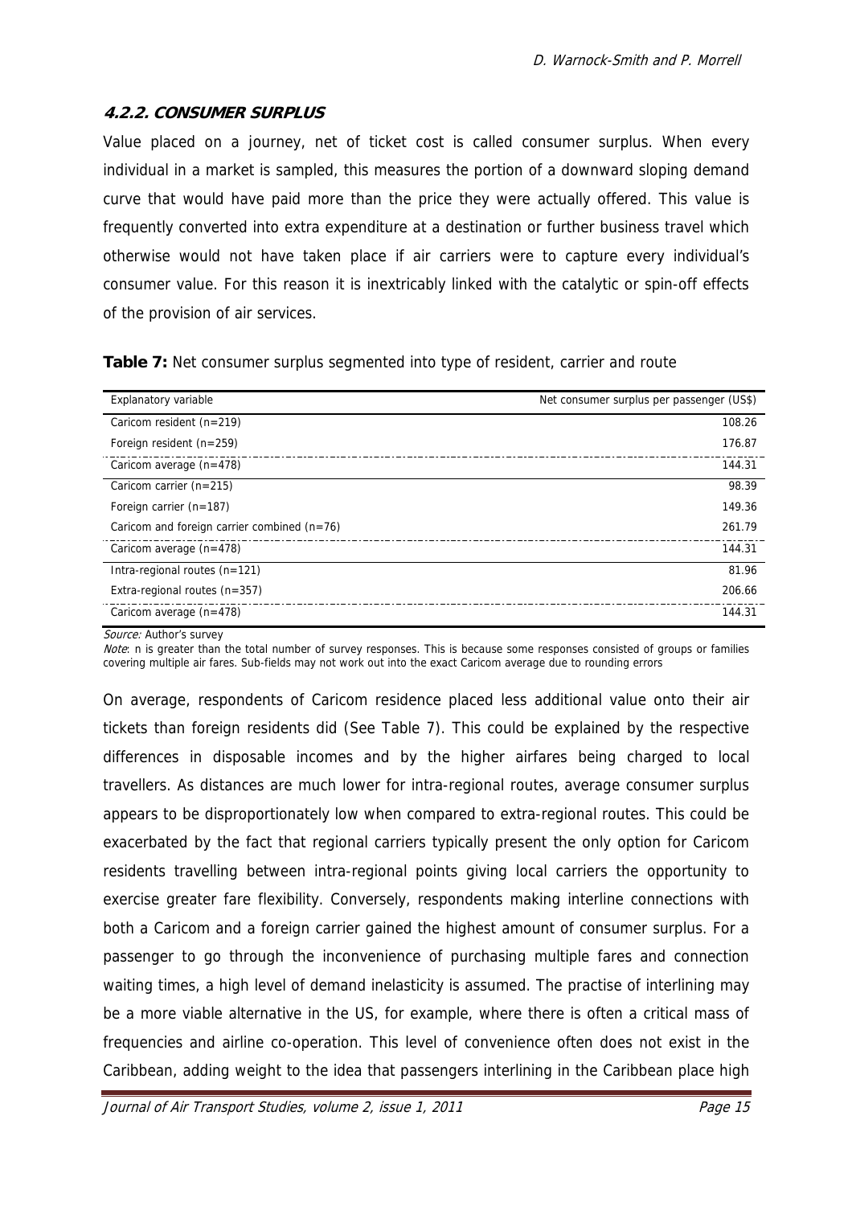#### 4.2.2. CONSUMER SURPLUS

Value placed on a journey, net of ticket cost is called consumer surplus. When every individual in a market is sampled, this measures the portion of a downward sloping demand curve that would have paid more than the price they were actually offered. This value is frequently converted into extra expenditure at a destination or further business travel which otherwise would not have taken place if air carriers were to capture every individual's consumer value. For this reason it is inextricably linked with the catalytic or spin-off effects of the provision of air services.

**Table 7:** Net consumer surplus segmented into type of resident, carrier and route

| Explanatory variable | Net consumer surplus per passenger (US$) |
| --- | ---: |
| Caricom resident (n=219) | 108.26 |
| Foreign resident (n=259) | 176.87 |
| Caricom average (n=478) | 144.31 |
| Caricom carrier (n=215) | 98.39 |
| Foreign carrier (n=187) | 149.36 |
| Caricom and foreign carrier combined (n=76) | 261.79 |
| Caricom average (n=478) | 144.31 |
| Intra-regional routes (n=121) | 81.96 |
| Extra-regional routes (n=357) | 206.66 |
| Caricom average (n=478) | 144.31 |

*Source:* Author's survey

*Note*: n is greater than the total number of survey responses. This is because some responses consisted of groups or families covering multiple air fares. Sub-fields may not work out into the exact Caricom average due to rounding errors

On average, respondents of Caricom residence placed less additional value onto their air tickets than foreign residents did (See Table 7). This could be explained by the respective differences in disposable incomes and by the higher airfares being charged to local travellers. As distances are much lower for intra-regional routes, average consumer surplus appears to be disproportionately low when compared to extra-regional routes. This could be exacerbated by the fact that regional carriers typically present the only option for Caricom residents travelling between intra-regional points giving local carriers the opportunity to exercise greater fare flexibility. Conversely, respondents making interline connections with both a Caricom and a foreign carrier gained the highest amount of consumer surplus. For a passenger to go through the inconvenience of purchasing multiple fares and connection waiting times, a high level of demand inelasticity is assumed. The practise of interlining may be a more viable alternative in the US, for example, where there is often a critical mass of frequencies and airline co-operation. This level of convenience often does not exist in the Caribbean, adding weight to the idea that passengers interlining in the Caribbean place high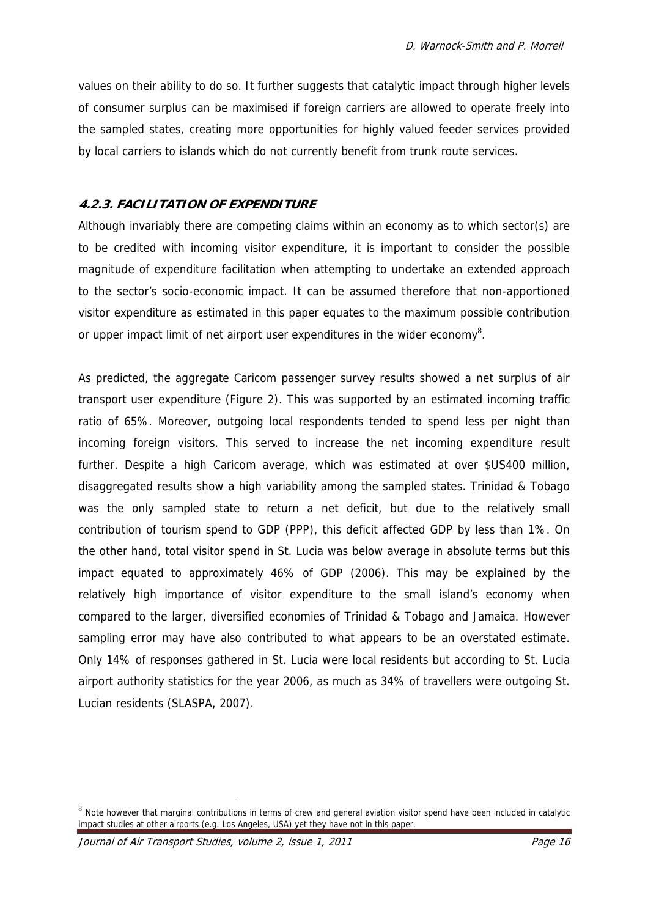values on their ability to do so. It further suggests that catalytic impact through higher levels of consumer surplus can be maximised if foreign carriers are allowed to operate freely into the sampled states, creating more opportunities for highly valued feeder services provided by local carriers to islands which do not currently benefit from trunk route services.

### 4.2.3. FACILITATION OF EXPENDITURE

Although invariably there are competing claims within an economy as to which sector(s) are to be credited with incoming visitor expenditure, it is important to consider the possible magnitude of expenditure facilitation when attempting to undertake an extended approach to the sector's socio-economic impact. It can be assumed therefore that non-apportioned visitor expenditure as estimated in this paper equates to the maximum possible contribution or upper impact limit of net airport user expenditures in the wider economy[8].

As predicted, the aggregate Caricom passenger survey results showed a net surplus of air transport user expenditure (Figure 2). This was supported by an estimated incoming traffic ratio of 65%. Moreover, outgoing local respondents tended to spend less per night than incoming foreign visitors. This served to increase the net incoming expenditure result further. Despite a high Caricom average, which was estimated at over $US400 million, disaggregated results show a high variability among the sampled states. Trinidad & Tobago was the only sampled state to return a net deficit, but due to the relatively small contribution of tourism spend to GDP (PPP), this deficit affected GDP by less than 1%. On the other hand, total visitor spend in St. Lucia was below average in absolute terms but this impact equated to approximately 46% of GDP (2006). This may be explained by the relatively high importance of visitor expenditure to the small island's economy when compared to the larger, diversified economies of Trinidad & Tobago and Jamaica. However sampling error may have also contributed to what appears to be an overstated estimate. Only 14% of responses gathered in St. Lucia were local residents but according to St. Lucia airport authority statistics for the year 2006, as much as 34% of travellers were outgoing St. Lucian residents (SLASPA, 2007).

[8] Note however that marginal contributions in terms of crew and general aviation visitor spend have been included in catalytic impact studies at other airports (e.g. Los Angeles, USA) yet they have not in this paper.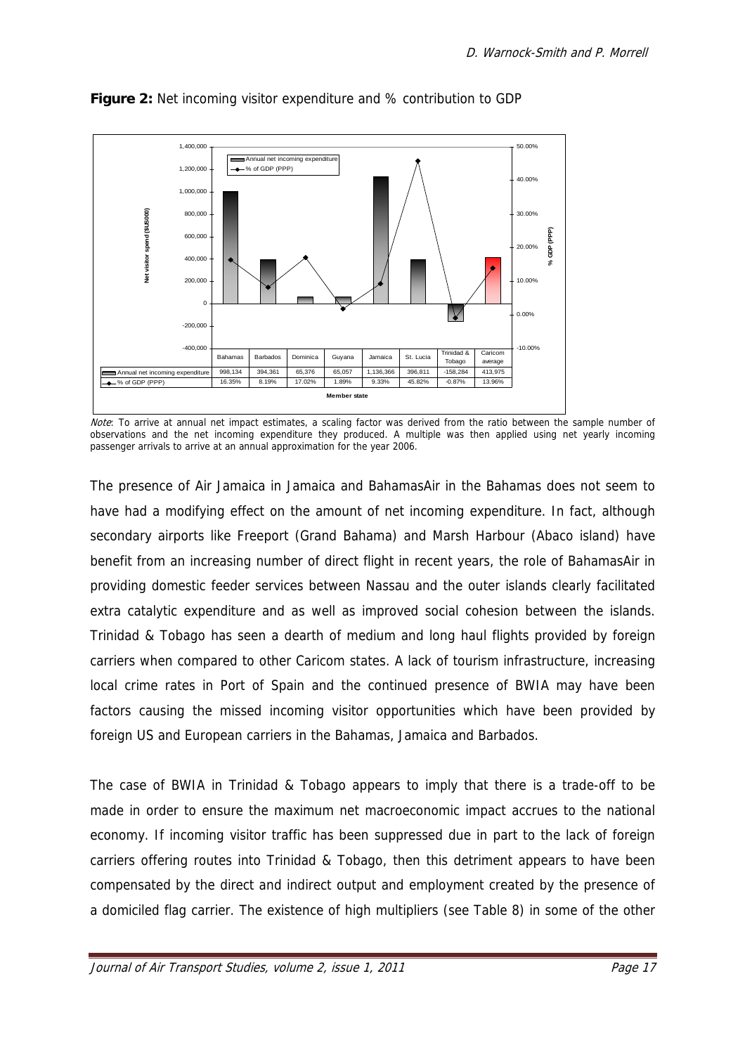**Figure 2:** Net incoming visitor expenditure and % contribution to GDP

| | Bahamas | Barbados | Dominica | Guyana | Jamaica | St. Lucia | Trinidad & Tobago | Caricom average |
|---|---|---|---|---|---|---|---|---|
| Annual net incoming expenditure | 998,134 | 394,361 | 65,376 | 65,057 | 1,136,366 | 396,811 | -158,284 | 413,975 |
| % of GDP (PPP) | 16.35% | 8.19% | 17.02% | 1.89% | 9.33% | 45.82% | -0.87% | 13.96% |

*Note*: To arrive at annual net impact estimates, a scaling factor was derived from the ratio between the sample number of observations and the net incoming expenditure they produced. A multiple was then applied using net yearly incoming passenger arrivals to arrive at an annual approximation for the year 2006.

The presence of Air Jamaica in Jamaica and BahamasAir in the Bahamas does not seem to have had a modifying effect on the amount of net incoming expenditure. In fact, although secondary airports like Freeport (Grand Bahama) and Marsh Harbour (Abaco island) have benefit from an increasing number of direct flight in recent years, the role of BahamasAir in providing domestic feeder services between Nassau and the outer islands clearly facilitated extra catalytic expenditure and as well as improved social cohesion between the islands. Trinidad & Tobago has seen a dearth of medium and long haul flights provided by foreign carriers when compared to other Caricom states. A lack of tourism infrastructure, increasing local crime rates in Port of Spain and the continued presence of BWIA may have been factors causing the missed incoming visitor opportunities which have been provided by foreign US and European carriers in the Bahamas, Jamaica and Barbados.

The case of BWIA in Trinidad & Tobago appears to imply that there is a trade-off to be made in order to ensure the maximum net macroeconomic impact accrues to the national economy. If incoming visitor traffic has been suppressed due in part to the lack of foreign carriers offering routes into Trinidad & Tobago, then this detriment appears to have been compensated by the direct and indirect output and employment created by the presence of a domiciled flag carrier. The existence of high multipliers (see Table 8) in some of the other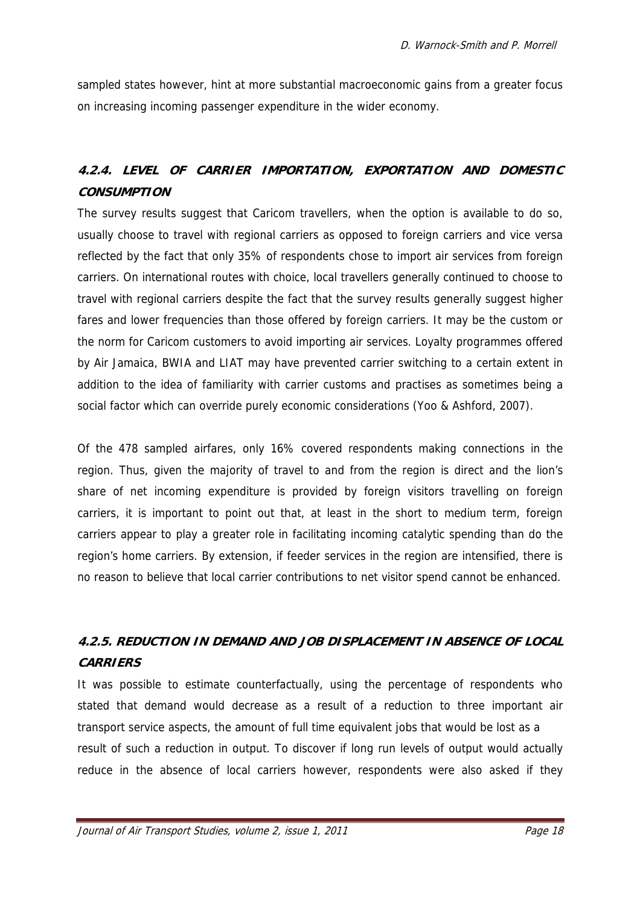sampled states however, hint at more substantial macroeconomic gains from a greater focus on increasing incoming passenger expenditure in the wider economy.

### 4.2.4. LEVEL OF CARRIER IMPORTATION, EXPORTATION AND DOMESTIC CONSUMPTION

The survey results suggest that Caricom travellers, when the option is available to do so, usually choose to travel with regional carriers as opposed to foreign carriers and vice versa reflected by the fact that only 35% of respondents chose to import air services from foreign carriers. On international routes with choice, local travellers generally continued to choose to travel with regional carriers despite the fact that the survey results generally suggest higher fares and lower frequencies than those offered by foreign carriers. It may be the custom or the norm for Caricom customers to avoid importing air services. Loyalty programmes offered by Air Jamaica, BWIA and LIAT may have prevented carrier switching to a certain extent in addition to the idea of familiarity with carrier customs and practises as sometimes being a social factor which can override purely economic considerations (Yoo & Ashford, 2007).

Of the 478 sampled airfares, only 16% covered respondents making connections in the region. Thus, given the majority of travel to and from the region is direct and the lion's share of net incoming expenditure is provided by foreign visitors travelling on foreign carriers, it is important to point out that, at least in the short to medium term, foreign carriers appear to play a greater role in facilitating incoming catalytic spending than do the region's home carriers. By extension, if feeder services in the region are intensified, there is no reason to believe that local carrier contributions to net visitor spend cannot be enhanced.

### 4.2.5. REDUCTION IN DEMAND AND JOB DISPLACEMENT IN ABSENCE OF LOCAL CARRIERS

It was possible to estimate counterfactually, using the percentage of respondents who stated that demand would decrease as a result of a reduction to three important air transport service aspects, the amount of full time equivalent jobs that would be lost as a result of such a reduction in output. To discover if long run levels of output would actually reduce in the absence of local carriers however, respondents were also asked if they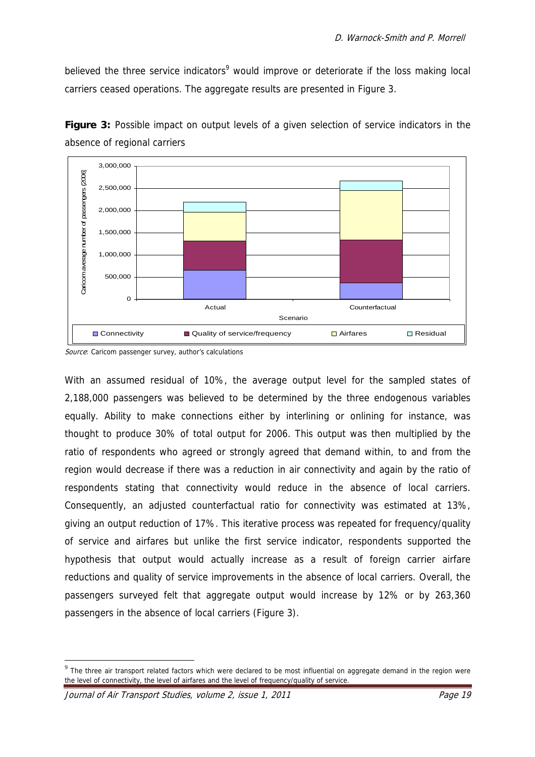believed the three service indicators[9] would improve or deteriorate if the loss making local carriers ceased operations. The aggregate results are presented in Figure 3.

**Figure 3:** Possible impact on output levels of a given selection of service indicators in the absence of regional carriers

*Source*: Caricom passenger survey, author's calculations

With an assumed residual of 10%, the average output level for the sampled states of 2,188,000 passengers was believed to be determined by the three endogenous variables equally. Ability to make connections either by interlining or onlining for instance, was thought to produce 30% of total output for 2006. This output was then multiplied by the ratio of respondents who agreed or strongly agreed that demand within, to and from the region would decrease if there was a reduction in air connectivity and again by the ratio of respondents stating that connectivity would reduce in the absence of local carriers. Consequently, an adjusted counterfactual ratio for connectivity was estimated at 13%, giving an output reduction of 17%. This iterative process was repeated for frequency/quality of service and airfares but unlike the first service indicator, respondents supported the hypothesis that output would actually increase as a result of foreign carrier airfare reductions and quality of service improvements in the absence of local carriers. Overall, the passengers surveyed felt that aggregate output would increase by 12% or by 263,360 passengers in the absence of local carriers (Figure 3).

[9] The three air transport related factors which were declared to be most influential on aggregate demand in the region were the level of connectivity, the level of airfares and the level of frequency/quality of service.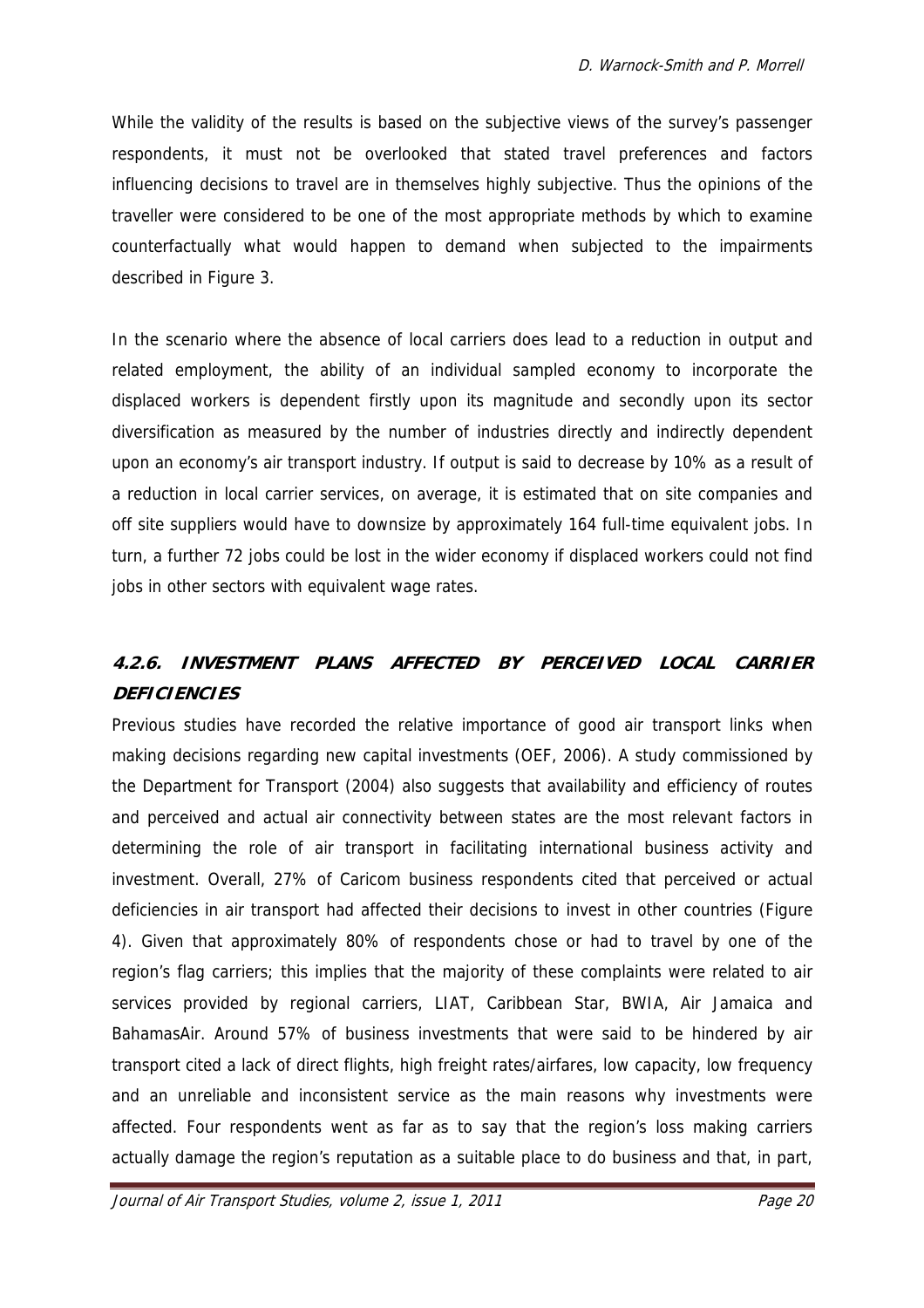While the validity of the results is based on the subjective views of the survey's passenger respondents, it must not be overlooked that stated travel preferences and factors influencing decisions to travel are in themselves highly subjective. Thus the opinions of the traveller were considered to be one of the most appropriate methods by which to examine counterfactually what would happen to demand when subjected to the impairments described in Figure 3.

In the scenario where the absence of local carriers does lead to a reduction in output and related employment, the ability of an individual sampled economy to incorporate the displaced workers is dependent firstly upon its magnitude and secondly upon its sector diversification as measured by the number of industries directly and indirectly dependent upon an economy's air transport industry. If output is said to decrease by 10% as a result of a reduction in local carrier services, on average, it is estimated that on site companies and off site suppliers would have to downsize by approximately 164 full-time equivalent jobs. In turn, a further 72 jobs could be lost in the wider economy if displaced workers could not find jobs in other sectors with equivalent wage rates.

### 4.2.6. INVESTMENT PLANS AFFECTED BY PERCEIVED LOCAL CARRIER DEFICIENCIES

Previous studies have recorded the relative importance of good air transport links when making decisions regarding new capital investments (OEF, 2006). A study commissioned by the Department for Transport (2004) also suggests that availability and efficiency of routes and perceived and actual air connectivity between states are the most relevant factors in determining the role of air transport in facilitating international business activity and investment. Overall, 27% of Caricom business respondents cited that perceived or actual deficiencies in air transport had affected their decisions to invest in other countries (Figure 4). Given that approximately 80% of respondents chose or had to travel by one of the region's flag carriers; this implies that the majority of these complaints were related to air services provided by regional carriers, LIAT, Caribbean Star, BWIA, Air Jamaica and BahamasAir. Around 57% of business investments that were said to be hindered by air transport cited a lack of direct flights, high freight rates/airfares, low capacity, low frequency and an unreliable and inconsistent service as the main reasons why investments were affected. Four respondents went as far as to say that the region's loss making carriers actually damage the region's reputation as a suitable place to do business and that, in part,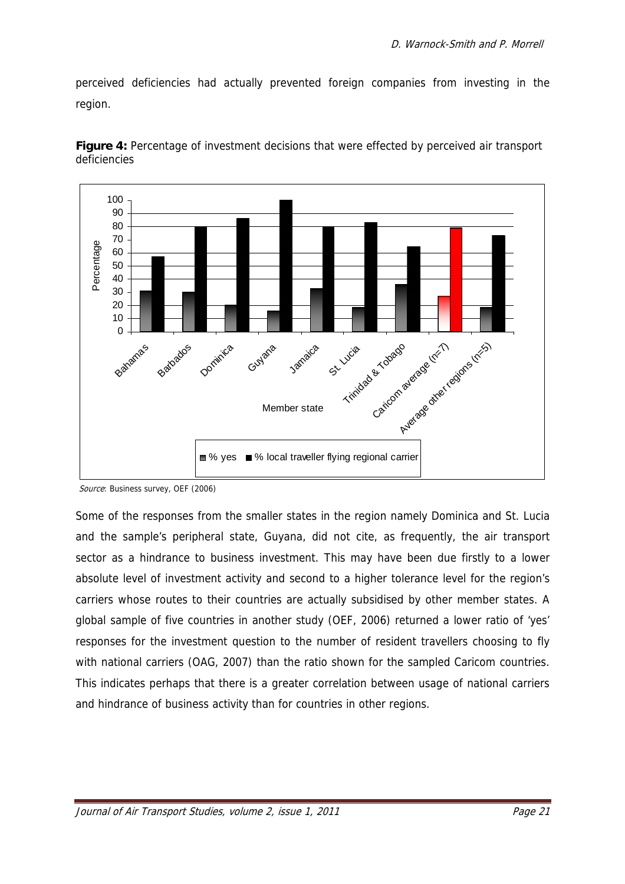perceived deficiencies had actually prevented foreign companies from investing in the region.

**Figure 4:** Percentage of investment decisions that were effected by perceived air transport deficiencies

*Source*: Business survey, OEF (2006)

Some of the responses from the smaller states in the region namely Dominica and St. Lucia and the sample's peripheral state, Guyana, did not cite, as frequently, the air transport sector as a hindrance to business investment. This may have been due firstly to a lower absolute level of investment activity and second to a higher tolerance level for the region's carriers whose routes to their countries are actually subsidised by other member states. A global sample of five countries in another study (OEF, 2006) returned a lower ratio of 'yes' responses for the investment question to the number of resident travellers choosing to fly with national carriers (OAG, 2007) than the ratio shown for the sampled Caricom countries. This indicates perhaps that there is a greater correlation between usage of national carriers and hindrance of business activity than for countries in other regions.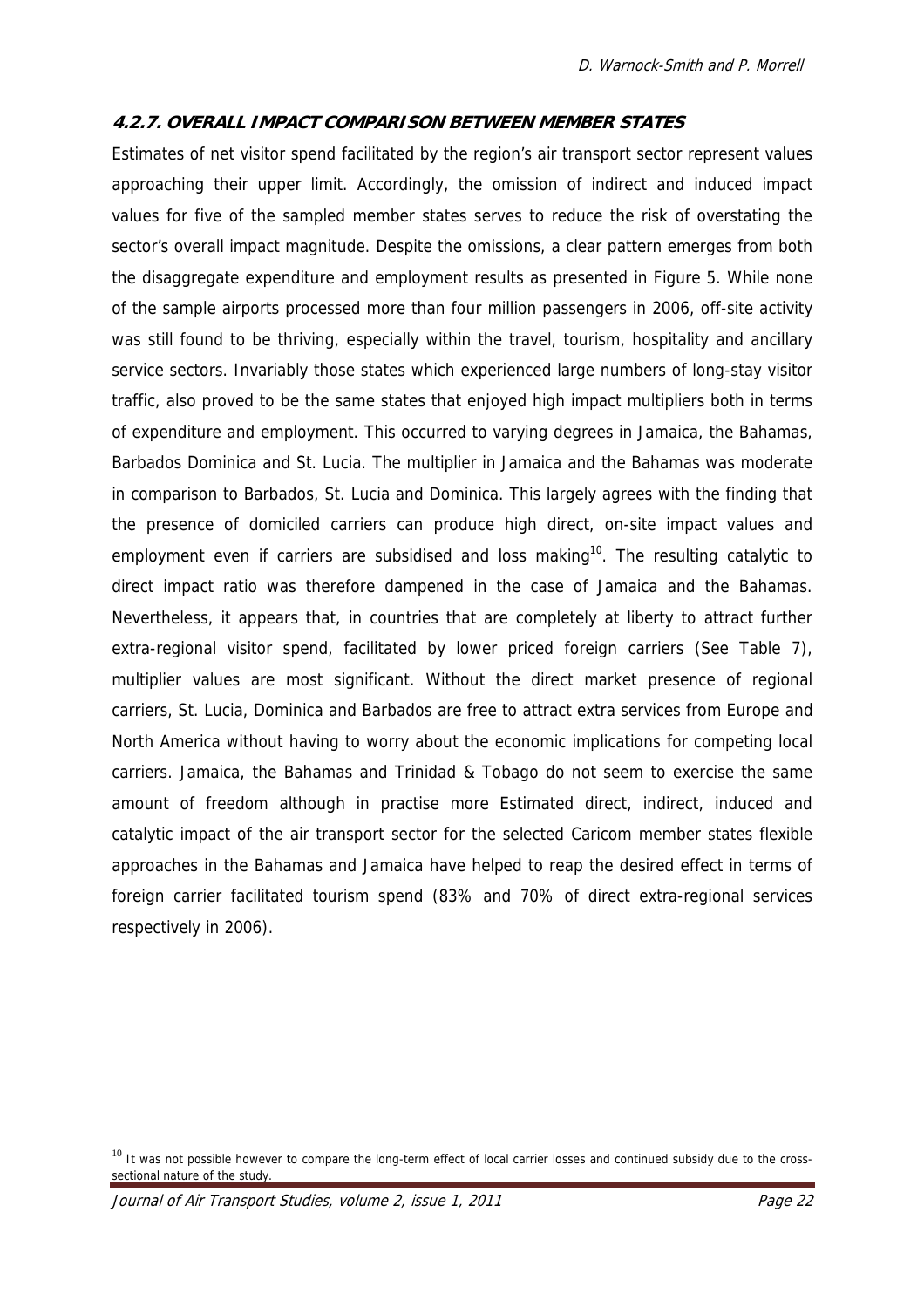### 4.2.7. OVERALL IMPACT COMPARISON BETWEEN MEMBER STATES

Estimates of net visitor spend facilitated by the region's air transport sector represent values approaching their upper limit. Accordingly, the omission of indirect and induced impact values for five of the sampled member states serves to reduce the risk of overstating the sector's overall impact magnitude. Despite the omissions, a clear pattern emerges from both the disaggregate expenditure and employment results as presented in Figure 5. While none of the sample airports processed more than four million passengers in 2006, off-site activity was still found to be thriving, especially within the travel, tourism, hospitality and ancillary service sectors. Invariably those states which experienced large numbers of long-stay visitor traffic, also proved to be the same states that enjoyed high impact multipliers both in terms of expenditure and employment. This occurred to varying degrees in Jamaica, the Bahamas, Barbados Dominica and St. Lucia. The multiplier in Jamaica and the Bahamas was moderate in comparison to Barbados, St. Lucia and Dominica. This largely agrees with the finding that the presence of domiciled carriers can produce high direct, on-site impact values and employment even if carriers are subsidised and loss making[10]. The resulting catalytic to direct impact ratio was therefore dampened in the case of Jamaica and the Bahamas. Nevertheless, it appears that, in countries that are completely at liberty to attract further extra-regional visitor spend, facilitated by lower priced foreign carriers (See Table 7), multiplier values are most significant. Without the direct market presence of regional carriers, St. Lucia, Dominica and Barbados are free to attract extra services from Europe and North America without having to worry about the economic implications for competing local carriers. Jamaica, the Bahamas and Trinidad & Tobago do not seem to exercise the same amount of freedom although in practise more Estimated direct, indirect, induced and catalytic impact of the air transport sector for the selected Caricom member states flexible approaches in the Bahamas and Jamaica have helped to reap the desired effect in terms of foreign carrier facilitated tourism spend (83% and 70% of direct extra-regional services respectively in 2006).

[10] It was not possible however to compare the long-term effect of local carrier losses and continued subsidy due to the cross-sectional nature of the study.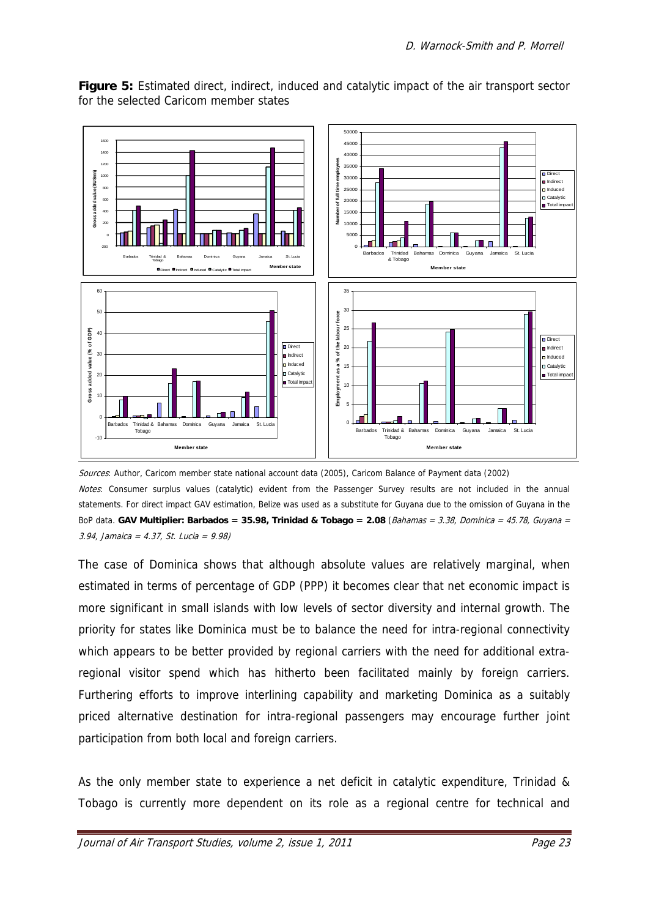**Figure 5:** Estimated direct, indirect, induced and catalytic impact of the air transport sector for the selected Caricom member states

*Sources*: Author, Caricom member state national account data (2005), Caricom Balance of Payment data (2002)

*Notes*: Consumer surplus values (catalytic) evident from the Passenger Survey results are not included in the annual statements. For direct impact GAV estimation, Belize was used as a substitute for Guyana due to the omission of Guyana in the BoP data. **GAV Multiplier: Barbados = 35.98, Trinidad & Tobago = 2.08** (*Bahamas = 3.38, Dominica = 45.78, Guyana = 3.94, Jamaica = 4.37, St. Lucia = 9.98*)

The case of Dominica shows that although absolute values are relatively marginal, when estimated in terms of percentage of GDP (PPP) it becomes clear that net economic impact is more significant in small islands with low levels of sector diversity and internal growth. The priority for states like Dominica must be to balance the need for intra-regional connectivity which appears to be better provided by regional carriers with the need for additional extra-regional visitor spend which has hitherto been facilitated mainly by foreign carriers. Furthering efforts to improve interlining capability and marketing Dominica as a suitably priced alternative destination for intra-regional passengers may encourage further joint participation from both local and foreign carriers.

As the only member state to experience a net deficit in catalytic expenditure, Trinidad & Tobago is currently more dependent on its role as a regional centre for technical and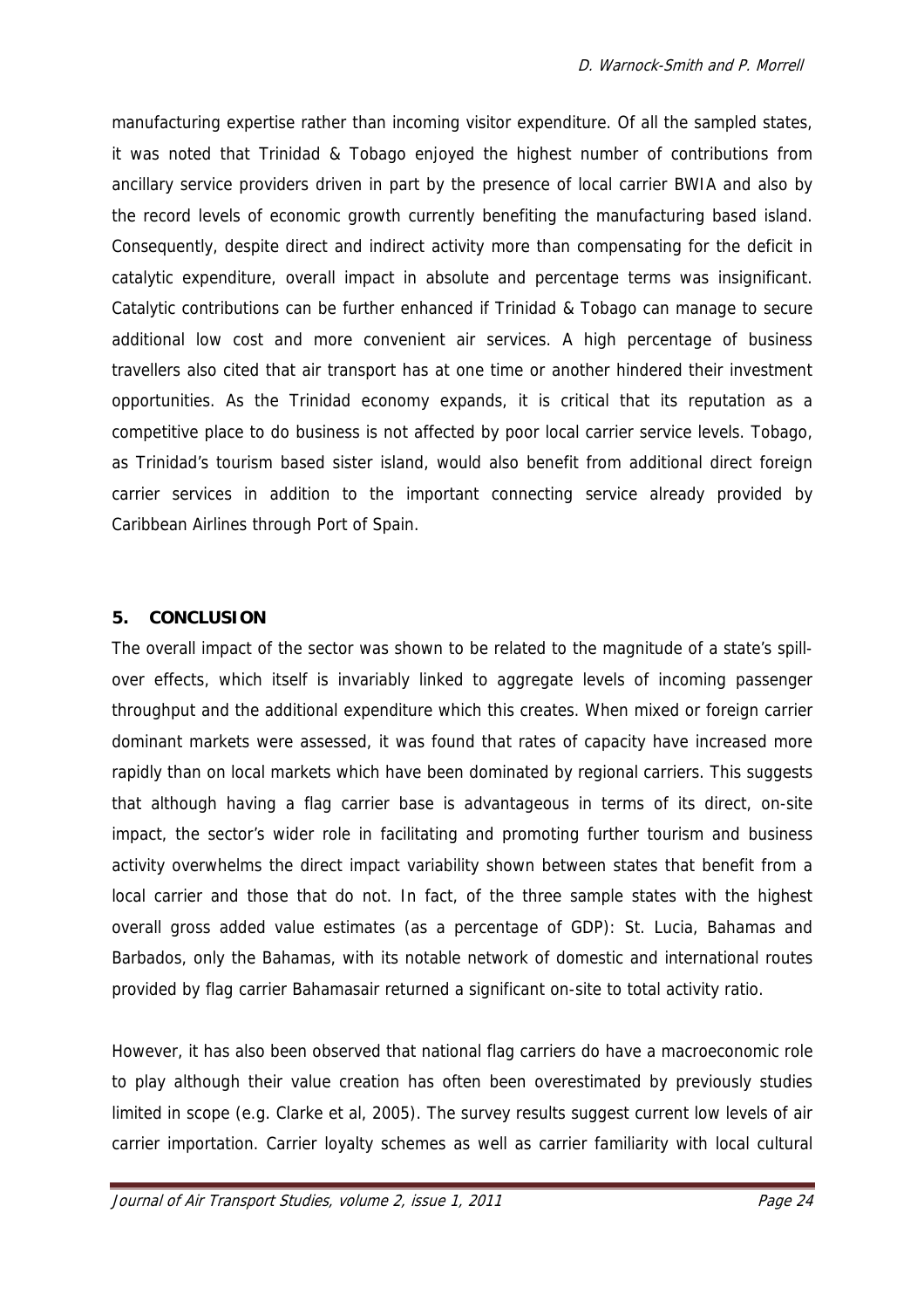manufacturing expertise rather than incoming visitor expenditure. Of all the sampled states, it was noted that Trinidad & Tobago enjoyed the highest number of contributions from ancillary service providers driven in part by the presence of local carrier BWIA and also by the record levels of economic growth currently benefiting the manufacturing based island. Consequently, despite direct and indirect activity more than compensating for the deficit in catalytic expenditure, overall impact in absolute and percentage terms was insignificant. Catalytic contributions can be further enhanced if Trinidad & Tobago can manage to secure additional low cost and more convenient air services. A high percentage of business travellers also cited that air transport has at one time or another hindered their investment opportunities. As the Trinidad economy expands, it is critical that its reputation as a competitive place to do business is not affected by poor local carrier service levels. Tobago, as Trinidad's tourism based sister island, would also benefit from additional direct foreign carrier services in addition to the important connecting service already provided by Caribbean Airlines through Port of Spain.

## 5. CONCLUSION

The overall impact of the sector was shown to be related to the magnitude of a state's spill-over effects, which itself is invariably linked to aggregate levels of incoming passenger throughput and the additional expenditure which this creates. When mixed or foreign carrier dominant markets were assessed, it was found that rates of capacity have increased more rapidly than on local markets which have been dominated by regional carriers. This suggests that although having a flag carrier base is advantageous in terms of its direct, on-site impact, the sector's wider role in facilitating and promoting further tourism and business activity overwhelms the direct impact variability shown between states that benefit from a local carrier and those that do not. In fact, of the three sample states with the highest overall gross added value estimates (as a percentage of GDP): St. Lucia, Bahamas and Barbados, only the Bahamas, with its notable network of domestic and international routes provided by flag carrier Bahamasair returned a significant on-site to total activity ratio.

However, it has also been observed that national flag carriers do have a macroeconomic role to play although their value creation has often been overestimated by previously studies limited in scope (e.g. Clarke et al, 2005). The survey results suggest current low levels of air carrier importation. Carrier loyalty schemes as well as carrier familiarity with local cultural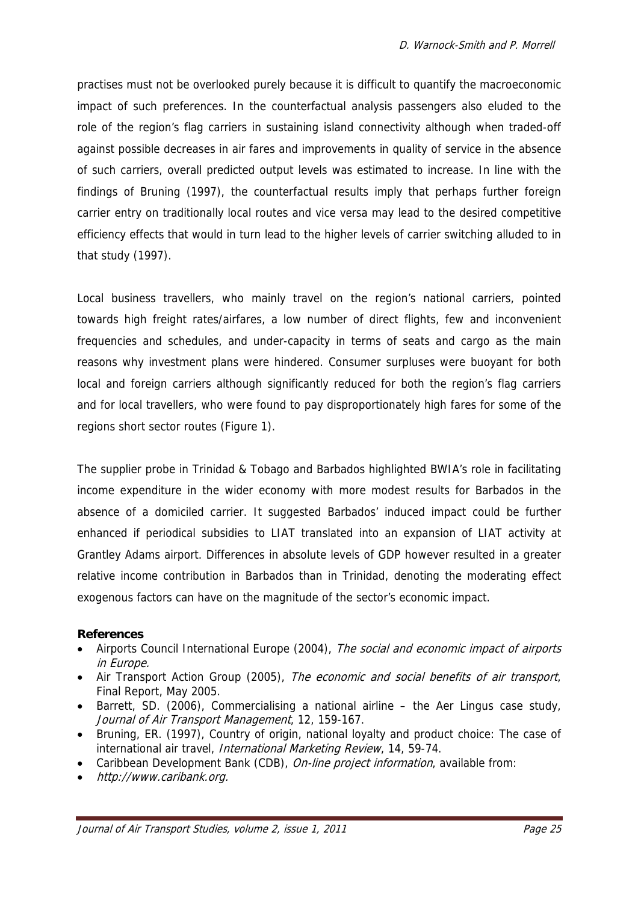practises must not be overlooked purely because it is difficult to quantify the macroeconomic impact of such preferences. In the counterfactual analysis passengers also eluded to the role of the region's flag carriers in sustaining island connectivity although when traded-off against possible decreases in air fares and improvements in quality of service in the absence of such carriers, overall predicted output levels was estimated to increase. In line with the findings of Bruning (1997), the counterfactual results imply that perhaps further foreign carrier entry on traditionally local routes and vice versa may lead to the desired competitive efficiency effects that would in turn lead to the higher levels of carrier switching alluded to in that study (1997).

Local business travellers, who mainly travel on the region's national carriers, pointed towards high freight rates/airfares, a low number of direct flights, few and inconvenient frequencies and schedules, and under-capacity in terms of seats and cargo as the main reasons why investment plans were hindered. Consumer surpluses were buoyant for both local and foreign carriers although significantly reduced for both the region's flag carriers and for local travellers, who were found to pay disproportionately high fares for some of the regions short sector routes (Figure 1).

The supplier probe in Trinidad & Tobago and Barbados highlighted BWIA's role in facilitating income expenditure in the wider economy with more modest results for Barbados in the absence of a domiciled carrier. It suggested Barbados' induced impact could be further enhanced if periodical subsidies to LIAT translated into an expansion of LIAT activity at Grantley Adams airport. Differences in absolute levels of GDP however resulted in a greater relative income contribution in Barbados than in Trinidad, denoting the moderating effect exogenous factors can have on the magnitude of the sector's economic impact.

**References**

- Airports Council International Europe (2004), *The social and economic impact of airports in Europe.*
- Air Transport Action Group (2005), *The economic and social benefits of air transport*, Final Report, May 2005.
- Barrett, SD. (2006), Commercialising a national airline – the Aer Lingus case study, *Journal of Air Transport Management*, 12, 159-167.
- Bruning, ER. (1997), Country of origin, national loyalty and product choice: The case of international air travel, *International Marketing Review*, 14, 59-74.
- Caribbean Development Bank (CDB), *On-line project information*, available from:
- *http://www.caribank.org.*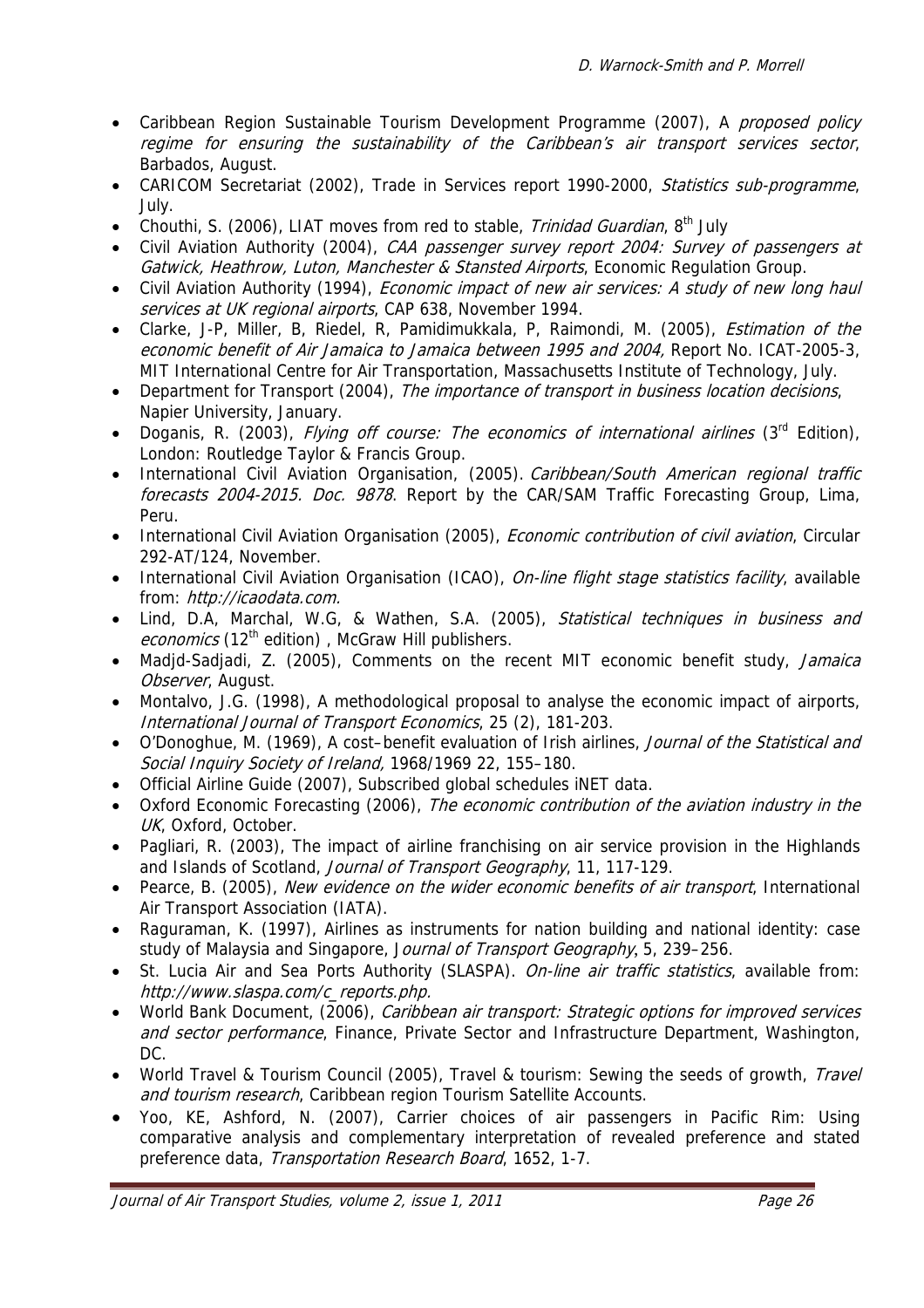- Caribbean Region Sustainable Tourism Development Programme (2007), A *proposed policy regime for ensuring the sustainability of the Caribbean's air transport services sector*, Barbados, August.
- CARICOM Secretariat (2002), Trade in Services report 1990-2000, *Statistics sub-programme*, July.
- Chouthi, S. (2006), LIAT moves from red to stable, *Trinidad Guardian*, 8th July
- Civil Aviation Authority (2004), *CAA passenger survey report 2004: Survey of passengers at Gatwick, Heathrow, Luton, Manchester & Stansted Airports*, Economic Regulation Group.
- Civil Aviation Authority (1994), *Economic impact of new air services: A study of new long haul services at UK regional airports*, CAP 638, November 1994.
- Clarke, J-P, Miller, B, Riedel, R, Pamidimukkala, P, Raimondi, M. (2005), *Estimation of the economic benefit of Air Jamaica to Jamaica between 1995 and 2004,* Report No. ICAT-2005-3, MIT International Centre for Air Transportation, Massachusetts Institute of Technology, July.
- Department for Transport (2004), *The importance of transport in business location decisions*, Napier University, January.
- Doganis, R. (2003), *Flying off course: The economics of international airlines* (3rd Edition), London: Routledge Taylor & Francis Group.
- International Civil Aviation Organisation, (2005). *Caribbean/South American regional traffic forecasts 2004-2015. Doc. 9878*. Report by the CAR/SAM Traffic Forecasting Group, Lima, Peru.
- International Civil Aviation Organisation (2005), *Economic contribution of civil aviation*, Circular 292-AT/124, November.
- International Civil Aviation Organisation (ICAO), *On-line flight stage statistics facility*, available from: *http://icaodata.com.*
- Lind, D.A, Marchal, W.G, & Wathen, S.A. (2005), *Statistical techniques in business and economics* (12th edition) , McGraw Hill publishers.
- Madjd-Sadjadi, Z. (2005), Comments on the recent MIT economic benefit study, *Jamaica Observer*, August.
- Montalvo, J.G. (1998), A methodological proposal to analyse the economic impact of airports, *International Journal of Transport Economics*, 25 (2), 181-203.
- O'Donoghue, M. (1969), A cost–benefit evaluation of Irish airlines, *Journal of the Statistical and Social Inquiry Society of Ireland,* 1968/1969 22, 155–180.
- Official Airline Guide (2007), Subscribed global schedules iNET data.
- Oxford Economic Forecasting (2006), *The economic contribution of the aviation industry in the UK*, Oxford, October.
- Pagliari, R. (2003), The impact of airline franchising on air service provision in the Highlands and Islands of Scotland, *Journal of Transport Geography*, 11, 117-129.
- Pearce, B. (2005), *New evidence on the wider economic benefits of air transport*, International Air Transport Association (IATA).
- Raguraman, K. (1997), Airlines as instruments for nation building and national identity: case study of Malaysia and Singapore, J*ournal of Transport Geography*, 5, 239–256.
- St. Lucia Air and Sea Ports Authority (SLASPA). *On-line air traffic statistics*, available from: *http://www.slaspa.com/c_reports.php.*
- World Bank Document, (2006), *Caribbean air transport: Strategic options for improved services and sector performance*, Finance, Private Sector and Infrastructure Department, Washington, DC.
- World Travel & Tourism Council (2005), Travel & tourism: Sewing the seeds of growth, *Travel and tourism research*, Caribbean region Tourism Satellite Accounts.
- Yoo, KE, Ashford, N. (2007), Carrier choices of air passengers in Pacific Rim: Using comparative analysis and complementary interpretation of revealed preference and stated preference data, *Transportation Research Board*, 1652, 1-7.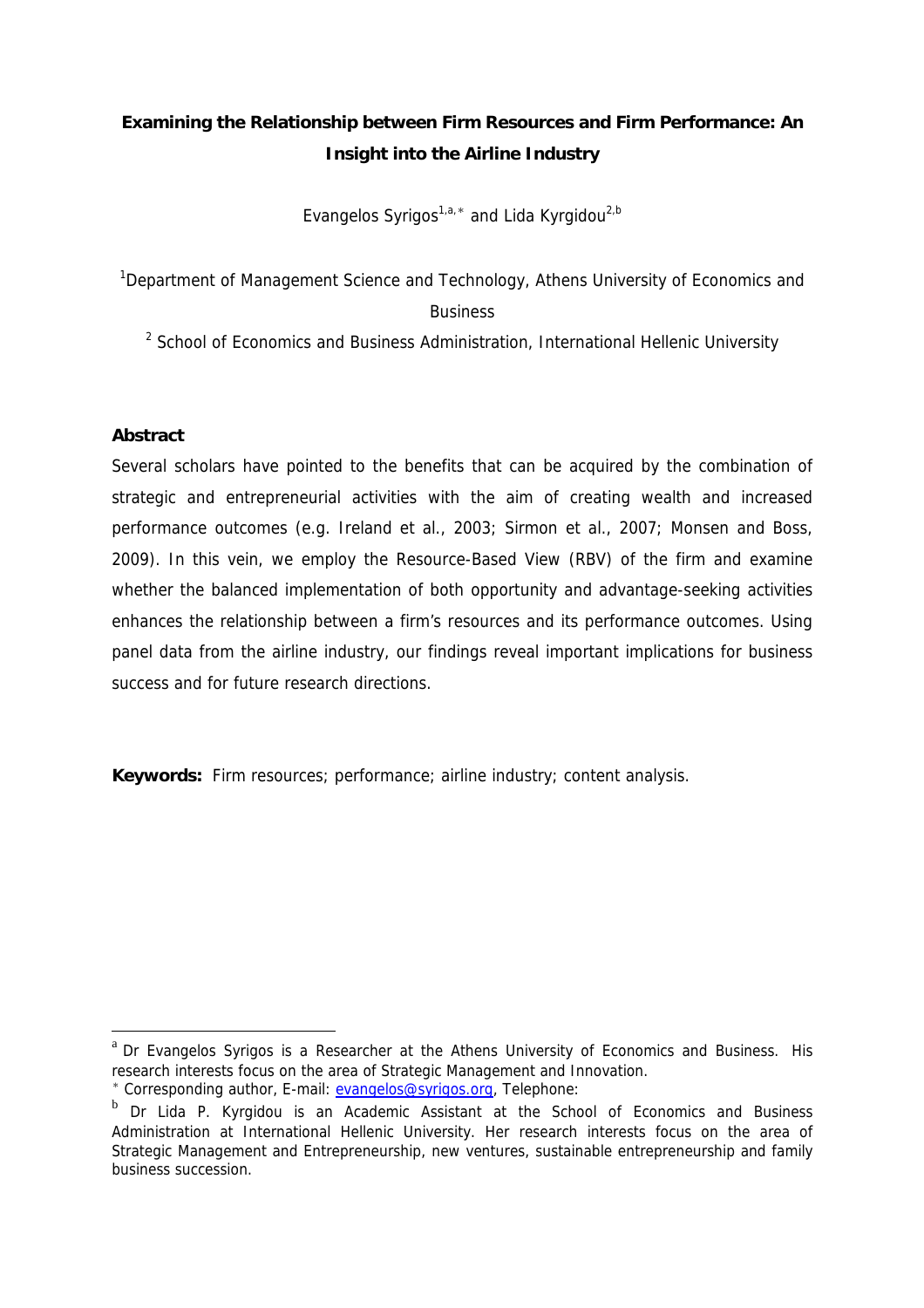# Examining the Relationship between Firm Resources and Firm Performance: An Insight into the Airline Industry

Evangelos Syrigos[1,a,*] and Lida Kyrgidou[2,b]

[1]Department of Management Science and Technology, Athens University of Economics and Business

[2] School of Economics and Business Administration, International Hellenic University

## Abstract

Several scholars have pointed to the benefits that can be acquired by the combination of strategic and entrepreneurial activities with the aim of creating wealth and increased performance outcomes (e.g. Ireland et al., 2003; Sirmon et al., 2007; Monsen and Boss, 2009). In this vein, we employ the Resource-Based View (RBV) of the firm and examine whether the balanced implementation of both opportunity and advantage-seeking activities enhances the relationship between a firm's resources and its performance outcomes. Using panel data from the airline industry, our findings reveal important implications for business success and for future research directions.

**Keywords:** Firm resources; performance; airline industry; content analysis.

---

[a] Dr Evangelos Syrigos is a Researcher at the Athens University of Economics and Business. His research interests focus on the area of Strategic Management and Innovation.

[*] Corresponding author, E-mail: evangelos@syrigos.org, Telephone:

[b] Dr Lida P. Kyrgidou is an Academic Assistant at the School of Economics and Business Administration at International Hellenic University. Her research interests focus on the area of Strategic Management and Entrepreneurship, new ventures, sustainable entrepreneurship and family business succession.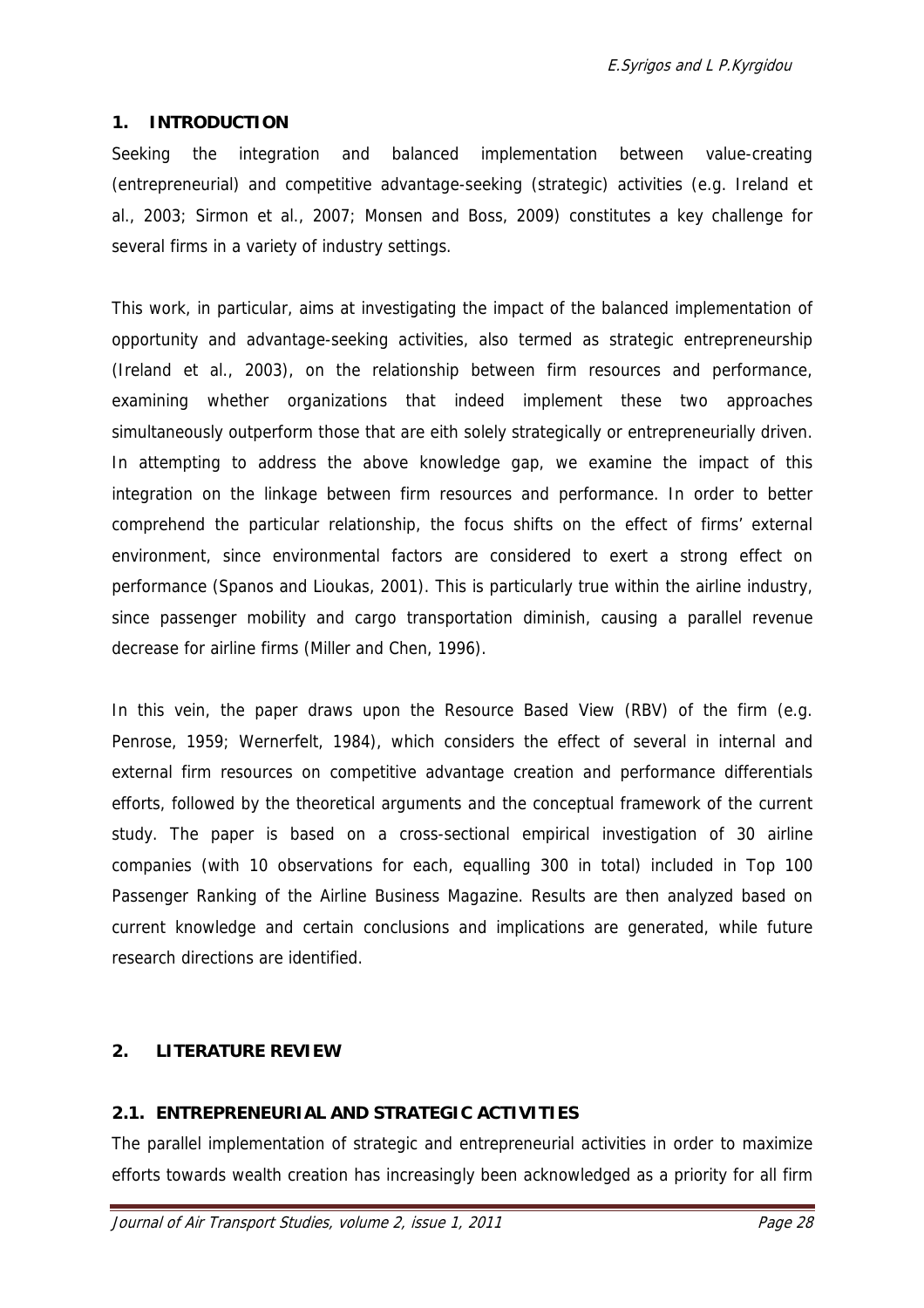## 1. INTRODUCTION

Seeking the integration and balanced implementation between value-creating (entrepreneurial) and competitive advantage-seeking (strategic) activities (e.g. Ireland et al., 2003; Sirmon et al., 2007; Monsen and Boss, 2009) constitutes a key challenge for several firms in a variety of industry settings.

This work, in particular, aims at investigating the impact of the balanced implementation of opportunity and advantage-seeking activities, also termed as strategic entrepreneurship (Ireland et al., 2003), on the relationship between firm resources and performance, examining whether organizations that indeed implement these two approaches simultaneously outperform those that are eith solely strategically or entrepreneurially driven. In attempting to address the above knowledge gap, we examine the impact of this integration on the linkage between firm resources and performance. In order to better comprehend the particular relationship, the focus shifts on the effect of firms' external environment, since environmental factors are considered to exert a strong effect on performance (Spanos and Lioukas, 2001). This is particularly true within the airline industry, since passenger mobility and cargo transportation diminish, causing a parallel revenue decrease for airline firms (Miller and Chen, 1996).

In this vein, the paper draws upon the Resource Based View (RBV) of the firm (e.g. Penrose, 1959; Wernerfelt, 1984), which considers the effect of several in internal and external firm resources on competitive advantage creation and performance differentials efforts, followed by the theoretical arguments and the conceptual framework of the current study. The paper is based on a cross-sectional empirical investigation of 30 airline companies (with 10 observations for each, equalling 300 in total) included in Top 100 Passenger Ranking of the Airline Business Magazine. Results are then analyzed based on current knowledge and certain conclusions and implications are generated, while future research directions are identified.

## 2. LITERATURE REVIEW

### 2.1. ENTREPRENEURIAL AND STRATEGIC ACTIVITIES

The parallel implementation of strategic and entrepreneurial activities in order to maximize efforts towards wealth creation has increasingly been acknowledged as a priority for all firm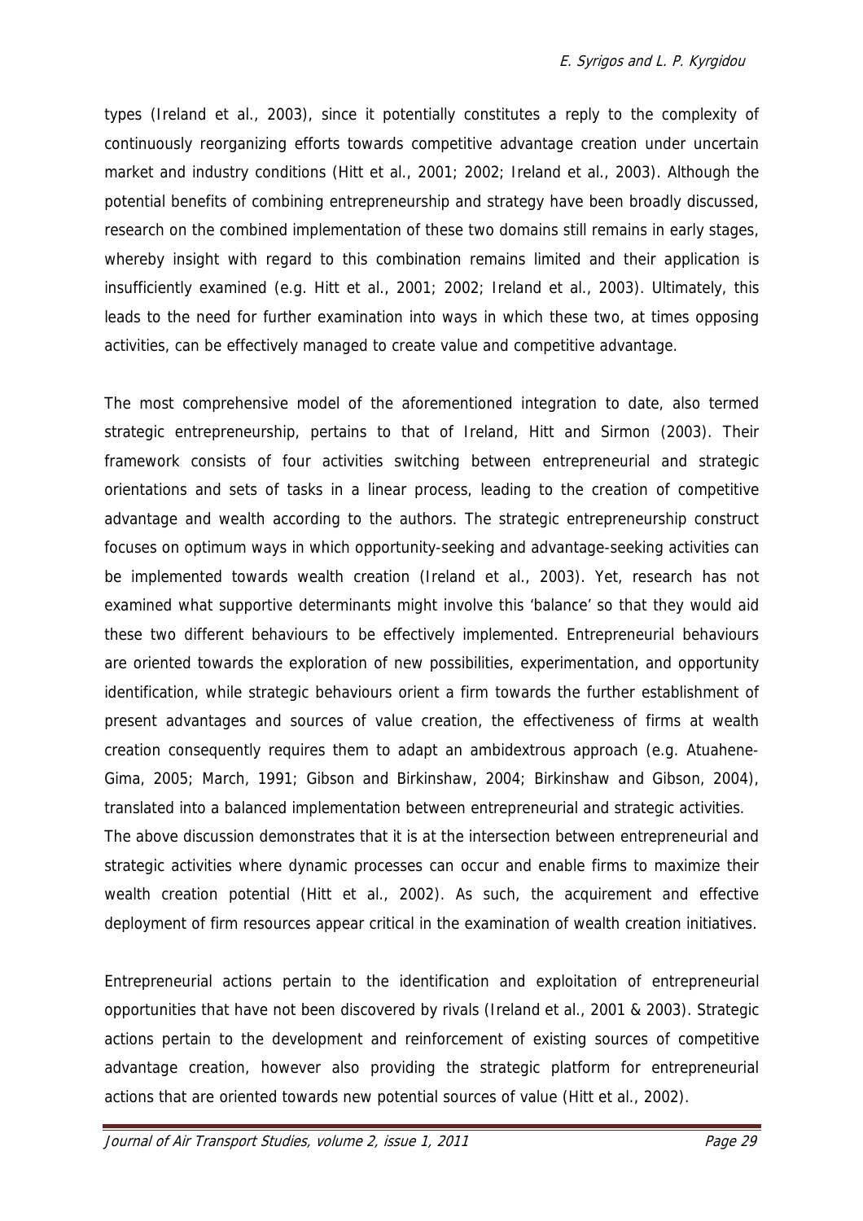types (Ireland et al., 2003), since it potentially constitutes a reply to the complexity of continuously reorganizing efforts towards competitive advantage creation under uncertain market and industry conditions (Hitt et al., 2001; 2002; Ireland et al., 2003). Although the potential benefits of combining entrepreneurship and strategy have been broadly discussed, research on the combined implementation of these two domains still remains in early stages, whereby insight with regard to this combination remains limited and their application is insufficiently examined (e.g. Hitt et al., 2001; 2002; Ireland et al., 2003). Ultimately, this leads to the need for further examination into ways in which these two, at times opposing activities, can be effectively managed to create value and competitive advantage.

The most comprehensive model of the aforementioned integration to date, also termed strategic entrepreneurship, pertains to that of Ireland, Hitt and Sirmon (2003). Their framework consists of four activities switching between entrepreneurial and strategic orientations and sets of tasks in a linear process, leading to the creation of competitive advantage and wealth according to the authors. The strategic entrepreneurship construct focuses on optimum ways in which opportunity-seeking and advantage-seeking activities can be implemented towards wealth creation (Ireland et al., 2003). Yet, research has not examined what supportive determinants might involve this 'balance' so that they would aid these two different behaviours to be effectively implemented. Entrepreneurial behaviours are oriented towards the exploration of new possibilities, experimentation, and opportunity identification, while strategic behaviours orient a firm towards the further establishment of present advantages and sources of value creation, the effectiveness of firms at wealth creation consequently requires them to adapt an ambidextrous approach (e.g. Atuahene-Gima, 2005; March, 1991; Gibson and Birkinshaw, 2004; Birkinshaw and Gibson, 2004), translated into a balanced implementation between entrepreneurial and strategic activities.

The above discussion demonstrates that it is at the intersection between entrepreneurial and strategic activities where dynamic processes can occur and enable firms to maximize their wealth creation potential (Hitt et al., 2002). As such, the acquirement and effective deployment of firm resources appear critical in the examination of wealth creation initiatives.

Entrepreneurial actions pertain to the identification and exploitation of entrepreneurial opportunities that have not been discovered by rivals (Ireland et al., 2001 & 2003). Strategic actions pertain to the development and reinforcement of existing sources of competitive advantage creation, however also providing the strategic platform for entrepreneurial actions that are oriented towards new potential sources of value (Hitt et al., 2002).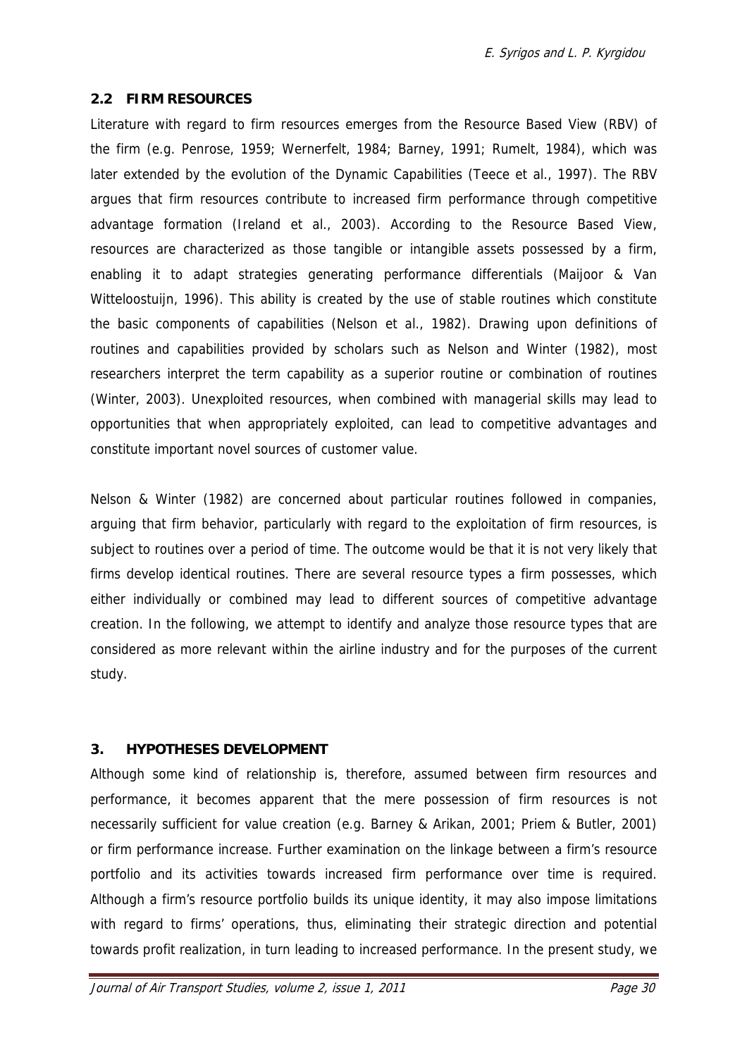## 2.2 FIRM RESOURCES

Literature with regard to firm resources emerges from the Resource Based View (RBV) of the firm (e.g. Penrose, 1959; Wernerfelt, 1984; Barney, 1991; Rumelt, 1984), which was later extended by the evolution of the Dynamic Capabilities (Teece et al., 1997). The RBV argues that firm resources contribute to increased firm performance through competitive advantage formation (Ireland et al., 2003). According to the Resource Based View, resources are characterized as those tangible or intangible assets possessed by a firm, enabling it to adapt strategies generating performance differentials (Maijoor & Van Witteloostuijn, 1996). This ability is created by the use of stable routines which constitute the basic components of capabilities (Nelson et al., 1982). Drawing upon definitions of routines and capabilities provided by scholars such as Nelson and Winter (1982), most researchers interpret the term capability as a superior routine or combination of routines (Winter, 2003). Unexploited resources, when combined with managerial skills may lead to opportunities that when appropriately exploited, can lead to competitive advantages and constitute important novel sources of customer value.

Nelson & Winter (1982) are concerned about particular routines followed in companies, arguing that firm behavior, particularly with regard to the exploitation of firm resources, is subject to routines over a period of time. The outcome would be that it is not very likely that firms develop identical routines. There are several resource types a firm possesses, which either individually or combined may lead to different sources of competitive advantage creation. In the following, we attempt to identify and analyze those resource types that are considered as more relevant within the airline industry and for the purposes of the current study.

# 3. HYPOTHESES DEVELOPMENT

Although some kind of relationship is, therefore, assumed between firm resources and performance, it becomes apparent that the mere possession of firm resources is not necessarily sufficient for value creation (e.g. Barney & Arikan, 2001; Priem & Butler, 2001) or firm performance increase. Further examination on the linkage between a firm's resource portfolio and its activities towards increased firm performance over time is required. Although a firm's resource portfolio builds its unique identity, it may also impose limitations with regard to firms' operations, thus, eliminating their strategic direction and potential towards profit realization, in turn leading to increased performance. In the present study, we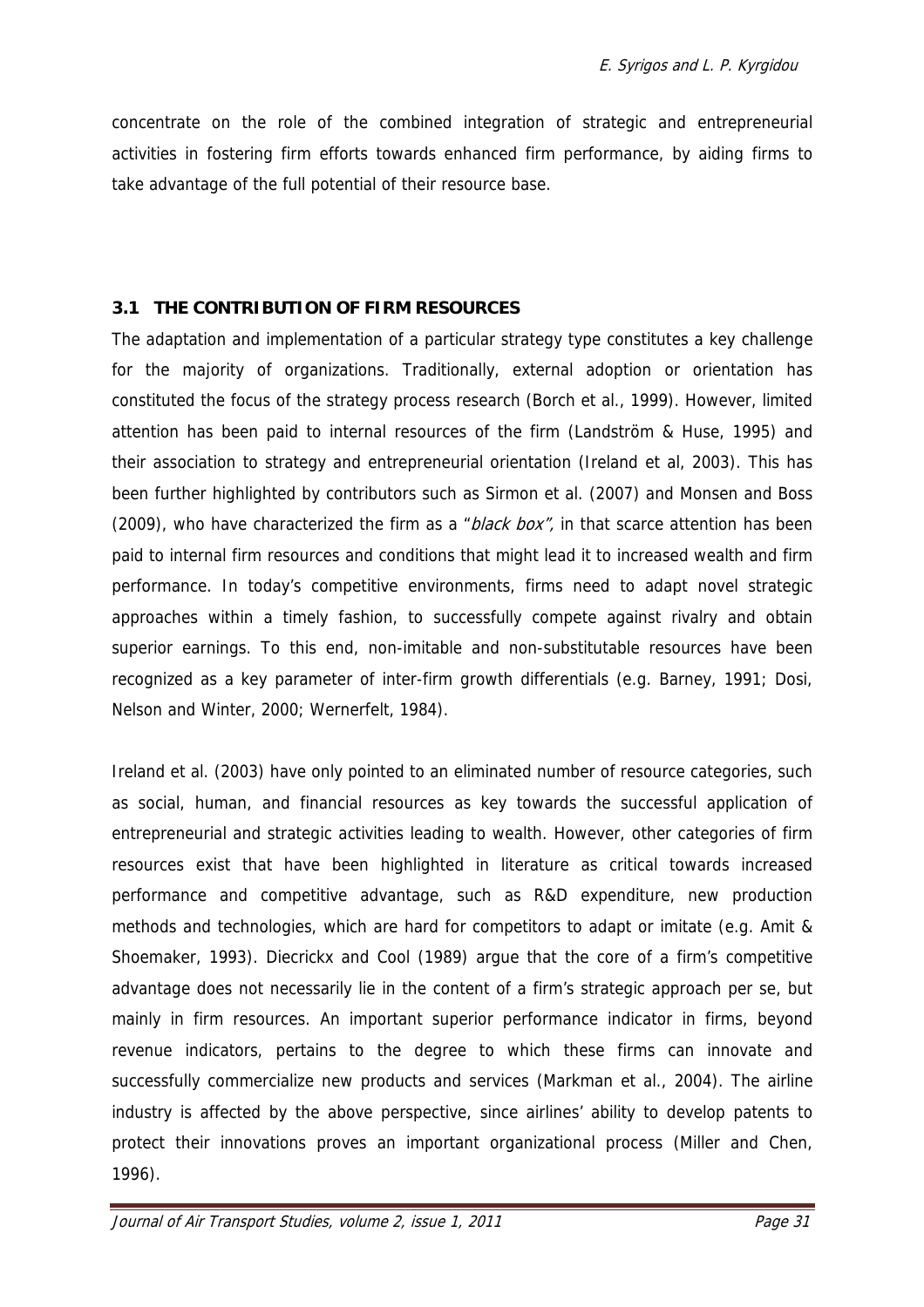concentrate on the role of the combined integration of strategic and entrepreneurial activities in fostering firm efforts towards enhanced firm performance, by aiding firms to take advantage of the full potential of their resource base.

### 3.1 THE CONTRIBUTION OF FIRM RESOURCES

The adaptation and implementation of a particular strategy type constitutes a key challenge for the majority of organizations. Traditionally, external adoption or orientation has constituted the focus of the strategy process research (Borch et al., 1999). However, limited attention has been paid to internal resources of the firm (Landström & Huse, 1995) and their association to strategy and entrepreneurial orientation (Ireland et al, 2003). This has been further highlighted by contributors such as Sirmon et al. (2007) and Monsen and Boss (2009), who have characterized the firm as a "*black box",* in that scarce attention has been paid to internal firm resources and conditions that might lead it to increased wealth and firm performance. In today's competitive environments, firms need to adapt novel strategic approaches within a timely fashion, to successfully compete against rivalry and obtain superior earnings. To this end, non-imitable and non-substitutable resources have been recognized as a key parameter of inter-firm growth differentials (e.g. Barney, 1991; Dosi, Nelson and Winter, 2000; Wernerfelt, 1984).

Ireland et al. (2003) have only pointed to an eliminated number of resource categories, such as social, human, and financial resources as key towards the successful application of entrepreneurial and strategic activities leading to wealth. However, other categories of firm resources exist that have been highlighted in literature as critical towards increased performance and competitive advantage, such as R&D expenditure, new production methods and technologies, which are hard for competitors to adapt or imitate (e.g. Amit & Shoemaker, 1993). Diecrickx and Cool (1989) argue that the core of a firm's competitive advantage does not necessarily lie in the content of a firm's strategic approach per se, but mainly in firm resources. An important superior performance indicator in firms, beyond revenue indicators, pertains to the degree to which these firms can innovate and successfully commercialize new products and services (Markman et al., 2004). The airline industry is affected by the above perspective, since airlines' ability to develop patents to protect their innovations proves an important organizational process (Miller and Chen, 1996).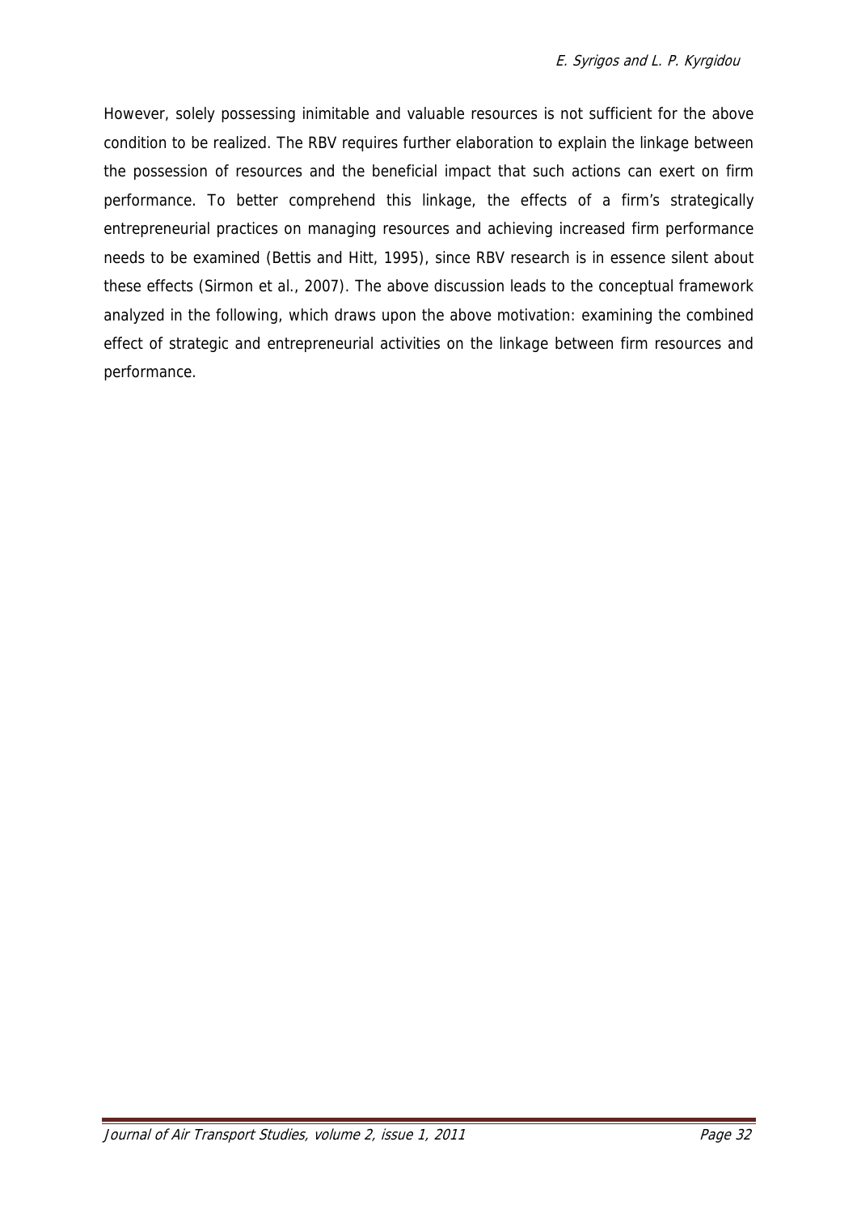However, solely possessing inimitable and valuable resources is not sufficient for the above condition to be realized. The RBV requires further elaboration to explain the linkage between the possession of resources and the beneficial impact that such actions can exert on firm performance. To better comprehend this linkage, the effects of a firm's strategically entrepreneurial practices on managing resources and achieving increased firm performance needs to be examined (Bettis and Hitt, 1995), since RBV research is in essence silent about these effects (Sirmon et al., 2007). The above discussion leads to the conceptual framework analyzed in the following, which draws upon the above motivation: examining the combined effect of strategic and entrepreneurial activities on the linkage between firm resources and performance.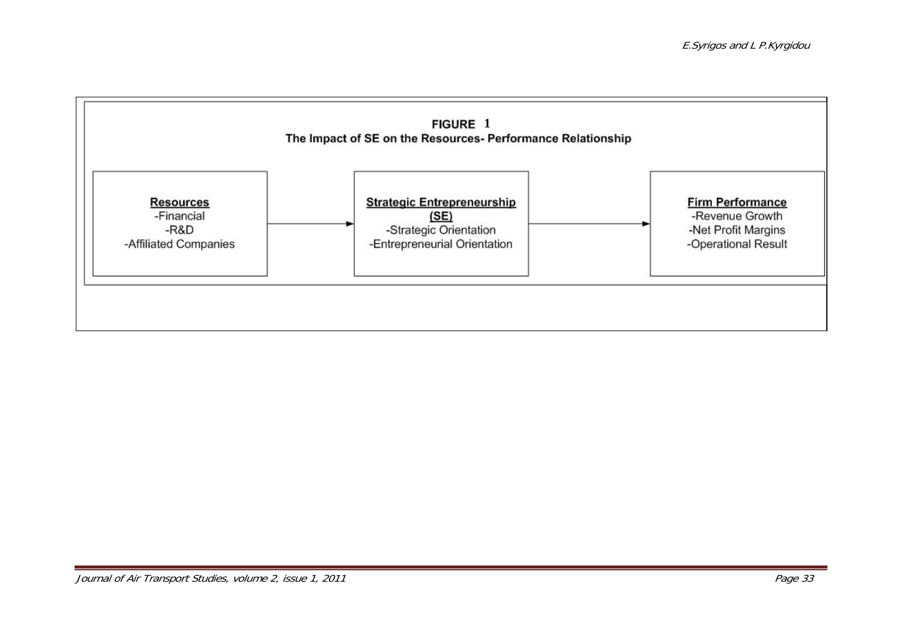**FIGURE 1**

**The Impact of SE on the Resources- Performance Relationship**

**Resources**
-Financial
-R&D
-Affiliated Companies

→

**Strategic Entrepreneurship (SE)**
-Strategic Orientation
-Entrepreneurial Orientation

→

**Firm Performance**
-Revenue Growth
-Net Profit Margins
-Operational Result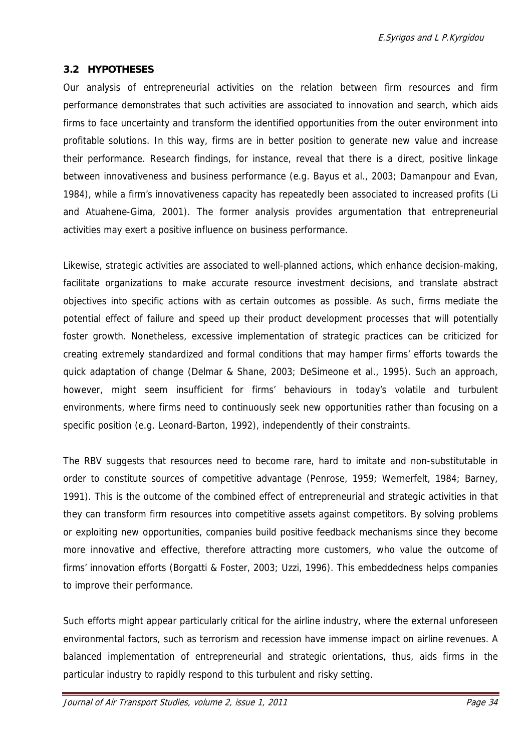### 3.2 HYPOTHESES

Our analysis of entrepreneurial activities on the relation between firm resources and firm performance demonstrates that such activities are associated to innovation and search, which aids firms to face uncertainty and transform the identified opportunities from the outer environment into profitable solutions. In this way, firms are in better position to generate new value and increase their performance. Research findings, for instance, reveal that there is a direct, positive linkage between innovativeness and business performance (e.g. Bayus et al., 2003; Damanpour and Evan, 1984), while a firm's innovativeness capacity has repeatedly been associated to increased profits (Li and Atuahene-Gima, 2001). The former analysis provides argumentation that entrepreneurial activities may exert a positive influence on business performance.

Likewise, strategic activities are associated to well-planned actions, which enhance decision-making, facilitate organizations to make accurate resource investment decisions, and translate abstract objectives into specific actions with as certain outcomes as possible. As such, firms mediate the potential effect of failure and speed up their product development processes that will potentially foster growth. Nonetheless, excessive implementation of strategic practices can be criticized for creating extremely standardized and formal conditions that may hamper firms' efforts towards the quick adaptation of change (Delmar & Shane, 2003; DeSimeone et al., 1995). Such an approach, however, might seem insufficient for firms' behaviours in today's volatile and turbulent environments, where firms need to continuously seek new opportunities rather than focusing on a specific position (e.g. Leonard-Barton, 1992), independently of their constraints.

The RBV suggests that resources need to become rare, hard to imitate and non-substitutable in order to constitute sources of competitive advantage (Penrose, 1959; Wernerfelt, 1984; Barney, 1991). This is the outcome of the combined effect of entrepreneurial and strategic activities in that they can transform firm resources into competitive assets against competitors. By solving problems or exploiting new opportunities, companies build positive feedback mechanisms since they become more innovative and effective, therefore attracting more customers, who value the outcome of firms' innovation efforts (Borgatti & Foster, 2003; Uzzi, 1996). This embeddedness helps companies to improve their performance.

Such efforts might appear particularly critical for the airline industry, where the external unforeseen environmental factors, such as terrorism and recession have immense impact on airline revenues. A balanced implementation of entrepreneurial and strategic orientations, thus, aids firms in the particular industry to rapidly respond to this turbulent and risky setting.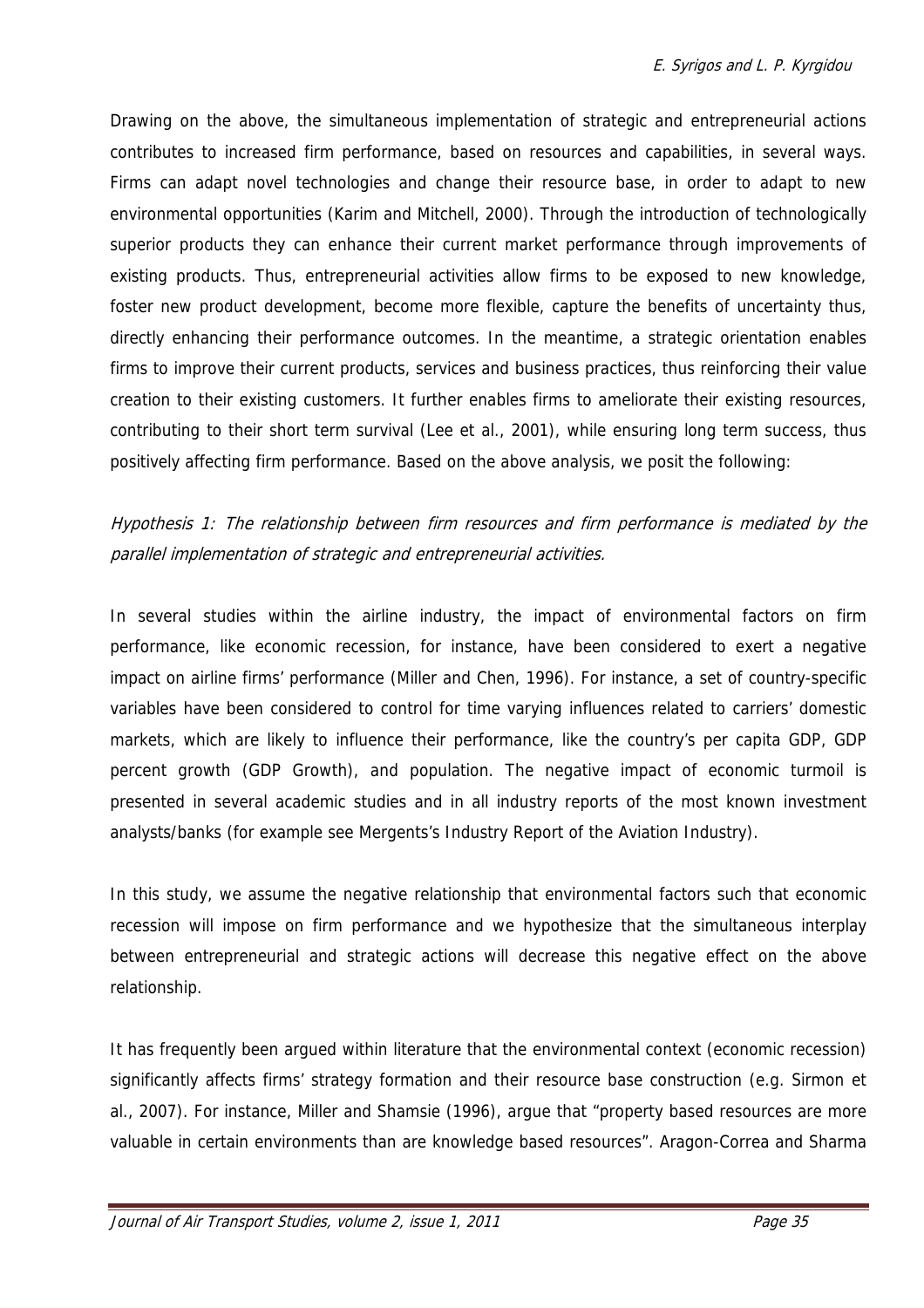Drawing on the above, the simultaneous implementation of strategic and entrepreneurial actions contributes to increased firm performance, based on resources and capabilities, in several ways. Firms can adapt novel technologies and change their resource base, in order to adapt to new environmental opportunities (Karim and Mitchell, 2000). Through the introduction of technologically superior products they can enhance their current market performance through improvements of existing products. Thus, entrepreneurial activities allow firms to be exposed to new knowledge, foster new product development, become more flexible, capture the benefits of uncertainty thus, directly enhancing their performance outcomes. In the meantime, a strategic orientation enables firms to improve their current products, services and business practices, thus reinforcing their value creation to their existing customers. It further enables firms to ameliorate their existing resources, contributing to their short term survival (Lee et al., 2001), while ensuring long term success, thus positively affecting firm performance. Based on the above analysis, we posit the following:

*Hypothesis 1: The relationship between firm resources and firm performance is mediated by the parallel implementation of strategic and entrepreneurial activities.*

In several studies within the airline industry, the impact of environmental factors on firm performance, like economic recession, for instance, have been considered to exert a negative impact on airline firms' performance (Miller and Chen, 1996). For instance, a set of country-specific variables have been considered to control for time varying influences related to carriers' domestic markets, which are likely to influence their performance, like the country's per capita GDP, GDP percent growth (GDP Growth), and population. The negative impact of economic turmoil is presented in several academic studies and in all industry reports of the most known investment analysts/banks (for example see Mergents's Industry Report of the Aviation Industry).

In this study, we assume the negative relationship that environmental factors such that economic recession will impose on firm performance and we hypothesize that the simultaneous interplay between entrepreneurial and strategic actions will decrease this negative effect on the above relationship.

It has frequently been argued within literature that the environmental context (economic recession) significantly affects firms' strategy formation and their resource base construction (e.g. Sirmon et al., 2007). For instance, Miller and Shamsie (1996), argue that "property based resources are more valuable in certain environments than are knowledge based resources". Aragon-Correa and Sharma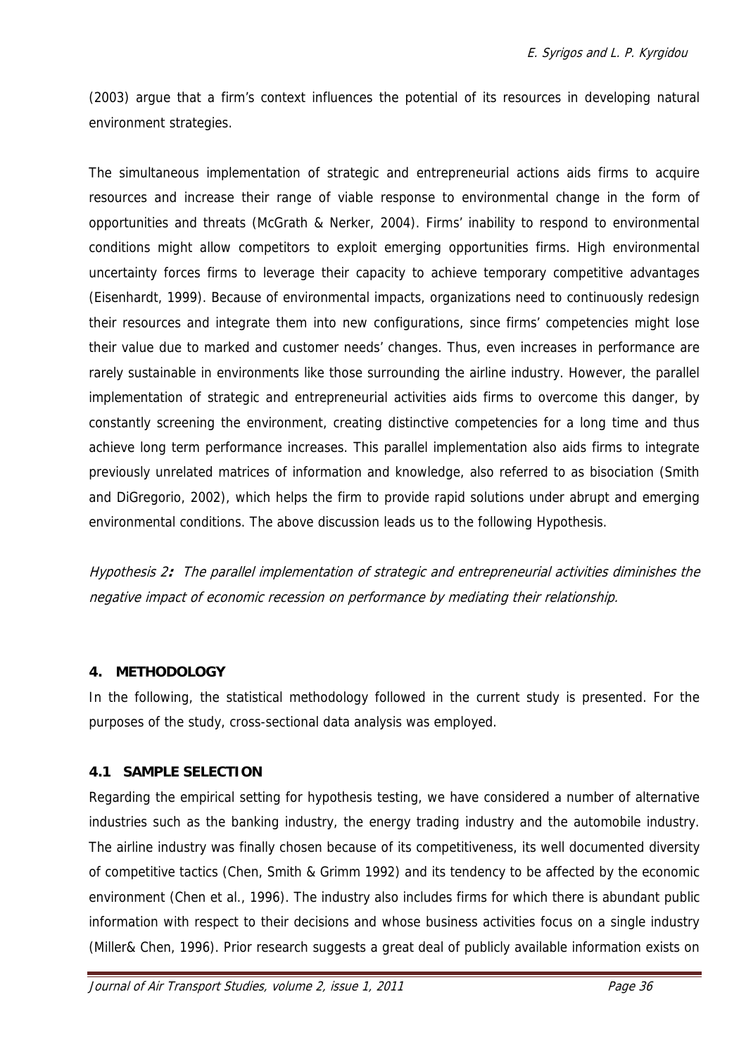(2003) argue that a firm's context influences the potential of its resources in developing natural environment strategies.

The simultaneous implementation of strategic and entrepreneurial actions aids firms to acquire resources and increase their range of viable response to environmental change in the form of opportunities and threats (McGrath & Nerker, 2004). Firms' inability to respond to environmental conditions might allow competitors to exploit emerging opportunities firms. High environmental uncertainty forces firms to leverage their capacity to achieve temporary competitive advantages (Eisenhardt, 1999). Because of environmental impacts, organizations need to continuously redesign their resources and integrate them into new configurations, since firms' competencies might lose their value due to marked and customer needs' changes. Thus, even increases in performance are rarely sustainable in environments like those surrounding the airline industry. However, the parallel implementation of strategic and entrepreneurial activities aids firms to overcome this danger, by constantly screening the environment, creating distinctive competencies for a long time and thus achieve long term performance increases. This parallel implementation also aids firms to integrate previously unrelated matrices of information and knowledge, also referred to as bisociation (Smith and DiGregorio, 2002), which helps the firm to provide rapid solutions under abrupt and emerging environmental conditions. The above discussion leads us to the following Hypothesis.

*Hypothesis 2**:** The parallel implementation of strategic and entrepreneurial activities diminishes the negative impact of economic recession on performance by mediating their relationship.*

## 4. METHODOLOGY

In the following, the statistical methodology followed in the current study is presented. For the purposes of the study, cross-sectional data analysis was employed.

### 4.1 SAMPLE SELECTION

Regarding the empirical setting for hypothesis testing, we have considered a number of alternative industries such as the banking industry, the energy trading industry and the automobile industry. The airline industry was finally chosen because of its competitiveness, its well documented diversity of competitive tactics (Chen, Smith & Grimm 1992) and its tendency to be affected by the economic environment (Chen et al., 1996). The industry also includes firms for which there is abundant public information with respect to their decisions and whose business activities focus on a single industry (Miller& Chen, 1996). Prior research suggests a great deal of publicly available information exists on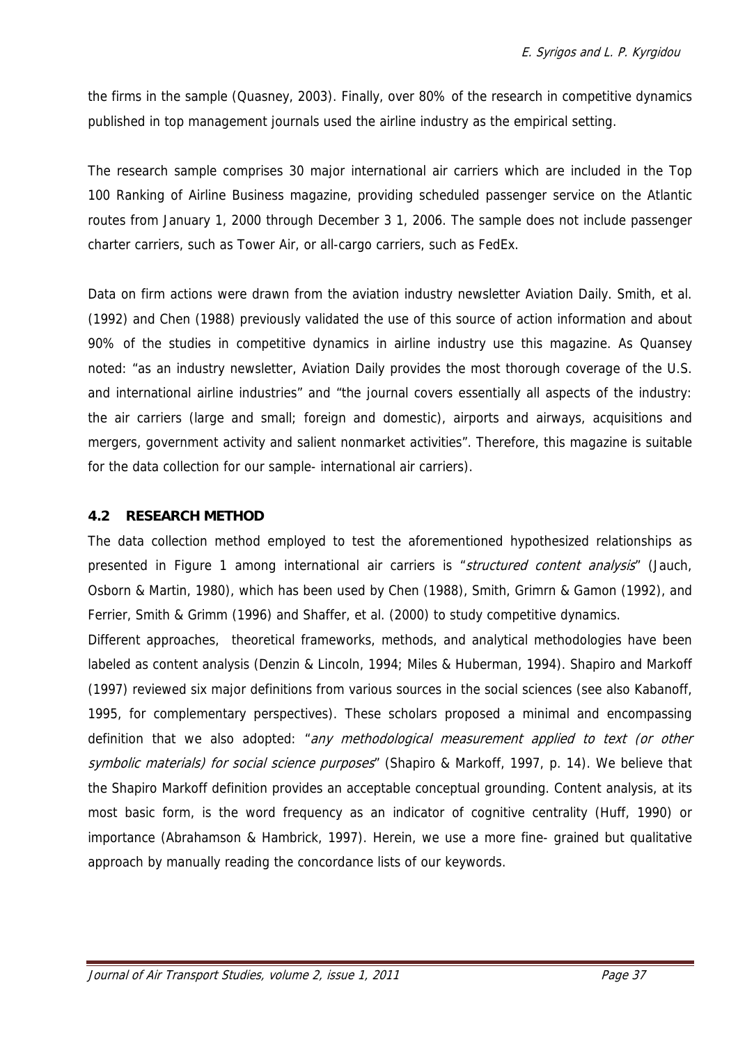the firms in the sample (Quasney, 2003). Finally, over 80% of the research in competitive dynamics published in top management journals used the airline industry as the empirical setting.

The research sample comprises 30 major international air carriers which are included in the Top 100 Ranking of Airline Business magazine, providing scheduled passenger service on the Atlantic routes from January 1, 2000 through December 3 1, 2006. The sample does not include passenger charter carriers, such as Tower Air, or all-cargo carriers, such as FedEx.

Data on firm actions were drawn from the aviation industry newsletter Aviation Daily. Smith, et al. (1992) and Chen (1988) previously validated the use of this source of action information and about 90% of the studies in competitive dynamics in airline industry use this magazine. As Quansey noted: "as an industry newsletter, Aviation Daily provides the most thorough coverage of the U.S. and international airline industries" and "the journal covers essentially all aspects of the industry: the air carriers (large and small; foreign and domestic), airports and airways, acquisitions and mergers, government activity and salient nonmarket activities". Therefore, this magazine is suitable for the data collection for our sample- international air carriers).

### 4.2 RESEARCH METHOD

The data collection method employed to test the aforementioned hypothesized relationships as presented in Figure 1 among international air carriers is "*structured content analysis*" (Jauch, Osborn & Martin, 1980), which has been used by Chen (1988), Smith, Grimrn & Gamon (1992), and Ferrier, Smith & Grimm (1996) and Shaffer, et al. (2000) to study competitive dynamics.

Different approaches, theoretical frameworks, methods, and analytical methodologies have been labeled as content analysis (Denzin & Lincoln, 1994; Miles & Huberman, 1994). Shapiro and Markoff (1997) reviewed six major definitions from various sources in the social sciences (see also Kabanoff, 1995, for complementary perspectives). These scholars proposed a minimal and encompassing definition that we also adopted: "*any methodological measurement applied to text (or other symbolic materials) for social science purposes*" (Shapiro & Markoff, 1997, p. 14). We believe that the Shapiro Markoff definition provides an acceptable conceptual grounding. Content analysis, at its most basic form, is the word frequency as an indicator of cognitive centrality (Huff, 1990) or importance (Abrahamson & Hambrick, 1997). Herein, we use a more fine- grained but qualitative approach by manually reading the concordance lists of our keywords.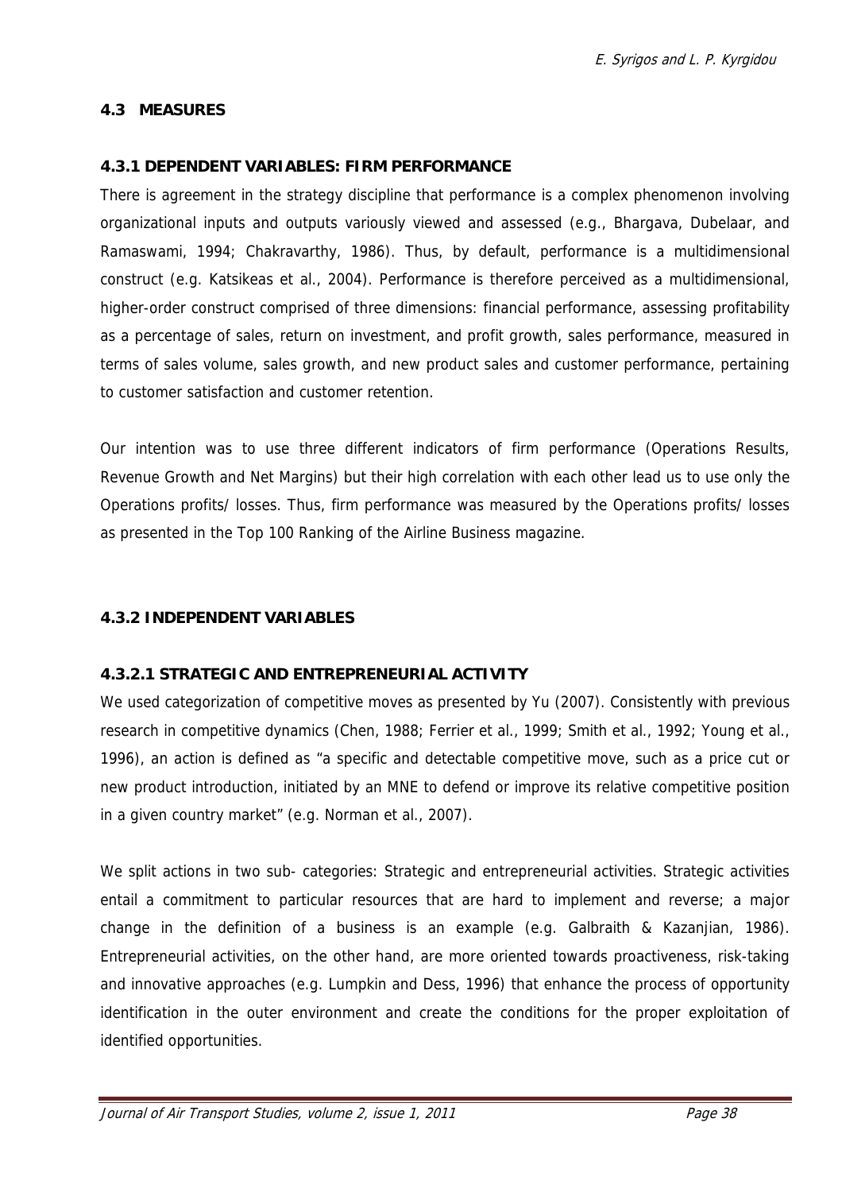## 4.3 MEASURES

### 4.3.1 DEPENDENT VARIABLES: FIRM PERFORMANCE

There is agreement in the strategy discipline that performance is a complex phenomenon involving organizational inputs and outputs variously viewed and assessed (e.g., Bhargava, Dubelaar, and Ramaswami, 1994; Chakravarthy, 1986). Thus, by default, performance is a multidimensional construct (e.g. Katsikeas et al., 2004). Performance is therefore perceived as a multidimensional, higher-order construct comprised of three dimensions: financial performance, assessing profitability as a percentage of sales, return on investment, and profit growth, sales performance, measured in terms of sales volume, sales growth, and new product sales and customer performance, pertaining to customer satisfaction and customer retention.

Our intention was to use three different indicators of firm performance (Operations Results, Revenue Growth and Net Margins) but their high correlation with each other lead us to use only the Operations profits/ losses. Thus, firm performance was measured by the Operations profits/ losses as presented in the Top 100 Ranking of the Airline Business magazine.

### 4.3.2 INDEPENDENT VARIABLES

#### 4.3.2.1 STRATEGIC AND ENTREPRENEURIAL ACTIVITY

We used categorization of competitive moves as presented by Yu (2007). Consistently with previous research in competitive dynamics (Chen, 1988; Ferrier et al., 1999; Smith et al., 1992; Young et al., 1996), an action is defined as "a specific and detectable competitive move, such as a price cut or new product introduction, initiated by an MNE to defend or improve its relative competitive position in a given country market" (e.g. Norman et al., 2007).

We split actions in two sub- categories: Strategic and entrepreneurial activities. Strategic activities entail a commitment to particular resources that are hard to implement and reverse; a major change in the definition of a business is an example (e.g. Galbraith & Kazanjian, 1986). Entrepreneurial activities, on the other hand, are more oriented towards proactiveness, risk-taking and innovative approaches (e.g. Lumpkin and Dess, 1996) that enhance the process of opportunity identification in the outer environment and create the conditions for the proper exploitation of identified opportunities.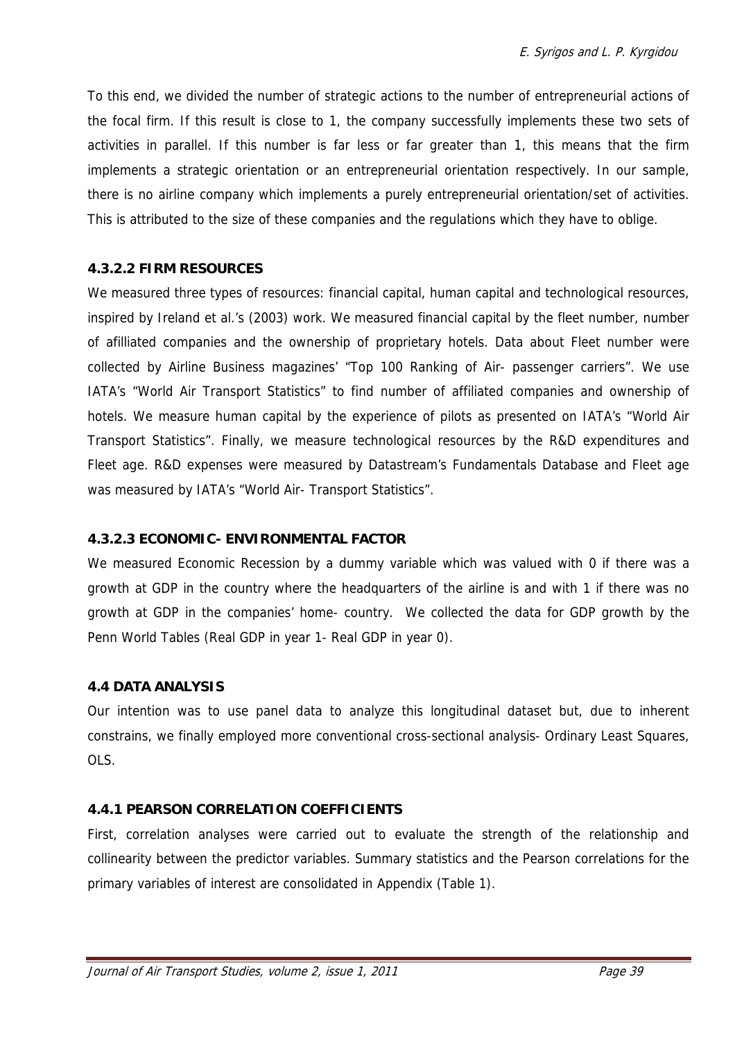To this end, we divided the number of strategic actions to the number of entrepreneurial actions of the focal firm. If this result is close to 1, the company successfully implements these two sets of activities in parallel. If this number is far less or far greater than 1, this means that the firm implements a strategic orientation or an entrepreneurial orientation respectively. In our sample, there is no airline company which implements a purely entrepreneurial orientation/set of activities. This is attributed to the size of these companies and the regulations which they have to oblige.

#### 4.3.2.2 FIRM RESOURCES

We measured three types of resources: financial capital, human capital and technological resources, inspired by Ireland et al.'s (2003) work. We measured financial capital by the fleet number, number of afilliated companies and the ownership of proprietary hotels. Data about Fleet number were collected by Airline Business magazines' "Top 100 Ranking of Air- passenger carriers". We use IATA's "World Air Transport Statistics" to find number of affiliated companies and ownership of hotels. We measure human capital by the experience of pilots as presented on IATA's "World Air Transport Statistics". Finally, we measure technological resources by the R&D expenditures and Fleet age. R&D expenses were measured by Datastream's Fundamentals Database and Fleet age was measured by IATA's "World Air- Transport Statistics".

#### 4.3.2.3 ECONOMIC- ENVIRONMENTAL FACTOR

We measured Economic Recession by a dummy variable which was valued with 0 if there was a growth at GDP in the country where the headquarters of the airline is and with 1 if there was no growth at GDP in the companies' home- country. We collected the data for GDP growth by the Penn World Tables (Real GDP in year 1- Real GDP in year 0).

### 4.4 DATA ANALYSIS

Our intention was to use panel data to analyze this longitudinal dataset but, due to inherent constrains, we finally employed more conventional cross-sectional analysis- Ordinary Least Squares, OLS.

#### 4.4.1 PEARSON CORRELATION COEFFICIENTS

First, correlation analyses were carried out to evaluate the strength of the relationship and collinearity between the predictor variables. Summary statistics and the Pearson correlations for the primary variables of interest are consolidated in Appendix (Table 1).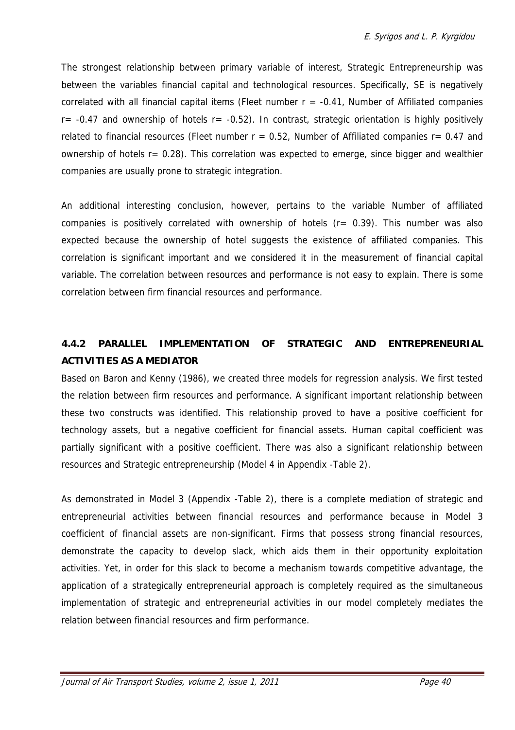The strongest relationship between primary variable of interest, Strategic Entrepreneurship was between the variables financial capital and technological resources. Specifically, SE is negatively correlated with all financial capital items (Fleet number $r = -0.41$, Number of Affiliated companies $r = -0.47$ and ownership of hotels $r = -0.52$). In contrast, strategic orientation is highly positively related to financial resources (Fleet number $r = 0.52$, Number of Affiliated companies $r = 0.47$ and ownership of hotels $r = 0.28$). This correlation was expected to emerge, since bigger and wealthier companies are usually prone to strategic integration.

An additional interesting conclusion, however, pertains to the variable Number of affiliated companies is positively correlated with ownership of hotels ($r = 0.39$). This number was also expected because the ownership of hotel suggests the existence of affiliated companies. This correlation is significant important and we considered it in the measurement of financial capital variable. The correlation between resources and performance is not easy to explain. There is some correlation between firm financial resources and performance.

### 4.4.2 PARALLEL IMPLEMENTATION OF STRATEGIC AND ENTREPRENEURIAL ACTIVITIES AS A MEDIATOR

Based on Baron and Kenny (1986), we created three models for regression analysis. We first tested the relation between firm resources and performance. A significant important relationship between these two constructs was identified. This relationship proved to have a positive coefficient for technology assets, but a negative coefficient for financial assets. Human capital coefficient was partially significant with a positive coefficient. There was also a significant relationship between resources and Strategic entrepreneurship (Model 4 in Appendix -Table 2).

As demonstrated in Model 3 (Appendix -Table 2), there is a complete mediation of strategic and entrepreneurial activities between financial resources and performance because in Model 3 coefficient of financial assets are non-significant. Firms that possess strong financial resources, demonstrate the capacity to develop slack, which aids them in their opportunity exploitation activities. Yet, in order for this slack to become a mechanism towards competitive advantage, the application of a strategically entrepreneurial approach is completely required as the simultaneous implementation of strategic and entrepreneurial activities in our model completely mediates the relation between financial resources and firm performance.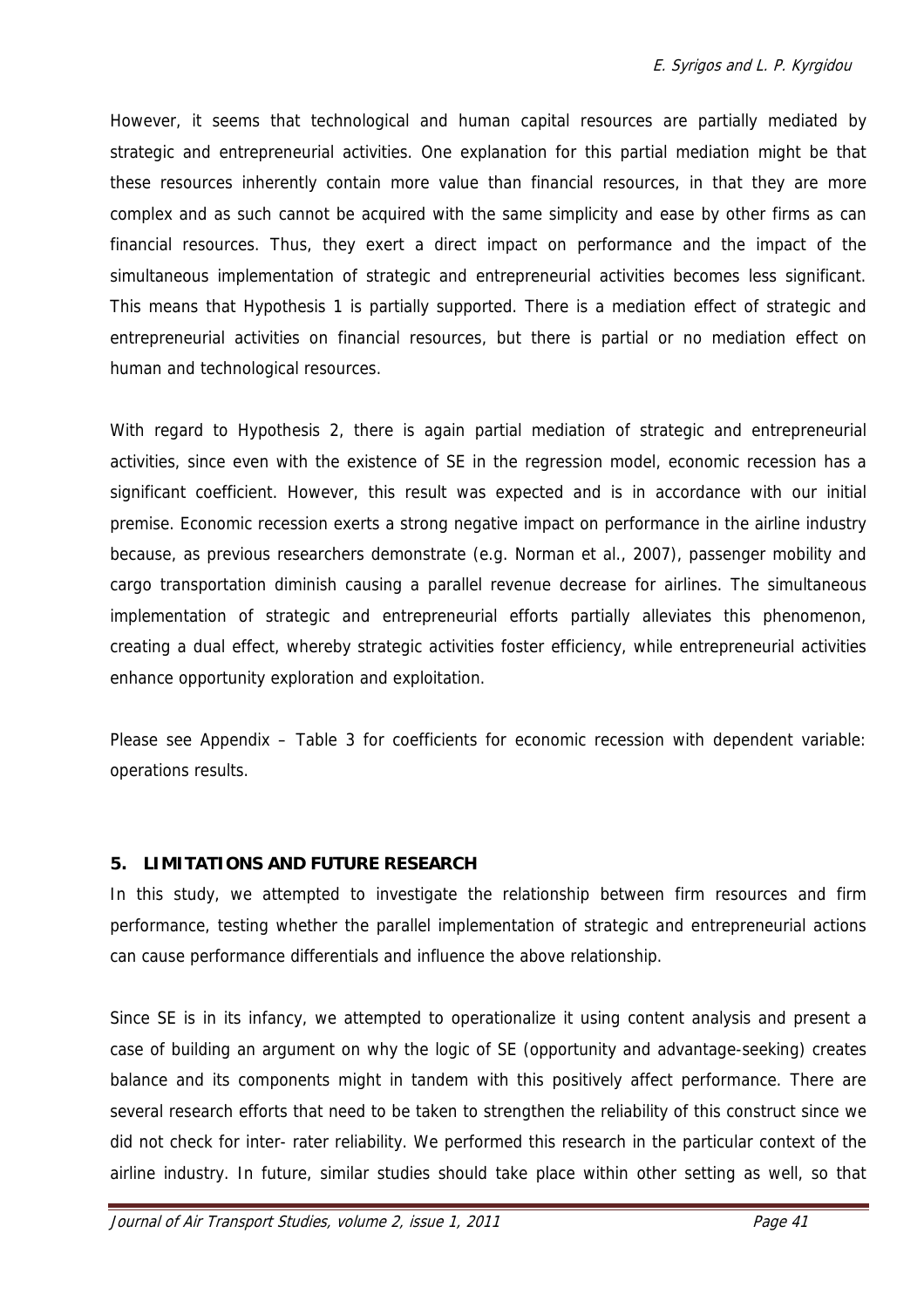However, it seems that technological and human capital resources are partially mediated by strategic and entrepreneurial activities. One explanation for this partial mediation might be that these resources inherently contain more value than financial resources, in that they are more complex and as such cannot be acquired with the same simplicity and ease by other firms as can financial resources. Thus, they exert a direct impact on performance and the impact of the simultaneous implementation of strategic and entrepreneurial activities becomes less significant. This means that Hypothesis 1 is partially supported. There is a mediation effect of strategic and entrepreneurial activities on financial resources, but there is partial or no mediation effect on human and technological resources.

With regard to Hypothesis 2, there is again partial mediation of strategic and entrepreneurial activities, since even with the existence of SE in the regression model, economic recession has a significant coefficient. However, this result was expected and is in accordance with our initial premise. Economic recession exerts a strong negative impact on performance in the airline industry because, as previous researchers demonstrate (e.g. Norman et al., 2007), passenger mobility and cargo transportation diminish causing a parallel revenue decrease for airlines. The simultaneous implementation of strategic and entrepreneurial efforts partially alleviates this phenomenon, creating a dual effect, whereby strategic activities foster efficiency, while entrepreneurial activities enhance opportunity exploration and exploitation.

Please see Appendix – Table 3 for coefficients for economic recession with dependent variable: operations results.

## 5. LIMITATIONS AND FUTURE RESEARCH

In this study, we attempted to investigate the relationship between firm resources and firm performance, testing whether the parallel implementation of strategic and entrepreneurial actions can cause performance differentials and influence the above relationship.

Since SE is in its infancy, we attempted to operationalize it using content analysis and present a case of building an argument on why the logic of SE (opportunity and advantage-seeking) creates balance and its components might in tandem with this positively affect performance. There are several research efforts that need to be taken to strengthen the reliability of this construct since we did not check for inter- rater reliability. We performed this research in the particular context of the airline industry. In future, similar studies should take place within other setting as well, so that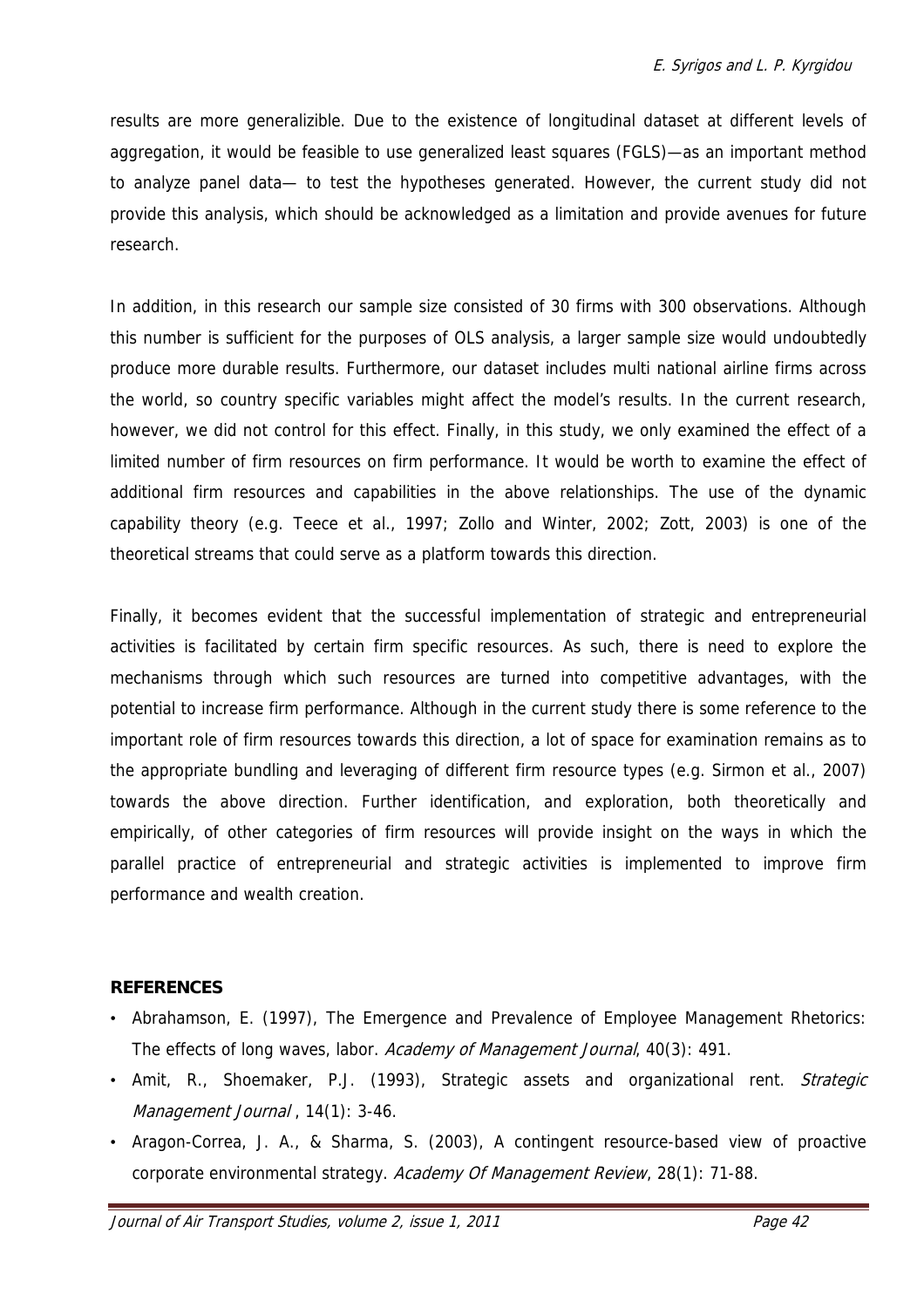results are more generalizible. Due to the existence of longitudinal dataset at different levels of aggregation, it would be feasible to use generalized least squares (FGLS)—as an important method to analyze panel data— to test the hypotheses generated. However, the current study did not provide this analysis, which should be acknowledged as a limitation and provide avenues for future research.

In addition, in this research our sample size consisted of 30 firms with 300 observations. Although this number is sufficient for the purposes of OLS analysis, a larger sample size would undoubtedly produce more durable results. Furthermore, our dataset includes multi national airline firms across the world, so country specific variables might affect the model's results. In the current research, however, we did not control for this effect. Finally, in this study, we only examined the effect of a limited number of firm resources on firm performance. It would be worth to examine the effect of additional firm resources and capabilities in the above relationships. The use of the dynamic capability theory (e.g. Teece et al., 1997; Zollo and Winter, 2002; Zott, 2003) is one of the theoretical streams that could serve as a platform towards this direction.

Finally, it becomes evident that the successful implementation of strategic and entrepreneurial activities is facilitated by certain firm specific resources. As such, there is need to explore the mechanisms through which such resources are turned into competitive advantages, with the potential to increase firm performance. Although in the current study there is some reference to the important role of firm resources towards this direction, a lot of space for examination remains as to the appropriate bundling and leveraging of different firm resource types (e.g. Sirmon et al., 2007) towards the above direction. Further identification, and exploration, both theoretically and empirically, of other categories of firm resources will provide insight on the ways in which the parallel practice of entrepreneurial and strategic activities is implemented to improve firm performance and wealth creation.

## REFERENCES

- Abrahamson, E. (1997), The Emergence and Prevalence of Employee Management Rhetorics: The effects of long waves, labor. *Academy of Management Journal*, 40(3): 491.
- Amit, R., Shoemaker, P.J. (1993), Strategic assets and organizational rent. *Strategic Management Journal* , 14(1): 3-46.
- Aragon-Correa, J. A., & Sharma, S. (2003), A contingent resource-based view of proactive corporate environmental strategy. *Academy Of Management Review*, 28(1): 71-88.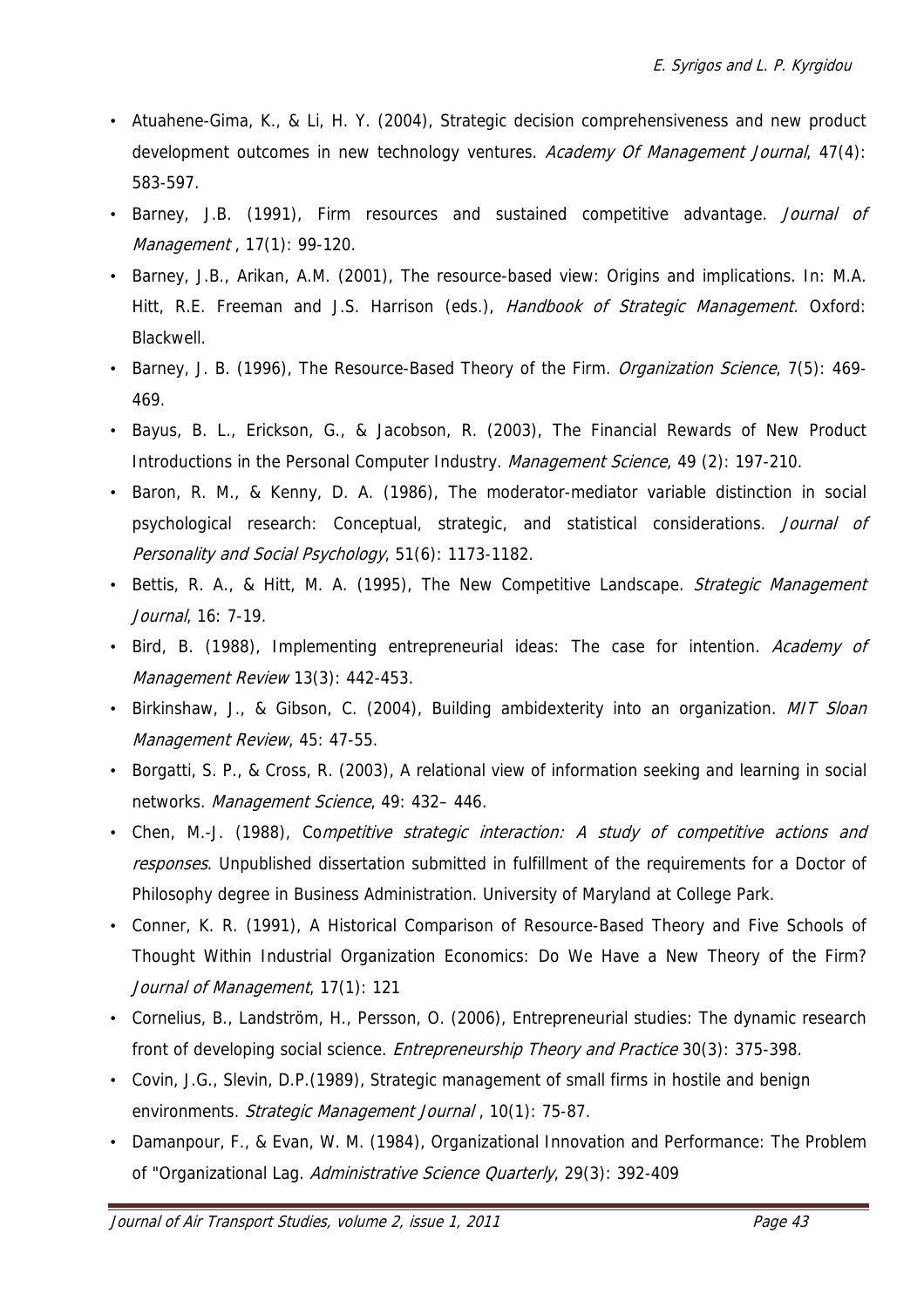- Atuahene-Gima, K., & Li, H. Y. (2004), Strategic decision comprehensiveness and new product development outcomes in new technology ventures. *Academy Of Management Journal*, 47(4): 583-597.
- Barney, J.B. (1991), Firm resources and sustained competitive advantage. *Journal of Management* , 17(1): 99-120.
- Barney, J.B., Arikan, A.M. (2001), The resource-based view: Origins and implications. In: M.A. Hitt, R.E. Freeman and J.S. Harrison (eds.), *Handbook of Strategic Management.* Oxford: Blackwell.
- Barney, J. B. (1996), The Resource-Based Theory of the Firm. *Organization Science*, 7(5): 469-469.
- Bayus, B. L., Erickson, G., & Jacobson, R. (2003), The Financial Rewards of New Product Introductions in the Personal Computer Industry. *Management Science*, 49 (2): 197-210.
- Baron, R. M., & Kenny, D. A. (1986), The moderator-mediator variable distinction in social psychological research: Conceptual, strategic, and statistical considerations. *Journal of Personality and Social Psychology*, 51(6): 1173-1182.
- Bettis, R. A., & Hitt, M. A. (1995), The New Competitive Landscape. *Strategic Management Journal*, 16: 7-19.
- Bird, B. (1988), Implementing entrepreneurial ideas: The case for intention. *Academy of Management Review* 13(3): 442-453.
- Birkinshaw, J., & Gibson, C. (2004), Building ambidexterity into an organization. *MIT Sloan Management Review*, 45: 47-55.
- Borgatti, S. P., & Cross, R. (2003), A relational view of information seeking and learning in social networks. *Management Science*, 49: 432– 446.
- Chen, M.-J. (1988), Co*mpetitive strategic interaction: A study of competitive actions and responses*. Unpublished dissertation submitted in fulfillment of the requirements for a Doctor of Philosophy degree in Business Administration. University of Maryland at College Park.
- Conner, K. R. (1991), A Historical Comparison of Resource-Based Theory and Five Schools of Thought Within Industrial Organization Economics: Do We Have a New Theory of the Firm? *Journal of Management*, 17(1): 121
- Cornelius, B., Landström, H., Persson, O. (2006), Entrepreneurial studies: The dynamic research front of developing social science. *Entrepreneurship Theory and Practice* 30(3): 375-398.
- Covin, J.G., Slevin, D.P.(1989), Strategic management of small firms in hostile and benign environments. *Strategic Management Journal* , 10(1): 75-87.
- Damanpour, F., & Evan, W. M. (1984), Organizational Innovation and Performance: The Problem of "Organizational Lag. *Administrative Science Quarterly*, 29(3): 392-409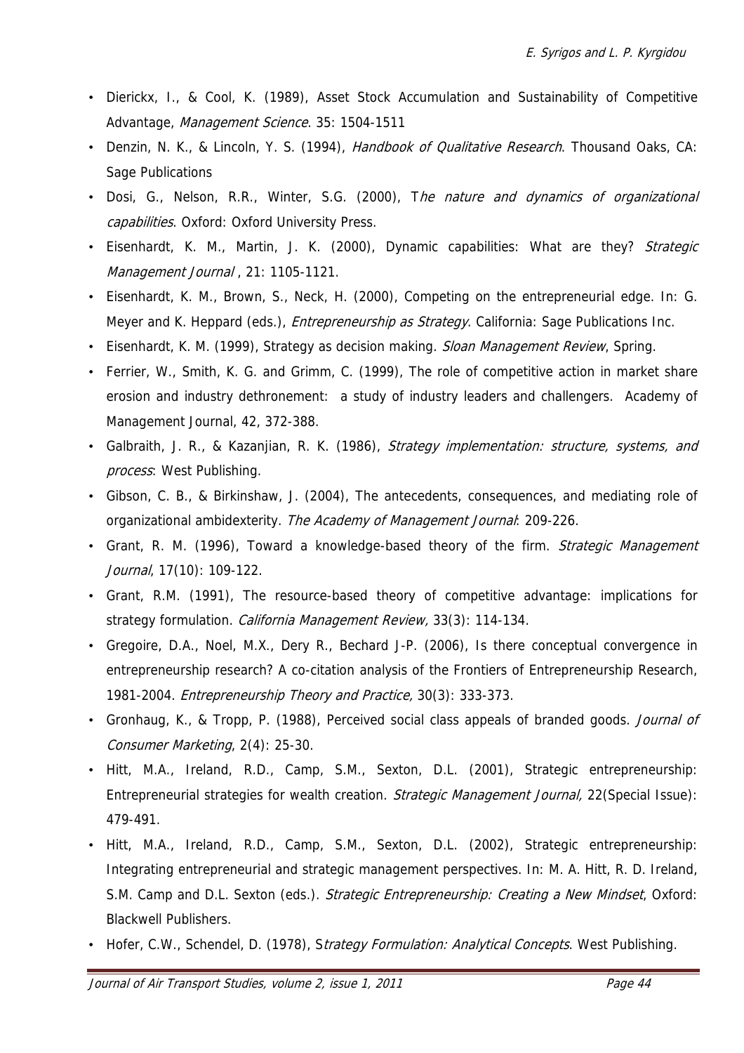- Dierickx, I., & Cool, K. (1989), Asset Stock Accumulation and Sustainability of Competitive Advantage, *Management Science*. 35: 1504-1511
- Denzin, N. K., & Lincoln, Y. S. (1994), *Handbook of Qualitative Research*. Thousand Oaks, CA: Sage Publications
- Dosi, G., Nelson, R.R., Winter, S.G. (2000), T*he nature and dynamics of organizational capabilities*. Oxford: Oxford University Press.
- Eisenhardt, K. M., Martin, J. K. (2000), Dynamic capabilities: What are they? *Strategic Management Journal* , 21: 1105-1121.
- Eisenhardt, K. M., Brown, S., Neck, H. (2000), Competing on the entrepreneurial edge. In: G. Meyer and K. Heppard (eds.), *Entrepreneurship as Strategy*. California: Sage Publications Inc.
- Eisenhardt, K. M. (1999), Strategy as decision making. *Sloan Management Review*, Spring.
- Ferrier, W., Smith, K. G. and Grimm, C. (1999), The role of competitive action in market share erosion and industry dethronement: a study of industry leaders and challengers. Academy of Management Journal, 42, 372-388.
- Galbraith, J. R., & Kazanjian, R. K. (1986), *Strategy implementation: structure, systems, and process*: West Publishing.
- Gibson, C. B., & Birkinshaw, J. (2004), The antecedents, consequences, and mediating role of organizational ambidexterity. *The Academy of Management Journal*: 209-226.
- Grant, R. M. (1996), Toward a knowledge-based theory of the firm. *Strategic Management Journal*, 17(10): 109-122.
- Grant, R.M. (1991), The resource-based theory of competitive advantage: implications for strategy formulation. *California Management Review,* 33(3): 114-134.
- Gregoire, D.A., Noel, M.X., Dery R., Bechard J-P. (2006), Is there conceptual convergence in entrepreneurship research? A co-citation analysis of the Frontiers of Entrepreneurship Research, 1981-2004. *Entrepreneurship Theory and Practice,* 30(3): 333-373.
- Gronhaug, K., & Tropp, P. (1988), Perceived social class appeals of branded goods. *Journal of Consumer Marketing*, 2(4): 25-30.
- Hitt, M.A., Ireland, R.D., Camp, S.M., Sexton, D.L. (2001), Strategic entrepreneurship: Entrepreneurial strategies for wealth creation. *Strategic Management Journal,* 22(Special Issue): 479-491.
- Hitt, M.A., Ireland, R.D., Camp, S.M., Sexton, D.L. (2002), Strategic entrepreneurship: Integrating entrepreneurial and strategic management perspectives. In: M. A. Hitt, R. D. Ireland, S.M. Camp and D.L. Sexton (eds.). *Strategic Entrepreneurship: Creating a New Mindset*, Oxford: Blackwell Publishers.
- Hofer, C.W., Schendel, D. (1978), S*trategy Formulation: Analytical Concepts*. West Publishing.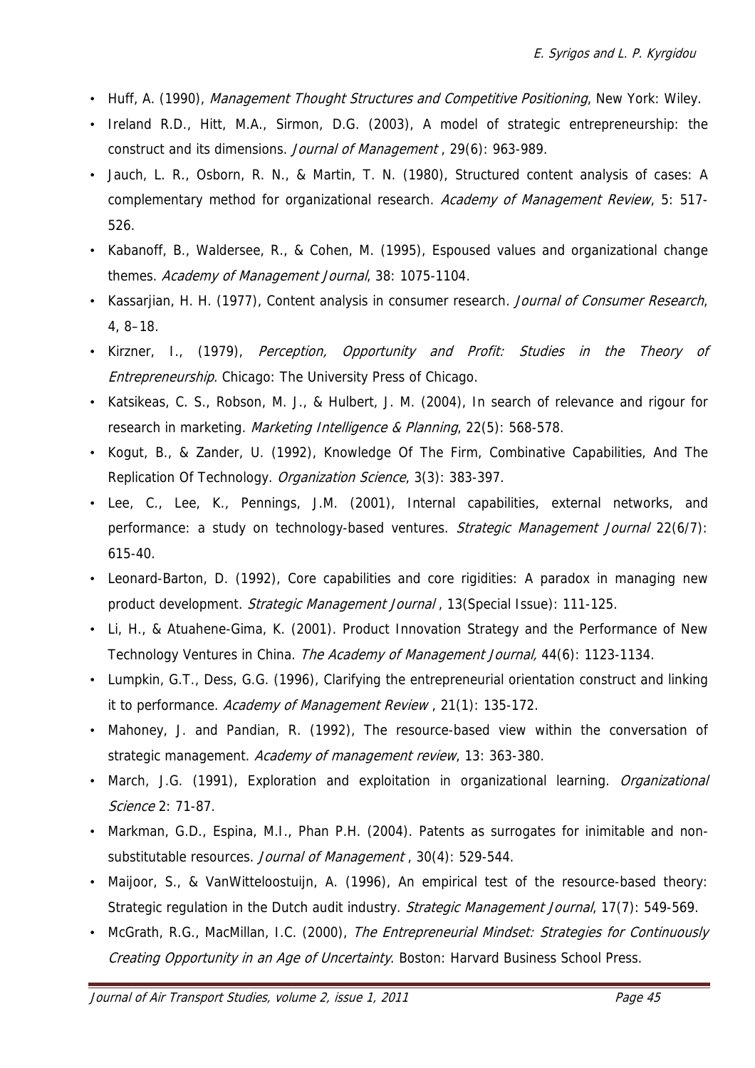- Huff, A. (1990), *Management Thought Structures and Competitive Positioning*, New York: Wiley.
- Ireland R.D., Hitt, M.A., Sirmon, D.G. (2003), A model of strategic entrepreneurship: the construct and its dimensions. *Journal of Management* , 29(6): 963-989.
- Jauch, L. R., Osborn, R. N., & Martin, T. N. (1980), Structured content analysis of cases: A complementary method for organizational research. *Academy of Management Review*, 5: 517-526.
- Kabanoff, B., Waldersee, R., & Cohen, M. (1995), Espoused values and organizational change themes. *Academy of Management Journal*, 38: 1075-1104.
- Kassarjian, H. H. (1977), Content analysis in consumer research. *Journal of Consumer Research*, 4, 8–18.
- Kirzner, I., (1979), *Perception, Opportunity and Profit: Studies in the Theory of Entrepreneurship.* Chicago: The University Press of Chicago.
- Katsikeas, C. S., Robson, M. J., & Hulbert, J. M. (2004), In search of relevance and rigour for research in marketing. *Marketing Intelligence & Planning*, 22(5): 568-578.
- Kogut, B., & Zander, U. (1992), Knowledge Of The Firm, Combinative Capabilities, And The Replication Of Technology. *Organization Science*, 3(3): 383-397.
- Lee, C., Lee, K., Pennings, J.M. (2001), Internal capabilities, external networks, and performance: a study on technology-based ventures. *Strategic Management Journal* 22(6/7): 615-40.
- Leonard-Barton, D. (1992), Core capabilities and core rigidities: A paradox in managing new product development. *Strategic Management Journal* , 13(Special Issue): 111-125.
- Li, H., & Atuahene-Gima, K. (2001). Product Innovation Strategy and the Performance of New Technology Ventures in China. *The Academy of Management Journal,* 44(6): 1123-1134.
- Lumpkin, G.T., Dess, G.G. (1996), Clarifying the entrepreneurial orientation construct and linking it to performance. *Academy of Management Review* , 21(1): 135-172.
- Mahoney, J. and Pandian, R. (1992), The resource-based view within the conversation of strategic management. *Academy of management review*, 13: 363-380.
- March, J.G. (1991), Exploration and exploitation in organizational learning. *Organizational Science* 2: 71-87.
- Markman, G.D., Espina, M.I., Phan P.H. (2004). Patents as surrogates for inimitable and non-substitutable resources. *Journal of Management* , 30(4): 529-544.
- Maijoor, S., & VanWitteloostuijn, A. (1996), An empirical test of the resource-based theory: Strategic regulation in the Dutch audit industry. *Strategic Management Journal*, 17(7): 549-569.
- McGrath, R.G., MacMillan, I.C. (2000), *The Entrepreneurial Mindset: Strategies for Continuously Creating Opportunity in an Age of Uncertainty*. Boston: Harvard Business School Press.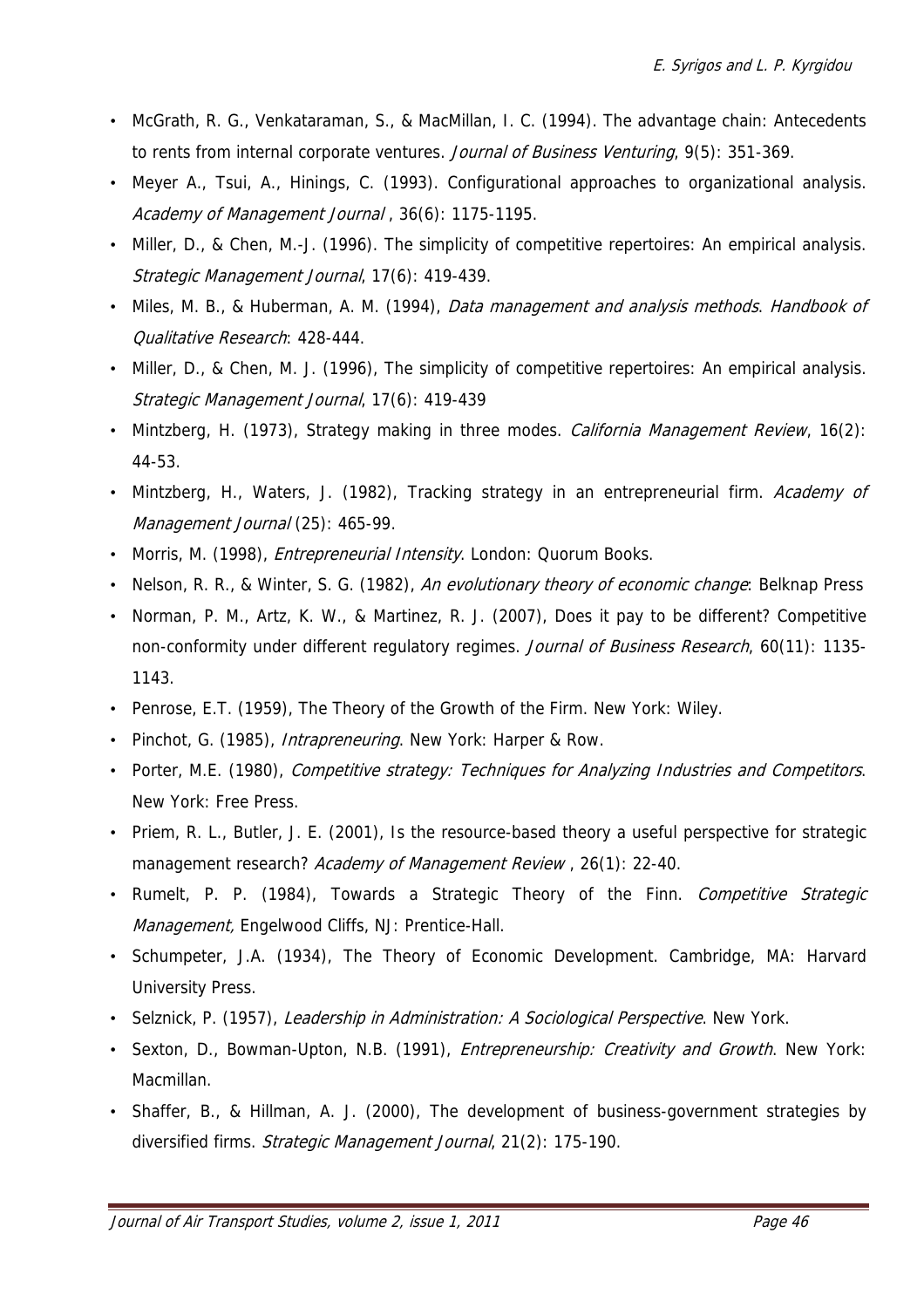- McGrath, R. G., Venkataraman, S., & MacMillan, I. C. (1994). The advantage chain: Antecedents to rents from internal corporate ventures. *Journal of Business Venturing*, 9(5): 351-369.
- Meyer A., Tsui, A., Hinings, C. (1993). Configurational approaches to organizational analysis. *Academy of Management Journal* , 36(6): 1175-1195.
- Miller, D., & Chen, M.-J. (1996). The simplicity of competitive repertoires: An empirical analysis. *Strategic Management Journal*, 17(6): 419-439.
- Miles, M. B., & Huberman, A. M. (1994), *Data management and analysis methods*. *Handbook of Qualitative Research*: 428-444.
- Miller, D., & Chen, M. J. (1996), The simplicity of competitive repertoires: An empirical analysis. *Strategic Management Journal*, 17(6): 419-439
- Mintzberg, H. (1973), Strategy making in three modes. *California Management Review*, 16(2): 44-53.
- Mintzberg, H., Waters, J. (1982), Tracking strategy in an entrepreneurial firm. *Academy of Management Journal* (25): 465-99.
- Morris, M. (1998), *Entrepreneurial Intensity*. London: Quorum Books.
- Nelson, R. R., & Winter, S. G. (1982), *An evolutionary theory of economic change*: Belknap Press
- Norman, P. M., Artz, K. W., & Martinez, R. J. (2007), Does it pay to be different? Competitive non-conformity under different regulatory regimes. *Journal of Business Research*, 60(11): 1135-1143.
- Penrose, E.T. (1959), The Theory of the Growth of the Firm. New York: Wiley.
- Pinchot, G. (1985), *Intrapreneuring*. New York: Harper & Row.
- Porter, M.E. (1980), *Competitive strategy: Techniques for Analyzing Industries and Competitors*. New York: Free Press.
- Priem, R. L., Butler, J. E. (2001), Is the resource-based theory a useful perspective for strategic management research? *Academy of Management Review* , 26(1): 22-40.
- Rumelt, P. P. (1984), Towards a Strategic Theory of the Finn. *Competitive Strategic Management,* Engelwood Cliffs, NJ: Prentice-Hall.
- Schumpeter, J.A. (1934), The Theory of Economic Development. Cambridge, MA: Harvard University Press.
- Selznick, P. (1957), *Leadership in Administration: A Sociological Perspective*. New York.
- Sexton, D., Bowman-Upton, N.B. (1991), *Entrepreneurship: Creativity and Growth*. New York: Macmillan.
- Shaffer, B., & Hillman, A. J. (2000), The development of business-government strategies by diversified firms. *Strategic Management Journal*, 21(2): 175-190.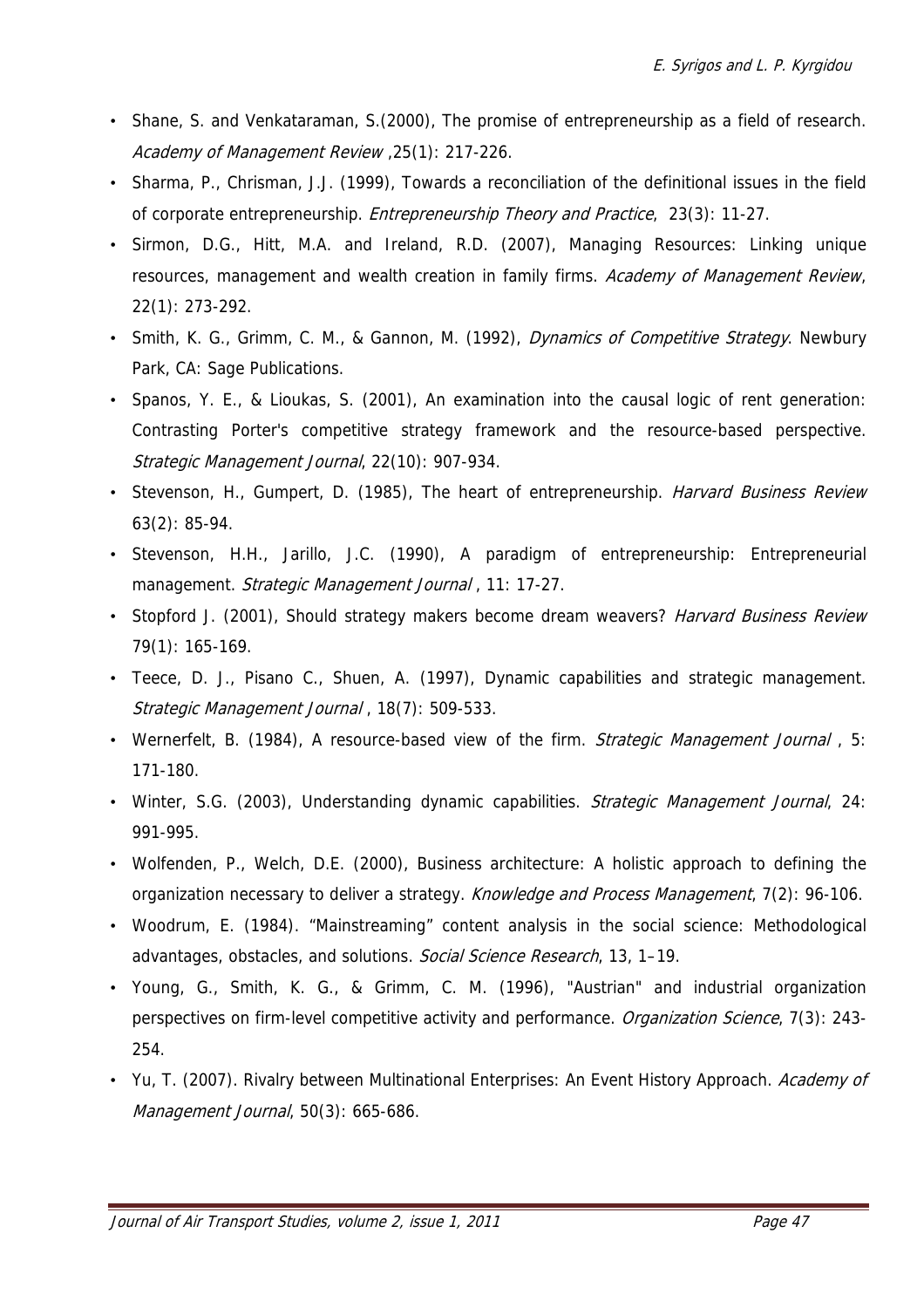- Shane, S. and Venkataraman, S.(2000), The promise of entrepreneurship as a field of research. *Academy of Management Review* ,25(1): 217-226.
- Sharma, P., Chrisman, J.J. (1999), Towards a reconciliation of the definitional issues in the field of corporate entrepreneurship. *Entrepreneurship Theory and Practice*, 23(3): 11-27.
- Sirmon, D.G., Hitt, M.A. and Ireland, R.D. (2007), Managing Resources: Linking unique resources, management and wealth creation in family firms. *Academy of Management Review*, 22(1): 273-292.
- Smith, K. G., Grimm, C. M., & Gannon, M. (1992), *Dynamics of Competitive Strategy*. Newbury Park, CA: Sage Publications.
- Spanos, Y. E., & Lioukas, S. (2001), An examination into the causal logic of rent generation: Contrasting Porter's competitive strategy framework and the resource-based perspective. *Strategic Management Journal*, 22(10): 907-934.
- Stevenson, H., Gumpert, D. (1985), The heart of entrepreneurship. *Harvard Business Review* 63(2): 85-94.
- Stevenson, H.H., Jarillo, J.C. (1990), A paradigm of entrepreneurship: Entrepreneurial management. *Strategic Management Journal* , 11: 17-27.
- Stopford J. (2001), Should strategy makers become dream weavers? *Harvard Business Review* 79(1): 165-169.
- Teece, D. J., Pisano C., Shuen, A. (1997), Dynamic capabilities and strategic management. *Strategic Management Journal* , 18(7): 509-533.
- Wernerfelt, B. (1984), A resource-based view of the firm. *Strategic Management Journal* , 5: 171-180.
- Winter, S.G. (2003), Understanding dynamic capabilities. *Strategic Management Journal*, 24: 991-995.
- Wolfenden, P., Welch, D.E. (2000), Business architecture: A holistic approach to defining the organization necessary to deliver a strategy. *Knowledge and Process Management*, 7(2): 96-106.
- Woodrum, E. (1984). "Mainstreaming" content analysis in the social science: Methodological advantages, obstacles, and solutions. *Social Science Research*, 13, 1–19.
- Young, G., Smith, K. G., & Grimm, C. M. (1996), "Austrian" and industrial organization perspectives on firm-level competitive activity and performance. *Organization Science*, 7(3): 243-254.
- Yu, T. (2007). Rivalry between Multinational Enterprises: An Event History Approach. *Academy of Management Journal*, 50(3): 665-686.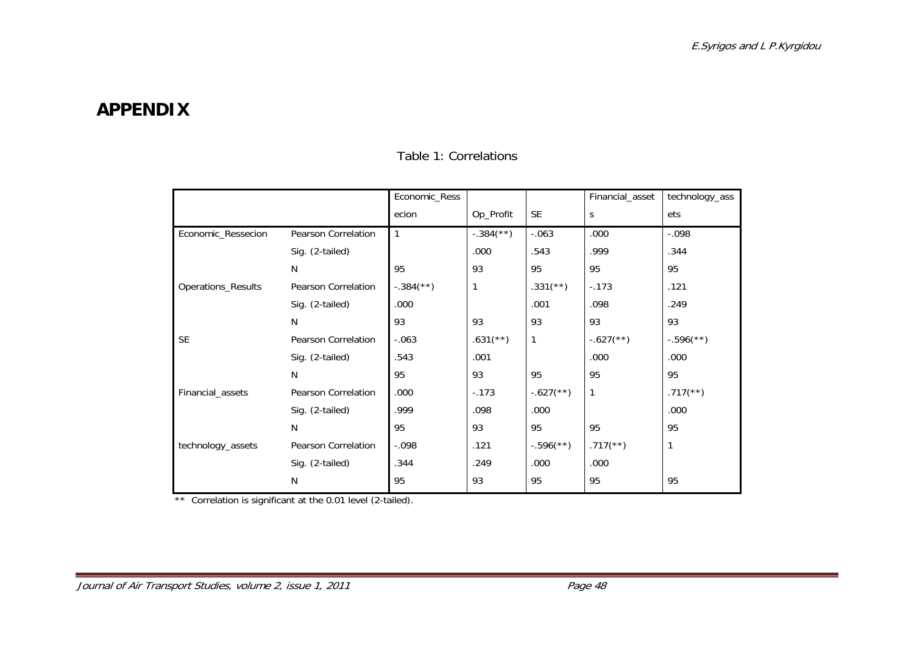# APPENDIX

Table 1: Correlations

| | | Economic_Ressecion | Op_Profit | SE | Financial_assets | technology_assets |
|---|---|---|---|---|---|---|
| Economic_Ressecion | Pearson Correlation | 1 | -.384(**) | -.063 | .000 | -.098 |
| | Sig. (2-tailed) | | .000 | .543 | .999 | .344 |
| | N | 95 | 93 | 95 | 95 | 95 |
| Operations_Results | Pearson Correlation | -.384(**) | 1 | .331(**) | -.173 | .121 |
| | Sig. (2-tailed) | .000 | | .001 | .098 | .249 |
| | N | 93 | 93 | 93 | 93 | 93 |
| SE | Pearson Correlation | -.063 | .631(**) | 1 | -.627(**) | -.596(**) |
| | Sig. (2-tailed) | .543 | .001 | | .000 | .000 |
| | N | 95 | 93 | 95 | 95 | 95 |
| Financial_assets | Pearson Correlation | .000 | -.173 | -.627(**) | 1 | .717(**) |
| | Sig. (2-tailed) | .999 | .098 | .000 | | .000 |
| | N | 95 | 93 | 95 | 95 | 95 |
| technology_assets | Pearson Correlation | -.098 | .121 | -.596(**) | .717(**) | 1 |
| | Sig. (2-tailed) | .344 | .249 | .000 | .000 | |
| | N | 95 | 93 | 95 | 95 | 95 |

** Correlation is significant at the 0.01 level (2-tailed).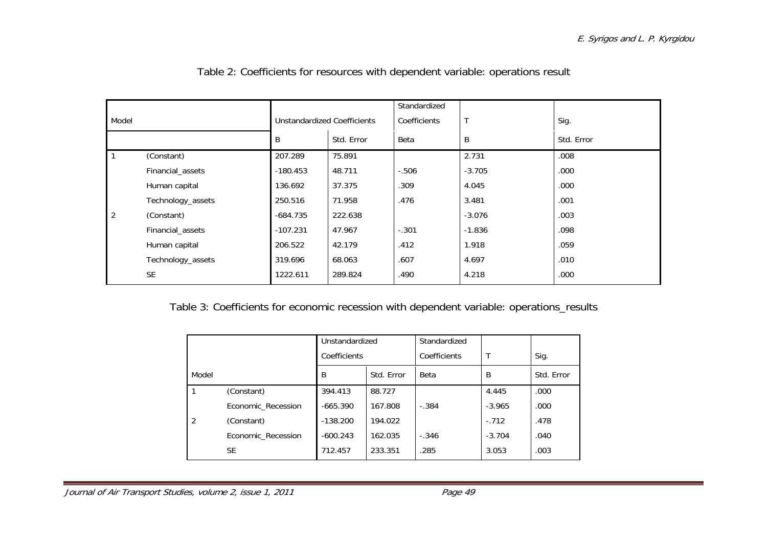Table 2: Coefficients for resources with dependent variable: operations result

| Model | | Unstandardized Coefficients | | Standardized Coefficients | T | Sig. |
|---|---|---|---|---|---|---|
| | | B | Std. Error | Beta | B | Std. Error |
| 1 | (Constant) | 207.289 | 75.891 | | 2.731 | .008 |
| | Financial_assets | -180.453 | 48.711 | -.506 | -3.705 | .000 |
| | Human capital | 136.692 | 37.375 | .309 | 4.045 | .000 |
| | Technology_assets | 250.516 | 71.958 | .476 | 3.481 | .001 |
| 2 | (Constant) | -684.735 | 222.638 | | -3.076 | .003 |
| | Financial_assets | -107.231 | 47.967 | -.301 | -1.836 | .098 |
| | Human capital | 206.522 | 42.179 | .412 | 1.918 | .059 |
| | Technology_assets | 319.696 | 68.063 | .607 | 4.697 | .010 |
| | SE | 1222.611 | 289.824 | .490 | 4.218 | .000 |

Table 3: Coefficients for economic recession with dependent variable: operations_results

| | | Unstandardized Coefficients | | Standardized Coefficients | T | Sig. |
|---|---|---|---|---|---|---|
| Model | | B | Std. Error | Beta | B | Std. Error |
| 1 | (Constant) | 394.413 | 88.727 | | 4.445 | .000 |
| | Economic_Recession | -665.390 | 167.808 | -.384 | -3.965 | .000 |
| 2 | (Constant) | -138.200 | 194.022 | | -.712 | .478 |
| | Economic_Recession | -600.243 | 162.035 | -.346 | -3.704 | .040 |
| | SE | 712.457 | 233.351 | .285 | 3.053 | .003 |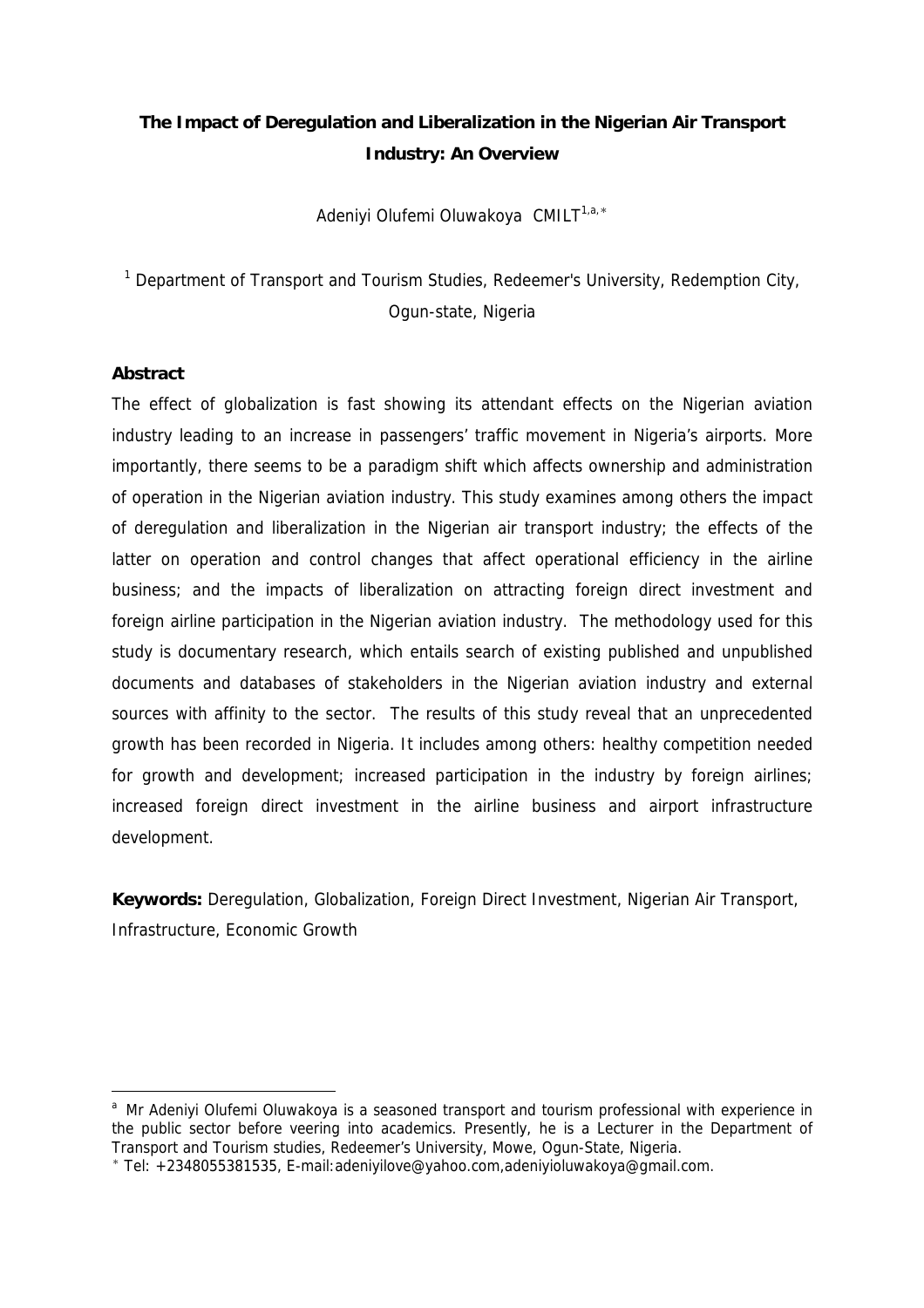# The Impact of Deregulation and Liberalization in the Nigerian Air Transport Industry: An Overview

Adeniyi Olufemi Oluwakoya CMILT[1,a,*]

[1] Department of Transport and Tourism Studies, Redeemer's University, Redemption City, Ogun-state, Nigeria

## Abstract

The effect of globalization is fast showing its attendant effects on the Nigerian aviation industry leading to an increase in passengers' traffic movement in Nigeria's airports. More importantly, there seems to be a paradigm shift which affects ownership and administration of operation in the Nigerian aviation industry. This study examines among others the impact of deregulation and liberalization in the Nigerian air transport industry; the effects of the latter on operation and control changes that affect operational efficiency in the airline business; and the impacts of liberalization on attracting foreign direct investment and foreign airline participation in the Nigerian aviation industry. The methodology used for this study is documentary research, which entails search of existing published and unpublished documents and databases of stakeholders in the Nigerian aviation industry and external sources with affinity to the sector. The results of this study reveal that an unprecedented growth has been recorded in Nigeria. It includes among others: healthy competition needed for growth and development; increased participation in the industry by foreign airlines; increased foreign direct investment in the airline business and airport infrastructure development.

**Keywords:** Deregulation, Globalization, Foreign Direct Investment, Nigerian Air Transport, Infrastructure, Economic Growth

---

[a] Mr Adeniyi Olufemi Oluwakoya is a seasoned transport and tourism professional with experience in the public sector before veering into academics. Presently, he is a Lecturer in the Department of Transport and Tourism studies, Redeemer's University, Mowe, Ogun-State, Nigeria.

[*] Tel: +2348055381535, E-mail:adeniyilove@yahoo.com,adeniyioluwakoya@gmail.com.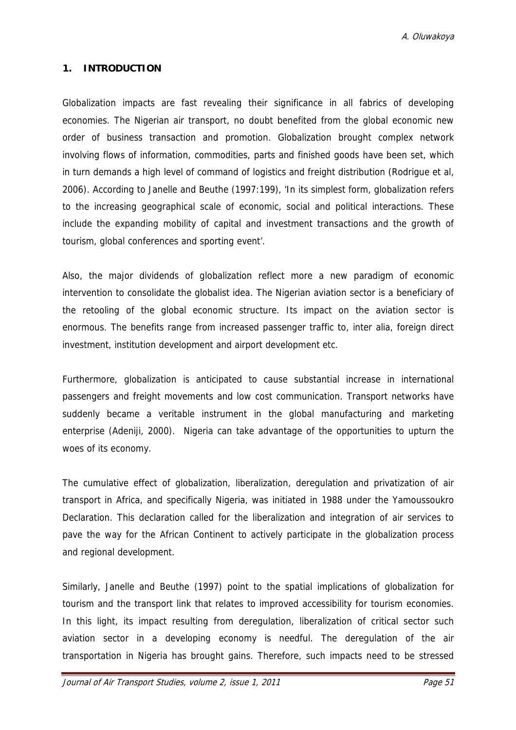## 1. INTRODUCTION

Globalization impacts are fast revealing their significance in all fabrics of developing economies. The Nigerian air transport, no doubt benefited from the global economic new order of business transaction and promotion. Globalization brought complex network involving flows of information, commodities, parts and finished goods have been set, which in turn demands a high level of command of logistics and freight distribution (Rodrigue et al, 2006). According to Janelle and Beuthe (1997:199), 'In its simplest form, globalization refers to the increasing geographical scale of economic, social and political interactions. These include the expanding mobility of capital and investment transactions and the growth of tourism, global conferences and sporting event'.

Also, the major dividends of globalization reflect more a new paradigm of economic intervention to consolidate the globalist idea. The Nigerian aviation sector is a beneficiary of the retooling of the global economic structure. Its impact on the aviation sector is enormous. The benefits range from increased passenger traffic to, inter alia, foreign direct investment, institution development and airport development etc.

Furthermore, globalization is anticipated to cause substantial increase in international passengers and freight movements and low cost communication. Transport networks have suddenly became a veritable instrument in the global manufacturing and marketing enterprise (Adeniji, 2000). Nigeria can take advantage of the opportunities to upturn the woes of its economy.

The cumulative effect of globalization, liberalization, deregulation and privatization of air transport in Africa, and specifically Nigeria, was initiated in 1988 under the Yamoussoukro Declaration. This declaration called for the liberalization and integration of air services to pave the way for the African Continent to actively participate in the globalization process and regional development.

Similarly, Janelle and Beuthe (1997) point to the spatial implications of globalization for tourism and the transport link that relates to improved accessibility for tourism economies. In this light, its impact resulting from deregulation, liberalization of critical sector such aviation sector in a developing economy is needful. The deregulation of the air transportation in Nigeria has brought gains. Therefore, such impacts need to be stressed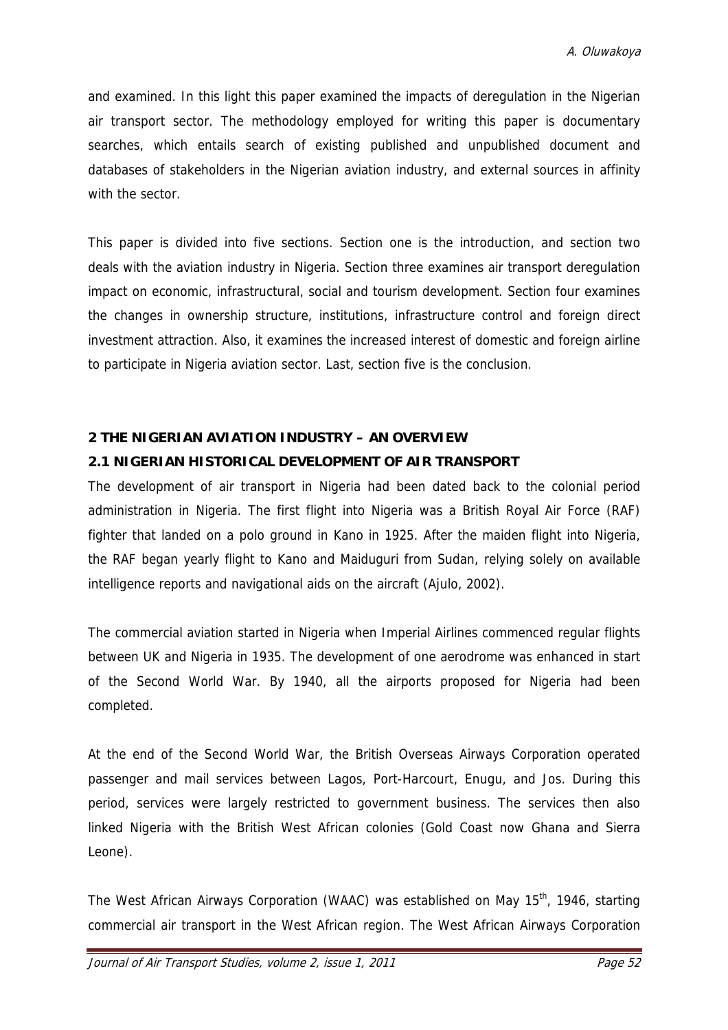and examined. In this light this paper examined the impacts of deregulation in the Nigerian air transport sector. The methodology employed for writing this paper is documentary searches, which entails search of existing published and unpublished document and databases of stakeholders in the Nigerian aviation industry, and external sources in affinity with the sector.

This paper is divided into five sections. Section one is the introduction, and section two deals with the aviation industry in Nigeria. Section three examines air transport deregulation impact on economic, infrastructural, social and tourism development. Section four examines the changes in ownership structure, institutions, infrastructure control and foreign direct investment attraction. Also, it examines the increased interest of domestic and foreign airline to participate in Nigeria aviation sector. Last, section five is the conclusion.

## 2 THE NIGERIAN AVIATION INDUSTRY – AN OVERVIEW

### 2.1 NIGERIAN HISTORICAL DEVELOPMENT OF AIR TRANSPORT

The development of air transport in Nigeria had been dated back to the colonial period administration in Nigeria. The first flight into Nigeria was a British Royal Air Force (RAF) fighter that landed on a polo ground in Kano in 1925. After the maiden flight into Nigeria, the RAF began yearly flight to Kano and Maiduguri from Sudan, relying solely on available intelligence reports and navigational aids on the aircraft (Ajulo, 2002).

The commercial aviation started in Nigeria when Imperial Airlines commenced regular flights between UK and Nigeria in 1935. The development of one aerodrome was enhanced in start of the Second World War. By 1940, all the airports proposed for Nigeria had been completed.

At the end of the Second World War, the British Overseas Airways Corporation operated passenger and mail services between Lagos, Port-Harcourt, Enugu, and Jos. During this period, services were largely restricted to government business. The services then also linked Nigeria with the British West African colonies (Gold Coast now Ghana and Sierra Leone).

The West African Airways Corporation (WAAC) was established on May 15th, 1946, starting commercial air transport in the West African region. The West African Airways Corporation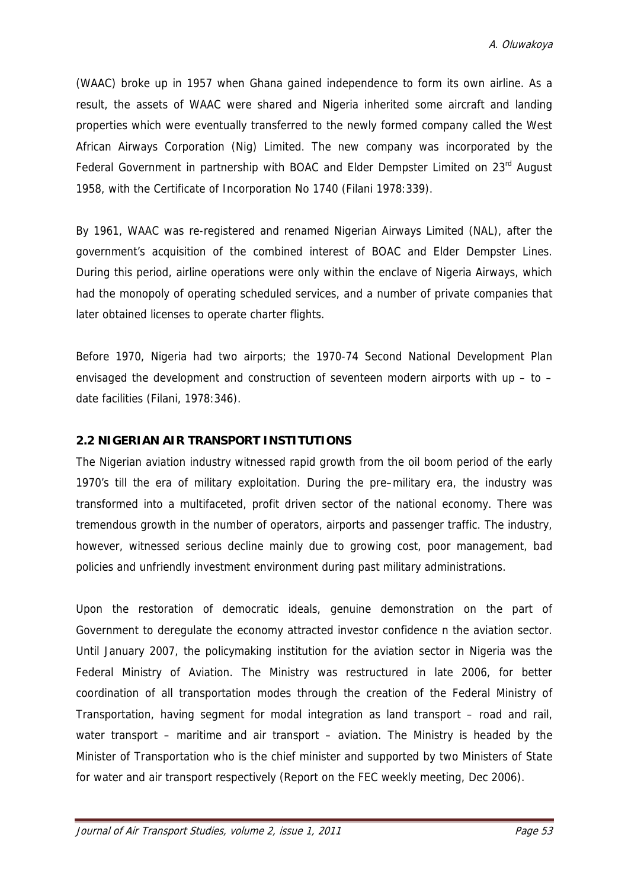(WAAC) broke up in 1957 when Ghana gained independence to form its own airline. As a result, the assets of WAAC were shared and Nigeria inherited some aircraft and landing properties which were eventually transferred to the newly formed company called the West African Airways Corporation (Nig) Limited. The new company was incorporated by the Federal Government in partnership with BOAC and Elder Dempster Limited on 23rd August 1958, with the Certificate of Incorporation No 1740 (Filani 1978:339).

By 1961, WAAC was re-registered and renamed Nigerian Airways Limited (NAL), after the government's acquisition of the combined interest of BOAC and Elder Dempster Lines. During this period, airline operations were only within the enclave of Nigeria Airways, which had the monopoly of operating scheduled services, and a number of private companies that later obtained licenses to operate charter flights.

Before 1970, Nigeria had two airports; the 1970-74 Second National Development Plan envisaged the development and construction of seventeen modern airports with up – to – date facilities (Filani, 1978:346).

## 2.2 NIGERIAN AIR TRANSPORT INSTITUTIONS

The Nigerian aviation industry witnessed rapid growth from the oil boom period of the early 1970's till the era of military exploitation. During the pre–military era, the industry was transformed into a multifaceted, profit driven sector of the national economy. There was tremendous growth in the number of operators, airports and passenger traffic. The industry, however, witnessed serious decline mainly due to growing cost, poor management, bad policies and unfriendly investment environment during past military administrations.

Upon the restoration of democratic ideals, genuine demonstration on the part of Government to deregulate the economy attracted investor confidence n the aviation sector. Until January 2007, the policymaking institution for the aviation sector in Nigeria was the Federal Ministry of Aviation. The Ministry was restructured in late 2006, for better coordination of all transportation modes through the creation of the Federal Ministry of Transportation, having segment for modal integration as land transport – road and rail, water transport – maritime and air transport – aviation. The Ministry is headed by the Minister of Transportation who is the chief minister and supported by two Ministers of State for water and air transport respectively (Report on the FEC weekly meeting, Dec 2006).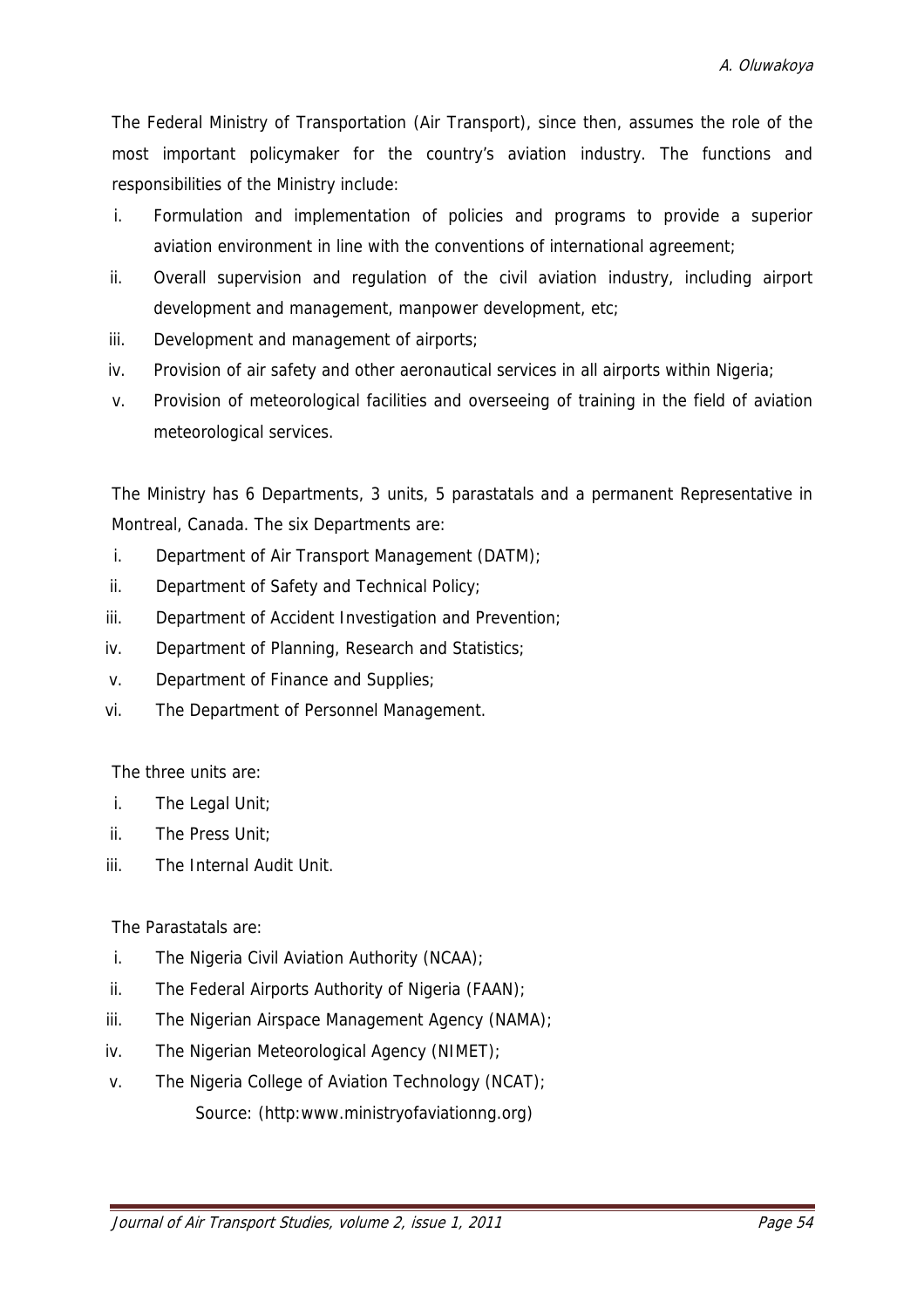The Federal Ministry of Transportation (Air Transport), since then, assumes the role of the most important policymaker for the country's aviation industry. The functions and responsibilities of the Ministry include:

i. Formulation and implementation of policies and programs to provide a superior aviation environment in line with the conventions of international agreement;
ii. Overall supervision and regulation of the civil aviation industry, including airport development and management, manpower development, etc;
iii. Development and management of airports;
iv. Provision of air safety and other aeronautical services in all airports within Nigeria;
v. Provision of meteorological facilities and overseeing of training in the field of aviation meteorological services.

The Ministry has 6 Departments, 3 units, 5 parastatals and a permanent Representative in Montreal, Canada. The six Departments are:

i. Department of Air Transport Management (DATM);
ii. Department of Safety and Technical Policy;
iii. Department of Accident Investigation and Prevention;
iv. Department of Planning, Research and Statistics;
v. Department of Finance and Supplies;
vi. The Department of Personnel Management.

The three units are:

i. The Legal Unit;
ii. The Press Unit;
iii. The Internal Audit Unit.

The Parastatals are:

i. The Nigeria Civil Aviation Authority (NCAA);
ii. The Federal Airports Authority of Nigeria (FAAN);
iii. The Nigerian Airspace Management Agency (NAMA);
iv. The Nigerian Meteorological Agency (NIMET);
v. The Nigeria College of Aviation Technology (NCAT);

Source: (http:www.ministryofaviationng.org)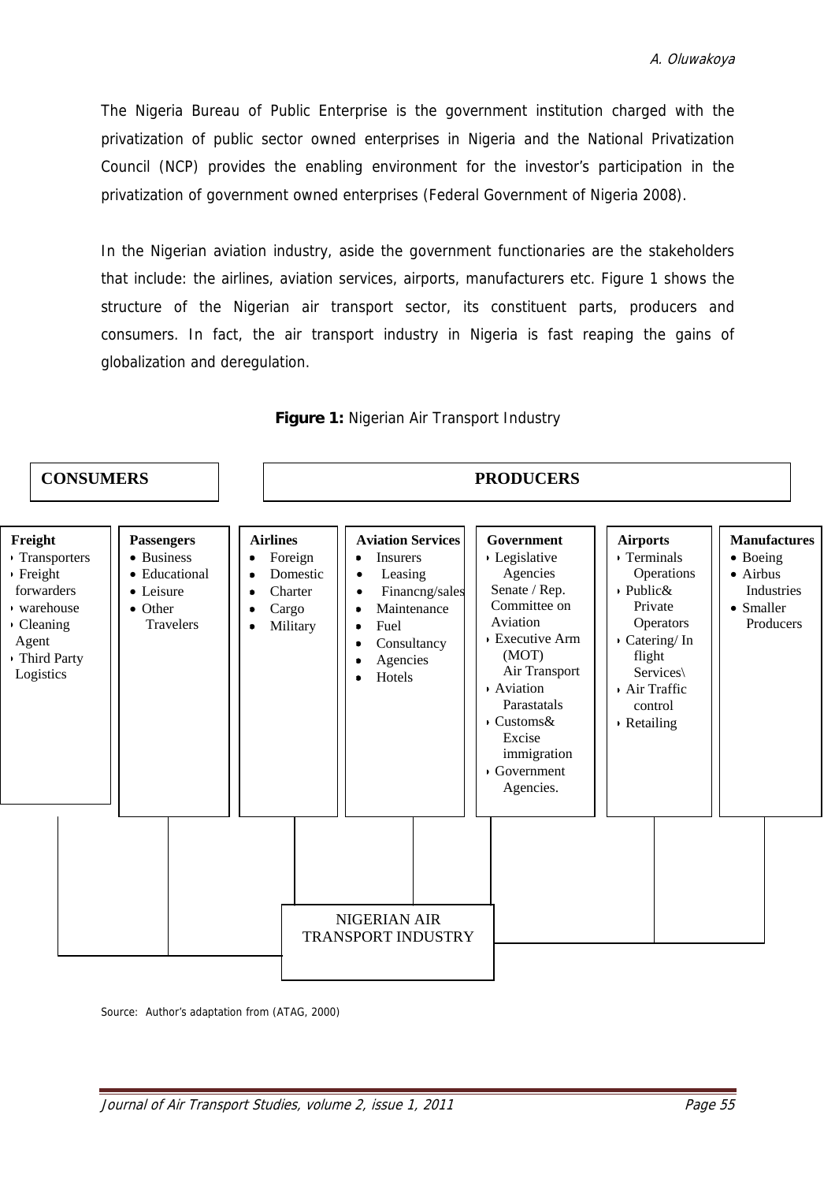The Nigeria Bureau of Public Enterprise is the government institution charged with the privatization of public sector owned enterprises in Nigeria and the National Privatization Council (NCP) provides the enabling environment for the investor's participation in the privatization of government owned enterprises (Federal Government of Nigeria 2008).

In the Nigerian aviation industry, aside the government functionaries are the stakeholders that include: the airlines, aviation services, airports, manufacturers etc. Figure 1 shows the structure of the Nigerian air transport sector, its constituent parts, producers and consumers. In fact, the air transport industry in Nigeria is fast reaping the gains of globalization and deregulation.

**Figure 1:** Nigerian Air Transport Industry

| CONSUMERS | | PRODUCERS | | | | |
|---|---|---|---|---|---|---|
| **Freight** | **Passengers** | **Airlines** | **Aviation Services** | **Government** | **Airports** | **Manufactures** |
| • Transporters<br>• Freight forwarders<br>• warehouse<br>• Cleaning Agent<br>• Third Party Logistics | • Business<br>• Educational<br>• Leisure<br>• Other Travelers | • Foreign<br>• Domestic<br>• Charter<br>• Cargo<br>• Military | • Insurers<br>• Leasing<br>• Financng/sales<br>• Maintenance<br>• Fuel<br>• Consultancy<br>• Agencies<br>• Hotels | • Legislative Agencies Senate / Rep. Committee on Aviation<br>• Executive Arm (MOT) Air Transport<br>• Aviation Parastatals<br>• Customs& Excise immigration<br>• Government Agencies. | • Terminals Operations<br>• Public& Private Operators<br>• Catering/ In flight Services\<br>• Air Traffic control<br>• Retailing | • Boeing<br>• Airbus Industries<br>• Smaller Producers |

NIGERIAN AIR TRANSPORT INDUSTRY

Source: Author's adaptation from (ATAG, 2000)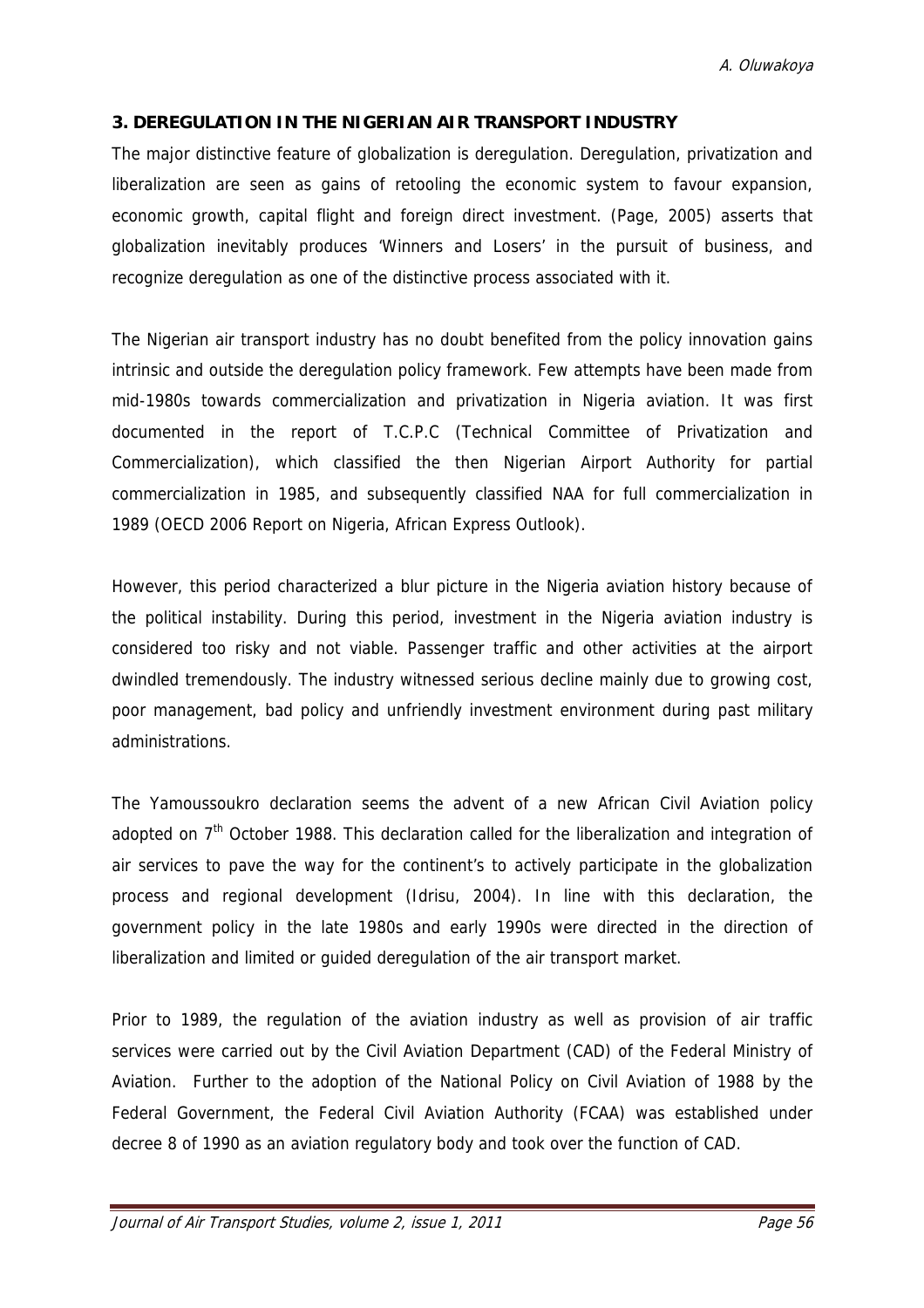### 3. DEREGULATION IN THE NIGERIAN AIR TRANSPORT INDUSTRY

The major distinctive feature of globalization is deregulation. Deregulation, privatization and liberalization are seen as gains of retooling the economic system to favour expansion, economic growth, capital flight and foreign direct investment. (Page, 2005) asserts that globalization inevitably produces 'Winners and Losers' in the pursuit of business, and recognize deregulation as one of the distinctive process associated with it.

The Nigerian air transport industry has no doubt benefited from the policy innovation gains intrinsic and outside the deregulation policy framework. Few attempts have been made from mid-1980s towards commercialization and privatization in Nigeria aviation. It was first documented in the report of T.C.P.C (Technical Committee of Privatization and Commercialization), which classified the then Nigerian Airport Authority for partial commercialization in 1985, and subsequently classified NAA for full commercialization in 1989 (OECD 2006 Report on Nigeria, African Express Outlook).

However, this period characterized a blur picture in the Nigeria aviation history because of the political instability. During this period, investment in the Nigeria aviation industry is considered too risky and not viable. Passenger traffic and other activities at the airport dwindled tremendously. The industry witnessed serious decline mainly due to growing cost, poor management, bad policy and unfriendly investment environment during past military administrations.

The Yamoussoukro declaration seems the advent of a new African Civil Aviation policy adopted on 7th October 1988. This declaration called for the liberalization and integration of air services to pave the way for the continent's to actively participate in the globalization process and regional development (Idrisu, 2004). In line with this declaration, the government policy in the late 1980s and early 1990s were directed in the direction of liberalization and limited or guided deregulation of the air transport market.

Prior to 1989, the regulation of the aviation industry as well as provision of air traffic services were carried out by the Civil Aviation Department (CAD) of the Federal Ministry of Aviation. Further to the adoption of the National Policy on Civil Aviation of 1988 by the Federal Government, the Federal Civil Aviation Authority (FCAA) was established under decree 8 of 1990 as an aviation regulatory body and took over the function of CAD.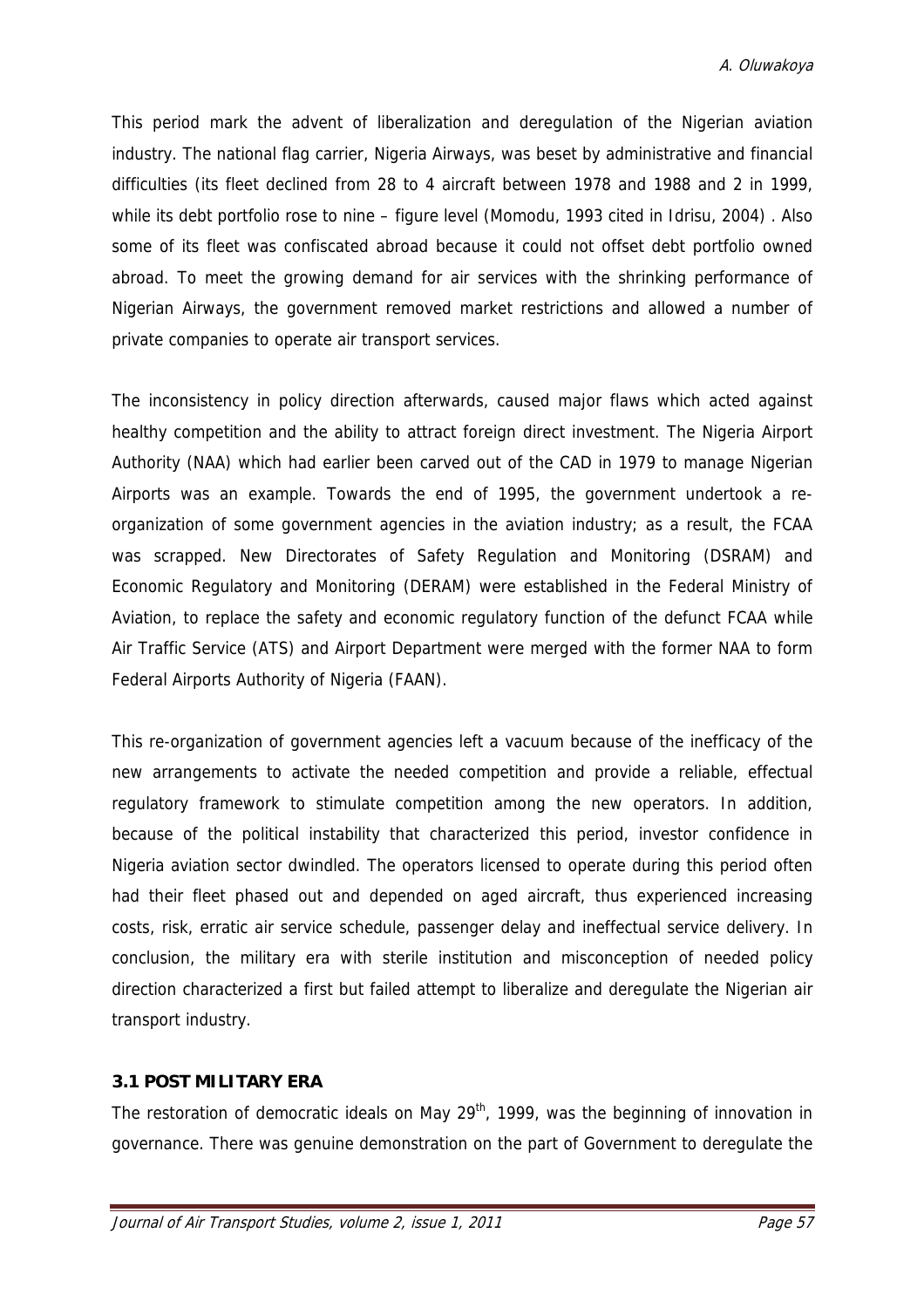This period mark the advent of liberalization and deregulation of the Nigerian aviation industry. The national flag carrier, Nigeria Airways, was beset by administrative and financial difficulties (its fleet declined from 28 to 4 aircraft between 1978 and 1988 and 2 in 1999, while its debt portfolio rose to nine – figure level (Momodu, 1993 cited in Idrisu, 2004) . Also some of its fleet was confiscated abroad because it could not offset debt portfolio owned abroad. To meet the growing demand for air services with the shrinking performance of Nigerian Airways, the government removed market restrictions and allowed a number of private companies to operate air transport services.

The inconsistency in policy direction afterwards, caused major flaws which acted against healthy competition and the ability to attract foreign direct investment. The Nigeria Airport Authority (NAA) which had earlier been carved out of the CAD in 1979 to manage Nigerian Airports was an example. Towards the end of 1995, the government undertook a re-organization of some government agencies in the aviation industry; as a result, the FCAA was scrapped. New Directorates of Safety Regulation and Monitoring (DSRAM) and Economic Regulatory and Monitoring (DERAM) were established in the Federal Ministry of Aviation, to replace the safety and economic regulatory function of the defunct FCAA while Air Traffic Service (ATS) and Airport Department were merged with the former NAA to form Federal Airports Authority of Nigeria (FAAN).

This re-organization of government agencies left a vacuum because of the inefficacy of the new arrangements to activate the needed competition and provide a reliable, effectual regulatory framework to stimulate competition among the new operators. In addition, because of the political instability that characterized this period, investor confidence in Nigeria aviation sector dwindled. The operators licensed to operate during this period often had their fleet phased out and depended on aged aircraft, thus experienced increasing costs, risk, erratic air service schedule, passenger delay and ineffectual service delivery. In conclusion, the military era with sterile institution and misconception of needed policy direction characterized a first but failed attempt to liberalize and deregulate the Nigerian air transport industry.

### 3.1 POST MILITARY ERA

The restoration of democratic ideals on May 29th, 1999, was the beginning of innovation in governance. There was genuine demonstration on the part of Government to deregulate the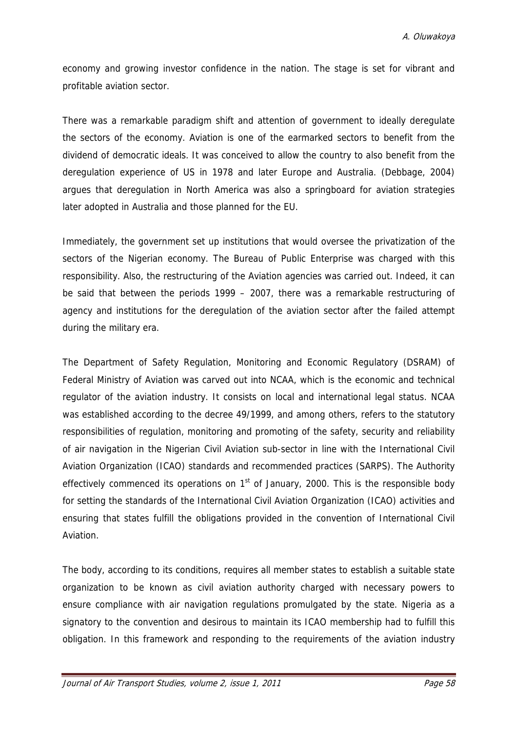economy and growing investor confidence in the nation. The stage is set for vibrant and profitable aviation sector.

There was a remarkable paradigm shift and attention of government to ideally deregulate the sectors of the economy. Aviation is one of the earmarked sectors to benefit from the dividend of democratic ideals. It was conceived to allow the country to also benefit from the deregulation experience of US in 1978 and later Europe and Australia. (Debbage, 2004) argues that deregulation in North America was also a springboard for aviation strategies later adopted in Australia and those planned for the EU.

Immediately, the government set up institutions that would oversee the privatization of the sectors of the Nigerian economy. The Bureau of Public Enterprise was charged with this responsibility. Also, the restructuring of the Aviation agencies was carried out. Indeed, it can be said that between the periods 1999 – 2007, there was a remarkable restructuring of agency and institutions for the deregulation of the aviation sector after the failed attempt during the military era.

The Department of Safety Regulation, Monitoring and Economic Regulatory (DSRAM) of Federal Ministry of Aviation was carved out into NCAA, which is the economic and technical regulator of the aviation industry. It consists on local and international legal status. NCAA was established according to the decree 49/1999, and among others, refers to the statutory responsibilities of regulation, monitoring and promoting of the safety, security and reliability of air navigation in the Nigerian Civil Aviation sub-sector in line with the International Civil Aviation Organization (ICAO) standards and recommended practices (SARPS). The Authority effectively commenced its operations on 1st of January, 2000. This is the responsible body for setting the standards of the International Civil Aviation Organization (ICAO) activities and ensuring that states fulfill the obligations provided in the convention of International Civil Aviation.

The body, according to its conditions, requires all member states to establish a suitable state organization to be known as civil aviation authority charged with necessary powers to ensure compliance with air navigation regulations promulgated by the state. Nigeria as a signatory to the convention and desirous to maintain its ICAO membership had to fulfill this obligation. In this framework and responding to the requirements of the aviation industry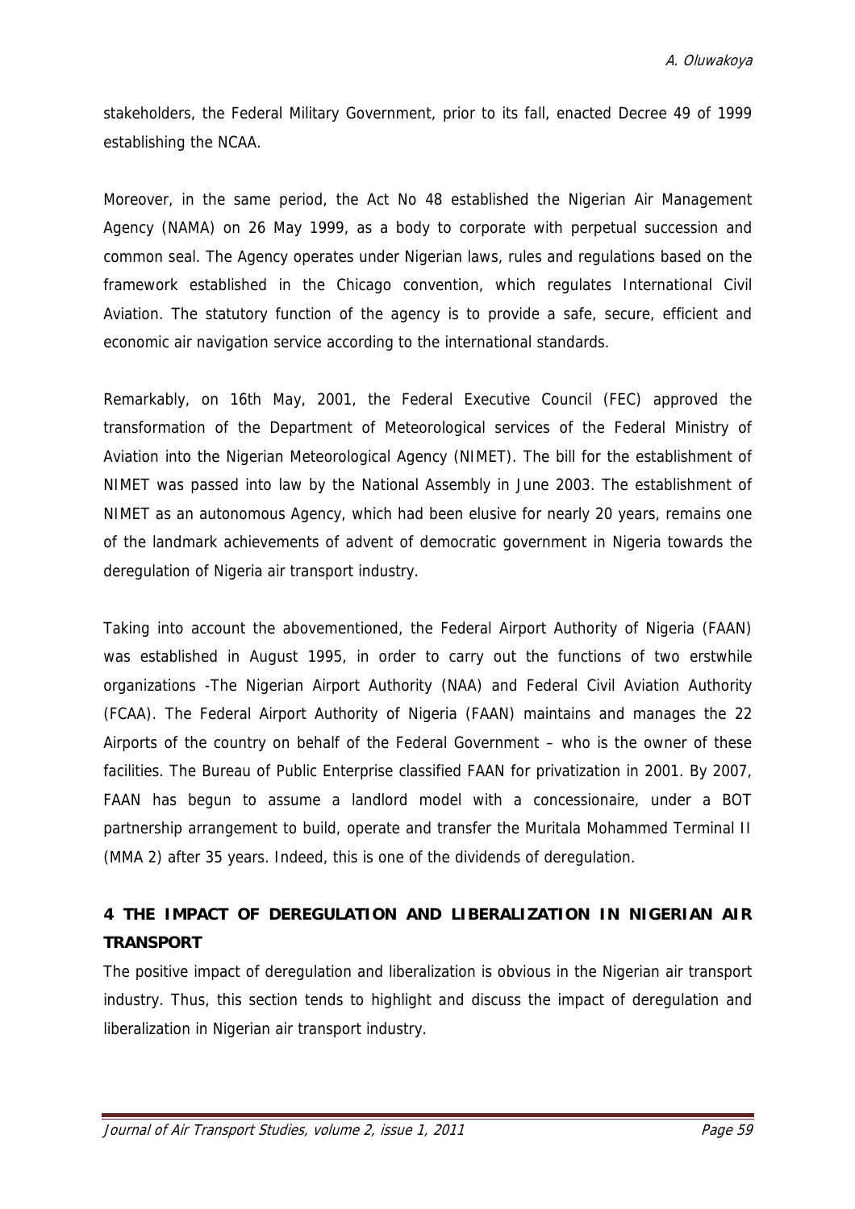stakeholders, the Federal Military Government, prior to its fall, enacted Decree 49 of 1999 establishing the NCAA.

Moreover, in the same period, the Act No 48 established the Nigerian Air Management Agency (NAMA) on 26 May 1999, as a body to corporate with perpetual succession and common seal. The Agency operates under Nigerian laws, rules and regulations based on the framework established in the Chicago convention, which regulates International Civil Aviation. The statutory function of the agency is to provide a safe, secure, efficient and economic air navigation service according to the international standards.

Remarkably, on 16th May, 2001, the Federal Executive Council (FEC) approved the transformation of the Department of Meteorological services of the Federal Ministry of Aviation into the Nigerian Meteorological Agency (NIMET). The bill for the establishment of NIMET was passed into law by the National Assembly in June 2003. The establishment of NIMET as an autonomous Agency, which had been elusive for nearly 20 years, remains one of the landmark achievements of advent of democratic government in Nigeria towards the deregulation of Nigeria air transport industry.

Taking into account the abovementioned, the Federal Airport Authority of Nigeria (FAAN) was established in August 1995, in order to carry out the functions of two erstwhile organizations -The Nigerian Airport Authority (NAA) and Federal Civil Aviation Authority (FCAA). The Federal Airport Authority of Nigeria (FAAN) maintains and manages the 22 Airports of the country on behalf of the Federal Government – who is the owner of these facilities. The Bureau of Public Enterprise classified FAAN for privatization in 2001. By 2007, FAAN has begun to assume a landlord model with a concessionaire, under a BOT partnership arrangement to build, operate and transfer the Muritala Mohammed Terminal II (MMA 2) after 35 years. Indeed, this is one of the dividends of deregulation.

## 4 THE IMPACT OF DEREGULATION AND LIBERALIZATION IN NIGERIAN AIR TRANSPORT

The positive impact of deregulation and liberalization is obvious in the Nigerian air transport industry. Thus, this section tends to highlight and discuss the impact of deregulation and liberalization in Nigerian air transport industry.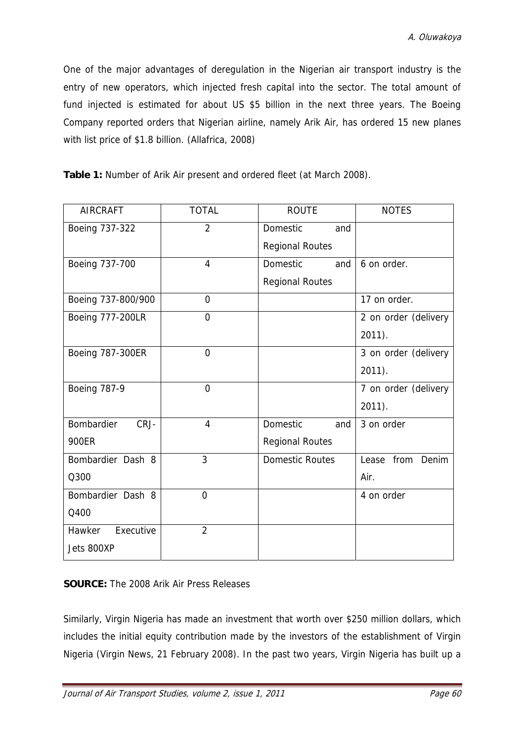One of the major advantages of deregulation in the Nigerian air transport industry is the entry of new operators, which injected fresh capital into the sector. The total amount of fund injected is estimated for about US $5 billion in the next three years. The Boeing Company reported orders that Nigerian airline, namely Arik Air, has ordered 15 new planes with list price of $1.8 billion. (Allafrica, 2008)

**Table 1:** Number of Arik Air present and ordered fleet (at March 2008).

| AIRCRAFT | TOTAL | ROUTE | NOTES |
|---|---|---|---|
| Boeing 737-322 | 2 | Domestic and Regional Routes | |
| Boeing 737-700 | 4 | Domestic and Regional Routes | 6 on order. |
| Boeing 737-800/900 | 0 | | 17 on order. |
| Boeing 777-200LR | 0 | | 2 on order (delivery 2011). |
| Boeing 787-300ER | 0 | | 3 on order (delivery 2011). |
| Boeing 787-9 | 0 | | 7 on order (delivery 2011). |
| Bombardier CRJ-900ER | 4 | Domestic and Regional Routes | 3 on order |
| Bombardier Dash 8 Q300 | 3 | Domestic Routes | Lease from Denim Air. |
| Bombardier Dash 8 Q400 | 0 | | 4 on order |
| Hawker Executive Jets 800XP | 2 | | |

**SOURCE:** The 2008 Arik Air Press Releases

Similarly, Virgin Nigeria has made an investment that worth over $250 million dollars, which includes the initial equity contribution made by the investors of the establishment of Virgin Nigeria (Virgin News, 21 February 2008). In the past two years, Virgin Nigeria has built up a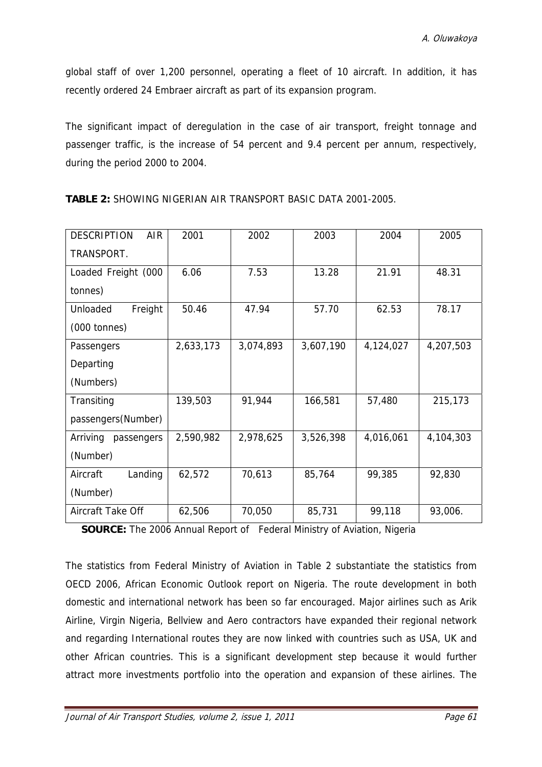global staff of over 1,200 personnel, operating a fleet of 10 aircraft. In addition, it has recently ordered 24 Embraer aircraft as part of its expansion program.

The significant impact of deregulation in the case of air transport, freight tonnage and passenger traffic, is the increase of 54 percent and 9.4 percent per annum, respectively, during the period 2000 to 2004.

**TABLE 2:** SHOWING NIGERIAN AIR TRANSPORT BASIC DATA 2001-2005.

| DESCRIPTION AIR TRANSPORT. | 2001 | 2002 | 2003 | 2004 | 2005 |
|---|---|---|---|---|---|
| Loaded Freight (000 tonnes) | 6.06 | 7.53 | 13.28 | 21.91 | 48.31 |
| Unloaded Freight (000 tonnes) | 50.46 | 47.94 | 57.70 | 62.53 | 78.17 |
| Passengers Departing (Numbers) | 2,633,173 | 3,074,893 | 3,607,190 | 4,124,027 | 4,207,503 |
| Transiting passengers(Number) | 139,503 | 91,944 | 166,581 | 57,480 | 215,173 |
| Arriving passengers (Number) | 2,590,982 | 2,978,625 | 3,526,398 | 4,016,061 | 4,104,303 |
| Aircraft Landing (Number) | 62,572 | 70,613 | 85,764 | 99,385 | 92,830 |
| Aircraft Take Off | 62,506 | 70,050 | 85,731 | 99,118 | 93,006. |

**SOURCE:** The 2006 Annual Report of Federal Ministry of Aviation, Nigeria

The statistics from Federal Ministry of Aviation in Table 2 substantiate the statistics from OECD 2006, African Economic Outlook report on Nigeria. The route development in both domestic and international network has been so far encouraged. Major airlines such as Arik Airline, Virgin Nigeria, Bellview and Aero contractors have expanded their regional network and regarding International routes they are now linked with countries such as USA, UK and other African countries. This is a significant development step because it would further attract more investments portfolio into the operation and expansion of these airlines. The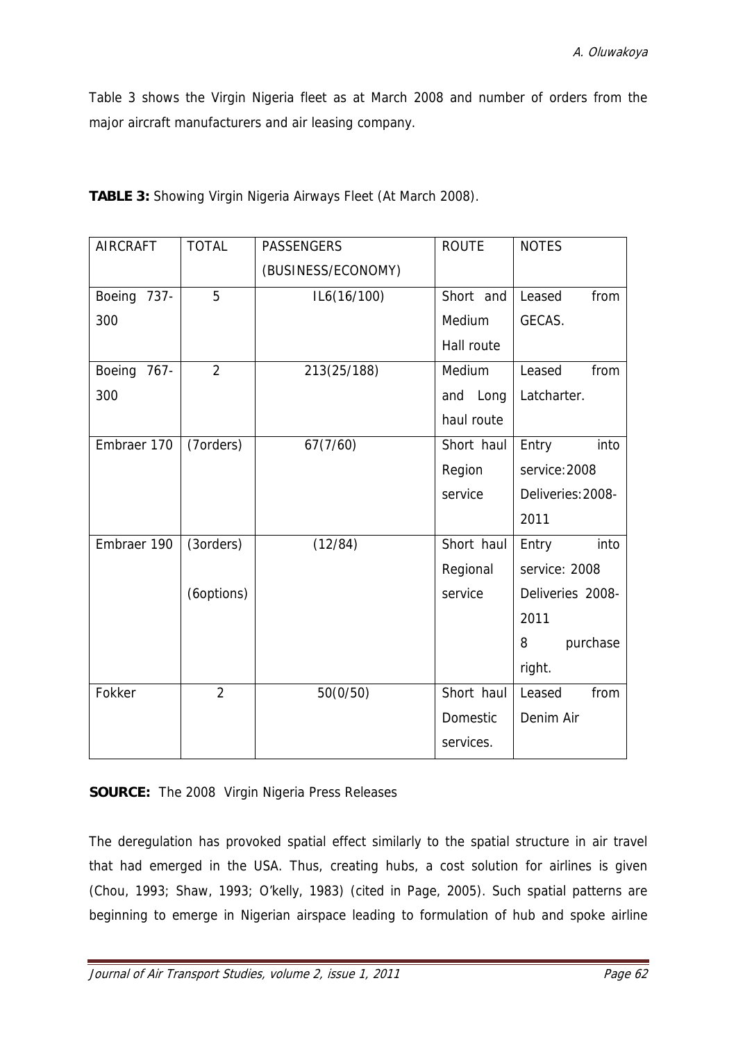Table 3 shows the Virgin Nigeria fleet as at March 2008 and number of orders from the major aircraft manufacturers and air leasing company.

**TABLE 3:** Showing Virgin Nigeria Airways Fleet (At March 2008).

| AIRCRAFT | TOTAL | PASSENGERS (BUSINESS/ECONOMY) | ROUTE | NOTES |
|---|---|---|---|---|
| Boeing 737-300 | 5 | IL6(16/100) | Short and Medium Hall route | Leased from GECAS. |
| Boeing 767-300 | 2 | 213(25/188) | Medium and Long haul route | Leased from Latcharter. |
| Embraer 170 | (7orders) | 67(7/60) | Short haul Region service | Entry into service:2008 Deliveries:2008-2011 |
| Embraer 190 | (3orders) (6options) | (12/84) | Short haul Regional service | Entry into service: 2008 Deliveries 2008-2011 8 purchase right. |
| Fokker | 2 | 50(0/50) | Short haul Domestic services. | Leased from Denim Air |

**SOURCE:** The 2008 Virgin Nigeria Press Releases

The deregulation has provoked spatial effect similarly to the spatial structure in air travel that had emerged in the USA. Thus, creating hubs, a cost solution for airlines is given (Chou, 1993; Shaw, 1993; O'kelly, 1983) (cited in Page, 2005). Such spatial patterns are beginning to emerge in Nigerian airspace leading to formulation of hub and spoke airline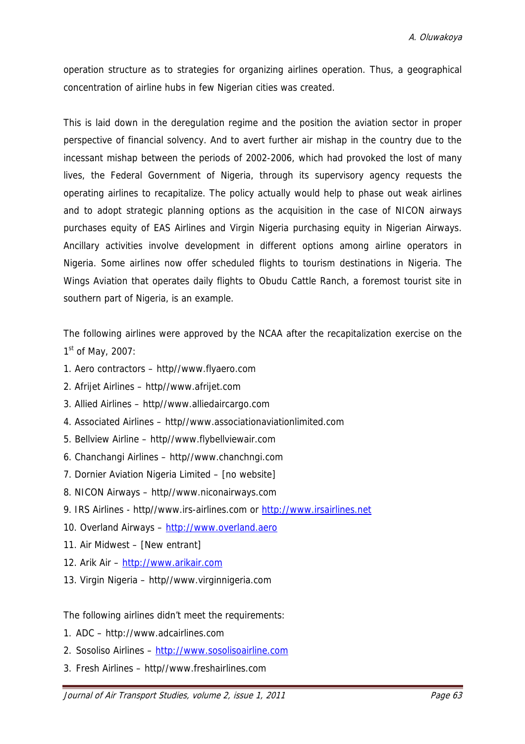operation structure as to strategies for organizing airlines operation. Thus, a geographical concentration of airline hubs in few Nigerian cities was created.

This is laid down in the deregulation regime and the position the aviation sector in proper perspective of financial solvency. And to avert further air mishap in the country due to the incessant mishap between the periods of 2002-2006, which had provoked the lost of many lives, the Federal Government of Nigeria, through its supervisory agency requests the operating airlines to recapitalize. The policy actually would help to phase out weak airlines and to adopt strategic planning options as the acquisition in the case of NICON airways purchases equity of EAS Airlines and Virgin Nigeria purchasing equity in Nigerian Airways. Ancillary activities involve development in different options among airline operators in Nigeria. Some airlines now offer scheduled flights to tourism destinations in Nigeria. The Wings Aviation that operates daily flights to Obudu Cattle Ranch, a foremost tourist site in southern part of Nigeria, is an example.

The following airlines were approved by the NCAA after the recapitalization exercise on the 1st of May, 2007:

1. Aero contractors – http//www.flyaero.com
2. Afrijet Airlines – http//www.afrijet.com
3. Allied Airlines – http//www.alliedaircargo.com
4. Associated Airlines – http//www.associationaviationlimited.com
5. Bellview Airline – http//www.flybellviewair.com
6. Chanchangi Airlines – http//www.chanchngi.com
7. Dornier Aviation Nigeria Limited – [no website]
8. NICON Airways – http//www.niconairways.com
9. IRS Airlines - http//www.irs-airlines.com or http://www.irsairlines.net
10. Overland Airways – http://www.overland.aero
11. Air Midwest – [New entrant]
12. Arik Air – http://www.arikair.com
13. Virgin Nigeria – http//www.virginnigeria.com

The following airlines didn't meet the requirements:

1. ADC – http://www.adcairlines.com
2. Sosoliso Airlines – http://www.sosolisoairline.com
3. Fresh Airlines – http//www.freshairlines.com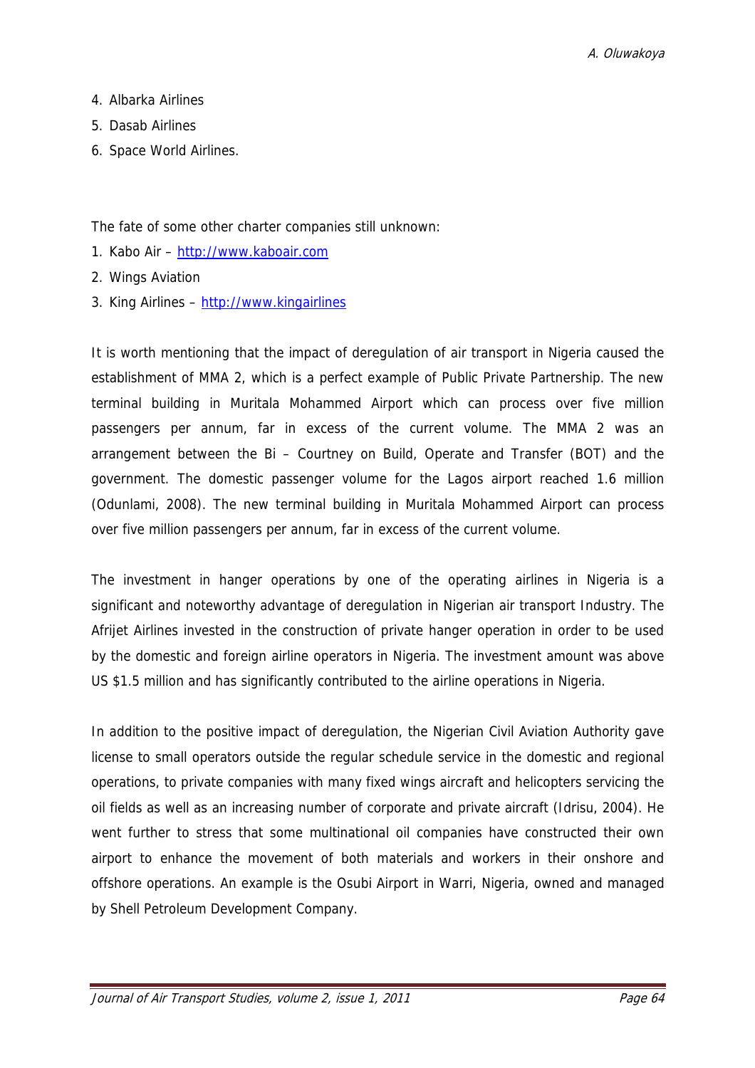4. Albarka Airlines
5. Dasab Airlines
6. Space World Airlines.

The fate of some other charter companies still unknown:

1. Kabo Air – http://www.kaboair.com
2. Wings Aviation
3. King Airlines – http://www.kingairlines

It is worth mentioning that the impact of deregulation of air transport in Nigeria caused the establishment of MMA 2, which is a perfect example of Public Private Partnership. The new terminal building in Muritala Mohammed Airport which can process over five million passengers per annum, far in excess of the current volume. The MMA 2 was an arrangement between the Bi – Courtney on Build, Operate and Transfer (BOT) and the government. The domestic passenger volume for the Lagos airport reached 1.6 million (Odunlami, 2008). The new terminal building in Muritala Mohammed Airport can process over five million passengers per annum, far in excess of the current volume.

The investment in hanger operations by one of the operating airlines in Nigeria is a significant and noteworthy advantage of deregulation in Nigerian air transport Industry. The Afrijet Airlines invested in the construction of private hanger operation in order to be used by the domestic and foreign airline operators in Nigeria. The investment amount was above US $1.5 million and has significantly contributed to the airline operations in Nigeria.

In addition to the positive impact of deregulation, the Nigerian Civil Aviation Authority gave license to small operators outside the regular schedule service in the domestic and regional operations, to private companies with many fixed wings aircraft and helicopters servicing the oil fields as well as an increasing number of corporate and private aircraft (Idrisu, 2004). He went further to stress that some multinational oil companies have constructed their own airport to enhance the movement of both materials and workers in their onshore and offshore operations. An example is the Osubi Airport in Warri, Nigeria, owned and managed by Shell Petroleum Development Company.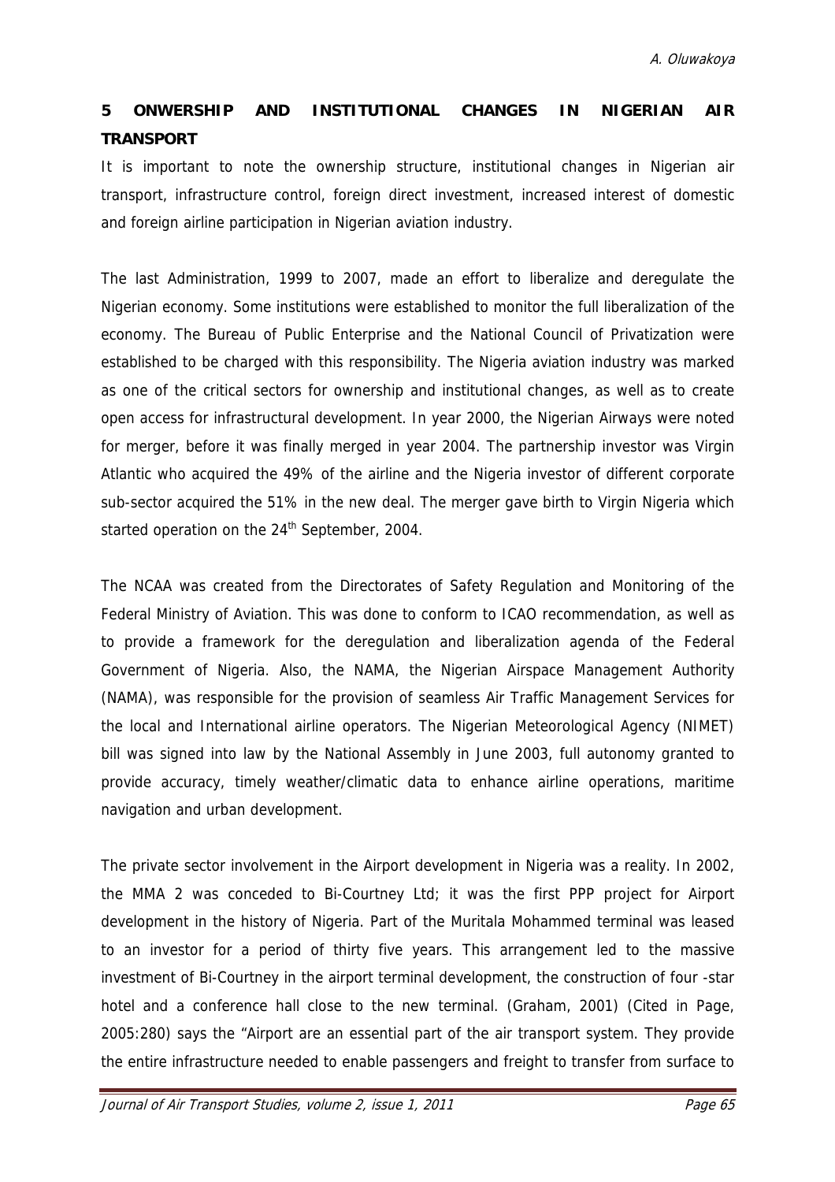## 5 ONWERSHIP AND INSTITUTIONAL CHANGES IN NIGERIAN AIR TRANSPORT

It is important to note the ownership structure, institutional changes in Nigerian air transport, infrastructure control, foreign direct investment, increased interest of domestic and foreign airline participation in Nigerian aviation industry.

The last Administration, 1999 to 2007, made an effort to liberalize and deregulate the Nigerian economy. Some institutions were established to monitor the full liberalization of the economy. The Bureau of Public Enterprise and the National Council of Privatization were established to be charged with this responsibility. The Nigeria aviation industry was marked as one of the critical sectors for ownership and institutional changes, as well as to create open access for infrastructural development. In year 2000, the Nigerian Airways were noted for merger, before it was finally merged in year 2004. The partnership investor was Virgin Atlantic who acquired the 49% of the airline and the Nigeria investor of different corporate sub-sector acquired the 51% in the new deal. The merger gave birth to Virgin Nigeria which started operation on the 24th September, 2004.

The NCAA was created from the Directorates of Safety Regulation and Monitoring of the Federal Ministry of Aviation. This was done to conform to ICAO recommendation, as well as to provide a framework for the deregulation and liberalization agenda of the Federal Government of Nigeria. Also, the NAMA, the Nigerian Airspace Management Authority (NAMA), was responsible for the provision of seamless Air Traffic Management Services for the local and International airline operators. The Nigerian Meteorological Agency (NIMET) bill was signed into law by the National Assembly in June 2003, full autonomy granted to provide accuracy, timely weather/climatic data to enhance airline operations, maritime navigation and urban development.

The private sector involvement in the Airport development in Nigeria was a reality. In 2002, the MMA 2 was conceded to Bi-Courtney Ltd; it was the first PPP project for Airport development in the history of Nigeria. Part of the Muritala Mohammed terminal was leased to an investor for a period of thirty five years. This arrangement led to the massive investment of Bi-Courtney in the airport terminal development, the construction of four -star hotel and a conference hall close to the new terminal. (Graham, 2001) (Cited in Page, 2005:280) says the "Airport are an essential part of the air transport system. They provide the entire infrastructure needed to enable passengers and freight to transfer from surface to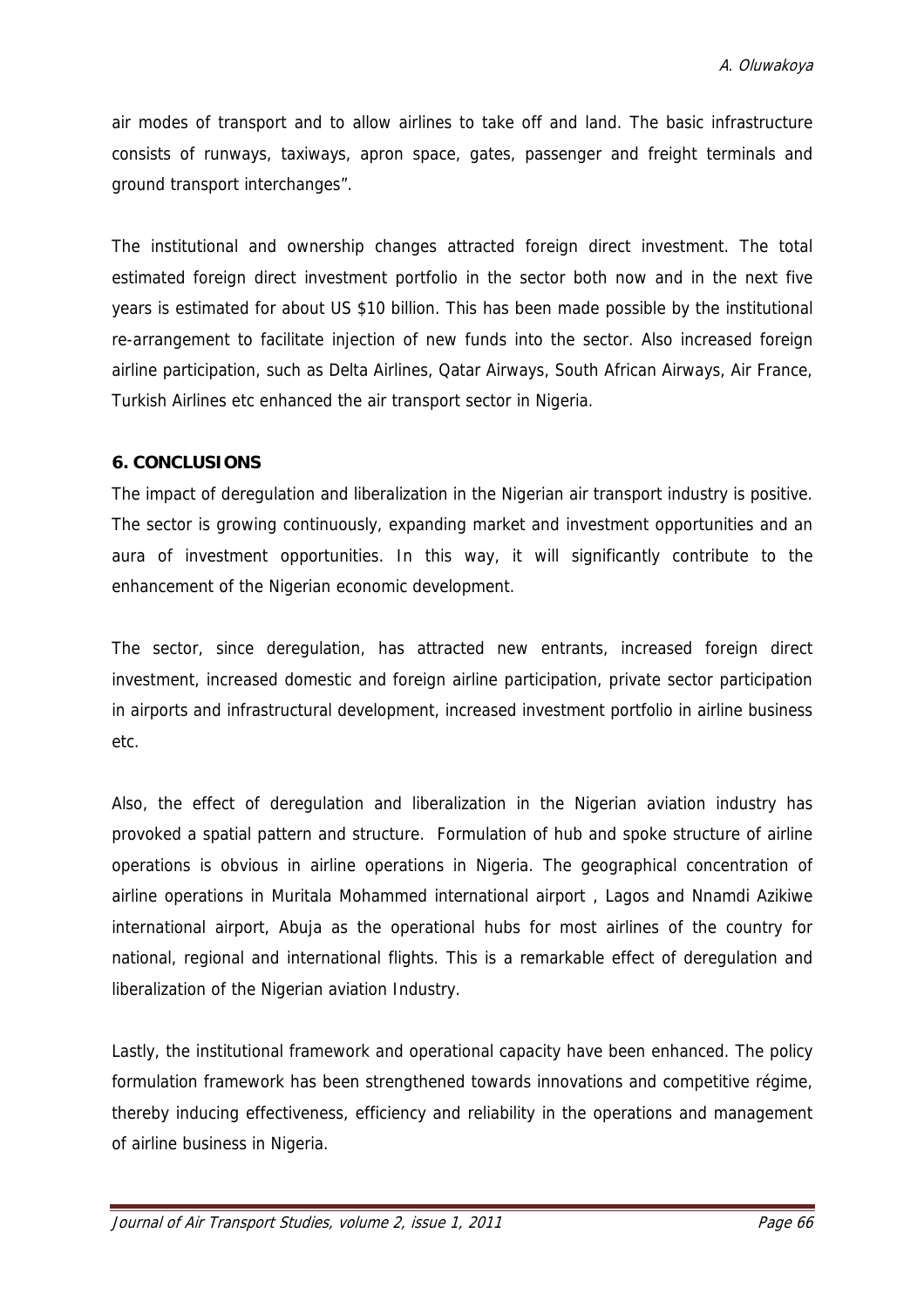air modes of transport and to allow airlines to take off and land. The basic infrastructure consists of runways, taxiways, apron space, gates, passenger and freight terminals and ground transport interchanges".

The institutional and ownership changes attracted foreign direct investment. The total estimated foreign direct investment portfolio in the sector both now and in the next five years is estimated for about US $10 billion. This has been made possible by the institutional re-arrangement to facilitate injection of new funds into the sector. Also increased foreign airline participation, such as Delta Airlines, Qatar Airways, South African Airways, Air France, Turkish Airlines etc enhanced the air transport sector in Nigeria.

## 6. CONCLUSIONS

The impact of deregulation and liberalization in the Nigerian air transport industry is positive. The sector is growing continuously, expanding market and investment opportunities and an aura of investment opportunities. In this way, it will significantly contribute to the enhancement of the Nigerian economic development.

The sector, since deregulation, has attracted new entrants, increased foreign direct investment, increased domestic and foreign airline participation, private sector participation in airports and infrastructural development, increased investment portfolio in airline business etc.

Also, the effect of deregulation and liberalization in the Nigerian aviation industry has provoked a spatial pattern and structure. Formulation of hub and spoke structure of airline operations is obvious in airline operations in Nigeria. The geographical concentration of airline operations in Muritala Mohammed international airport , Lagos and Nnamdi Azikiwe international airport, Abuja as the operational hubs for most airlines of the country for national, regional and international flights. This is a remarkable effect of deregulation and liberalization of the Nigerian aviation Industry.

Lastly, the institutional framework and operational capacity have been enhanced. The policy formulation framework has been strengthened towards innovations and competitive régime, thereby inducing effectiveness, efficiency and reliability in the operations and management of airline business in Nigeria.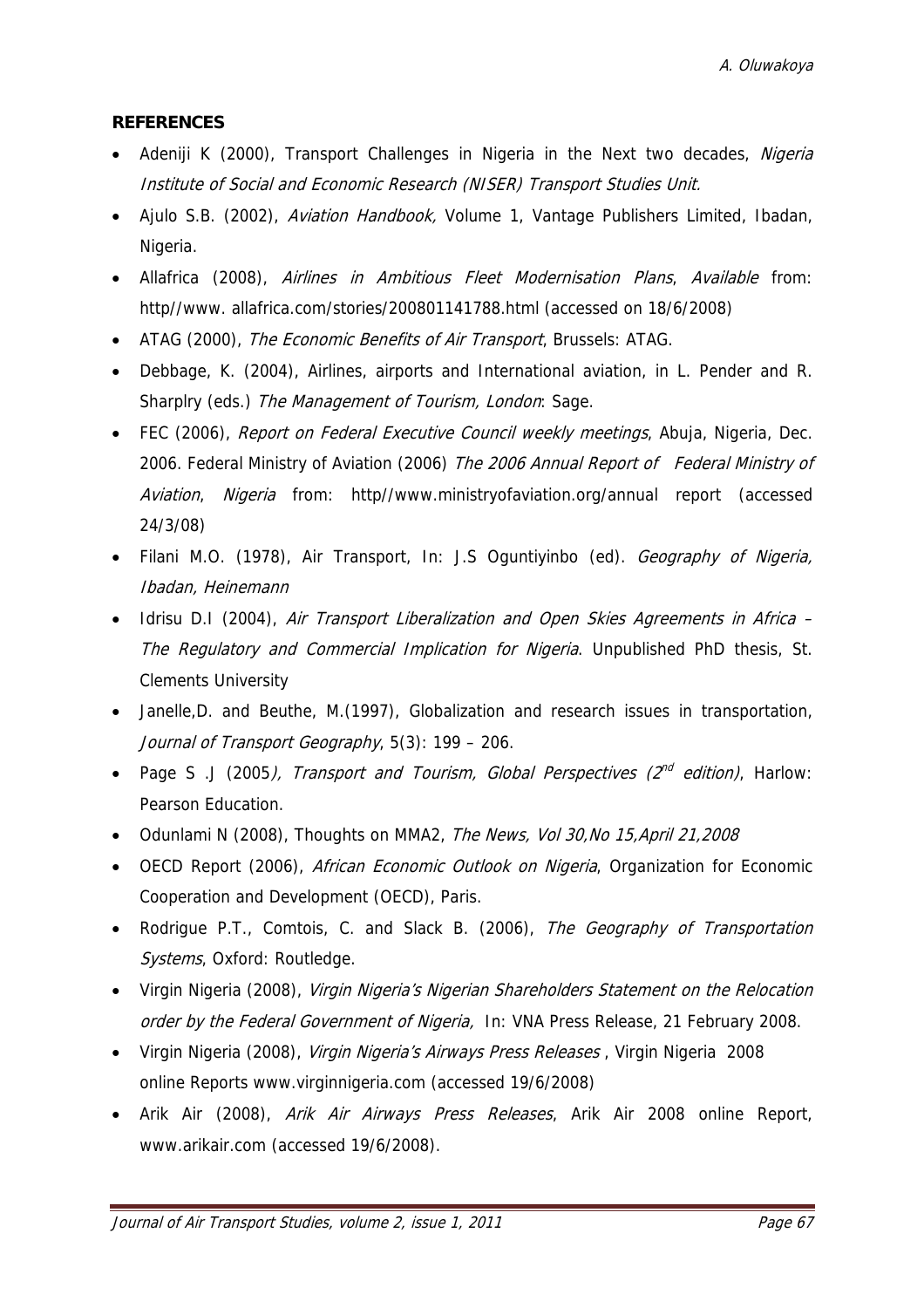## REFERENCES

- Adeniji K (2000), Transport Challenges in Nigeria in the Next two decades, *Nigeria Institute of Social and Economic Research (NISER) Transport Studies Unit.*
- Ajulo S.B. (2002), *Aviation Handbook,* Volume 1, Vantage Publishers Limited, Ibadan, Nigeria.
- Allafrica (2008), *Airlines in Ambitious Fleet Modernisation Plans*, *Available* from: http//www. allafrica.com/stories/200801141788.html (accessed on 18/6/2008)
- ATAG (2000), *The Economic Benefits of Air Transport*, Brussels: ATAG.
- Debbage, K. (2004), Airlines, airports and International aviation, in L. Pender and R. Sharplry (eds.) *The Management of Tourism, London*: Sage.
- FEC (2006), *Report on Federal Executive Council weekly meetings*, Abuja, Nigeria, Dec. 2006. Federal Ministry of Aviation (2006) *The 2006 Annual Report of Federal Ministry of Aviation*, *Nigeria* from: http//www.ministryofaviation.org/annual report (accessed 24/3/08)
- Filani M.O. (1978), Air Transport, In: J.S Oguntiyinbo (ed). *Geography of Nigeria, Ibadan, Heinemann*
- Idrisu D.I (2004), *Air Transport Liberalization and Open Skies Agreements in Africa – The Regulatory and Commercial Implication for Nigeria*. Unpublished PhD thesis, St. Clements University
- Janelle,D. and Beuthe, M.(1997), Globalization and research issues in transportation, *Journal of Transport Geography*, 5(3): 199 – 206.
- Page S .J (2005*), Transport and Tourism, Global Perspectives (2nd edition)*, Harlow: Pearson Education.
- Odunlami N (2008), Thoughts on MMA2, *The News, Vol 30,No 15,April 21,2008*
- OECD Report (2006), *African Economic Outlook on Nigeria*, Organization for Economic Cooperation and Development (OECD), Paris.
- Rodrigue P.T., Comtois, C. and Slack B. (2006), *The Geography of Transportation Systems*, Oxford: Routledge.
- Virgin Nigeria (2008), *Virgin Nigeria's Nigerian Shareholders Statement on the Relocation order by the Federal Government of Nigeria,* In: VNA Press Release, 21 February 2008.
- Virgin Nigeria (2008), *Virgin Nigeria's Airways Press Releases* , Virgin Nigeria 2008 online Reports www.virginnigeria.com (accessed 19/6/2008)
- Arik Air (2008), *Arik Air Airways Press Releases*, Arik Air 2008 online Report, www.arikair.com (accessed 19/6/2008).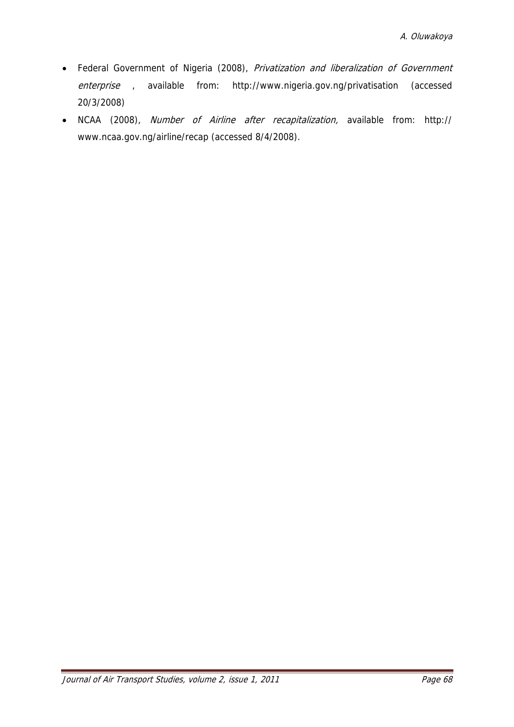- Federal Government of Nigeria (2008), *Privatization and liberalization of Government enterprise* , available from: http://www.nigeria.gov.ng/privatisation (accessed 20/3/2008)
- NCAA (2008), *Number of Airline after recapitalization,* available from: http:// www.ncaa.gov.ng/airline/recap (accessed 8/4/2008).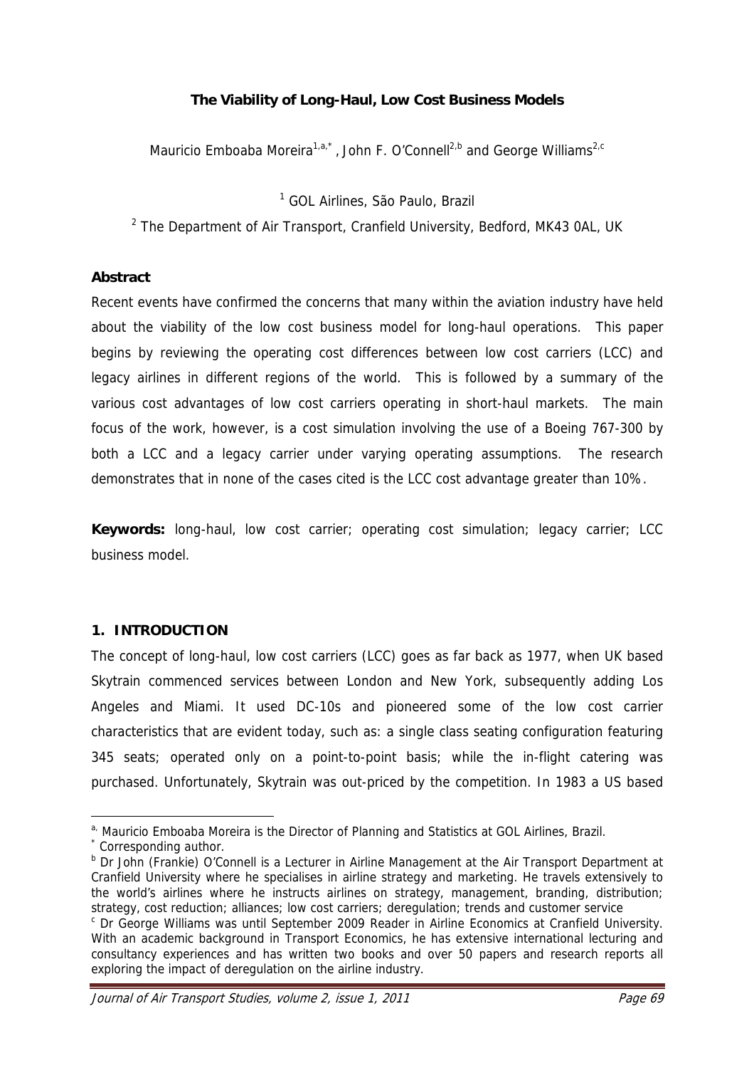**The Viability of Long-Haul, Low Cost Business Models**

Mauricio Emboaba Moreira[1,a,*], John F. O'Connell[2,b] and George Williams[2,c]

[1] GOL Airlines, São Paulo, Brazil

[2] The Department of Air Transport, Cranfield University, Bedford, MK43 0AL, UK

**Abstract**

Recent events have confirmed the concerns that many within the aviation industry have held about the viability of the low cost business model for long-haul operations. This paper begins by reviewing the operating cost differences between low cost carriers (LCC) and legacy airlines in different regions of the world. This is followed by a summary of the various cost advantages of low cost carriers operating in short-haul markets. The main focus of the work, however, is a cost simulation involving the use of a Boeing 767-300 by both a LCC and a legacy carrier under varying operating assumptions. The research demonstrates that in none of the cases cited is the LCC cost advantage greater than 10%.

**Keywords:** long-haul, low cost carrier; operating cost simulation; legacy carrier; LCC business model.

## 1. INTRODUCTION

The concept of long-haul, low cost carriers (LCC) goes as far back as 1977, when UK based Skytrain commenced services between London and New York, subsequently adding Los Angeles and Miami. It used DC-10s and pioneered some of the low cost carrier characteristics that are evident today, such as: a single class seating configuration featuring 345 seats; operated only on a point-to-point basis; while the in-flight catering was purchased. Unfortunately, Skytrain was out-priced by the competition. In 1983 a US based

---

[a] Mauricio Emboaba Moreira is the Director of Planning and Statistics at GOL Airlines, Brazil.

[*] Corresponding author.

[b] Dr John (Frankie) O'Connell is a Lecturer in Airline Management at the Air Transport Department at Cranfield University where he specialises in airline strategy and marketing. He travels extensively to the world's airlines where he instructs airlines on strategy, management, branding, distribution; strategy, cost reduction; alliances; low cost carriers; deregulation; trends and customer service

[c] Dr George Williams was until September 2009 Reader in Airline Economics at Cranfield University. With an academic background in Transport Economics, he has extensive international lecturing and consultancy experiences and has written two books and over 50 papers and research reports all exploring the impact of deregulation on the airline industry.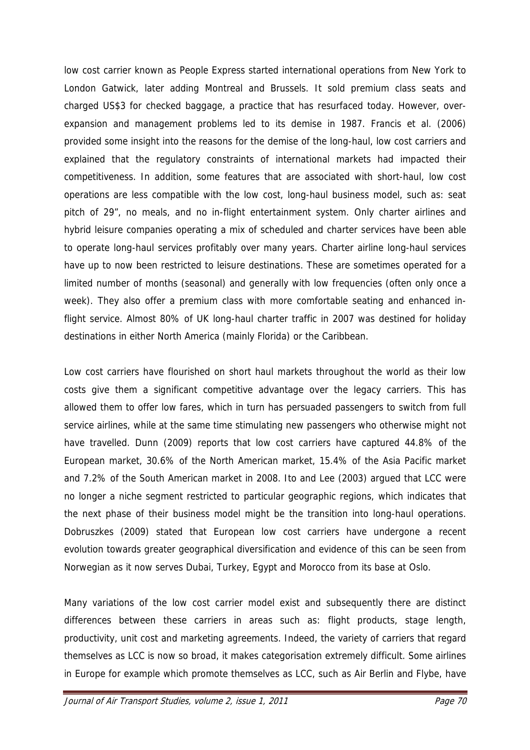low cost carrier known as People Express started international operations from New York to London Gatwick, later adding Montreal and Brussels. It sold premium class seats and charged US$3 for checked baggage, a practice that has resurfaced today. However, over-expansion and management problems led to its demise in 1987. Francis et al. (2006) provided some insight into the reasons for the demise of the long-haul, low cost carriers and explained that the regulatory constraints of international markets had impacted their competitiveness. In addition, some features that are associated with short-haul, low cost operations are less compatible with the low cost, long-haul business model, such as: seat pitch of 29", no meals, and no in-flight entertainment system. Only charter airlines and hybrid leisure companies operating a mix of scheduled and charter services have been able to operate long-haul services profitably over many years. Charter airline long-haul services have up to now been restricted to leisure destinations. These are sometimes operated for a limited number of months (seasonal) and generally with low frequencies (often only once a week). They also offer a premium class with more comfortable seating and enhanced in-flight service. Almost 80% of UK long-haul charter traffic in 2007 was destined for holiday destinations in either North America (mainly Florida) or the Caribbean.

Low cost carriers have flourished on short haul markets throughout the world as their low costs give them a significant competitive advantage over the legacy carriers. This has allowed them to offer low fares, which in turn has persuaded passengers to switch from full service airlines, while at the same time stimulating new passengers who otherwise might not have travelled. Dunn (2009) reports that low cost carriers have captured 44.8% of the European market, 30.6% of the North American market, 15.4% of the Asia Pacific market and 7.2% of the South American market in 2008. Ito and Lee (2003) argued that LCC were no longer a niche segment restricted to particular geographic regions, which indicates that the next phase of their business model might be the transition into long-haul operations. Dobruszkes (2009) stated that European low cost carriers have undergone a recent evolution towards greater geographical diversification and evidence of this can be seen from Norwegian as it now serves Dubai, Turkey, Egypt and Morocco from its base at Oslo.

Many variations of the low cost carrier model exist and subsequently there are distinct differences between these carriers in areas such as: flight products, stage length, productivity, unit cost and marketing agreements. Indeed, the variety of carriers that regard themselves as LCC is now so broad, it makes categorisation extremely difficult. Some airlines in Europe for example which promote themselves as LCC, such as Air Berlin and Flybe, have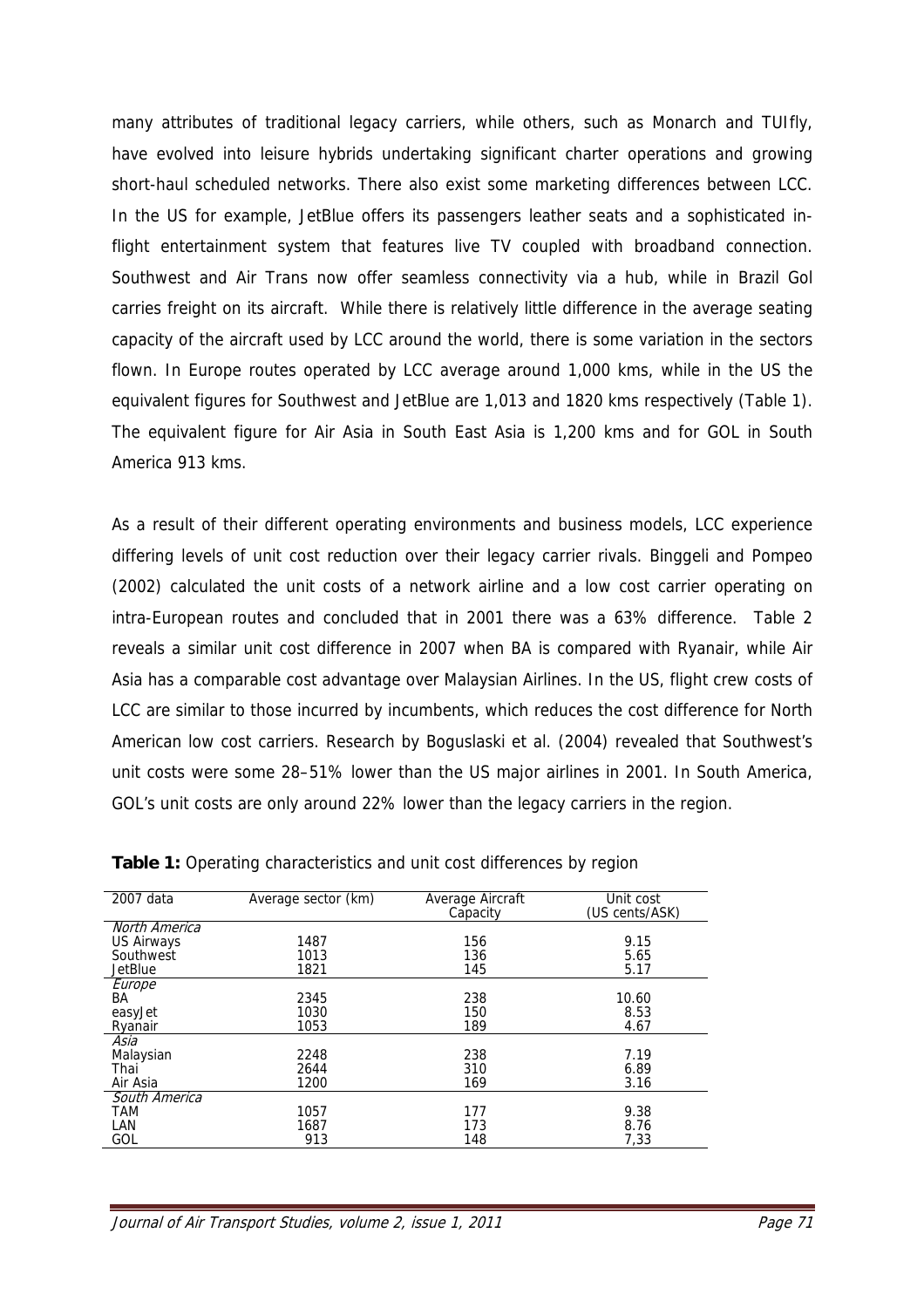many attributes of traditional legacy carriers, while others, such as Monarch and TUIfly, have evolved into leisure hybrids undertaking significant charter operations and growing short-haul scheduled networks. There also exist some marketing differences between LCC. In the US for example, JetBlue offers its passengers leather seats and a sophisticated in-flight entertainment system that features live TV coupled with broadband connection. Southwest and Air Trans now offer seamless connectivity via a hub, while in Brazil Gol carries freight on its aircraft. While there is relatively little difference in the average seating capacity of the aircraft used by LCC around the world, there is some variation in the sectors flown. In Europe routes operated by LCC average around 1,000 kms, while in the US the equivalent figures for Southwest and JetBlue are 1,013 and 1820 kms respectively (Table 1). The equivalent figure for Air Asia in South East Asia is 1,200 kms and for GOL in South America 913 kms.

As a result of their different operating environments and business models, LCC experience differing levels of unit cost reduction over their legacy carrier rivals. Binggeli and Pompeo (2002) calculated the unit costs of a network airline and a low cost carrier operating on intra-European routes and concluded that in 2001 there was a 63% difference. Table 2 reveals a similar unit cost difference in 2007 when BA is compared with Ryanair, while Air Asia has a comparable cost advantage over Malaysian Airlines. In the US, flight crew costs of LCC are similar to those incurred by incumbents, which reduces the cost difference for North American low cost carriers. Research by Boguslaski et al. (2004) revealed that Southwest's unit costs were some 28–51% lower than the US major airlines in 2001. In South America, GOL's unit costs are only around 22% lower than the legacy carriers in the region.

**Table 1:** Operating characteristics and unit cost differences by region

| 2007 data | Average sector (km) | Average Aircraft Capacity | Unit cost (US cents/ASK) |
|---|---|---|---|
| *North America* | | | |
| US Airways | 1487 | 156 | 9.15 |
| Southwest | 1013 | 136 | 5.65 |
| JetBlue | 1821 | 145 | 5.17 |
| *Europe* | | | |
| BA | 2345 | 238 | 10.60 |
| easyJet | 1030 | 150 | 8.53 |
| Ryanair | 1053 | 189 | 4.67 |
| *Asia* | | | |
| Malaysian | 2248 | 238 | 7.19 |
| Thai | 2644 | 310 | 6.89 |
| Air Asia | 1200 | 169 | 3.16 |
| *South America* | | | |
| TAM | 1057 | 177 | 9.38 |
| LAN | 1687 | 173 | 8.76 |
| GOL | 913 | 148 | 7,33 |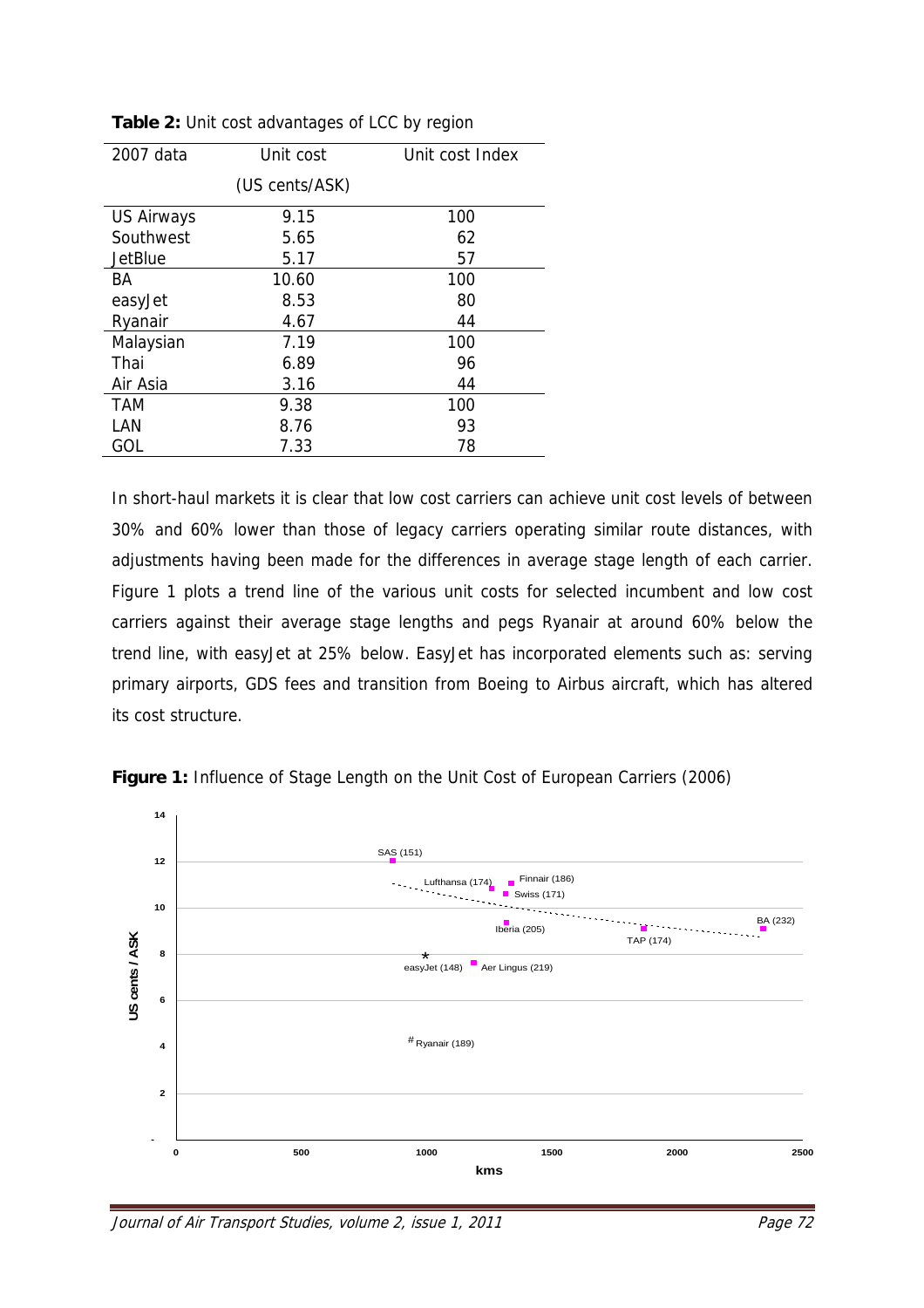**Table 2:** Unit cost advantages of LCC by region

| 2007 data | Unit cost (US cents/ASK) | Unit cost Index |
|---|---|---|
| US Airways | 9.15 | 100 |
| Southwest | 5.65 | 62 |
| JetBlue | 5.17 | 57 |
| BA | 10.60 | 100 |
| easyJet | 8.53 | 80 |
| Ryanair | 4.67 | 44 |
| Malaysian | 7.19 | 100 |
| Thai | 6.89 | 96 |
| Air Asia | 3.16 | 44 |
| TAM | 9.38 | 100 |
| LAN | 8.76 | 93 |
| GOL | 7.33 | 78 |

In short-haul markets it is clear that low cost carriers can achieve unit cost levels of between 30% and 60% lower than those of legacy carriers operating similar route distances, with adjustments having been made for the differences in average stage length of each carrier. Figure 1 plots a trend line of the various unit costs for selected incumbent and low cost carriers against their average stage lengths and pegs Ryanair at around 60% below the trend line, with easyJet at 25% below. EasyJet has incorporated elements such as: serving primary airports, GDS fees and transition from Boeing to Airbus aircraft, which has altered its cost structure.

**Figure 1:** Influence of Stage Length on the Unit Cost of European Carriers (2006)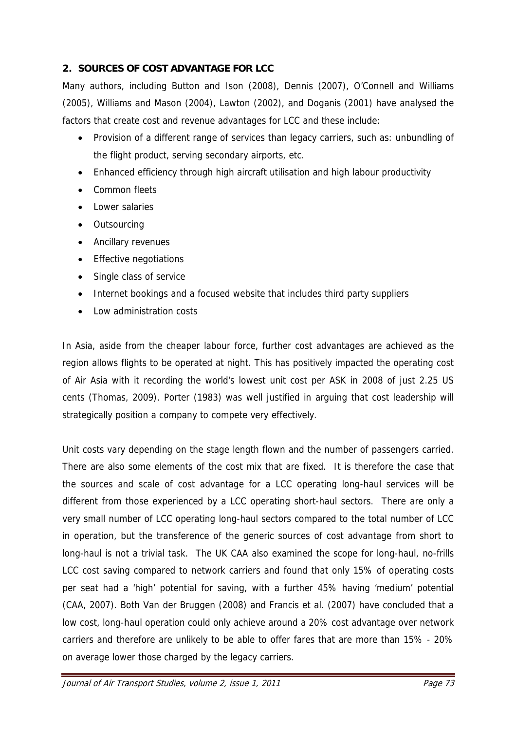## 2. SOURCES OF COST ADVANTAGE FOR LCC

Many authors, including Button and Ison (2008), Dennis (2007), O'Connell and Williams (2005), Williams and Mason (2004), Lawton (2002), and Doganis (2001) have analysed the factors that create cost and revenue advantages for LCC and these include:

- Provision of a different range of services than legacy carriers, such as: unbundling of the flight product, serving secondary airports, etc.
- Enhanced efficiency through high aircraft utilisation and high labour productivity
- Common fleets
- Lower salaries
- Outsourcing
- Ancillary revenues
- Effective negotiations
- Single class of service
- Internet bookings and a focused website that includes third party suppliers
- Low administration costs

In Asia, aside from the cheaper labour force, further cost advantages are achieved as the region allows flights to be operated at night. This has positively impacted the operating cost of Air Asia with it recording the world's lowest unit cost per ASK in 2008 of just 2.25 US cents (Thomas, 2009). Porter (1983) was well justified in arguing that cost leadership will strategically position a company to compete very effectively.

Unit costs vary depending on the stage length flown and the number of passengers carried. There are also some elements of the cost mix that are fixed. It is therefore the case that the sources and scale of cost advantage for a LCC operating long-haul services will be different from those experienced by a LCC operating short-haul sectors. There are only a very small number of LCC operating long-haul sectors compared to the total number of LCC in operation, but the transference of the generic sources of cost advantage from short to long-haul is not a trivial task. The UK CAA also examined the scope for long-haul, no-frills LCC cost saving compared to network carriers and found that only 15% of operating costs per seat had a 'high' potential for saving, with a further 45% having 'medium' potential (CAA, 2007). Both Van der Bruggen (2008) and Francis et al. (2007) have concluded that a low cost, long-haul operation could only achieve around a 20% cost advantage over network carriers and therefore are unlikely to be able to offer fares that are more than 15% - 20% on average lower those charged by the legacy carriers.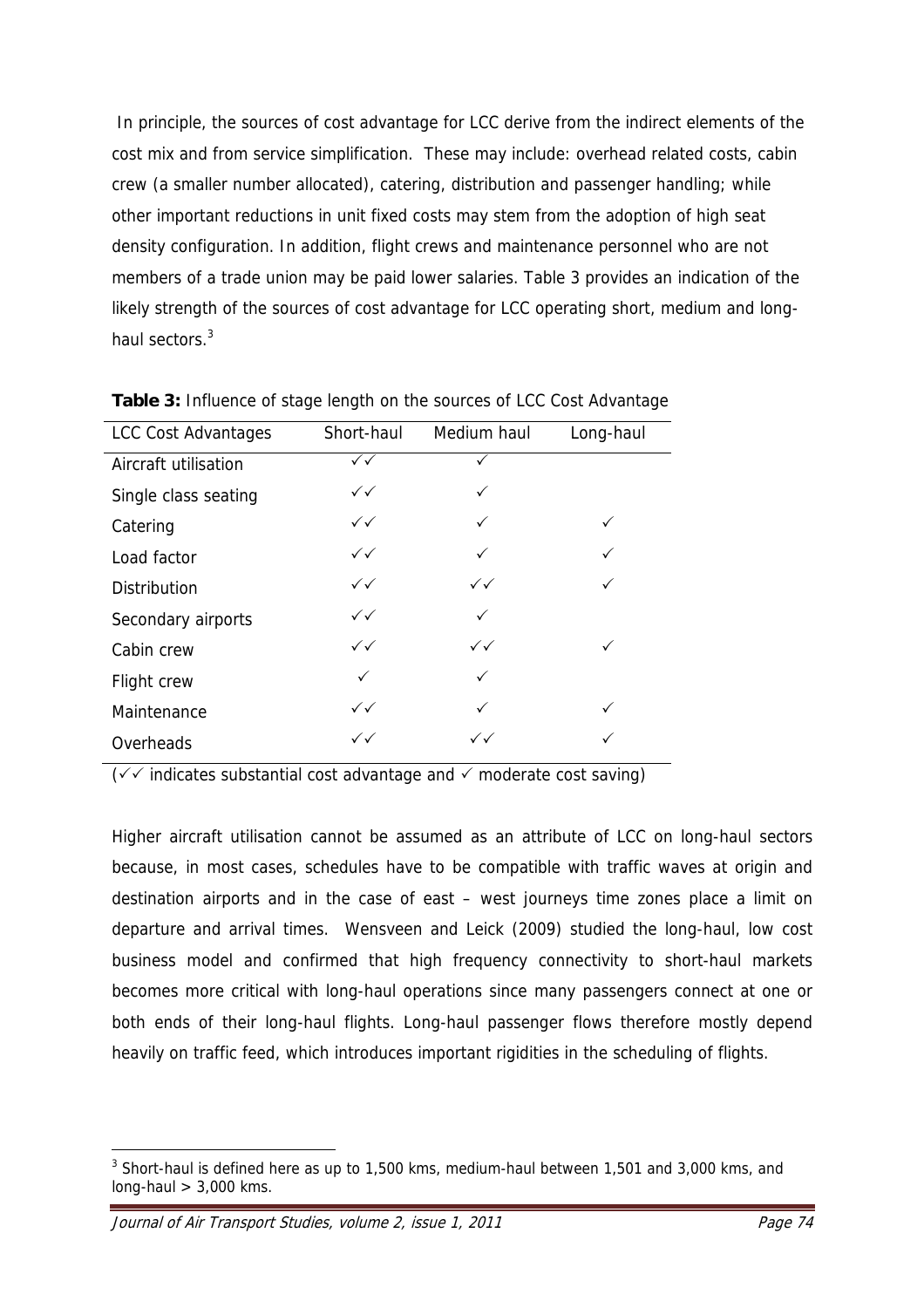In principle, the sources of cost advantage for LCC derive from the indirect elements of the cost mix and from service simplification. These may include: overhead related costs, cabin crew (a smaller number allocated), catering, distribution and passenger handling; while other important reductions in unit fixed costs may stem from the adoption of high seat density configuration. In addition, flight crews and maintenance personnel who are not members of a trade union may be paid lower salaries. Table 3 provides an indication of the likely strength of the sources of cost advantage for LCC operating short, medium and long-haul sectors.[3]

**Table 3:** Influence of stage length on the sources of LCC Cost Advantage

| LCC Cost Advantages | Short-haul | Medium haul | Long-haul |
|---|---|---|---|
| Aircraft utilisation | ✓✓ | ✓ | |
| Single class seating | ✓✓ | ✓ | |
| Catering | ✓✓ | ✓ | ✓ |
| Load factor | ✓✓ | ✓ | ✓ |
| Distribution | ✓✓ | ✓✓ | ✓ |
| Secondary airports | ✓✓ | ✓ | |
| Cabin crew | ✓✓ | ✓✓ | ✓ |
| Flight crew | ✓ | ✓ | |
| Maintenance | ✓✓ | ✓ | ✓ |
| Overheads | ✓✓ | ✓✓ | ✓ |

(✓✓ indicates substantial cost advantage and ✓ moderate cost saving)

Higher aircraft utilisation cannot be assumed as an attribute of LCC on long-haul sectors because, in most cases, schedules have to be compatible with traffic waves at origin and destination airports and in the case of east – west journeys time zones place a limit on departure and arrival times. Wensveen and Leick (2009) studied the long-haul, low cost business model and confirmed that high frequency connectivity to short-haul markets becomes more critical with long-haul operations since many passengers connect at one or both ends of their long-haul flights. Long-haul passenger flows therefore mostly depend heavily on traffic feed, which introduces important rigidities in the scheduling of flights.

[3] Short-haul is defined here as up to 1,500 kms, medium-haul between 1,501 and 3,000 kms, and long-haul > 3,000 kms.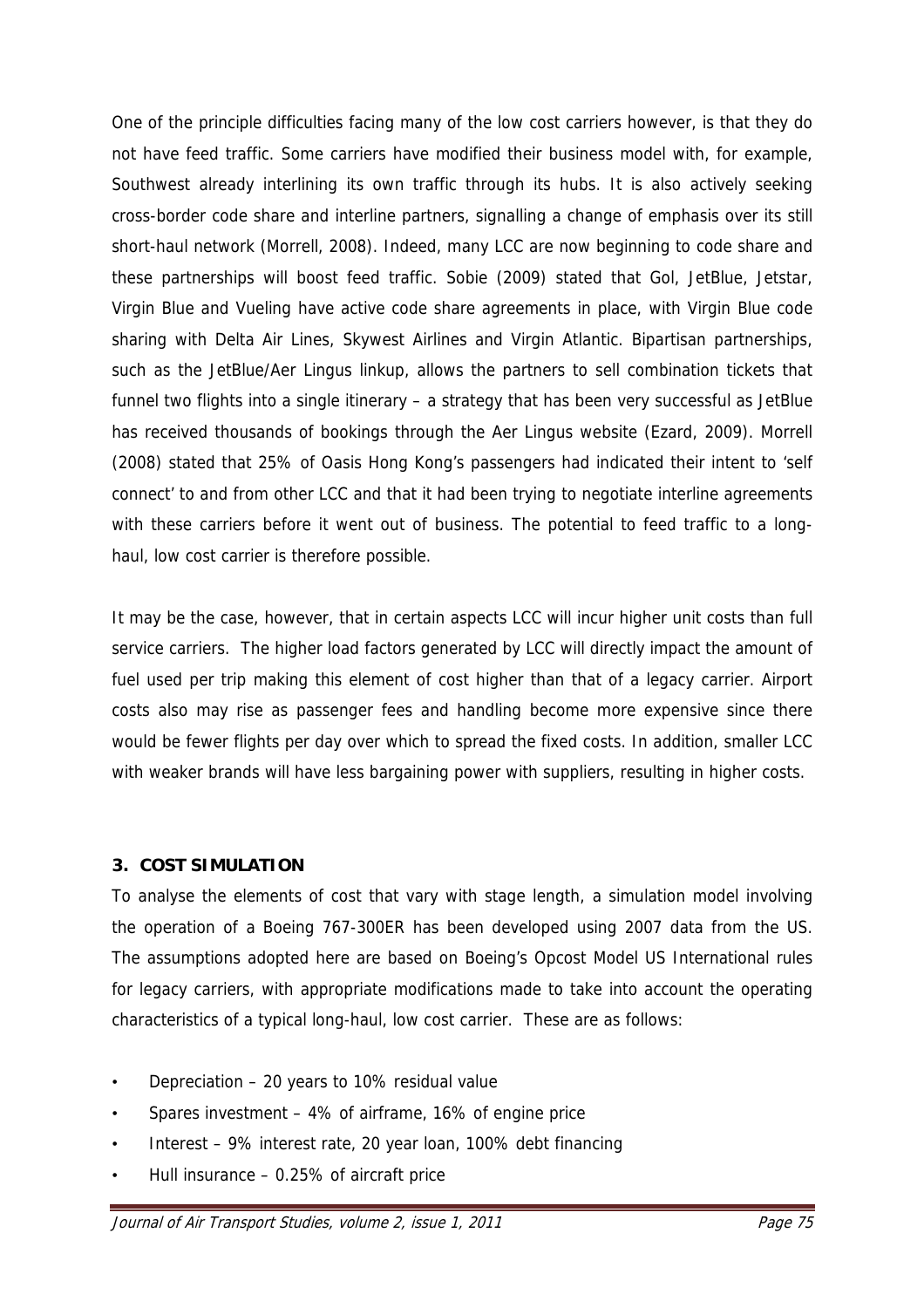One of the principle difficulties facing many of the low cost carriers however, is that they do not have feed traffic. Some carriers have modified their business model with, for example, Southwest already interlining its own traffic through its hubs. It is also actively seeking cross-border code share and interline partners, signalling a change of emphasis over its still short-haul network (Morrell, 2008). Indeed, many LCC are now beginning to code share and these partnerships will boost feed traffic. Sobie (2009) stated that Gol, JetBlue, Jetstar, Virgin Blue and Vueling have active code share agreements in place, with Virgin Blue code sharing with Delta Air Lines, Skywest Airlines and Virgin Atlantic. Bipartisan partnerships, such as the JetBlue/Aer Lingus linkup, allows the partners to sell combination tickets that funnel two flights into a single itinerary – a strategy that has been very successful as JetBlue has received thousands of bookings through the Aer Lingus website (Ezard, 2009). Morrell (2008) stated that 25% of Oasis Hong Kong's passengers had indicated their intent to 'self connect' to and from other LCC and that it had been trying to negotiate interline agreements with these carriers before it went out of business. The potential to feed traffic to a long-haul, low cost carrier is therefore possible.

It may be the case, however, that in certain aspects LCC will incur higher unit costs than full service carriers. The higher load factors generated by LCC will directly impact the amount of fuel used per trip making this element of cost higher than that of a legacy carrier. Airport costs also may rise as passenger fees and handling become more expensive since there would be fewer flights per day over which to spread the fixed costs. In addition, smaller LCC with weaker brands will have less bargaining power with suppliers, resulting in higher costs.

## 3. COST SIMULATION

To analyse the elements of cost that vary with stage length, a simulation model involving the operation of a Boeing 767-300ER has been developed using 2007 data from the US. The assumptions adopted here are based on Boeing's Opcost Model US International rules for legacy carriers, with appropriate modifications made to take into account the operating characteristics of a typical long-haul, low cost carrier. These are as follows:

- Depreciation – 20 years to 10% residual value
- Spares investment – 4% of airframe, 16% of engine price
- Interest – 9% interest rate, 20 year loan, 100% debt financing
- Hull insurance – 0.25% of aircraft price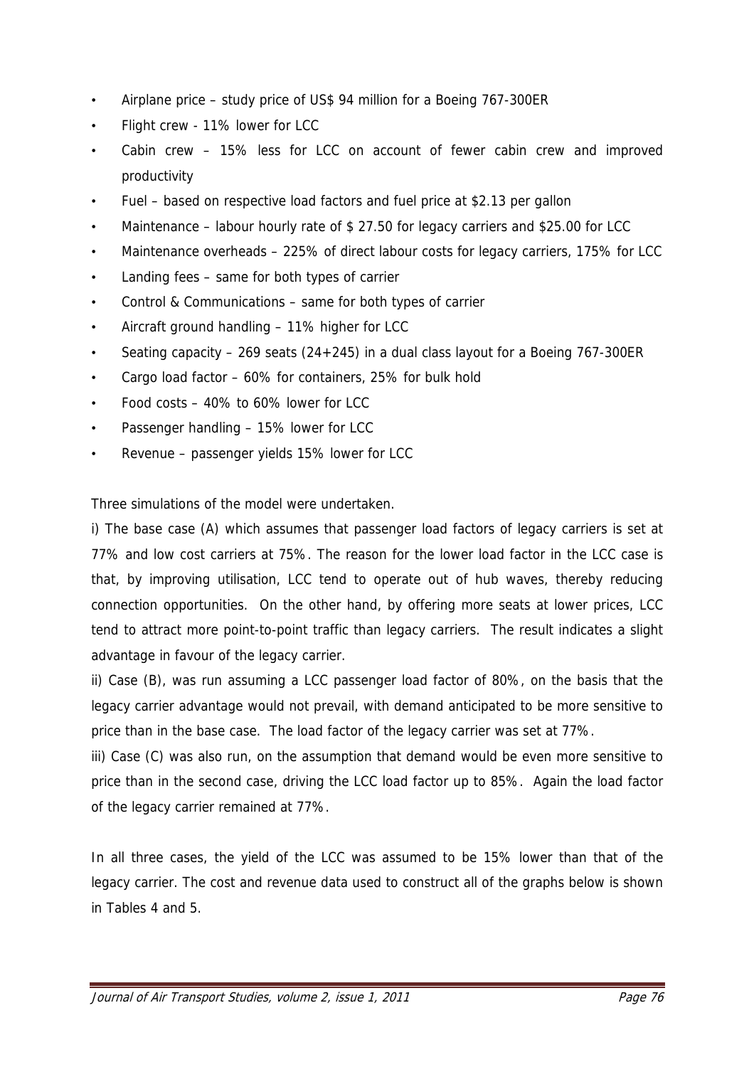- Airplane price – study price of US$ 94 million for a Boeing 767-300ER
- Flight crew - 11% lower for LCC
- Cabin crew – 15% less for LCC on account of fewer cabin crew and improved productivity
- Fuel – based on respective load factors and fuel price at $2.13 per gallon
- Maintenance – labour hourly rate of $ 27.50 for legacy carriers and $25.00 for LCC
- Maintenance overheads – 225% of direct labour costs for legacy carriers, 175% for LCC
- Landing fees – same for both types of carrier
- Control & Communications – same for both types of carrier
- Aircraft ground handling – 11% higher for LCC
- Seating capacity – 269 seats (24+245) in a dual class layout for a Boeing 767-300ER
- Cargo load factor – 60% for containers, 25% for bulk hold
- Food costs – 40% to 60% lower for LCC
- Passenger handling – 15% lower for LCC
- Revenue – passenger yields 15% lower for LCC

Three simulations of the model were undertaken.

i) The base case (A) which assumes that passenger load factors of legacy carriers is set at 77% and low cost carriers at 75%. The reason for the lower load factor in the LCC case is that, by improving utilisation, LCC tend to operate out of hub waves, thereby reducing connection opportunities. On the other hand, by offering more seats at lower prices, LCC tend to attract more point-to-point traffic than legacy carriers. The result indicates a slight advantage in favour of the legacy carrier.

ii) Case (B), was run assuming a LCC passenger load factor of 80%, on the basis that the legacy carrier advantage would not prevail, with demand anticipated to be more sensitive to price than in the base case. The load factor of the legacy carrier was set at 77%.

iii) Case (C) was also run, on the assumption that demand would be even more sensitive to price than in the second case, driving the LCC load factor up to 85%. Again the load factor of the legacy carrier remained at 77%.

In all three cases, the yield of the LCC was assumed to be 15% lower than that of the legacy carrier. The cost and revenue data used to construct all of the graphs below is shown in Tables 4 and 5.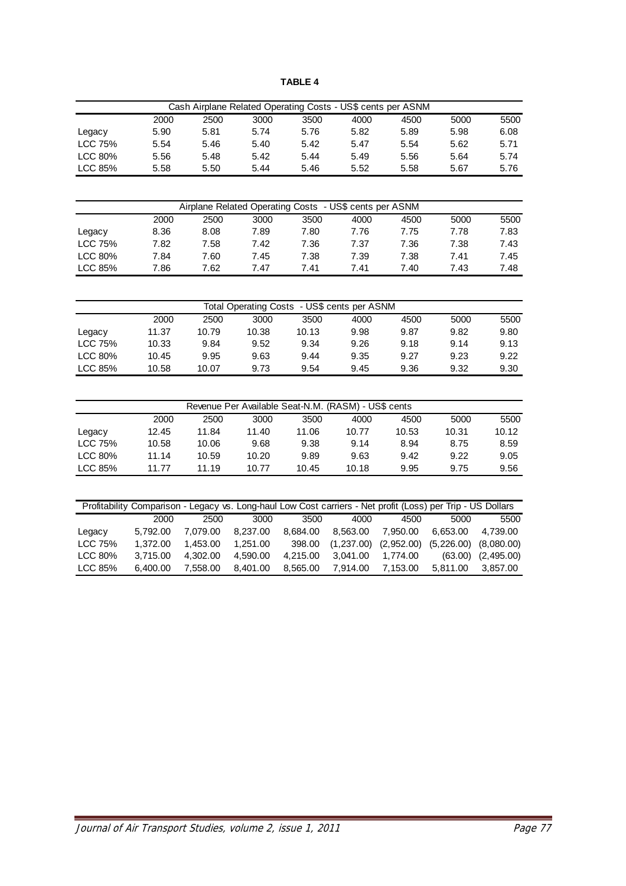**TABLE 4**

| Cash Airplane Related Operating Costs - US$ cents per ASNM | | | | | | | | |
|---|---|---|---|---|---|---|---|---|
| | 2000 | 2500 | 3000 | 3500 | 4000 | 4500 | 5000 | 5500 |
| Legacy | 5.90 | 5.81 | 5.74 | 5.76 | 5.82 | 5.89 | 5.98 | 6.08 |
| LCC 75% | 5.54 | 5.46 | 5.40 | 5.42 | 5.47 | 5.54 | 5.62 | 5.71 |
| LCC 80% | 5.56 | 5.48 | 5.42 | 5.44 | 5.49 | 5.56 | 5.64 | 5.74 |
| LCC 85% | 5.58 | 5.50 | 5.44 | 5.46 | 5.52 | 5.58 | 5.67 | 5.76 |

| Airplane Related Operating Costs - US$ cents per ASNM | | | | | | | | |
|---|---|---|---|---|---|---|---|---|
| | 2000 | 2500 | 3000 | 3500 | 4000 | 4500 | 5000 | 5500 |
| Legacy | 8.36 | 8.08 | 7.89 | 7.80 | 7.76 | 7.75 | 7.78 | 7.83 |
| LCC 75% | 7.82 | 7.58 | 7.42 | 7.36 | 7.37 | 7.36 | 7.38 | 7.43 |
| LCC 80% | 7.84 | 7.60 | 7.45 | 7.38 | 7.39 | 7.38 | 7.41 | 7.45 |
| LCC 85% | 7.86 | 7.62 | 7.47 | 7.41 | 7.41 | 7.40 | 7.43 | 7.48 |

| Total Operating Costs - US$ cents per ASNM | | | | | | | | |
|---|---|---|---|---|---|---|---|---|
| | 2000 | 2500 | 3000 | 3500 | 4000 | 4500 | 5000 | 5500 |
| Legacy | 11.37 | 10.79 | 10.38 | 10.13 | 9.98 | 9.87 | 9.82 | 9.80 |
| LCC 75% | 10.33 | 9.84 | 9.52 | 9.34 | 9.26 | 9.18 | 9.14 | 9.13 |
| LCC 80% | 10.45 | 9.95 | 9.63 | 9.44 | 9.35 | 9.27 | 9.23 | 9.22 |
| LCC 85% | 10.58 | 10.07 | 9.73 | 9.54 | 9.45 | 9.36 | 9.32 | 9.30 |

| Revenue Per Available Seat-N.M. (RASM) - US$ cents | | | | | | | | |
|---|---|---|---|---|---|---|---|---|
| | 2000 | 2500 | 3000 | 3500 | 4000 | 4500 | 5000 | 5500 |
| Legacy | 12.45 | 11.84 | 11.40 | 11.06 | 10.77 | 10.53 | 10.31 | 10.12 |
| LCC 75% | 10.58 | 10.06 | 9.68 | 9.38 | 9.14 | 8.94 | 8.75 | 8.59 |
| LCC 80% | 11.14 | 10.59 | 10.20 | 9.89 | 9.63 | 9.42 | 9.22 | 9.05 |
| LCC 85% | 11.77 | 11.19 | 10.77 | 10.45 | 10.18 | 9.95 | 9.75 | 9.56 |

| Profitability Comparison - Legacy vs. Long-haul Low Cost carriers - Net profit (Loss) per Trip - US Dollars | | | | | | | | |
|---|---|---|---|---|---|---|---|---|
| | 2000 | 2500 | 3000 | 3500 | 4000 | 4500 | 5000 | 5500 |
| Legacy | 5,792.00 | 7,079.00 | 8,237.00 | 8,684.00 | 8,563.00 | 7,950.00 | 6,653.00 | 4,739.00 |
| LCC 75% | 1,372.00 | 1,453.00 | 1,251.00 | 398.00 | (1,237.00) | (2,952.00) | (5,226.00) | (8,080.00) |
| LCC 80% | 3,715.00 | 4,302.00 | 4,590.00 | 4,215.00 | 3,041.00 | 1,774.00 | (63.00) | (2,495.00) |
| LCC 85% | 6,400.00 | 7,558.00 | 8,401.00 | 8,565.00 | 7,914.00 | 7,153.00 | 5,811.00 | 3,857.00 |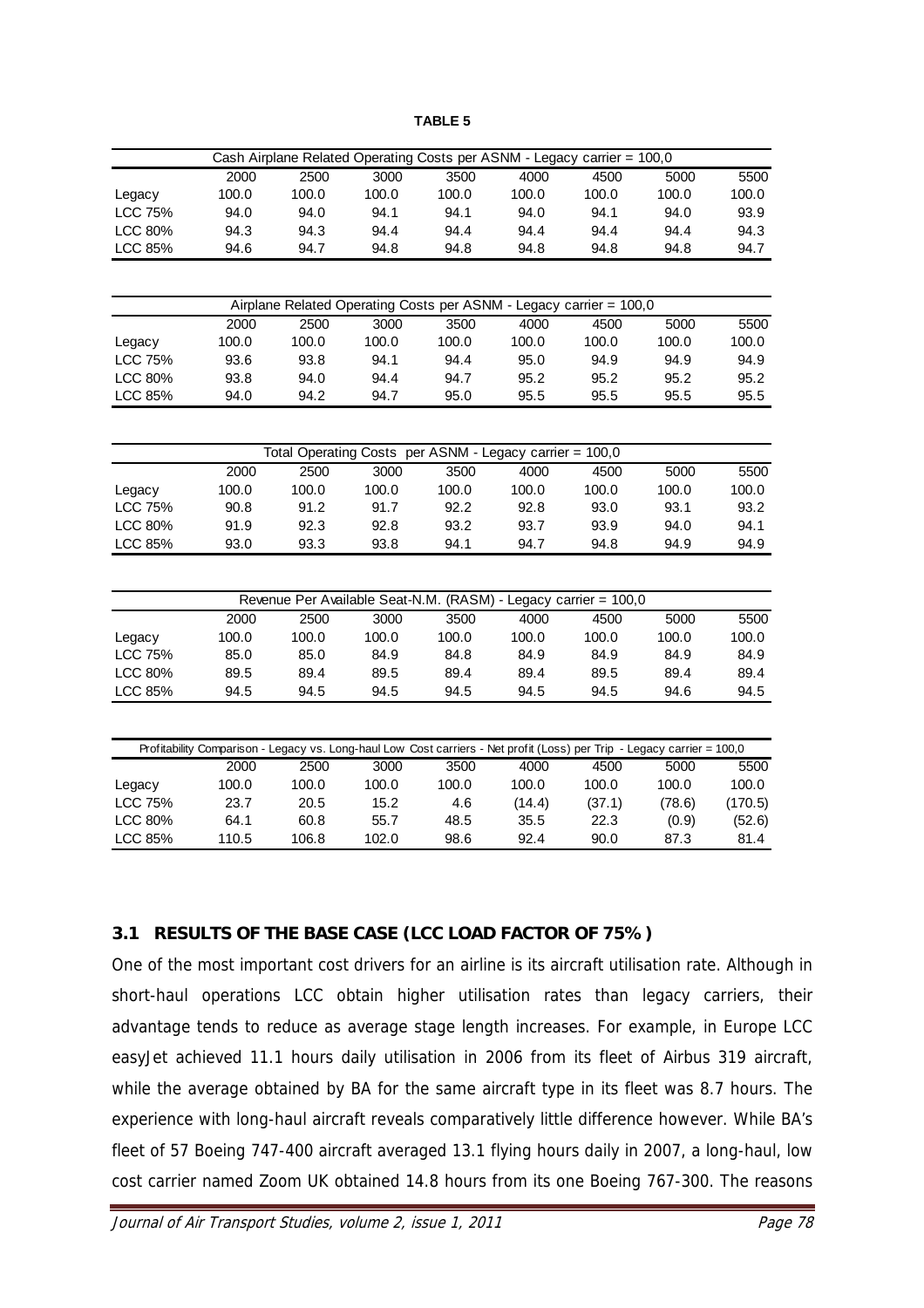**TABLE 5**

| Cash Airplane Related Operating Costs per ASNM - Legacy carrier = 100,0 | | | | | | | | |
|---|---|---|---|---|---|---|---|---|
| | 2000 | 2500 | 3000 | 3500 | 4000 | 4500 | 5000 | 5500 |
| Legacy | 100.0 | 100.0 | 100.0 | 100.0 | 100.0 | 100.0 | 100.0 | 100.0 |
| LCC 75% | 94.0 | 94.0 | 94.1 | 94.1 | 94.0 | 94.1 | 94.0 | 93.9 |
| LCC 80% | 94.3 | 94.3 | 94.4 | 94.4 | 94.4 | 94.4 | 94.4 | 94.3 |
| LCC 85% | 94.6 | 94.7 | 94.8 | 94.8 | 94.8 | 94.8 | 94.8 | 94.7 |

| Airplane Related Operating Costs per ASNM - Legacy carrier = 100,0 | | | | | | | | |
|---|---|---|---|---|---|---|---|---|
| | 2000 | 2500 | 3000 | 3500 | 4000 | 4500 | 5000 | 5500 |
| Legacy | 100.0 | 100.0 | 100.0 | 100.0 | 100.0 | 100.0 | 100.0 | 100.0 |
| LCC 75% | 93.6 | 93.8 | 94.1 | 94.4 | 95.0 | 94.9 | 94.9 | 94.9 |
| LCC 80% | 93.8 | 94.0 | 94.4 | 94.7 | 95.2 | 95.2 | 95.2 | 95.2 |
| LCC 85% | 94.0 | 94.2 | 94.7 | 95.0 | 95.5 | 95.5 | 95.5 | 95.5 |

| Total Operating Costs per ASNM - Legacy carrier = 100,0 | | | | | | | | |
|---|---|---|---|---|---|---|---|---|
| | 2000 | 2500 | 3000 | 3500 | 4000 | 4500 | 5000 | 5500 |
| Legacy | 100.0 | 100.0 | 100.0 | 100.0 | 100.0 | 100.0 | 100.0 | 100.0 |
| LCC 75% | 90.8 | 91.2 | 91.7 | 92.2 | 92.8 | 93.0 | 93.1 | 93.2 |
| LCC 80% | 91.9 | 92.3 | 92.8 | 93.2 | 93.7 | 93.9 | 94.0 | 94.1 |
| LCC 85% | 93.0 | 93.3 | 93.8 | 94.1 | 94.7 | 94.8 | 94.9 | 94.9 |

| Revenue Per Available Seat-N.M. (RASM) - Legacy carrier = 100,0 | | | | | | | | |
|---|---|---|---|---|---|---|---|---|
| | 2000 | 2500 | 3000 | 3500 | 4000 | 4500 | 5000 | 5500 |
| Legacy | 100.0 | 100.0 | 100.0 | 100.0 | 100.0 | 100.0 | 100.0 | 100.0 |
| LCC 75% | 85.0 | 85.0 | 84.9 | 84.8 | 84.9 | 84.9 | 84.9 | 84.9 |
| LCC 80% | 89.5 | 89.4 | 89.5 | 89.4 | 89.4 | 89.5 | 89.4 | 89.4 |
| LCC 85% | 94.5 | 94.5 | 94.5 | 94.5 | 94.5 | 94.5 | 94.6 | 94.5 |

| Profitability Comparison - Legacy vs. Long-haul Low Cost carriers - Net profit (Loss) per Trip - Legacy carrier = 100,0 | | | | | | | | |
|---|---|---|---|---|---|---|---|---|
| | 2000 | 2500 | 3000 | 3500 | 4000 | 4500 | 5000 | 5500 |
| Legacy | 100.0 | 100.0 | 100.0 | 100.0 | 100.0 | 100.0 | 100.0 | 100.0 |
| LCC 75% | 23.7 | 20.5 | 15.2 | 4.6 | (14.4) | (37.1) | (78.6) | (170.5) |
| LCC 80% | 64.1 | 60.8 | 55.7 | 48.5 | 35.5 | 22.3 | (0.9) | (52.6) |
| LCC 85% | 110.5 | 106.8 | 102.0 | 98.6 | 92.4 | 90.0 | 87.3 | 81.4 |

### 3.1 RESULTS OF THE BASE CASE (LCC LOAD FACTOR OF 75%)

One of the most important cost drivers for an airline is its aircraft utilisation rate. Although in short-haul operations LCC obtain higher utilisation rates than legacy carriers, their advantage tends to reduce as average stage length increases. For example, in Europe LCC easyJet achieved 11.1 hours daily utilisation in 2006 from its fleet of Airbus 319 aircraft, while the average obtained by BA for the same aircraft type in its fleet was 8.7 hours. The experience with long-haul aircraft reveals comparatively little difference however. While BA's fleet of 57 Boeing 747-400 aircraft averaged 13.1 flying hours daily in 2007, a long-haul, low cost carrier named Zoom UK obtained 14.8 hours from its one Boeing 767-300. The reasons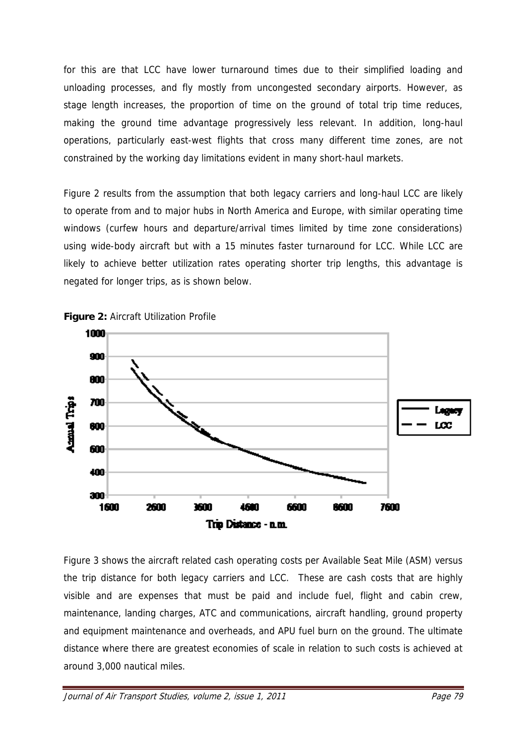for this are that LCC have lower turnaround times due to their simplified loading and unloading processes, and fly mostly from uncongested secondary airports. However, as stage length increases, the proportion of time on the ground of total trip time reduces, making the ground time advantage progressively less relevant. In addition, long-haul operations, particularly east-west flights that cross many different time zones, are not constrained by the working day limitations evident in many short-haul markets.

Figure 2 results from the assumption that both legacy carriers and long-haul LCC are likely to operate from and to major hubs in North America and Europe, with similar operating time windows (curfew hours and departure/arrival times limited by time zone considerations) using wide-body aircraft but with a 15 minutes faster turnaround for LCC. While LCC are likely to achieve better utilization rates operating shorter trip lengths, this advantage is negated for longer trips, as is shown below.

**Figure 2:** Aircraft Utilization Profile

Figure 3 shows the aircraft related cash operating costs per Available Seat Mile (ASM) versus the trip distance for both legacy carriers and LCC. These are cash costs that are highly visible and are expenses that must be paid and include fuel, flight and cabin crew, maintenance, landing charges, ATC and communications, aircraft handling, ground property and equipment maintenance and overheads, and APU fuel burn on the ground. The ultimate distance where there are greatest economies of scale in relation to such costs is achieved at around 3,000 nautical miles.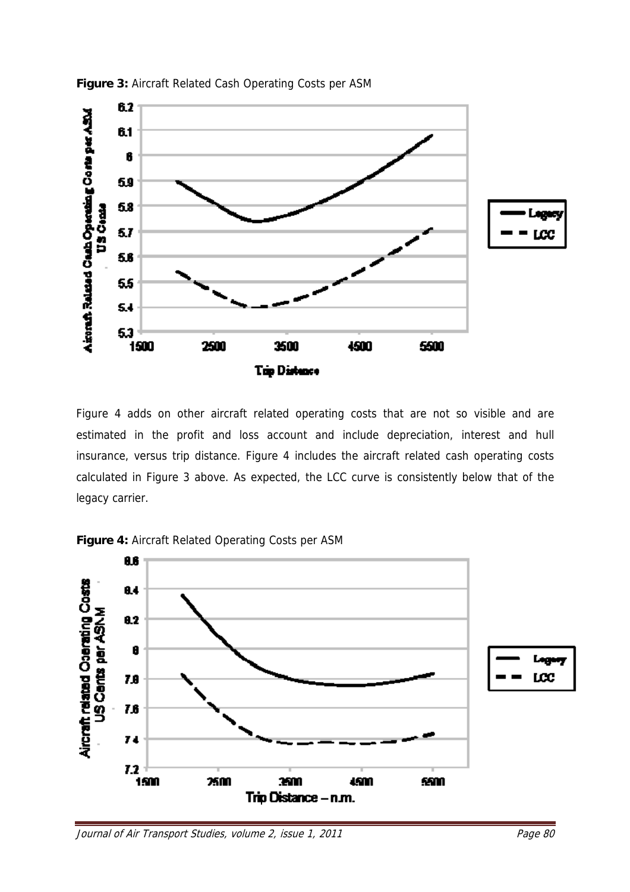**Figure 3:** Aircraft Related Cash Operating Costs per ASM

Figure 4 adds on other aircraft related operating costs that are not so visible and are estimated in the profit and loss account and include depreciation, interest and hull insurance, versus trip distance. Figure 4 includes the aircraft related cash operating costs calculated in Figure 3 above. As expected, the LCC curve is consistently below that of the legacy carrier.

**Figure 4:** Aircraft Related Operating Costs per ASM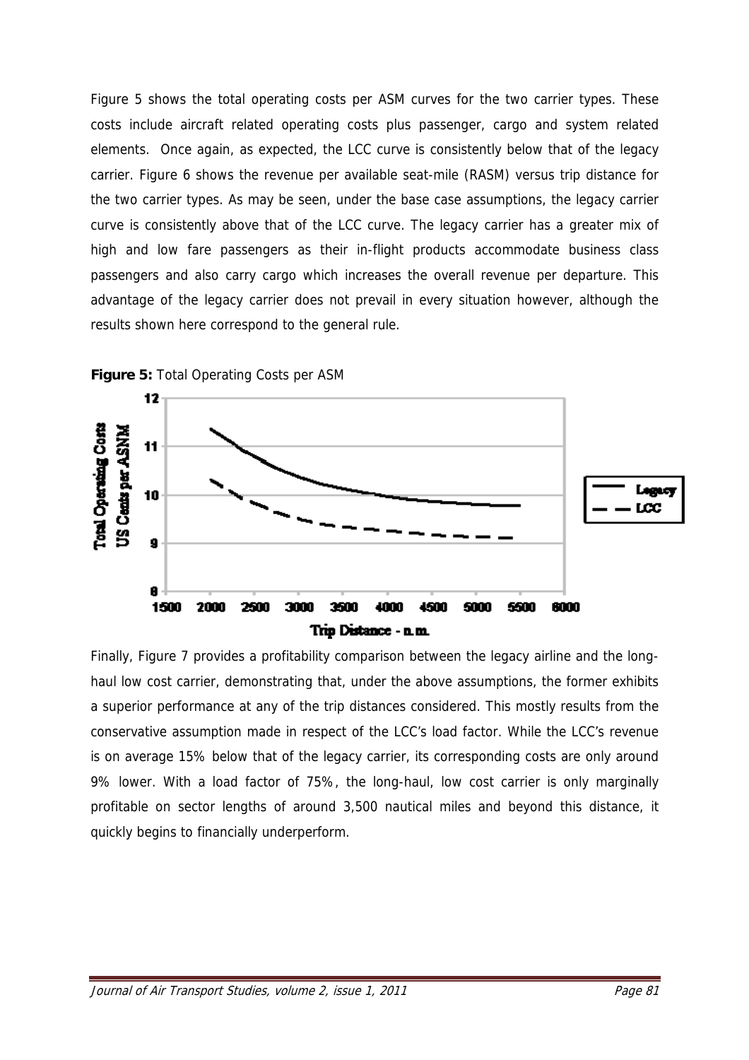Figure 5 shows the total operating costs per ASM curves for the two carrier types. These costs include aircraft related operating costs plus passenger, cargo and system related elements. Once again, as expected, the LCC curve is consistently below that of the legacy carrier. Figure 6 shows the revenue per available seat-mile (RASM) versus trip distance for the two carrier types. As may be seen, under the base case assumptions, the legacy carrier curve is consistently above that of the LCC curve. The legacy carrier has a greater mix of high and low fare passengers as their in-flight products accommodate business class passengers and also carry cargo which increases the overall revenue per departure. This advantage of the legacy carrier does not prevail in every situation however, although the results shown here correspond to the general rule.

**Figure 5:** Total Operating Costs per ASM

Finally, Figure 7 provides a profitability comparison between the legacy airline and the long-haul low cost carrier, demonstrating that, under the above assumptions, the former exhibits a superior performance at any of the trip distances considered. This mostly results from the conservative assumption made in respect of the LCC's load factor. While the LCC's revenue is on average 15% below that of the legacy carrier, its corresponding costs are only around 9% lower. With a load factor of 75%, the long-haul, low cost carrier is only marginally profitable on sector lengths of around 3,500 nautical miles and beyond this distance, it quickly begins to financially underperform.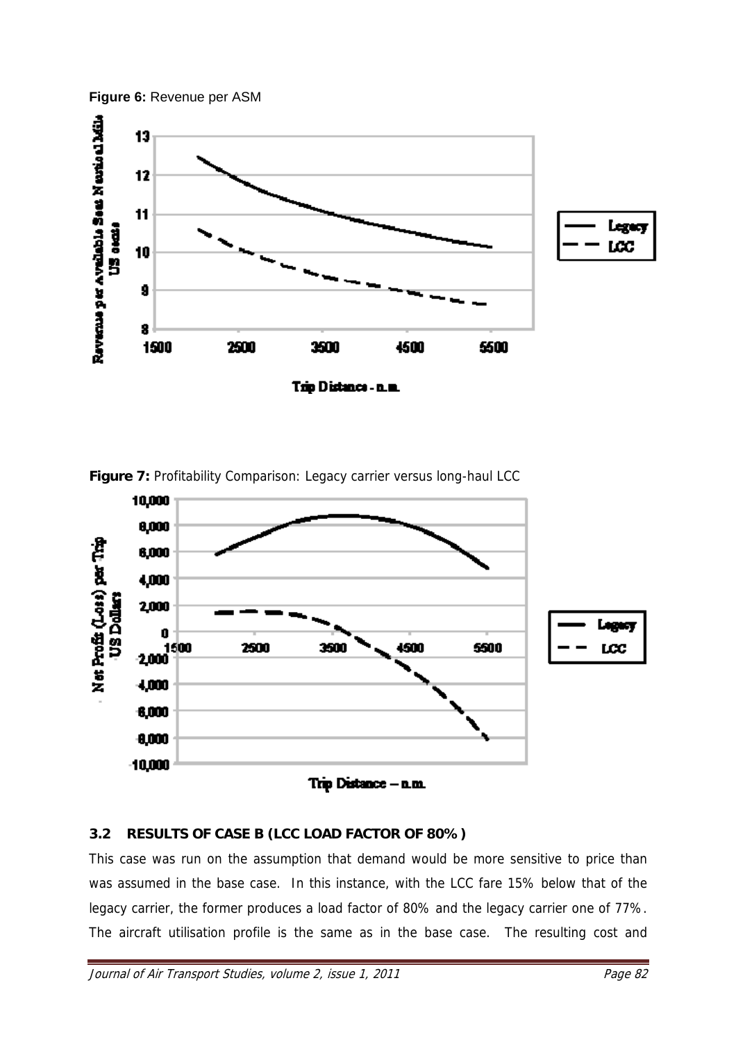**Figure 6:** Revenue per ASM

**Figure 7:** Profitability Comparison: Legacy carrier versus long-haul LCC

### 3.2 RESULTS OF CASE B (LCC LOAD FACTOR OF 80%)

This case was run on the assumption that demand would be more sensitive to price than was assumed in the base case. In this instance, with the LCC fare 15% below that of the legacy carrier, the former produces a load factor of 80% and the legacy carrier one of 77%. The aircraft utilisation profile is the same as in the base case. The resulting cost and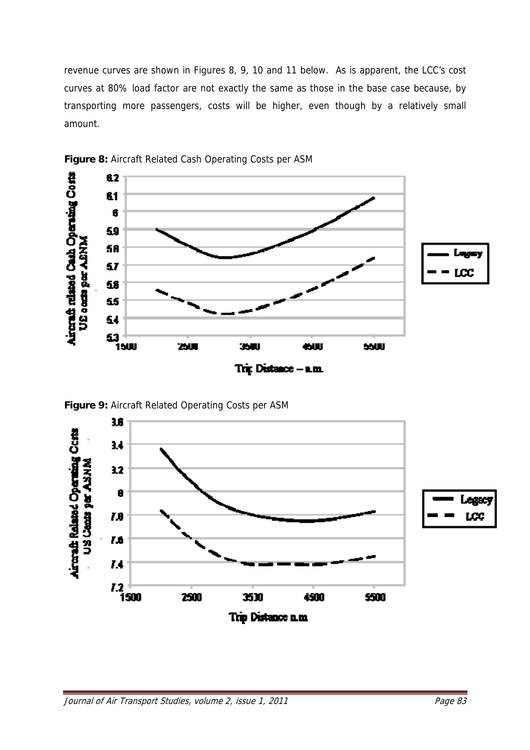revenue curves are shown in Figures 8, 9, 10 and 11 below. As is apparent, the LCC's cost curves at 80% load factor are not exactly the same as those in the base case because, by transporting more passengers, costs will be higher, even though by a relatively small amount.

**Figure 8:** Aircraft Related Cash Operating Costs per ASM

**Figure 9:** Aircraft Related Operating Costs per ASM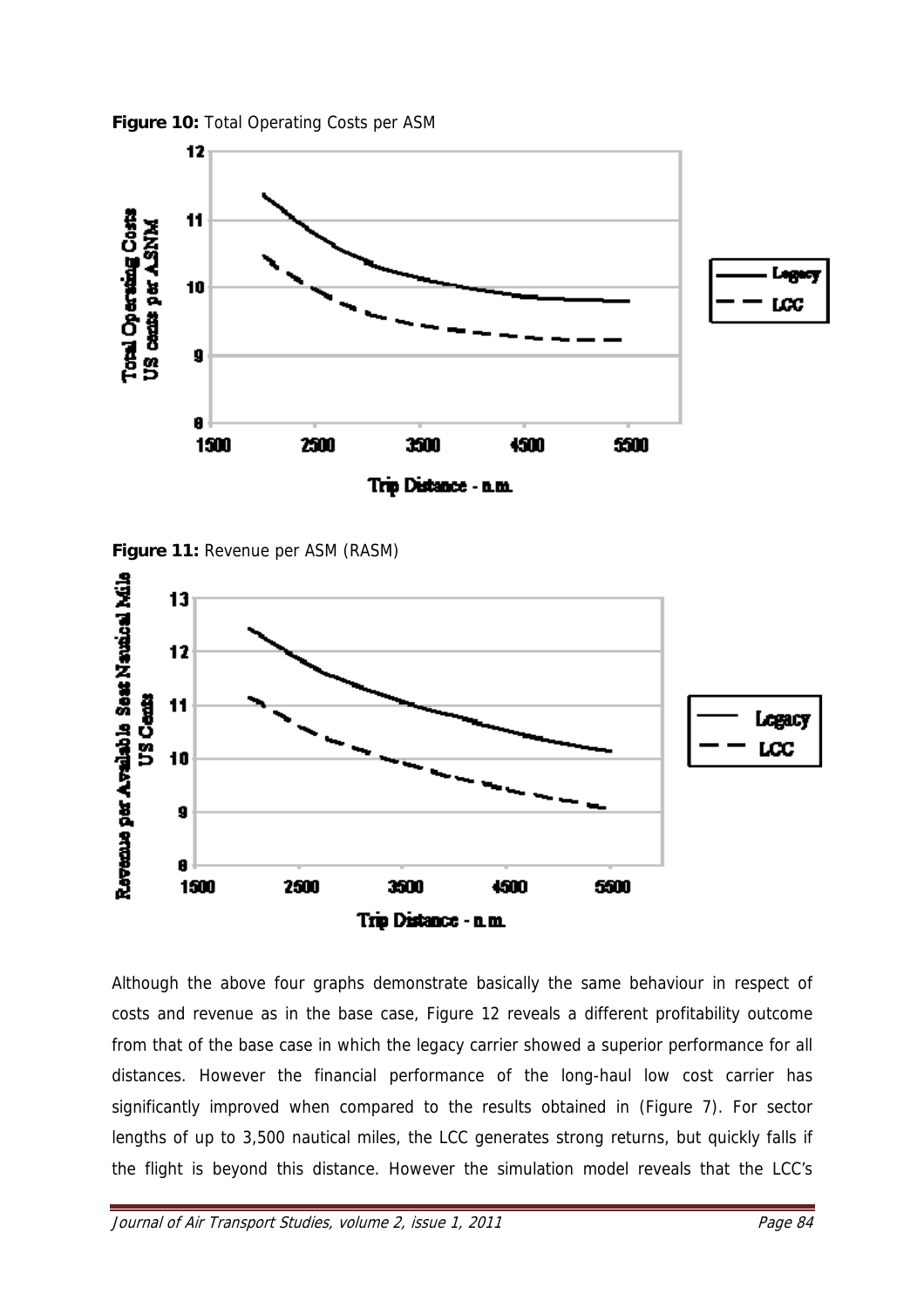**Figure 10:** Total Operating Costs per ASM

**Figure 11:** Revenue per ASM (RASM)

Although the above four graphs demonstrate basically the same behaviour in respect of costs and revenue as in the base case, Figure 12 reveals a different profitability outcome from that of the base case in which the legacy carrier showed a superior performance for all distances. However the financial performance of the long-haul low cost carrier has significantly improved when compared to the results obtained in (Figure 7). For sector lengths of up to 3,500 nautical miles, the LCC generates strong returns, but quickly falls if the flight is beyond this distance. However the simulation model reveals that the LCC's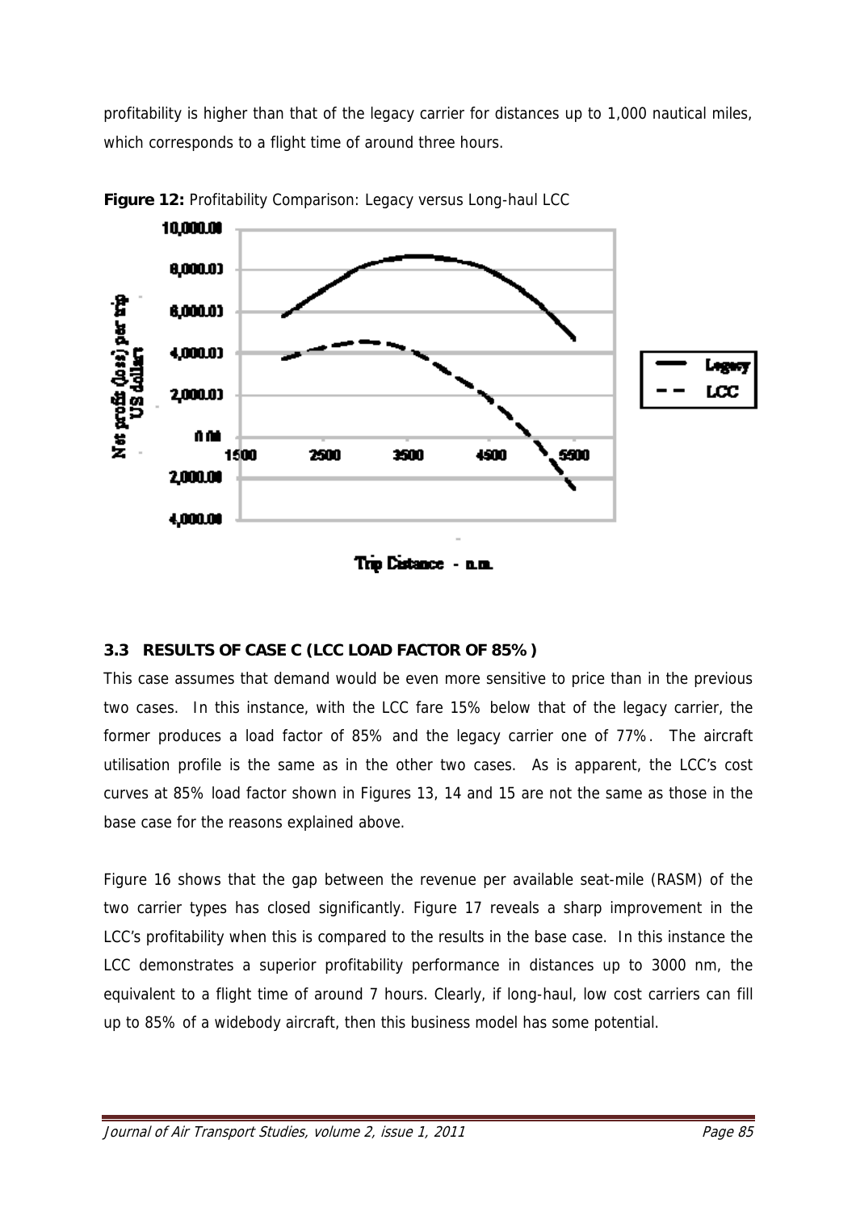profitability is higher than that of the legacy carrier for distances up to 1,000 nautical miles, which corresponds to a flight time of around three hours.

**Figure 12:** Profitability Comparison: Legacy versus Long-haul LCC

### 3.3 RESULTS OF CASE C (LCC LOAD FACTOR OF 85%)

This case assumes that demand would be even more sensitive to price than in the previous two cases. In this instance, with the LCC fare 15% below that of the legacy carrier, the former produces a load factor of 85% and the legacy carrier one of 77%. The aircraft utilisation profile is the same as in the other two cases. As is apparent, the LCC's cost curves at 85% load factor shown in Figures 13, 14 and 15 are not the same as those in the base case for the reasons explained above.

Figure 16 shows that the gap between the revenue per available seat-mile (RASM) of the two carrier types has closed significantly. Figure 17 reveals a sharp improvement in the LCC's profitability when this is compared to the results in the base case. In this instance the LCC demonstrates a superior profitability performance in distances up to 3000 nm, the equivalent to a flight time of around 7 hours. Clearly, if long-haul, low cost carriers can fill up to 85% of a widebody aircraft, then this business model has some potential.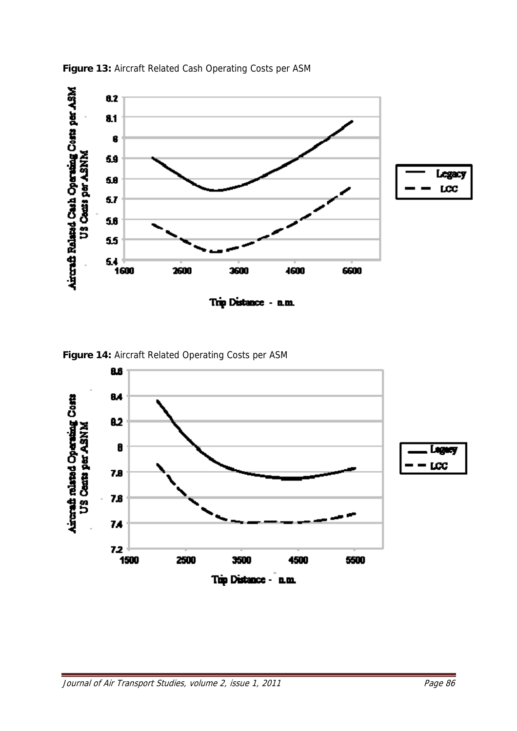**Figure 13:** Aircraft Related Cash Operating Costs per ASM

**Figure 14:** Aircraft Related Operating Costs per ASM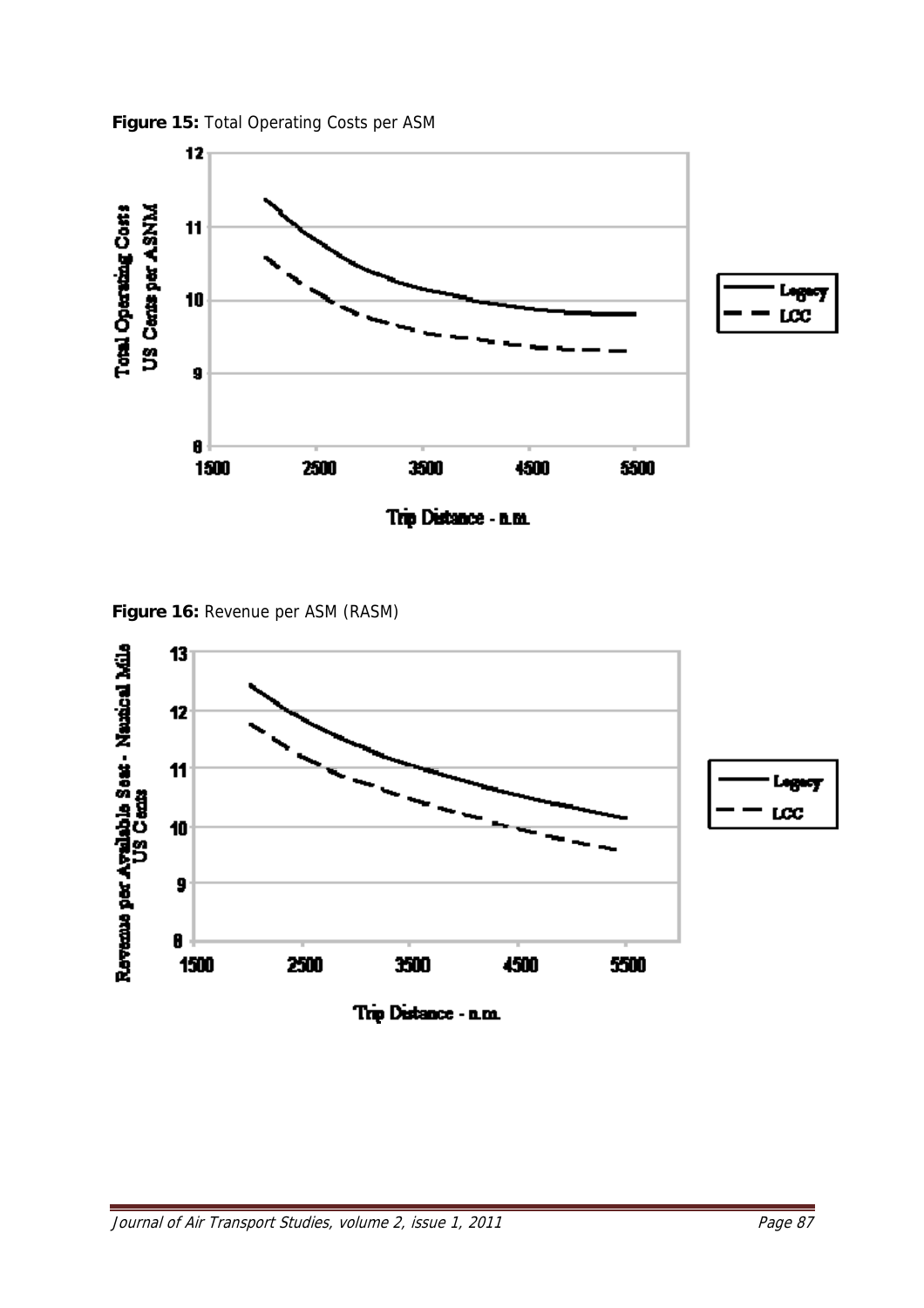**Figure 15:** Total Operating Costs per ASM

**Figure 16:** Revenue per ASM (RASM)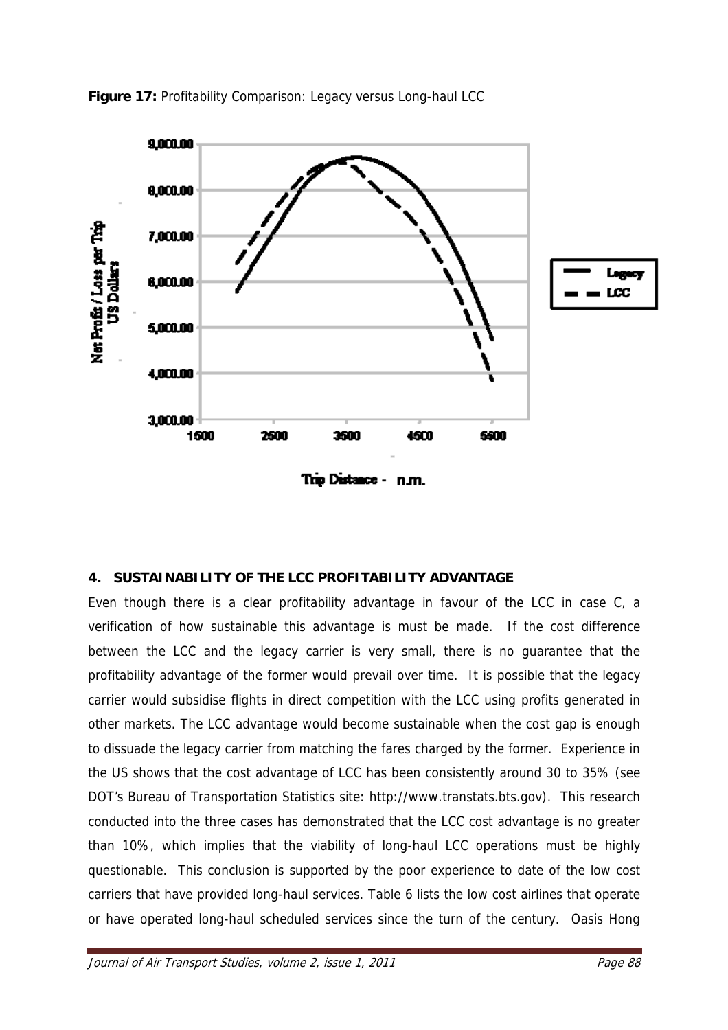**Figure 17:** Profitability Comparison: Legacy versus Long-haul LCC

## 4. SUSTAINABILITY OF THE LCC PROFITABILITY ADVANTAGE

Even though there is a clear profitability advantage in favour of the LCC in case C, a verification of how sustainable this advantage is must be made. If the cost difference between the LCC and the legacy carrier is very small, there is no guarantee that the profitability advantage of the former would prevail over time. It is possible that the legacy carrier would subsidise flights in direct competition with the LCC using profits generated in other markets. The LCC advantage would become sustainable when the cost gap is enough to dissuade the legacy carrier from matching the fares charged by the former. Experience in the US shows that the cost advantage of LCC has been consistently around 30 to 35% (see DOT's Bureau of Transportation Statistics site: http://www.transtats.bts.gov). This research conducted into the three cases has demonstrated that the LCC cost advantage is no greater than 10%, which implies that the viability of long-haul LCC operations must be highly questionable. This conclusion is supported by the poor experience to date of the low cost carriers that have provided long-haul services. Table 6 lists the low cost airlines that operate or have operated long-haul scheduled services since the turn of the century. Oasis Hong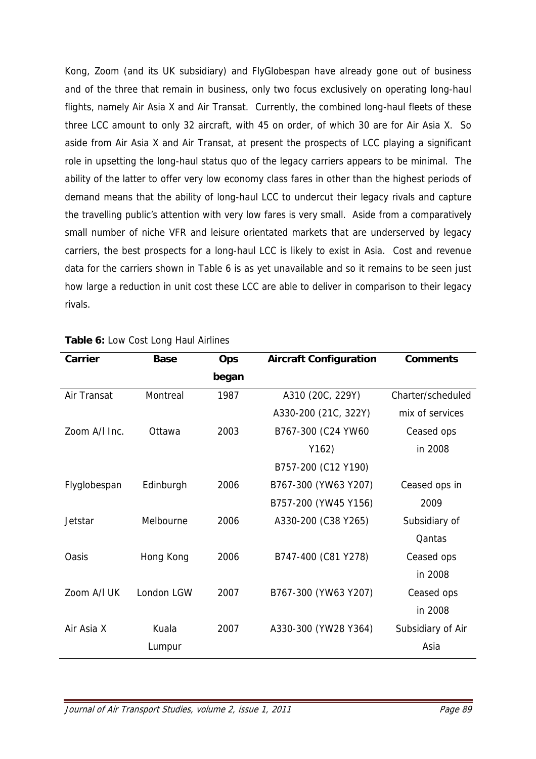Kong, Zoom (and its UK subsidiary) and FlyGlobespan have already gone out of business and of the three that remain in business, only two focus exclusively on operating long-haul flights, namely Air Asia X and Air Transat. Currently, the combined long-haul fleets of these three LCC amount to only 32 aircraft, with 45 on order, of which 30 are for Air Asia X. So aside from Air Asia X and Air Transat, at present the prospects of LCC playing a significant role in upsetting the long-haul status quo of the legacy carriers appears to be minimal. The ability of the latter to offer very low economy class fares in other than the highest periods of demand means that the ability of long-haul LCC to undercut their legacy rivals and capture the travelling public's attention with very low fares is very small. Aside from a comparatively small number of niche VFR and leisure orientated markets that are underserved by legacy carriers, the best prospects for a long-haul LCC is likely to exist in Asia. Cost and revenue data for the carriers shown in Table 6 is as yet unavailable and so it remains to be seen just how large a reduction in unit cost these LCC are able to deliver in comparison to their legacy rivals.

**Table 6:** Low Cost Long Haul Airlines

| Carrier | Base | Ops began | Aircraft Configuration | Comments |
|---|---|---|---|---|
| Air Transat | Montreal | 1987 | A310 (20C, 229Y)<br>A330-200 (21C, 322Y) | Charter/scheduled mix of services |
| Zoom A/l Inc. | Ottawa | 2003 | B767-300 (C24 YW60 Y162)<br>B757-200 (C12 Y190) | Ceased ops in 2008 |
| Flyglobespan | Edinburgh | 2006 | B767-300 (YW63 Y207)<br>B757-200 (YW45 Y156) | Ceased ops in 2009 |
| Jetstar | Melbourne | 2006 | A330-200 (C38 Y265) | Subsidiary of Qantas |
| Oasis | Hong Kong | 2006 | B747-400 (C81 Y278) | Ceased ops in 2008 |
| Zoom A/l UK | London LGW | 2007 | B767-300 (YW63 Y207) | Ceased ops in 2008 |
| Air Asia X | Kuala Lumpur | 2007 | A330-300 (YW28 Y364) | Subsidiary of Air Asia |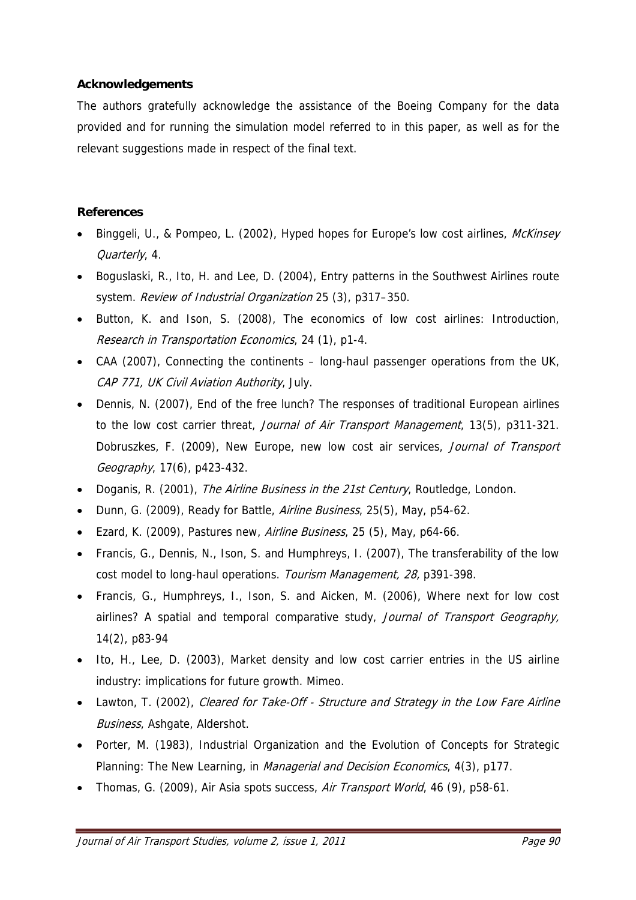**Acknowledgements**

The authors gratefully acknowledge the assistance of the Boeing Company for the data provided and for running the simulation model referred to in this paper, as well as for the relevant suggestions made in respect of the final text.

**References**

- Binggeli, U., & Pompeo, L. (2002), Hyped hopes for Europe's low cost airlines, *McKinsey Quarterly*, 4.
- Boguslaski, R., Ito, H. and Lee, D. (2004), Entry patterns in the Southwest Airlines route system. *Review of Industrial Organization* 25 (3), p317–350.
- Button, K. and Ison, S. (2008), The economics of low cost airlines: Introduction, *Research in Transportation Economics*, 24 (1), p1-4.
- CAA (2007), Connecting the continents – long-haul passenger operations from the UK, *CAP 771, UK Civil Aviation Authority*, July.
- Dennis, N. (2007), End of the free lunch? The responses of traditional European airlines to the low cost carrier threat, *Journal of Air Transport Management*, 13(5), p311-321. Dobruszkes, F. (2009), New Europe, new low cost air services, *Journal of Transport Geography*, 17(6), p423-432.
- Doganis, R. (2001), *The Airline Business in the 21st Century*, Routledge, London.
- Dunn, G. (2009), Ready for Battle, *Airline Business*, 25(5), May, p54-62.
- Ezard, K. (2009), Pastures new, *Airline Business*, 25 (5), May, p64-66.
- Francis, G., Dennis, N., Ison, S. and Humphreys, I. (2007), The transferability of the low cost model to long-haul operations. *Tourism Management, 28,* p391-398.
- Francis, G., Humphreys, I., Ison, S. and Aicken, M. (2006), Where next for low cost airlines? A spatial and temporal comparative study, *Journal of Transport Geography,* 14(2), p83-94
- Ito, H., Lee, D. (2003), Market density and low cost carrier entries in the US airline industry: implications for future growth. Mimeo.
- Lawton, T. (2002), *Cleared for Take-Off - Structure and Strategy in the Low Fare Airline Business*, Ashgate, Aldershot.
- Porter, M. (1983), Industrial Organization and the Evolution of Concepts for Strategic Planning: The New Learning, in *Managerial and Decision Economics*, 4(3), p177.
- Thomas, G. (2009), Air Asia spots success, *Air Transport World*, 46 (9), p58-61.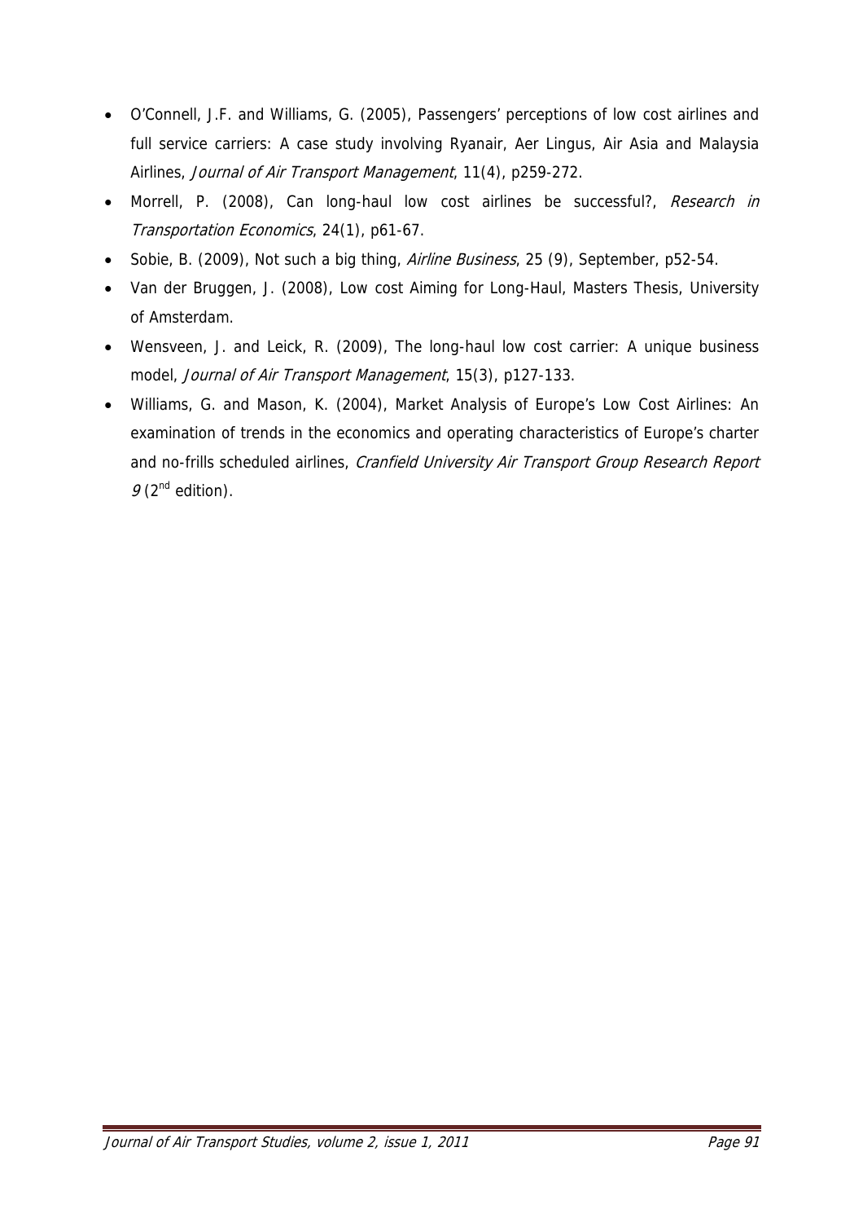- O'Connell, J.F. and Williams, G. (2005), Passengers' perceptions of low cost airlines and full service carriers: A case study involving Ryanair, Aer Lingus, Air Asia and Malaysia Airlines, *Journal of Air Transport Management*, 11(4), p259-272.
- Morrell, P. (2008), Can long-haul low cost airlines be successful?, *Research in Transportation Economics*, 24(1), p61-67.
- Sobie, B. (2009), Not such a big thing, *Airline Business*, 25 (9), September, p52-54.
- Van der Bruggen, J. (2008), Low cost Aiming for Long-Haul, Masters Thesis, University of Amsterdam.
- Wensveen, J. and Leick, R. (2009), The long-haul low cost carrier: A unique business model, *Journal of Air Transport Management*, 15(3), p127-133.
- Williams, G. and Mason, K. (2004), Market Analysis of Europe's Low Cost Airlines: An examination of trends in the economics and operating characteristics of Europe's charter and no-frills scheduled airlines, *Cranfield University Air Transport Group Research Report 9* (2nd edition).